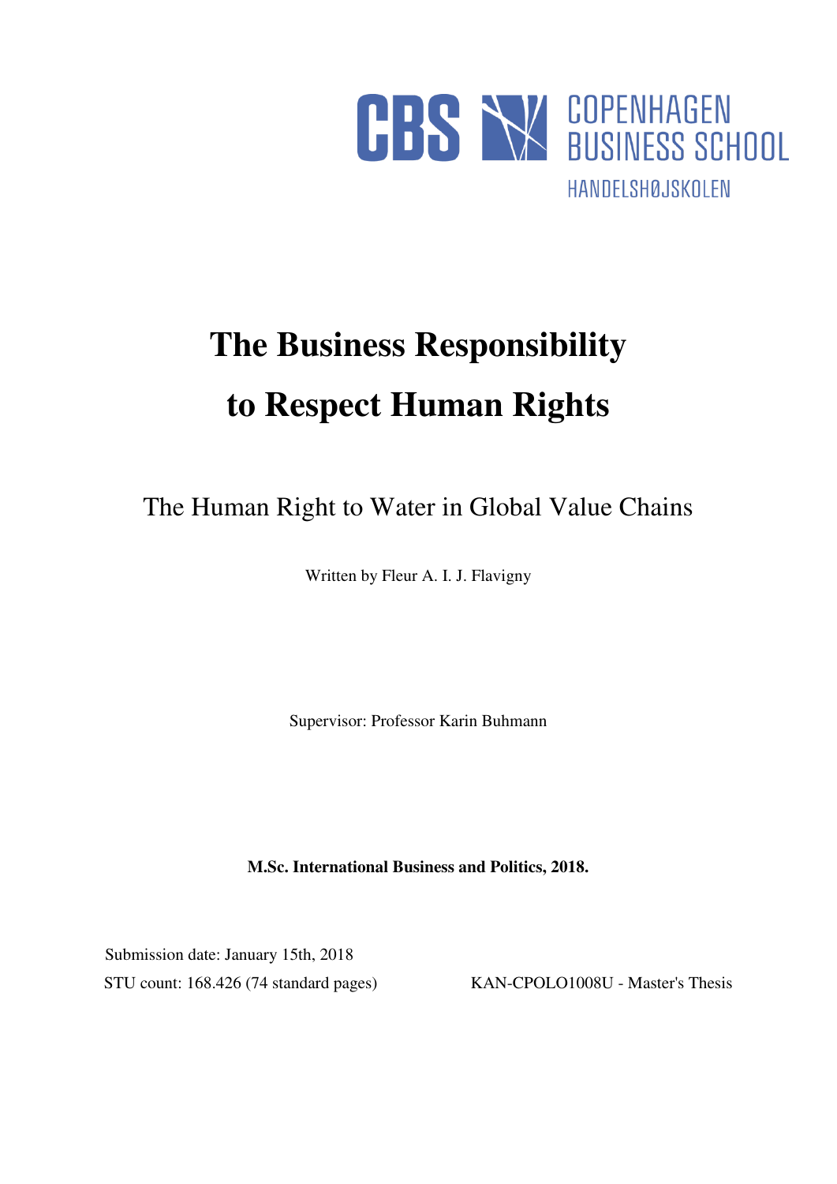CBS COPENHAGEN BUSINESS SCHOOL
HANDELSHØJSKOLEN

# The Business Responsibility to Respect Human Rights

## The Human Right to Water in Global Value Chains

Written by Fleur A. I. J. Flavigny

Supervisor: Professor Karin Buhmann

**M.Sc. International Business and Politics, 2018.**

Submission date: January 15th, 2018

STU count: 168.426 (74 standard pages)

KAN-CPOLO1008U - Master's Thesis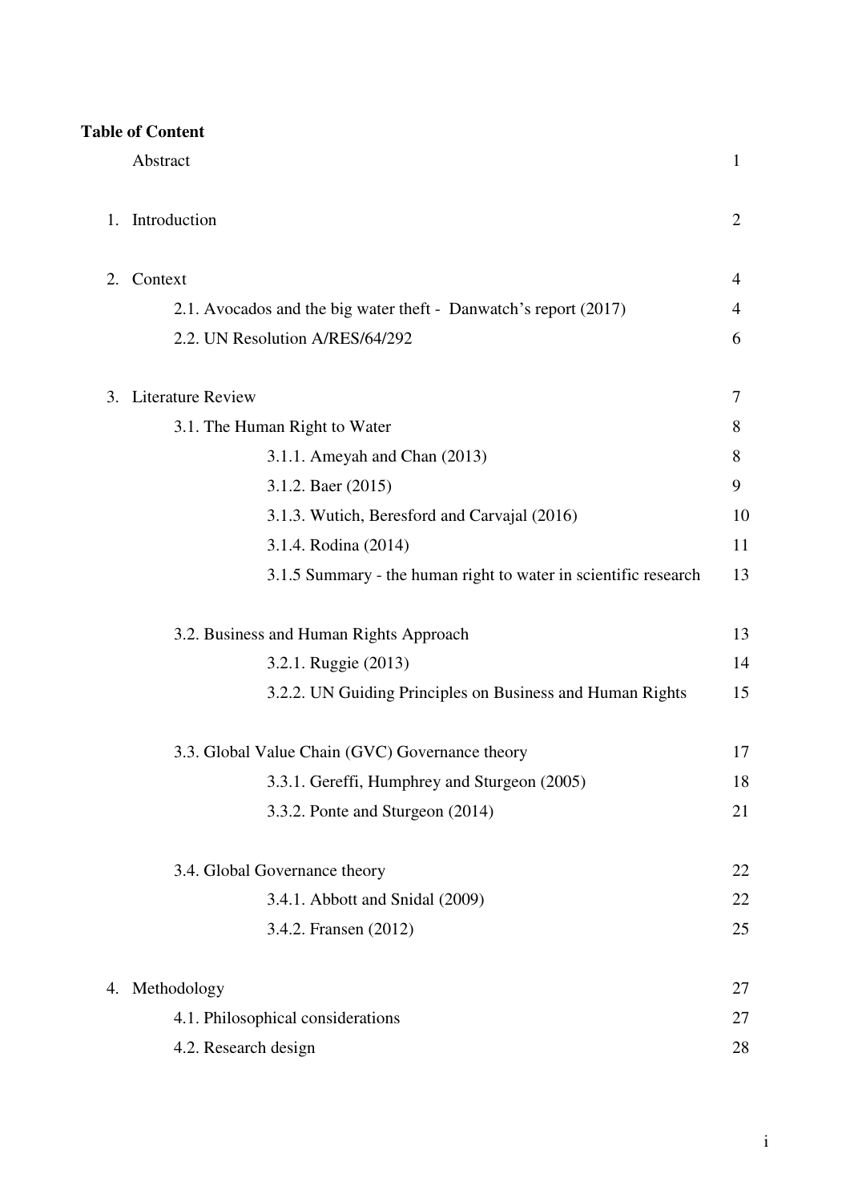**Table of Content**

| | |
|---|---|
| Abstract | 1 |
| 1. Introduction | 2 |
| 2. Context | 4 |
| 2.1. Avocados and the big water theft - Danwatch's report (2017) | 4 |
| 2.2. UN Resolution A/RES/64/292 | 6 |
| 3. Literature Review | 7 |
| 3.1. The Human Right to Water | 8 |
| 3.1.1. Ameyah and Chan (2013) | 8 |
| 3.1.2. Baer (2015) | 9 |
| 3.1.3. Wutich, Beresford and Carvajal (2016) | 10 |
| 3.1.4. Rodina (2014) | 11 |
| 3.1.5 Summary - the human right to water in scientific research | 13 |
| 3.2. Business and Human Rights Approach | 13 |
| 3.2.1. Ruggie (2013) | 14 |
| 3.2.2. UN Guiding Principles on Business and Human Rights | 15 |
| 3.3. Global Value Chain (GVC) Governance theory | 17 |
| 3.3.1. Gereffi, Humphrey and Sturgeon (2005) | 18 |
| 3.3.2. Ponte and Sturgeon (2014) | 21 |
| 3.4. Global Governance theory | 22 |
| 3.4.1. Abbott and Snidal (2009) | 22 |
| 3.4.2. Fransen (2012) | 25 |
| 4. Methodology | 27 |
| 4.1. Philosophical considerations | 27 |
| 4.2. Research design | 28 |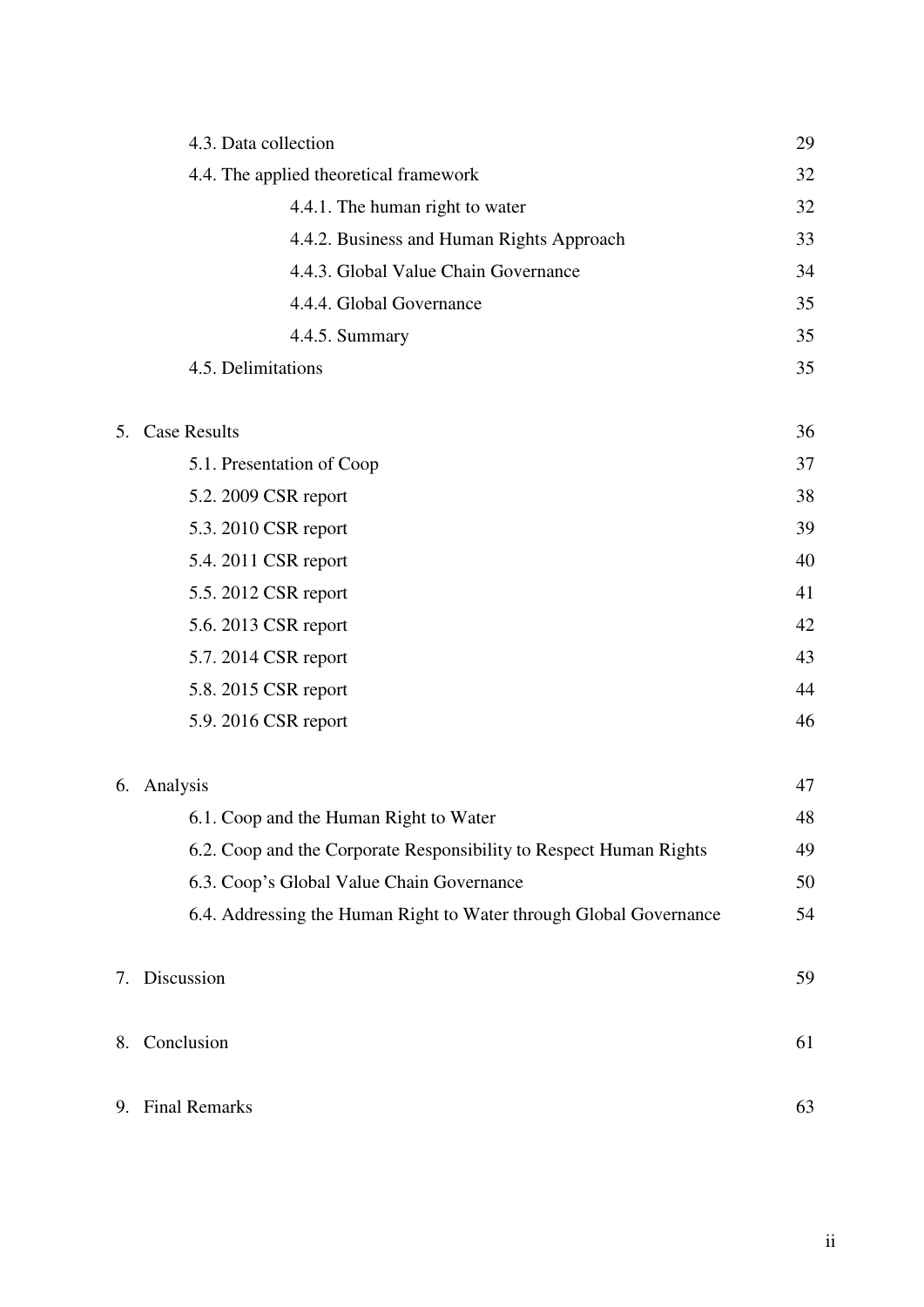| | |
|---|---|
| 4.3. Data collection | 29 |
| 4.4. The applied theoretical framework | 32 |
| 4.4.1. The human right to water | 32 |
| 4.4.2. Business and Human Rights Approach | 33 |
| 4.4.3. Global Value Chain Governance | 34 |
| 4.4.4. Global Governance | 35 |
| 4.4.5. Summary | 35 |
| 4.5. Delimitations | 35 |
| 5. Case Results | 36 |
| 5.1. Presentation of Coop | 37 |
| 5.2. 2009 CSR report | 38 |
| 5.3. 2010 CSR report | 39 |
| 5.4. 2011 CSR report | 40 |
| 5.5. 2012 CSR report | 41 |
| 5.6. 2013 CSR report | 42 |
| 5.7. 2014 CSR report | 43 |
| 5.8. 2015 CSR report | 44 |
| 5.9. 2016 CSR report | 46 |
| 6. Analysis | 47 |
| 6.1. Coop and the Human Right to Water | 48 |
| 6.2. Coop and the Corporate Responsibility to Respect Human Rights | 49 |
| 6.3. Coop's Global Value Chain Governance | 50 |
| 6.4. Addressing the Human Right to Water through Global Governance | 54 |
| 7. Discussion | 59 |
| 8. Conclusion | 61 |
| 9. Final Remarks | 63 |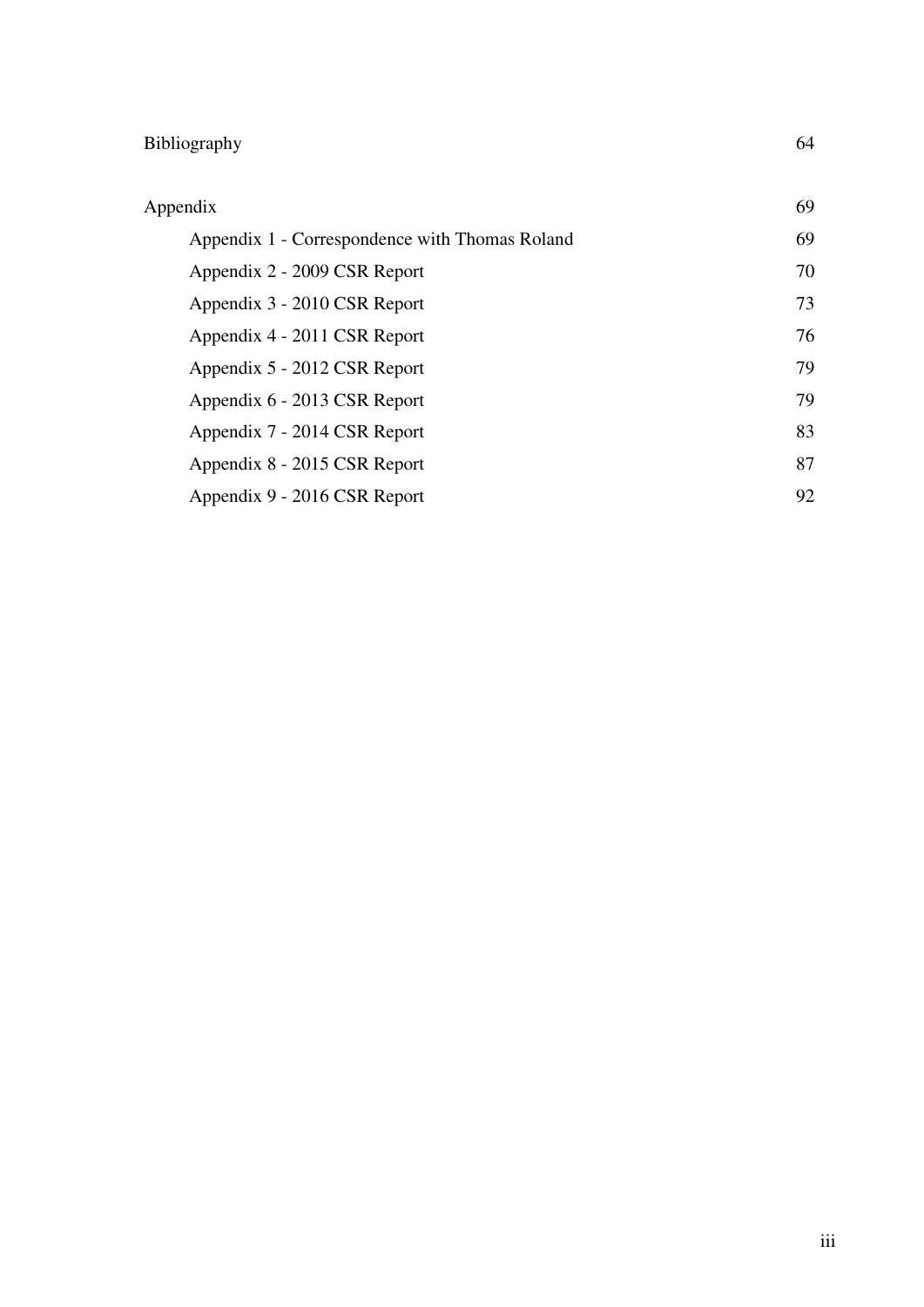| | |
|---|---|
| Bibliography | 64 |
| Appendix | 69 |
| Appendix 1 - Correspondence with Thomas Roland | 69 |
| Appendix 2 - 2009 CSR Report | 70 |
| Appendix 3 - 2010 CSR Report | 73 |
| Appendix 4 - 2011 CSR Report | 76 |
| Appendix 5 - 2012 CSR Report | 79 |
| Appendix 6 - 2013 CSR Report | 79 |
| Appendix 7 - 2014 CSR Report | 83 |
| Appendix 8 - 2015 CSR Report | 87 |
| Appendix 9 - 2016 CSR Report | 92 |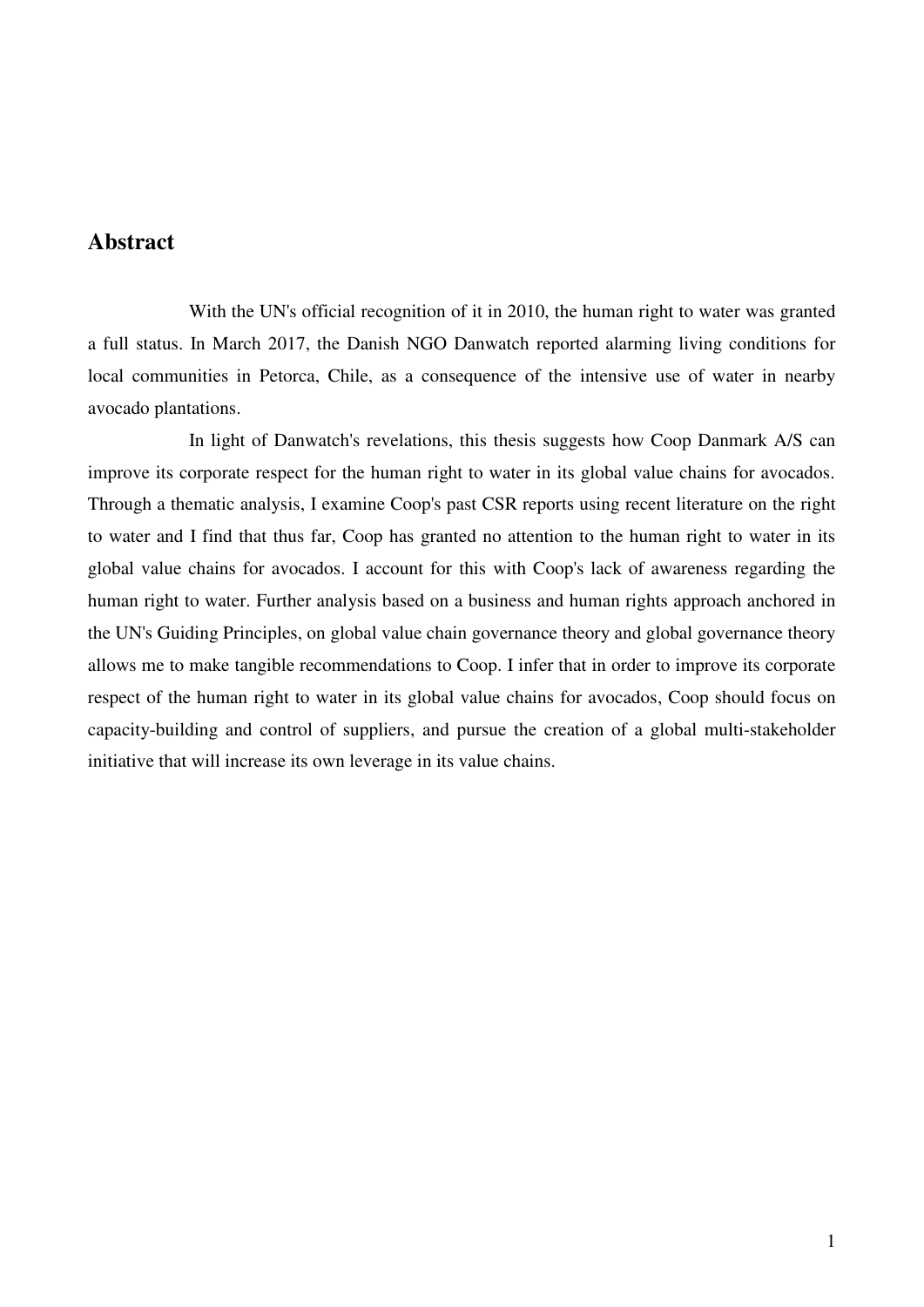## Abstract

With the UN's official recognition of it in 2010, the human right to water was granted a full status. In March 2017, the Danish NGO Danwatch reported alarming living conditions for local communities in Petorca, Chile, as a consequence of the intensive use of water in nearby avocado plantations.

In light of Danwatch's revelations, this thesis suggests how Coop Danmark A/S can improve its corporate respect for the human right to water in its global value chains for avocados. Through a thematic analysis, I examine Coop's past CSR reports using recent literature on the right to water and I find that thus far, Coop has granted no attention to the human right to water in its global value chains for avocados. I account for this with Coop's lack of awareness regarding the human right to water. Further analysis based on a business and human rights approach anchored in the UN's Guiding Principles, on global value chain governance theory and global governance theory allows me to make tangible recommendations to Coop. I infer that in order to improve its corporate respect of the human right to water in its global value chains for avocados, Coop should focus on capacity-building and control of suppliers, and pursue the creation of a global multi-stakeholder initiative that will increase its own leverage in its value chains.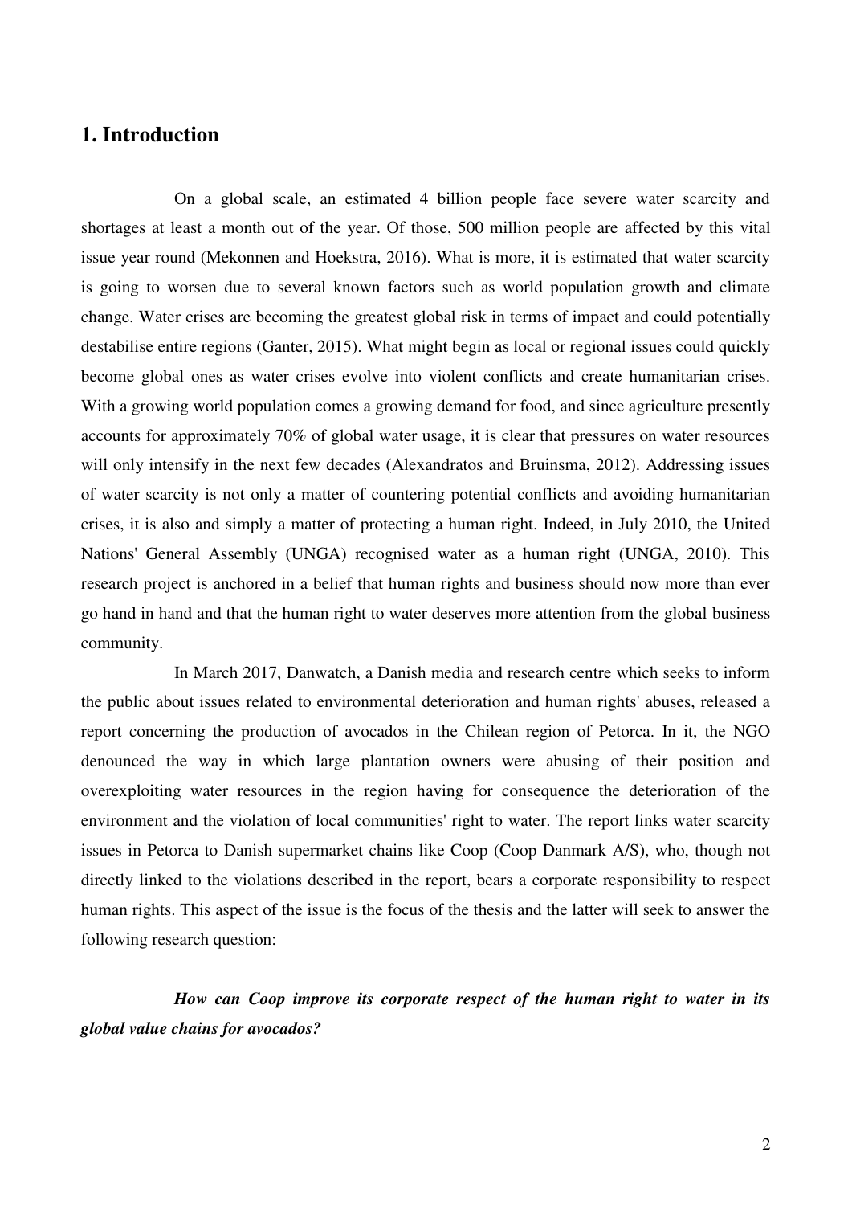# 1. Introduction

On a global scale, an estimated 4 billion people face severe water scarcity and shortages at least a month out of the year. Of those, 500 million people are affected by this vital issue year round (Mekonnen and Hoekstra, 2016). What is more, it is estimated that water scarcity is going to worsen due to several known factors such as world population growth and climate change. Water crises are becoming the greatest global risk in terms of impact and could potentially destabilise entire regions (Ganter, 2015). What might begin as local or regional issues could quickly become global ones as water crises evolve into violent conflicts and create humanitarian crises. With a growing world population comes a growing demand for food, and since agriculture presently accounts for approximately 70% of global water usage, it is clear that pressures on water resources will only intensify in the next few decades (Alexandratos and Bruinsma, 2012). Addressing issues of water scarcity is not only a matter of countering potential conflicts and avoiding humanitarian crises, it is also and simply a matter of protecting a human right. Indeed, in July 2010, the United Nations' General Assembly (UNGA) recognised water as a human right (UNGA, 2010). This research project is anchored in a belief that human rights and business should now more than ever go hand in hand and that the human right to water deserves more attention from the global business community.

In March 2017, Danwatch, a Danish media and research centre which seeks to inform the public about issues related to environmental deterioration and human rights' abuses, released a report concerning the production of avocados in the Chilean region of Petorca. In it, the NGO denounced the way in which large plantation owners were abusing of their position and overexploiting water resources in the region having for consequence the deterioration of the environment and the violation of local communities' right to water. The report links water scarcity issues in Petorca to Danish supermarket chains like Coop (Coop Danmark A/S), who, though not directly linked to the violations described in the report, bears a corporate responsibility to respect human rights. This aspect of the issue is the focus of the thesis and the latter will seek to answer the following research question:

***How can Coop improve its corporate respect of the human right to water in its global value chains for avocados?***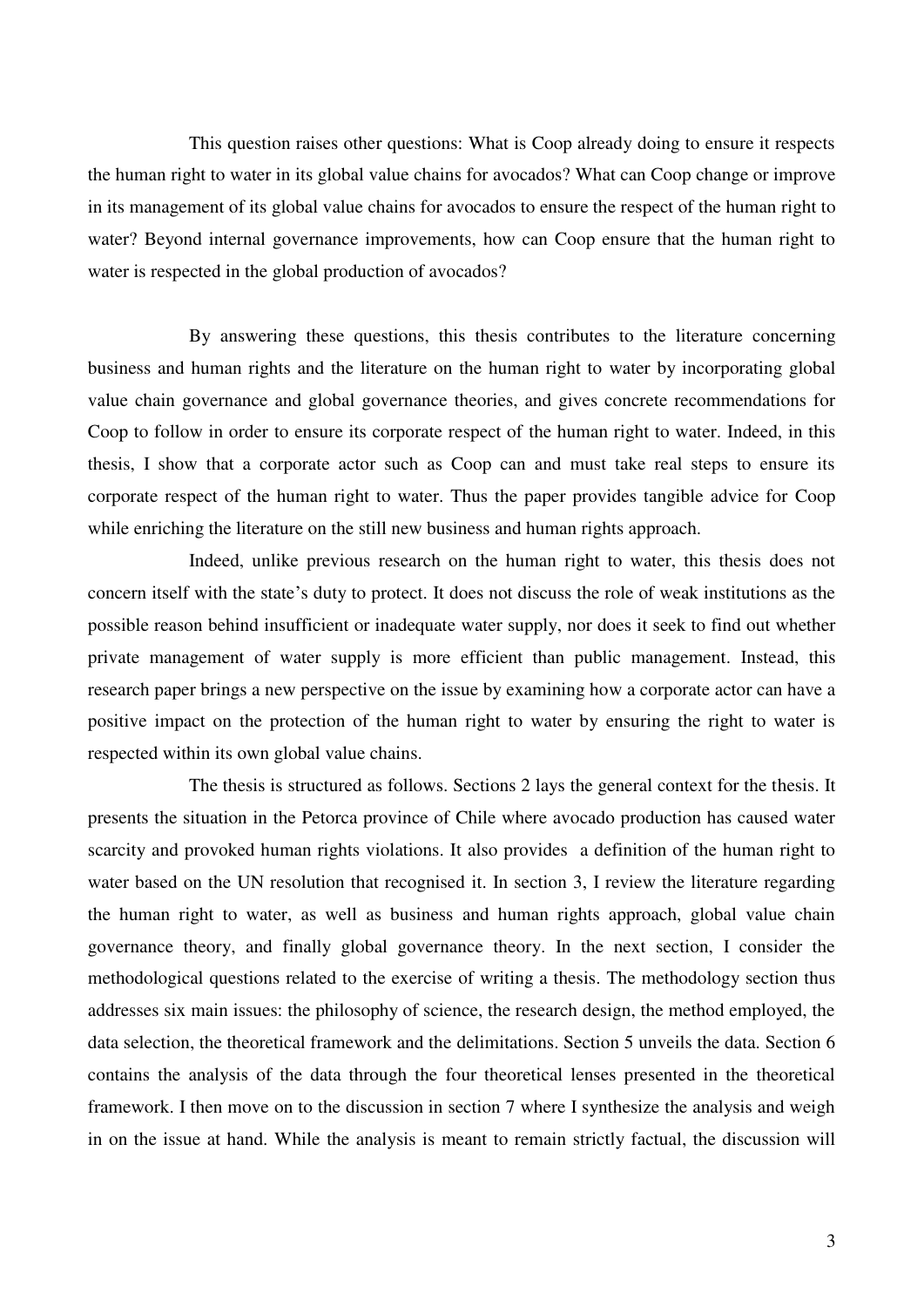This question raises other questions: What is Coop already doing to ensure it respects the human right to water in its global value chains for avocados? What can Coop change or improve in its management of its global value chains for avocados to ensure the respect of the human right to water? Beyond internal governance improvements, how can Coop ensure that the human right to water is respected in the global production of avocados?

By answering these questions, this thesis contributes to the literature concerning business and human rights and the literature on the human right to water by incorporating global value chain governance and global governance theories, and gives concrete recommendations for Coop to follow in order to ensure its corporate respect of the human right to water. Indeed, in this thesis, I show that a corporate actor such as Coop can and must take real steps to ensure its corporate respect of the human right to water. Thus the paper provides tangible advice for Coop while enriching the literature on the still new business and human rights approach.

Indeed, unlike previous research on the human right to water, this thesis does not concern itself with the state's duty to protect. It does not discuss the role of weak institutions as the possible reason behind insufficient or inadequate water supply, nor does it seek to find out whether private management of water supply is more efficient than public management. Instead, this research paper brings a new perspective on the issue by examining how a corporate actor can have a positive impact on the protection of the human right to water by ensuring the right to water is respected within its own global value chains.

The thesis is structured as follows. Sections 2 lays the general context for the thesis. It presents the situation in the Petorca province of Chile where avocado production has caused water scarcity and provoked human rights violations. It also provides a definition of the human right to water based on the UN resolution that recognised it. In section 3, I review the literature regarding the human right to water, as well as business and human rights approach, global value chain governance theory, and finally global governance theory. In the next section, I consider the methodological questions related to the exercise of writing a thesis. The methodology section thus addresses six main issues: the philosophy of science, the research design, the method employed, the data selection, the theoretical framework and the delimitations. Section 5 unveils the data. Section 6 contains the analysis of the data through the four theoretical lenses presented in the theoretical framework. I then move on to the discussion in section 7 where I synthesize the analysis and weigh in on the issue at hand. While the analysis is meant to remain strictly factual, the discussion will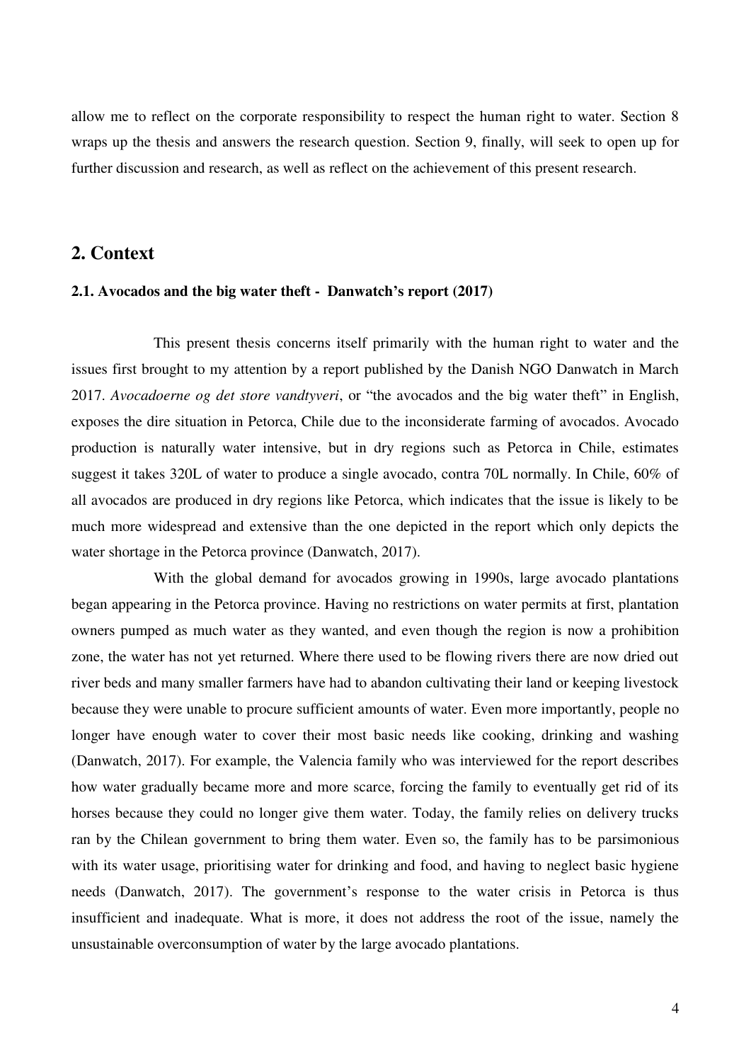allow me to reflect on the corporate responsibility to respect the human right to water. Section 8 wraps up the thesis and answers the research question. Section 9, finally, will seek to open up for further discussion and research, as well as reflect on the achievement of this present research.

## 2. Context

### 2.1. Avocados and the big water theft - Danwatch's report (2017)

This present thesis concerns itself primarily with the human right to water and the issues first brought to my attention by a report published by the Danish NGO Danwatch in March 2017. *Avocadoerne og det store vandtyveri*, or "the avocados and the big water theft" in English, exposes the dire situation in Petorca, Chile due to the inconsiderate farming of avocados. Avocado production is naturally water intensive, but in dry regions such as Petorca in Chile, estimates suggest it takes 320L of water to produce a single avocado, contra 70L normally. In Chile, 60% of all avocados are produced in dry regions like Petorca, which indicates that the issue is likely to be much more widespread and extensive than the one depicted in the report which only depicts the water shortage in the Petorca province (Danwatch, 2017).

With the global demand for avocados growing in 1990s, large avocado plantations began appearing in the Petorca province. Having no restrictions on water permits at first, plantation owners pumped as much water as they wanted, and even though the region is now a prohibition zone, the water has not yet returned. Where there used to be flowing rivers there are now dried out river beds and many smaller farmers have had to abandon cultivating their land or keeping livestock because they were unable to procure sufficient amounts of water. Even more importantly, people no longer have enough water to cover their most basic needs like cooking, drinking and washing (Danwatch, 2017). For example, the Valencia family who was interviewed for the report describes how water gradually became more and more scarce, forcing the family to eventually get rid of its horses because they could no longer give them water. Today, the family relies on delivery trucks ran by the Chilean government to bring them water. Even so, the family has to be parsimonious with its water usage, prioritising water for drinking and food, and having to neglect basic hygiene needs (Danwatch, 2017). The government's response to the water crisis in Petorca is thus insufficient and inadequate. What is more, it does not address the root of the issue, namely the unsustainable overconsumption of water by the large avocado plantations.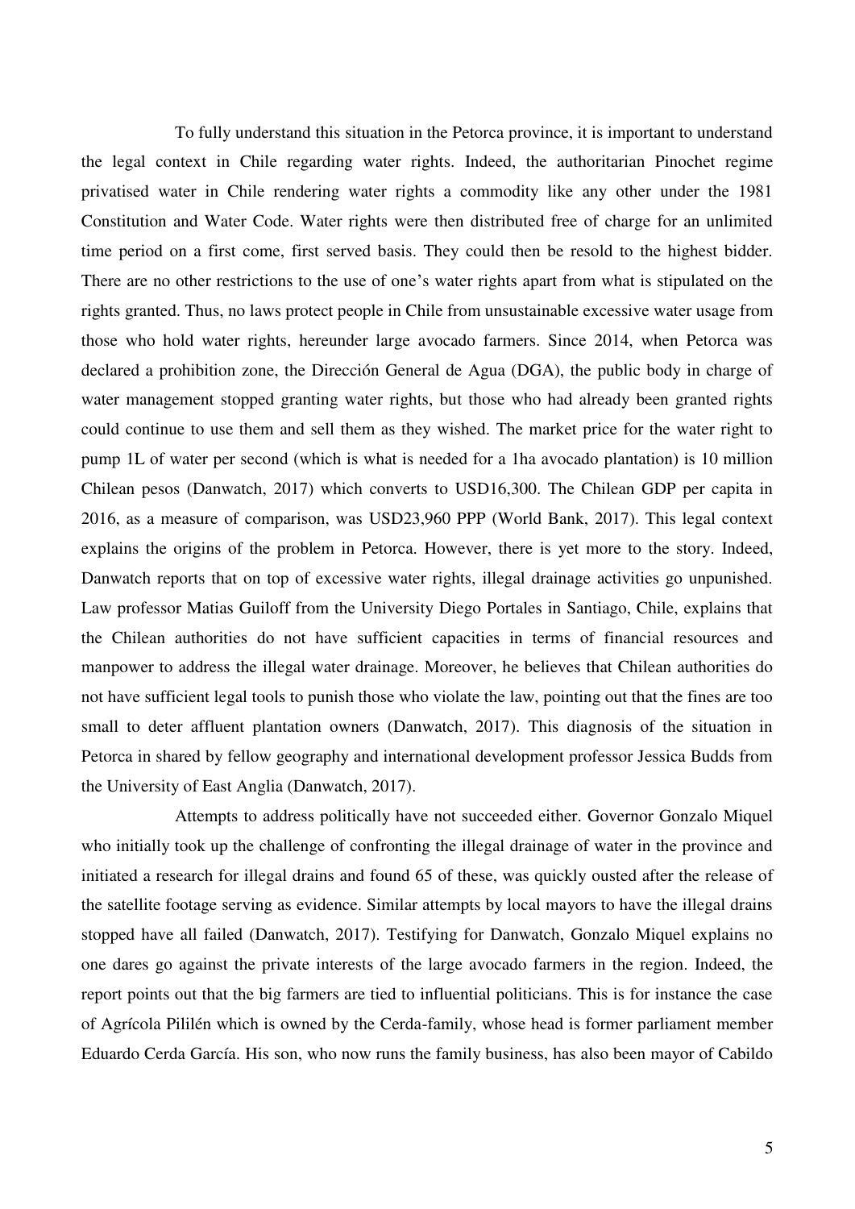To fully understand this situation in the Petorca province, it is important to understand the legal context in Chile regarding water rights. Indeed, the authoritarian Pinochet regime privatised water in Chile rendering water rights a commodity like any other under the 1981 Constitution and Water Code. Water rights were then distributed free of charge for an unlimited time period on a first come, first served basis. They could then be resold to the highest bidder. There are no other restrictions to the use of one's water rights apart from what is stipulated on the rights granted. Thus, no laws protect people in Chile from unsustainable excessive water usage from those who hold water rights, hereunder large avocado farmers. Since 2014, when Petorca was declared a prohibition zone, the Dirección General de Agua (DGA), the public body in charge of water management stopped granting water rights, but those who had already been granted rights could continue to use them and sell them as they wished. The market price for the water right to pump 1L of water per second (which is what is needed for a 1ha avocado plantation) is 10 million Chilean pesos (Danwatch, 2017) which converts to USD16,300. The Chilean GDP per capita in 2016, as a measure of comparison, was USD23,960 PPP (World Bank, 2017). This legal context explains the origins of the problem in Petorca. However, there is yet more to the story. Indeed, Danwatch reports that on top of excessive water rights, illegal drainage activities go unpunished. Law professor Matias Guiloff from the University Diego Portales in Santiago, Chile, explains that the Chilean authorities do not have sufficient capacities in terms of financial resources and manpower to address the illegal water drainage. Moreover, he believes that Chilean authorities do not have sufficient legal tools to punish those who violate the law, pointing out that the fines are too small to deter affluent plantation owners (Danwatch, 2017). This diagnosis of the situation in Petorca in shared by fellow geography and international development professor Jessica Budds from the University of East Anglia (Danwatch, 2017).

Attempts to address politically have not succeeded either. Governor Gonzalo Miquel who initially took up the challenge of confronting the illegal drainage of water in the province and initiated a research for illegal drains and found 65 of these, was quickly ousted after the release of the satellite footage serving as evidence. Similar attempts by local mayors to have the illegal drains stopped have all failed (Danwatch, 2017). Testifying for Danwatch, Gonzalo Miquel explains no one dares go against the private interests of the large avocado farmers in the region. Indeed, the report points out that the big farmers are tied to influential politicians. This is for instance the case of Agrícola Pililén which is owned by the Cerda-family, whose head is former parliament member Eduardo Cerda García. His son, who now runs the family business, has also been mayor of Cabildo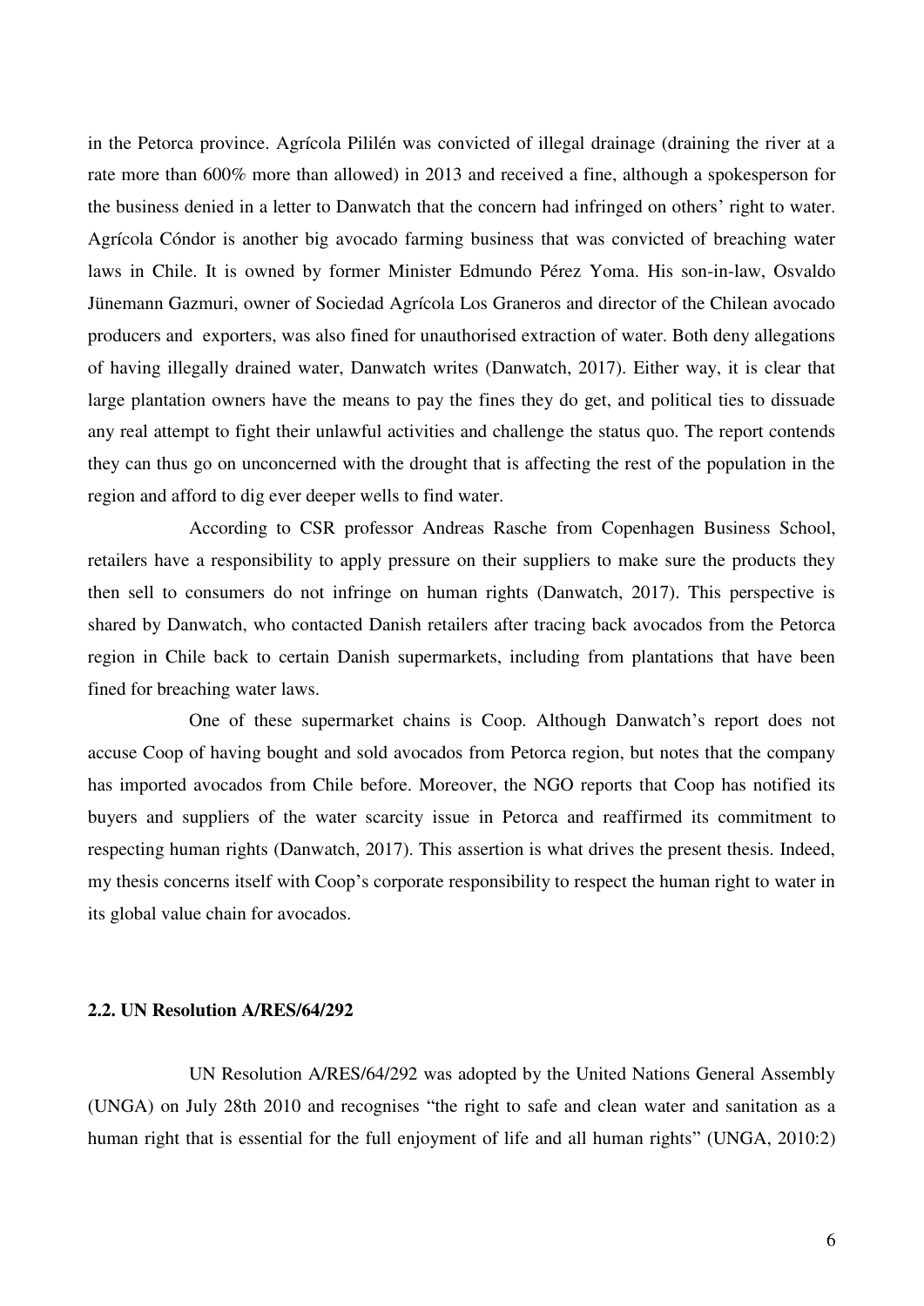in the Petorca province. Agrícola Pililén was convicted of illegal drainage (draining the river at a rate more than 600% more than allowed) in 2013 and received a fine, although a spokesperson for the business denied in a letter to Danwatch that the concern had infringed on others' right to water. Agrícola Cóndor is another big avocado farming business that was convicted of breaching water laws in Chile. It is owned by former Minister Edmundo Pérez Yoma. His son-in-law, Osvaldo Jünemann Gazmuri, owner of Sociedad Agrícola Los Graneros and director of the Chilean avocado producers and exporters, was also fined for unauthorised extraction of water. Both deny allegations of having illegally drained water, Danwatch writes (Danwatch, 2017). Either way, it is clear that large plantation owners have the means to pay the fines they do get, and political ties to dissuade any real attempt to fight their unlawful activities and challenge the status quo. The report contends they can thus go on unconcerned with the drought that is affecting the rest of the population in the region and afford to dig ever deeper wells to find water.

According to CSR professor Andreas Rasche from Copenhagen Business School, retailers have a responsibility to apply pressure on their suppliers to make sure the products they then sell to consumers do not infringe on human rights (Danwatch, 2017). This perspective is shared by Danwatch, who contacted Danish retailers after tracing back avocados from the Petorca region in Chile back to certain Danish supermarkets, including from plantations that have been fined for breaching water laws.

One of these supermarket chains is Coop. Although Danwatch's report does not accuse Coop of having bought and sold avocados from Petorca region, but notes that the company has imported avocados from Chile before. Moreover, the NGO reports that Coop has notified its buyers and suppliers of the water scarcity issue in Petorca and reaffirmed its commitment to respecting human rights (Danwatch, 2017). This assertion is what drives the present thesis. Indeed, my thesis concerns itself with Coop's corporate responsibility to respect the human right to water in its global value chain for avocados.

### 2.2. UN Resolution A/RES/64/292

UN Resolution A/RES/64/292 was adopted by the United Nations General Assembly (UNGA) on July 28th 2010 and recognises "the right to safe and clean water and sanitation as a human right that is essential for the full enjoyment of life and all human rights" (UNGA, 2010:2)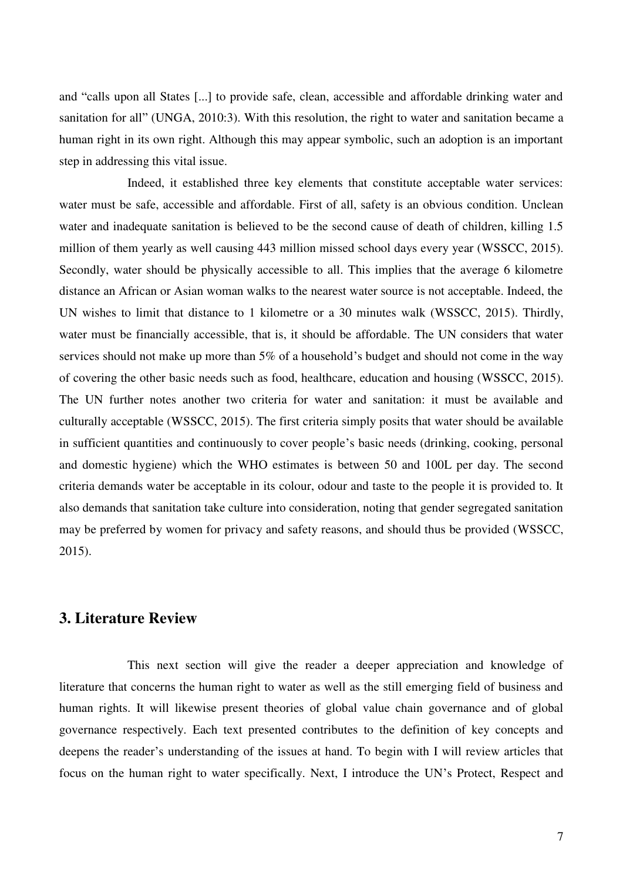and "calls upon all States [...] to provide safe, clean, accessible and affordable drinking water and sanitation for all" (UNGA, 2010:3). With this resolution, the right to water and sanitation became a human right in its own right. Although this may appear symbolic, such an adoption is an important step in addressing this vital issue.

Indeed, it established three key elements that constitute acceptable water services: water must be safe, accessible and affordable. First of all, safety is an obvious condition. Unclean water and inadequate sanitation is believed to be the second cause of death of children, killing 1.5 million of them yearly as well causing 443 million missed school days every year (WSSCC, 2015). Secondly, water should be physically accessible to all. This implies that the average 6 kilometre distance an African or Asian woman walks to the nearest water source is not acceptable. Indeed, the UN wishes to limit that distance to 1 kilometre or a 30 minutes walk (WSSCC, 2015). Thirdly, water must be financially accessible, that is, it should be affordable. The UN considers that water services should not make up more than 5% of a household's budget and should not come in the way of covering the other basic needs such as food, healthcare, education and housing (WSSCC, 2015). The UN further notes another two criteria for water and sanitation: it must be available and culturally acceptable (WSSCC, 2015). The first criteria simply posits that water should be available in sufficient quantities and continuously to cover people's basic needs (drinking, cooking, personal and domestic hygiene) which the WHO estimates is between 50 and 100L per day. The second criteria demands water be acceptable in its colour, odour and taste to the people it is provided to. It also demands that sanitation take culture into consideration, noting that gender segregated sanitation may be preferred by women for privacy and safety reasons, and should thus be provided (WSSCC, 2015).

## 3. Literature Review

This next section will give the reader a deeper appreciation and knowledge of literature that concerns the human right to water as well as the still emerging field of business and human rights. It will likewise present theories of global value chain governance and of global governance respectively. Each text presented contributes to the definition of key concepts and deepens the reader's understanding of the issues at hand. To begin with I will review articles that focus on the human right to water specifically. Next, I introduce the UN's Protect, Respect and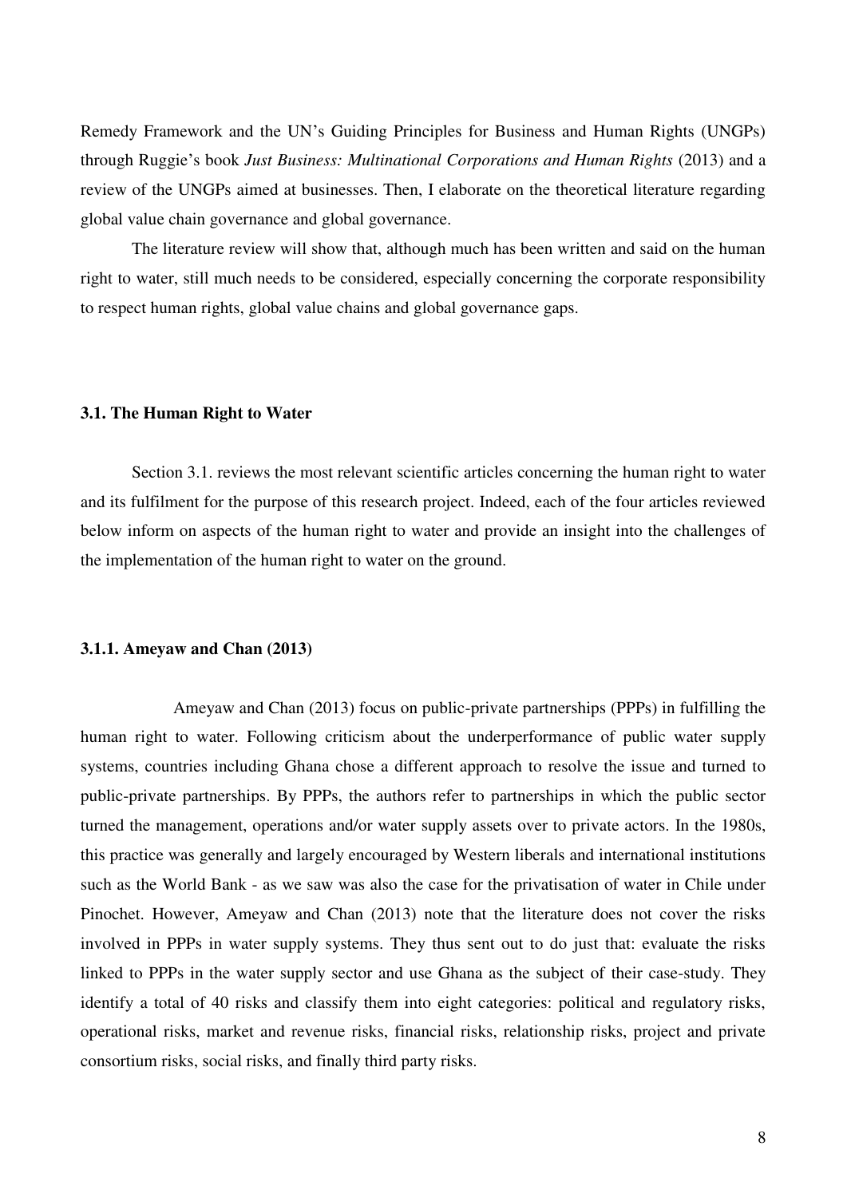Remedy Framework and the UN's Guiding Principles for Business and Human Rights (UNGPs) through Ruggie's book *Just Business: Multinational Corporations and Human Rights* (2013) and a review of the UNGPs aimed at businesses. Then, I elaborate on the theoretical literature regarding global value chain governance and global governance.

The literature review will show that, although much has been written and said on the human right to water, still much needs to be considered, especially concerning the corporate responsibility to respect human rights, global value chains and global governance gaps.

### 3.1. The Human Right to Water

Section 3.1. reviews the most relevant scientific articles concerning the human right to water and its fulfilment for the purpose of this research project. Indeed, each of the four articles reviewed below inform on aspects of the human right to water and provide an insight into the challenges of the implementation of the human right to water on the ground.

#### 3.1.1. Ameyaw and Chan (2013)

Ameyaw and Chan (2013) focus on public-private partnerships (PPPs) in fulfilling the human right to water. Following criticism about the underperformance of public water supply systems, countries including Ghana chose a different approach to resolve the issue and turned to public-private partnerships. By PPPs, the authors refer to partnerships in which the public sector turned the management, operations and/or water supply assets over to private actors. In the 1980s, this practice was generally and largely encouraged by Western liberals and international institutions such as the World Bank - as we saw was also the case for the privatisation of water in Chile under Pinochet. However, Ameyaw and Chan (2013) note that the literature does not cover the risks involved in PPPs in water supply systems. They thus sent out to do just that: evaluate the risks linked to PPPs in the water supply sector and use Ghana as the subject of their case-study. They identify a total of 40 risks and classify them into eight categories: political and regulatory risks, operational risks, market and revenue risks, financial risks, relationship risks, project and private consortium risks, social risks, and finally third party risks.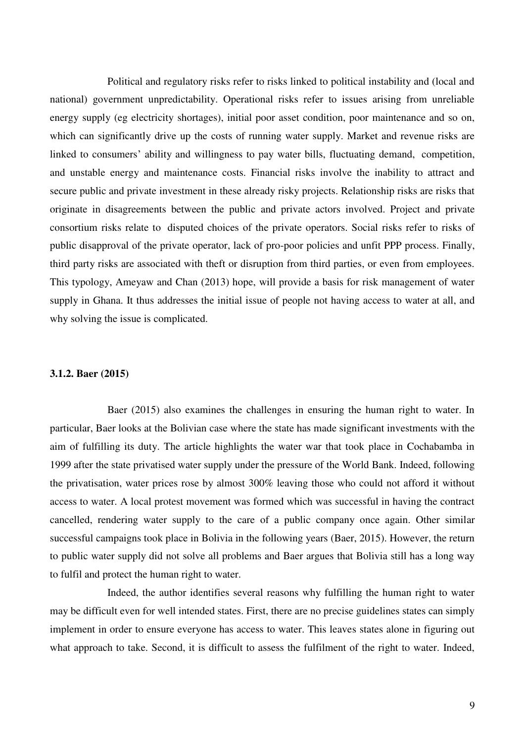Political and regulatory risks refer to risks linked to political instability and (local and national) government unpredictability. Operational risks refer to issues arising from unreliable energy supply (eg electricity shortages), initial poor asset condition, poor maintenance and so on, which can significantly drive up the costs of running water supply. Market and revenue risks are linked to consumers' ability and willingness to pay water bills, fluctuating demand, competition, and unstable energy and maintenance costs. Financial risks involve the inability to attract and secure public and private investment in these already risky projects. Relationship risks are risks that originate in disagreements between the public and private actors involved. Project and private consortium risks relate to disputed choices of the private operators. Social risks refer to risks of public disapproval of the private operator, lack of pro-poor policies and unfit PPP process. Finally, third party risks are associated with theft or disruption from third parties, or even from employees. This typology, Ameyaw and Chan (2013) hope, will provide a basis for risk management of water supply in Ghana. It thus addresses the initial issue of people not having access to water at all, and why solving the issue is complicated.

### 3.1.2. Baer (2015)

Baer (2015) also examines the challenges in ensuring the human right to water. In particular, Baer looks at the Bolivian case where the state has made significant investments with the aim of fulfilling its duty. The article highlights the water war that took place in Cochabamba in 1999 after the state privatised water supply under the pressure of the World Bank. Indeed, following the privatisation, water prices rose by almost 300% leaving those who could not afford it without access to water. A local protest movement was formed which was successful in having the contract cancelled, rendering water supply to the care of a public company once again. Other similar successful campaigns took place in Bolivia in the following years (Baer, 2015). However, the return to public water supply did not solve all problems and Baer argues that Bolivia still has a long way to fulfil and protect the human right to water.

Indeed, the author identifies several reasons why fulfilling the human right to water may be difficult even for well intended states. First, there are no precise guidelines states can simply implement in order to ensure everyone has access to water. This leaves states alone in figuring out what approach to take. Second, it is difficult to assess the fulfilment of the right to water. Indeed,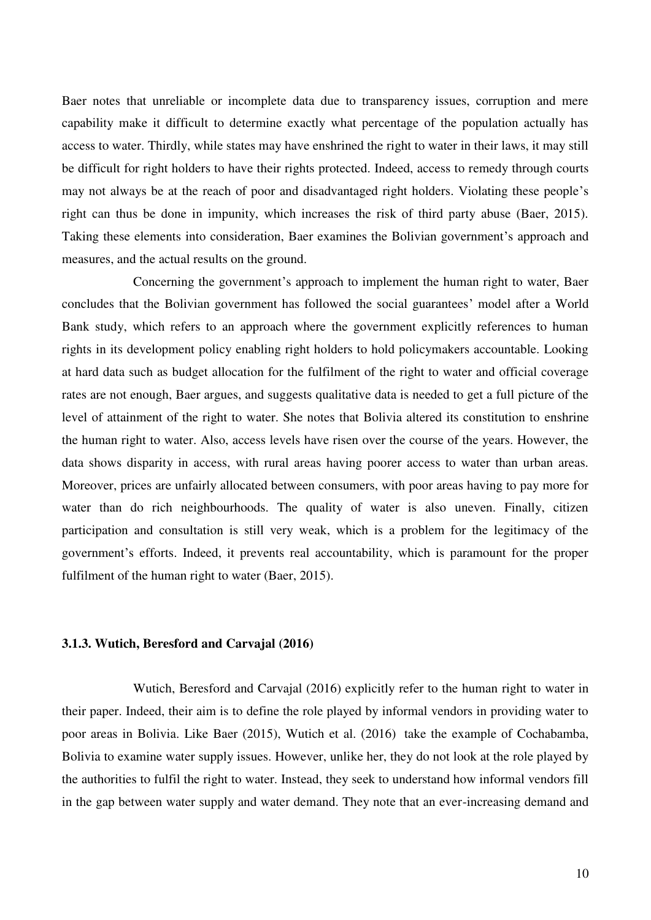Baer notes that unreliable or incomplete data due to transparency issues, corruption and mere capability make it difficult to determine exactly what percentage of the population actually has access to water. Thirdly, while states may have enshrined the right to water in their laws, it may still be difficult for right holders to have their rights protected. Indeed, access to remedy through courts may not always be at the reach of poor and disadvantaged right holders. Violating these people's right can thus be done in impunity, which increases the risk of third party abuse (Baer, 2015). Taking these elements into consideration, Baer examines the Bolivian government's approach and measures, and the actual results on the ground.

Concerning the government's approach to implement the human right to water, Baer concludes that the Bolivian government has followed the social guarantees' model after a World Bank study, which refers to an approach where the government explicitly references to human rights in its development policy enabling right holders to hold policymakers accountable. Looking at hard data such as budget allocation for the fulfilment of the right to water and official coverage rates are not enough, Baer argues, and suggests qualitative data is needed to get a full picture of the level of attainment of the right to water. She notes that Bolivia altered its constitution to enshrine the human right to water. Also, access levels have risen over the course of the years. However, the data shows disparity in access, with rural areas having poorer access to water than urban areas. Moreover, prices are unfairly allocated between consumers, with poor areas having to pay more for water than do rich neighbourhoods. The quality of water is also uneven. Finally, citizen participation and consultation is still very weak, which is a problem for the legitimacy of the government's efforts. Indeed, it prevents real accountability, which is paramount for the proper fulfilment of the human right to water (Baer, 2015).

### 3.1.3. Wutich, Beresford and Carvajal (2016)

Wutich, Beresford and Carvajal (2016) explicitly refer to the human right to water in their paper. Indeed, their aim is to define the role played by informal vendors in providing water to poor areas in Bolivia. Like Baer (2015), Wutich et al. (2016) take the example of Cochabamba, Bolivia to examine water supply issues. However, unlike her, they do not look at the role played by the authorities to fulfil the right to water. Instead, they seek to understand how informal vendors fill in the gap between water supply and water demand. They note that an ever-increasing demand and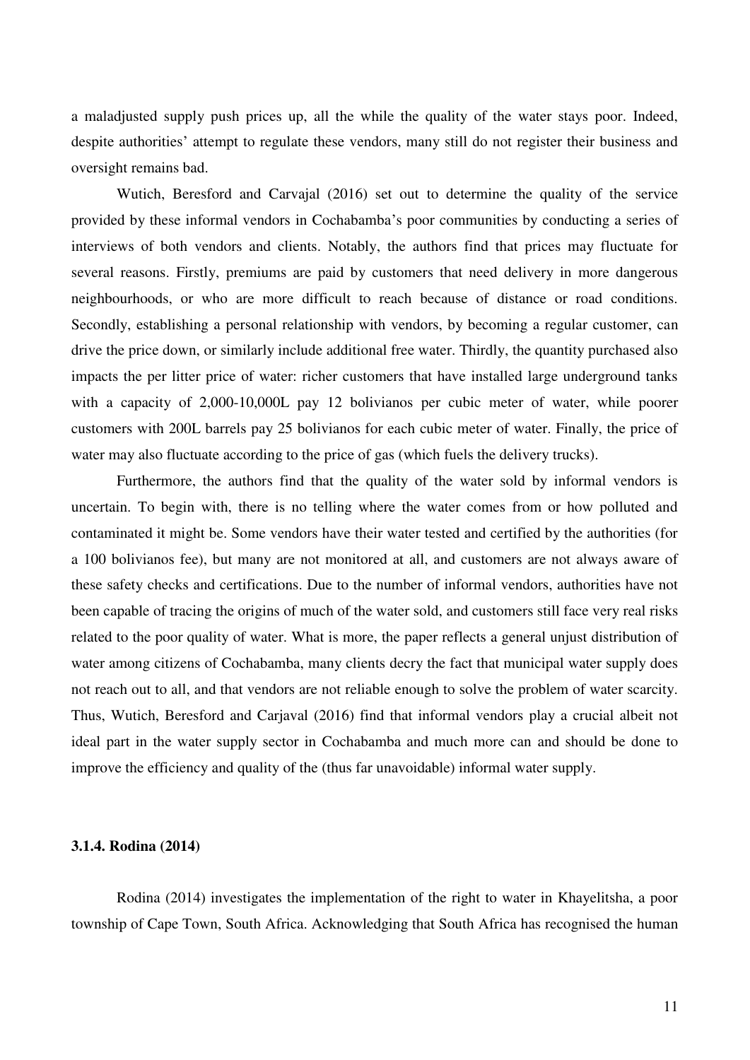a maladjusted supply push prices up, all the while the quality of the water stays poor. Indeed, despite authorities' attempt to regulate these vendors, many still do not register their business and oversight remains bad.

Wutich, Beresford and Carvajal (2016) set out to determine the quality of the service provided by these informal vendors in Cochabamba's poor communities by conducting a series of interviews of both vendors and clients. Notably, the authors find that prices may fluctuate for several reasons. Firstly, premiums are paid by customers that need delivery in more dangerous neighbourhoods, or who are more difficult to reach because of distance or road conditions. Secondly, establishing a personal relationship with vendors, by becoming a regular customer, can drive the price down, or similarly include additional free water. Thirdly, the quantity purchased also impacts the per litter price of water: richer customers that have installed large underground tanks with a capacity of 2,000-10,000L pay 12 bolivianos per cubic meter of water, while poorer customers with 200L barrels pay 25 bolivianos for each cubic meter of water. Finally, the price of water may also fluctuate according to the price of gas (which fuels the delivery trucks).

Furthermore, the authors find that the quality of the water sold by informal vendors is uncertain. To begin with, there is no telling where the water comes from or how polluted and contaminated it might be. Some vendors have their water tested and certified by the authorities (for a 100 bolivianos fee), but many are not monitored at all, and customers are not always aware of these safety checks and certifications. Due to the number of informal vendors, authorities have not been capable of tracing the origins of much of the water sold, and customers still face very real risks related to the poor quality of water. What is more, the paper reflects a general unjust distribution of water among citizens of Cochabamba, many clients decry the fact that municipal water supply does not reach out to all, and that vendors are not reliable enough to solve the problem of water scarcity. Thus, Wutich, Beresford and Carjaval (2016) find that informal vendors play a crucial albeit not ideal part in the water supply sector in Cochabamba and much more can and should be done to improve the efficiency and quality of the (thus far unavoidable) informal water supply.

### 3.1.4. Rodina (2014)

Rodina (2014) investigates the implementation of the right to water in Khayelitsha, a poor township of Cape Town, South Africa. Acknowledging that South Africa has recognised the human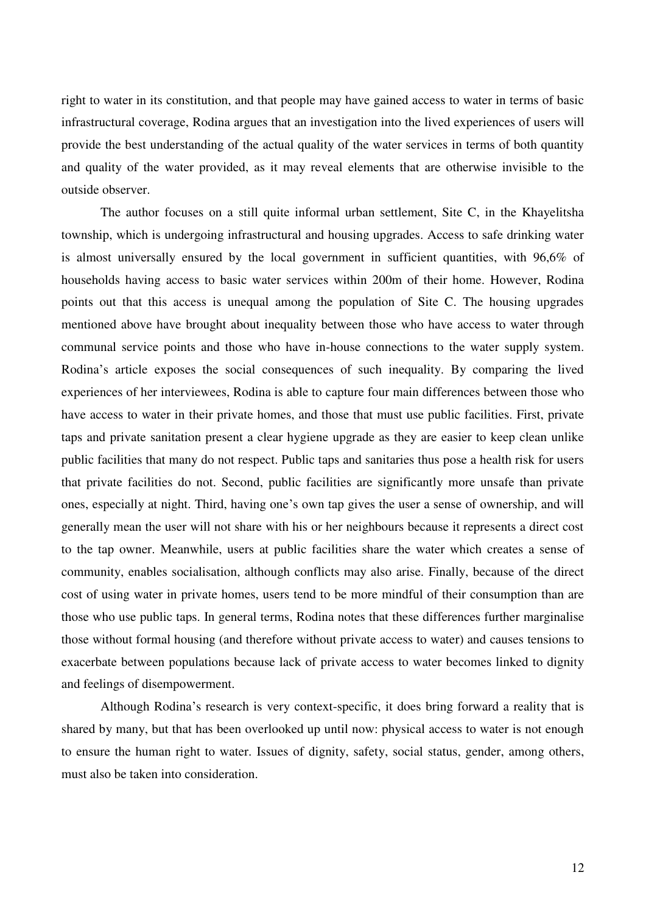right to water in its constitution, and that people may have gained access to water in terms of basic infrastructural coverage, Rodina argues that an investigation into the lived experiences of users will provide the best understanding of the actual quality of the water services in terms of both quantity and quality of the water provided, as it may reveal elements that are otherwise invisible to the outside observer.

The author focuses on a still quite informal urban settlement, Site C, in the Khayelitsha township, which is undergoing infrastructural and housing upgrades. Access to safe drinking water is almost universally ensured by the local government in sufficient quantities, with 96,6% of households having access to basic water services within 200m of their home. However, Rodina points out that this access is unequal among the population of Site C. The housing upgrades mentioned above have brought about inequality between those who have access to water through communal service points and those who have in-house connections to the water supply system. Rodina's article exposes the social consequences of such inequality. By comparing the lived experiences of her interviewees, Rodina is able to capture four main differences between those who have access to water in their private homes, and those that must use public facilities. First, private taps and private sanitation present a clear hygiene upgrade as they are easier to keep clean unlike public facilities that many do not respect. Public taps and sanitaries thus pose a health risk for users that private facilities do not. Second, public facilities are significantly more unsafe than private ones, especially at night. Third, having one's own tap gives the user a sense of ownership, and will generally mean the user will not share with his or her neighbours because it represents a direct cost to the tap owner. Meanwhile, users at public facilities share the water which creates a sense of community, enables socialisation, although conflicts may also arise. Finally, because of the direct cost of using water in private homes, users tend to be more mindful of their consumption than are those who use public taps. In general terms, Rodina notes that these differences further marginalise those without formal housing (and therefore without private access to water) and causes tensions to exacerbate between populations because lack of private access to water becomes linked to dignity and feelings of disempowerment.

Although Rodina's research is very context-specific, it does bring forward a reality that is shared by many, but that has been overlooked up until now: physical access to water is not enough to ensure the human right to water. Issues of dignity, safety, social status, gender, among others, must also be taken into consideration.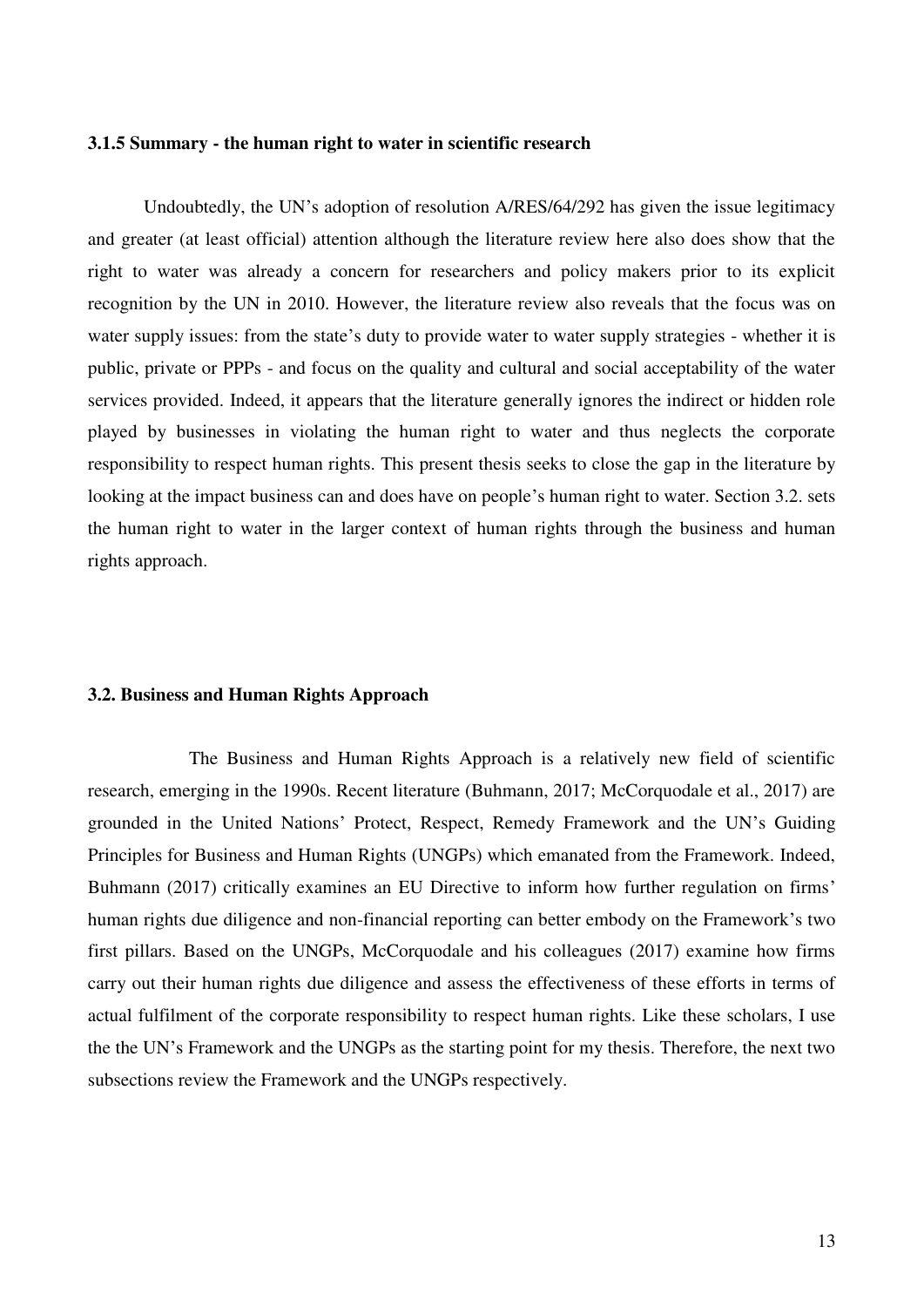### 3.1.5 Summary - the human right to water in scientific research

Undoubtedly, the UN's adoption of resolution A/RES/64/292 has given the issue legitimacy and greater (at least official) attention although the literature review here also does show that the right to water was already a concern for researchers and policy makers prior to its explicit recognition by the UN in 2010. However, the literature review also reveals that the focus was on water supply issues: from the state's duty to provide water to water supply strategies - whether it is public, private or PPPs - and focus on the quality and cultural and social acceptability of the water services provided. Indeed, it appears that the literature generally ignores the indirect or hidden role played by businesses in violating the human right to water and thus neglects the corporate responsibility to respect human rights. This present thesis seeks to close the gap in the literature by looking at the impact business can and does have on people's human right to water. Section 3.2. sets the human right to water in the larger context of human rights through the business and human rights approach.

## 3.2. Business and Human Rights Approach

The Business and Human Rights Approach is a relatively new field of scientific research, emerging in the 1990s. Recent literature (Buhmann, 2017; McCorquodale et al., 2017) are grounded in the United Nations' Protect, Respect, Remedy Framework and the UN's Guiding Principles for Business and Human Rights (UNGPs) which emanated from the Framework. Indeed, Buhmann (2017) critically examines an EU Directive to inform how further regulation on firms' human rights due diligence and non-financial reporting can better embody on the Framework's two first pillars. Based on the UNGPs, McCorquodale and his colleagues (2017) examine how firms carry out their human rights due diligence and assess the effectiveness of these efforts in terms of actual fulfilment of the corporate responsibility to respect human rights. Like these scholars, I use the the UN's Framework and the UNGPs as the starting point for my thesis. Therefore, the next two subsections review the Framework and the UNGPs respectively.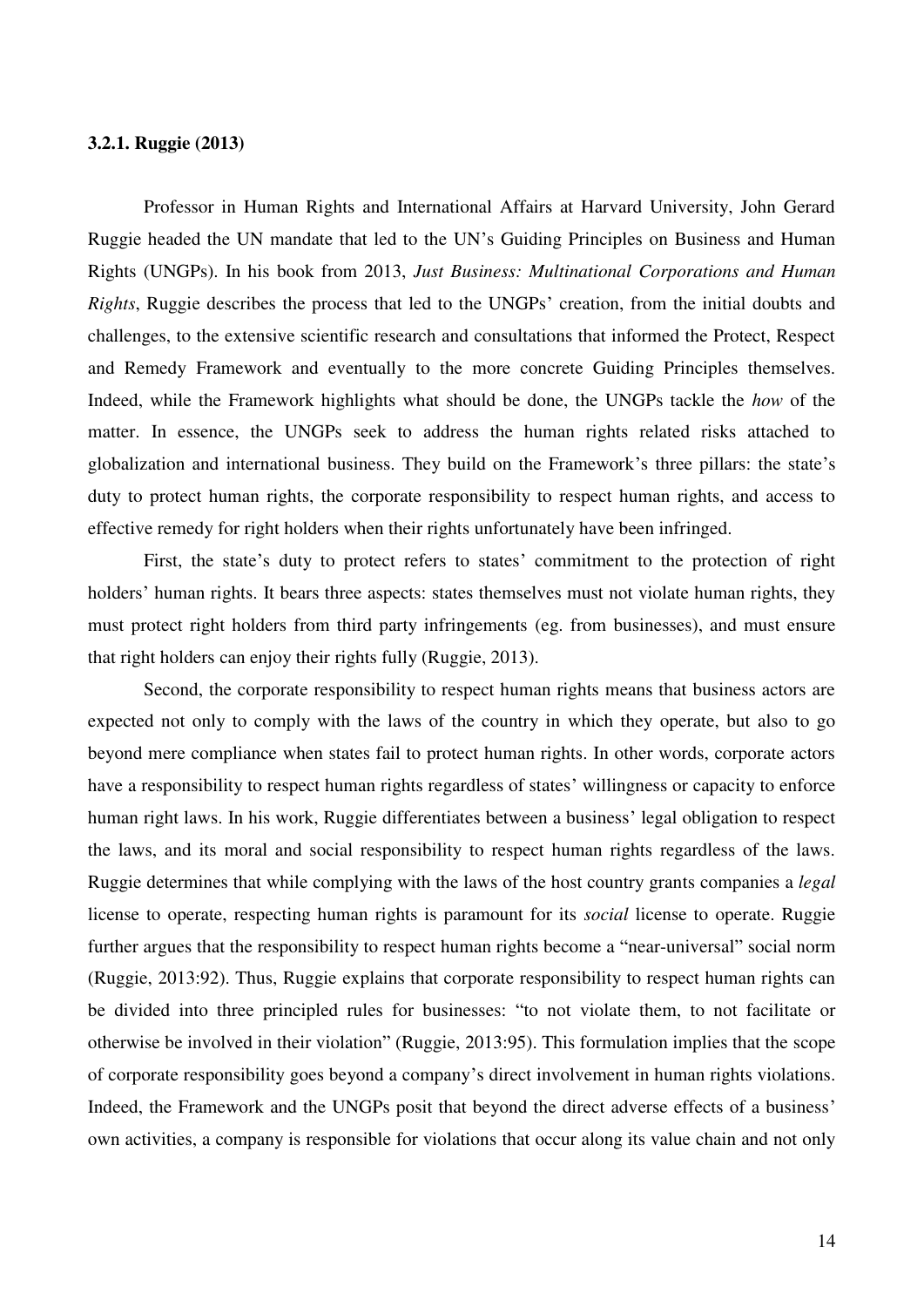### 3.2.1. Ruggie (2013)

Professor in Human Rights and International Affairs at Harvard University, John Gerard Ruggie headed the UN mandate that led to the UN's Guiding Principles on Business and Human Rights (UNGPs). In his book from 2013, *Just Business: Multinational Corporations and Human Rights*, Ruggie describes the process that led to the UNGPs' creation, from the initial doubts and challenges, to the extensive scientific research and consultations that informed the Protect, Respect and Remedy Framework and eventually to the more concrete Guiding Principles themselves. Indeed, while the Framework highlights what should be done, the UNGPs tackle the *how* of the matter. In essence, the UNGPs seek to address the human rights related risks attached to globalization and international business. They build on the Framework's three pillars: the state's duty to protect human rights, the corporate responsibility to respect human rights, and access to effective remedy for right holders when their rights unfortunately have been infringed.

First, the state's duty to protect refers to states' commitment to the protection of right holders' human rights. It bears three aspects: states themselves must not violate human rights, they must protect right holders from third party infringements (eg. from businesses), and must ensure that right holders can enjoy their rights fully (Ruggie, 2013).

Second, the corporate responsibility to respect human rights means that business actors are expected not only to comply with the laws of the country in which they operate, but also to go beyond mere compliance when states fail to protect human rights. In other words, corporate actors have a responsibility to respect human rights regardless of states' willingness or capacity to enforce human right laws. In his work, Ruggie differentiates between a business' legal obligation to respect the laws, and its moral and social responsibility to respect human rights regardless of the laws. Ruggie determines that while complying with the laws of the host country grants companies a *legal* license to operate, respecting human rights is paramount for its *social* license to operate. Ruggie further argues that the responsibility to respect human rights become a "near-universal" social norm (Ruggie, 2013:92). Thus, Ruggie explains that corporate responsibility to respect human rights can be divided into three principled rules for businesses: "to not violate them, to not facilitate or otherwise be involved in their violation" (Ruggie, 2013:95). This formulation implies that the scope of corporate responsibility goes beyond a company's direct involvement in human rights violations. Indeed, the Framework and the UNGPs posit that beyond the direct adverse effects of a business' own activities, a company is responsible for violations that occur along its value chain and not only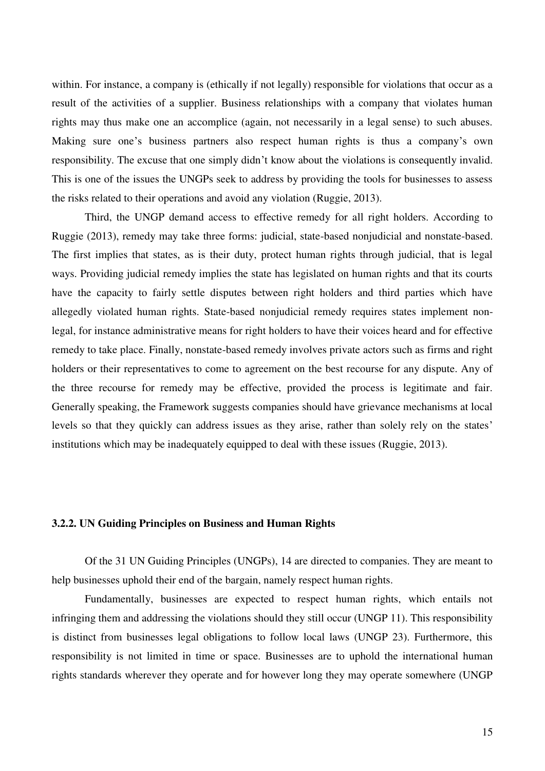within. For instance, a company is (ethically if not legally) responsible for violations that occur as a result of the activities of a supplier. Business relationships with a company that violates human rights may thus make one an accomplice (again, not necessarily in a legal sense) to such abuses. Making sure one's business partners also respect human rights is thus a company's own responsibility. The excuse that one simply didn't know about the violations is consequently invalid. This is one of the issues the UNGPs seek to address by providing the tools for businesses to assess the risks related to their operations and avoid any violation (Ruggie, 2013).

Third, the UNGP demand access to effective remedy for all right holders. According to Ruggie (2013), remedy may take three forms: judicial, state-based nonjudicial and nonstate-based. The first implies that states, as is their duty, protect human rights through judicial, that is legal ways. Providing judicial remedy implies the state has legislated on human rights and that its courts have the capacity to fairly settle disputes between right holders and third parties which have allegedly violated human rights. State-based nonjudicial remedy requires states implement non-legal, for instance administrative means for right holders to have their voices heard and for effective remedy to take place. Finally, nonstate-based remedy involves private actors such as firms and right holders or their representatives to come to agreement on the best recourse for any dispute. Any of the three recourse for remedy may be effective, provided the process is legitimate and fair. Generally speaking, the Framework suggests companies should have grievance mechanisms at local levels so that they quickly can address issues as they arise, rather than solely rely on the states' institutions which may be inadequately equipped to deal with these issues (Ruggie, 2013).

### 3.2.2. UN Guiding Principles on Business and Human Rights

Of the 31 UN Guiding Principles (UNGPs), 14 are directed to companies. They are meant to help businesses uphold their end of the bargain, namely respect human rights.

Fundamentally, businesses are expected to respect human rights, which entails not infringing them and addressing the violations should they still occur (UNGP 11). This responsibility is distinct from businesses legal obligations to follow local laws (UNGP 23). Furthermore, this responsibility is not limited in time or space. Businesses are to uphold the international human rights standards wherever they operate and for however long they may operate somewhere (UNGP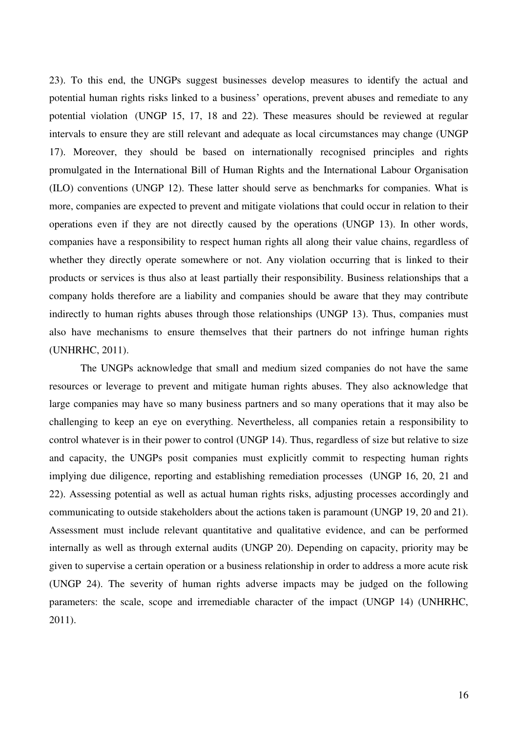23). To this end, the UNGPs suggest businesses develop measures to identify the actual and potential human rights risks linked to a business' operations, prevent abuses and remediate to any potential violation (UNGP 15, 17, 18 and 22). These measures should be reviewed at regular intervals to ensure they are still relevant and adequate as local circumstances may change (UNGP 17). Moreover, they should be based on internationally recognised principles and rights promulgated in the International Bill of Human Rights and the International Labour Organisation (ILO) conventions (UNGP 12). These latter should serve as benchmarks for companies. What is more, companies are expected to prevent and mitigate violations that could occur in relation to their operations even if they are not directly caused by the operations (UNGP 13). In other words, companies have a responsibility to respect human rights all along their value chains, regardless of whether they directly operate somewhere or not. Any violation occurring that is linked to their products or services is thus also at least partially their responsibility. Business relationships that a company holds therefore are a liability and companies should be aware that they may contribute indirectly to human rights abuses through those relationships (UNGP 13). Thus, companies must also have mechanisms to ensure themselves that their partners do not infringe human rights (UNHRHC, 2011).

The UNGPs acknowledge that small and medium sized companies do not have the same resources or leverage to prevent and mitigate human rights abuses. They also acknowledge that large companies may have so many business partners and so many operations that it may also be challenging to keep an eye on everything. Nevertheless, all companies retain a responsibility to control whatever is in their power to control (UNGP 14). Thus, regardless of size but relative to size and capacity, the UNGPs posit companies must explicitly commit to respecting human rights implying due diligence, reporting and establishing remediation processes (UNGP 16, 20, 21 and 22). Assessing potential as well as actual human rights risks, adjusting processes accordingly and communicating to outside stakeholders about the actions taken is paramount (UNGP 19, 20 and 21). Assessment must include relevant quantitative and qualitative evidence, and can be performed internally as well as through external audits (UNGP 20). Depending on capacity, priority may be given to supervise a certain operation or a business relationship in order to address a more acute risk (UNGP 24). The severity of human rights adverse impacts may be judged on the following parameters: the scale, scope and irremediable character of the impact (UNGP 14) (UNHRHC, 2011).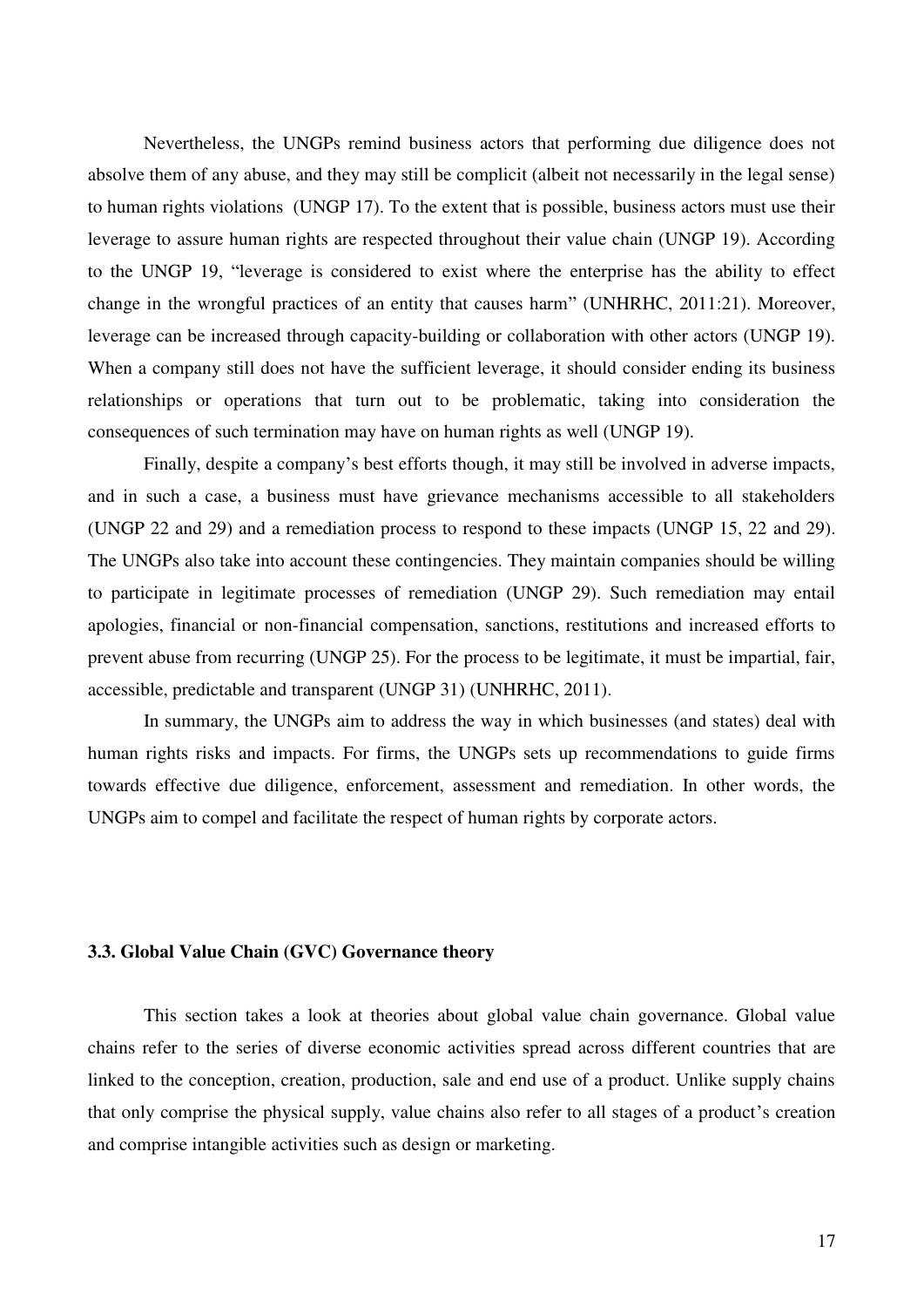Nevertheless, the UNGPs remind business actors that performing due diligence does not absolve them of any abuse, and they may still be complicit (albeit not necessarily in the legal sense) to human rights violations  (UNGP 17). To the extent that is possible, business actors must use their leverage to assure human rights are respected throughout their value chain (UNGP 19). According to the UNGP 19, "leverage is considered to exist where the enterprise has the ability to effect change in the wrongful practices of an entity that causes harm" (UNHRHC, 2011:21). Moreover, leverage can be increased through capacity-building or collaboration with other actors (UNGP 19). When a company still does not have the sufficient leverage, it should consider ending its business relationships or operations that turn out to be problematic, taking into consideration the consequences of such termination may have on human rights as well (UNGP 19).

Finally, despite a company's best efforts though, it may still be involved in adverse impacts, and in such a case, a business must have grievance mechanisms accessible to all stakeholders (UNGP 22 and 29) and a remediation process to respond to these impacts (UNGP 15, 22 and 29). The UNGPs also take into account these contingencies. They maintain companies should be willing to participate in legitimate processes of remediation (UNGP 29). Such remediation may entail apologies, financial or non-financial compensation, sanctions, restitutions and increased efforts to prevent abuse from recurring (UNGP 25). For the process to be legitimate, it must be impartial, fair, accessible, predictable and transparent (UNGP 31) (UNHRHC, 2011).

In summary, the UNGPs aim to address the way in which businesses (and states) deal with human rights risks and impacts. For firms, the UNGPs sets up recommendations to guide firms towards effective due diligence, enforcement, assessment and remediation. In other words, the UNGPs aim to compel and facilitate the respect of human rights by corporate actors.

### 3.3. Global Value Chain (GVC) Governance theory

This section takes a look at theories about global value chain governance. Global value chains refer to the series of diverse economic activities spread across different countries that are linked to the conception, creation, production, sale and end use of a product. Unlike supply chains that only comprise the physical supply, value chains also refer to all stages of a product's creation and comprise intangible activities such as design or marketing.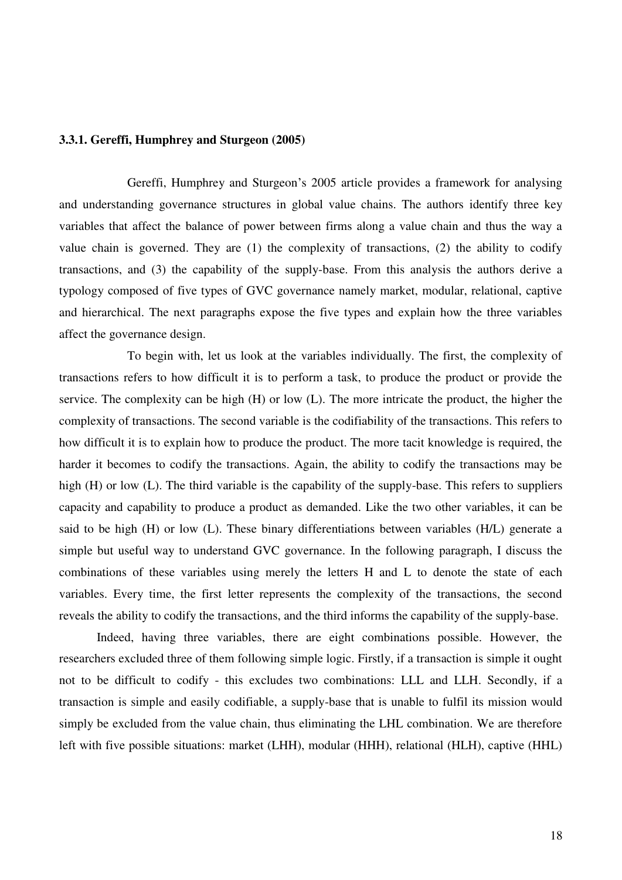### 3.3.1. Gereffi, Humphrey and Sturgeon (2005)

Gereffi, Humphrey and Sturgeon's 2005 article provides a framework for analysing and understanding governance structures in global value chains. The authors identify three key variables that affect the balance of power between firms along a value chain and thus the way a value chain is governed. They are (1) the complexity of transactions, (2) the ability to codify transactions, and (3) the capability of the supply-base. From this analysis the authors derive a typology composed of five types of GVC governance namely market, modular, relational, captive and hierarchical. The next paragraphs expose the five types and explain how the three variables affect the governance design.

To begin with, let us look at the variables individually. The first, the complexity of transactions refers to how difficult it is to perform a task, to produce the product or provide the service. The complexity can be high (H) or low (L). The more intricate the product, the higher the complexity of transactions. The second variable is the codifiability of the transactions. This refers to how difficult it is to explain how to produce the product. The more tacit knowledge is required, the harder it becomes to codify the transactions. Again, the ability to codify the transactions may be high (H) or low (L). The third variable is the capability of the supply-base. This refers to suppliers capacity and capability to produce a product as demanded. Like the two other variables, it can be said to be high (H) or low (L). These binary differentiations between variables (H/L) generate a simple but useful way to understand GVC governance. In the following paragraph, I discuss the combinations of these variables using merely the letters H and L to denote the state of each variables. Every time, the first letter represents the complexity of the transactions, the second reveals the ability to codify the transactions, and the third informs the capability of the supply-base.

Indeed, having three variables, there are eight combinations possible. However, the researchers excluded three of them following simple logic. Firstly, if a transaction is simple it ought not to be difficult to codify - this excludes two combinations: LLL and LLH. Secondly, if a transaction is simple and easily codifiable, a supply-base that is unable to fulfil its mission would simply be excluded from the value chain, thus eliminating the LHL combination. We are therefore left with five possible situations: market (LHH), modular (HHH), relational (HLH), captive (HHL)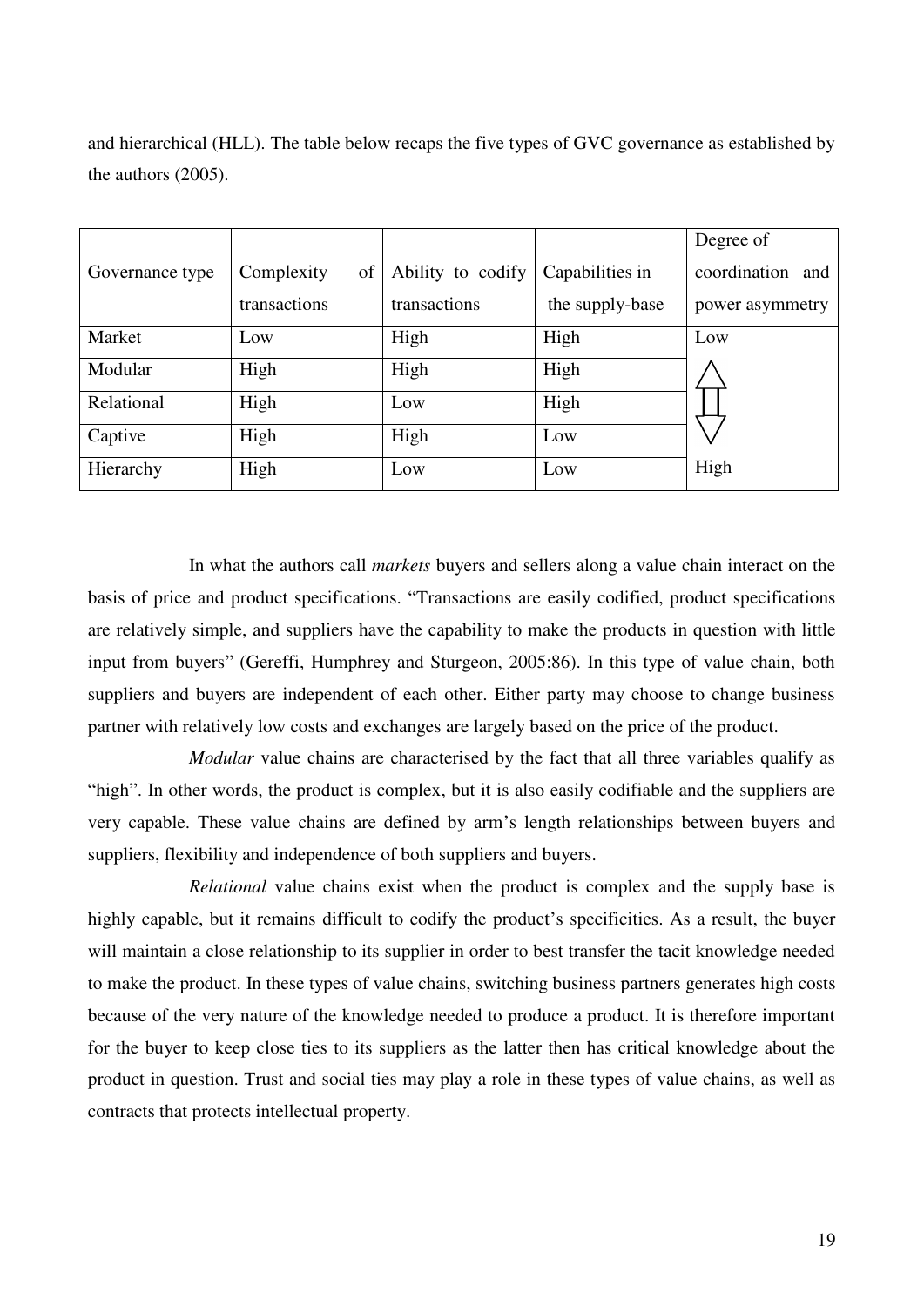and hierarchical (HLL). The table below recaps the five types of GVC governance as established by the authors (2005).

| Governance type | Complexity of transactions | Ability to codify transactions | Capabilities in the supply-base | Degree of coordination and power asymmetry |
|---|---|---|---|---|
| Market | Low | High | High | Low |
| Modular | High | High | High | ⇕ |
| Relational | High | Low | High | |
| Captive | High | High | Low | |
| Hierarchy | High | Low | Low | High |

In what the authors call *markets* buyers and sellers along a value chain interact on the basis of price and product specifications. "Transactions are easily codified, product specifications are relatively simple, and suppliers have the capability to make the products in question with little input from buyers" (Gereffi, Humphrey and Sturgeon, 2005:86). In this type of value chain, both suppliers and buyers are independent of each other. Either party may choose to change business partner with relatively low costs and exchanges are largely based on the price of the product.

*Modular* value chains are characterised by the fact that all three variables qualify as "high". In other words, the product is complex, but it is also easily codifiable and the suppliers are very capable. These value chains are defined by arm's length relationships between buyers and suppliers, flexibility and independence of both suppliers and buyers.

*Relational* value chains exist when the product is complex and the supply base is highly capable, but it remains difficult to codify the product's specificities. As a result, the buyer will maintain a close relationship to its supplier in order to best transfer the tacit knowledge needed to make the product. In these types of value chains, switching business partners generates high costs because of the very nature of the knowledge needed to produce a product. It is therefore important for the buyer to keep close ties to its suppliers as the latter then has critical knowledge about the product in question. Trust and social ties may play a role in these types of value chains, as well as contracts that protects intellectual property.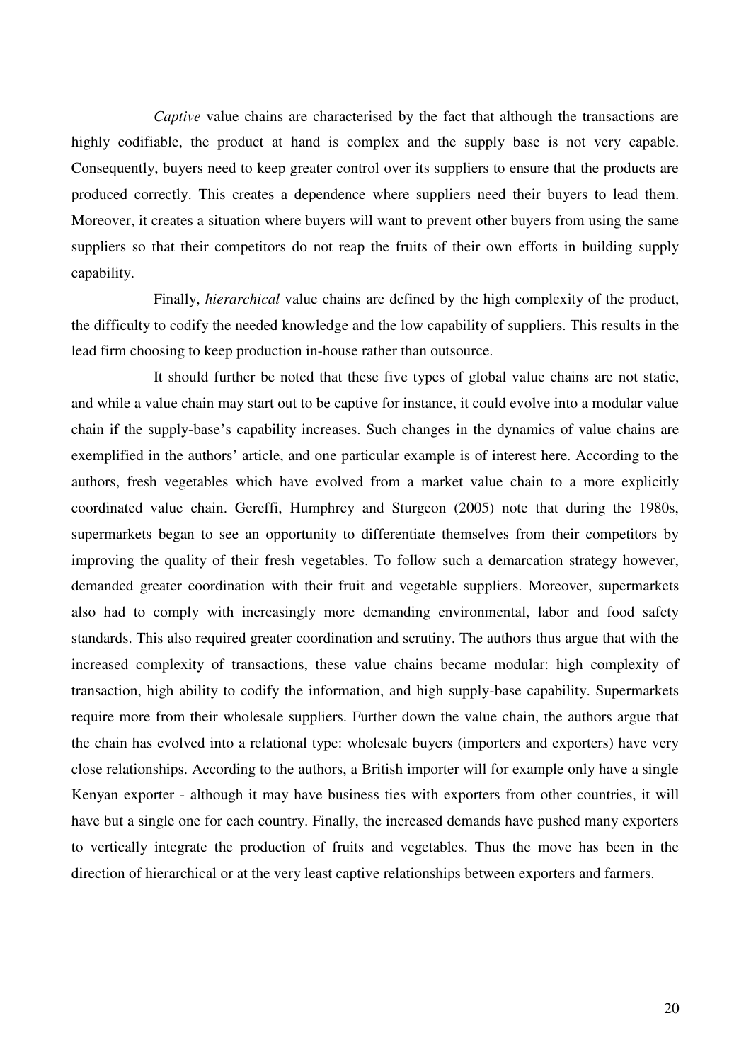*Captive* value chains are characterised by the fact that although the transactions are highly codifiable, the product at hand is complex and the supply base is not very capable. Consequently, buyers need to keep greater control over its suppliers to ensure that the products are produced correctly. This creates a dependence where suppliers need their buyers to lead them. Moreover, it creates a situation where buyers will want to prevent other buyers from using the same suppliers so that their competitors do not reap the fruits of their own efforts in building supply capability.

Finally, *hierarchical* value chains are defined by the high complexity of the product, the difficulty to codify the needed knowledge and the low capability of suppliers. This results in the lead firm choosing to keep production in-house rather than outsource.

It should further be noted that these five types of global value chains are not static, and while a value chain may start out to be captive for instance, it could evolve into a modular value chain if the supply-base's capability increases. Such changes in the dynamics of value chains are exemplified in the authors' article, and one particular example is of interest here. According to the authors, fresh vegetables which have evolved from a market value chain to a more explicitly coordinated value chain. Gereffi, Humphrey and Sturgeon (2005) note that during the 1980s, supermarkets began to see an opportunity to differentiate themselves from their competitors by improving the quality of their fresh vegetables. To follow such a demarcation strategy however, demanded greater coordination with their fruit and vegetable suppliers. Moreover, supermarkets also had to comply with increasingly more demanding environmental, labor and food safety standards. This also required greater coordination and scrutiny. The authors thus argue that with the increased complexity of transactions, these value chains became modular: high complexity of transaction, high ability to codify the information, and high supply-base capability. Supermarkets require more from their wholesale suppliers. Further down the value chain, the authors argue that the chain has evolved into a relational type: wholesale buyers (importers and exporters) have very close relationships. According to the authors, a British importer will for example only have a single Kenyan exporter - although it may have business ties with exporters from other countries, it will have but a single one for each country. Finally, the increased demands have pushed many exporters to vertically integrate the production of fruits and vegetables. Thus the move has been in the direction of hierarchical or at the very least captive relationships between exporters and farmers.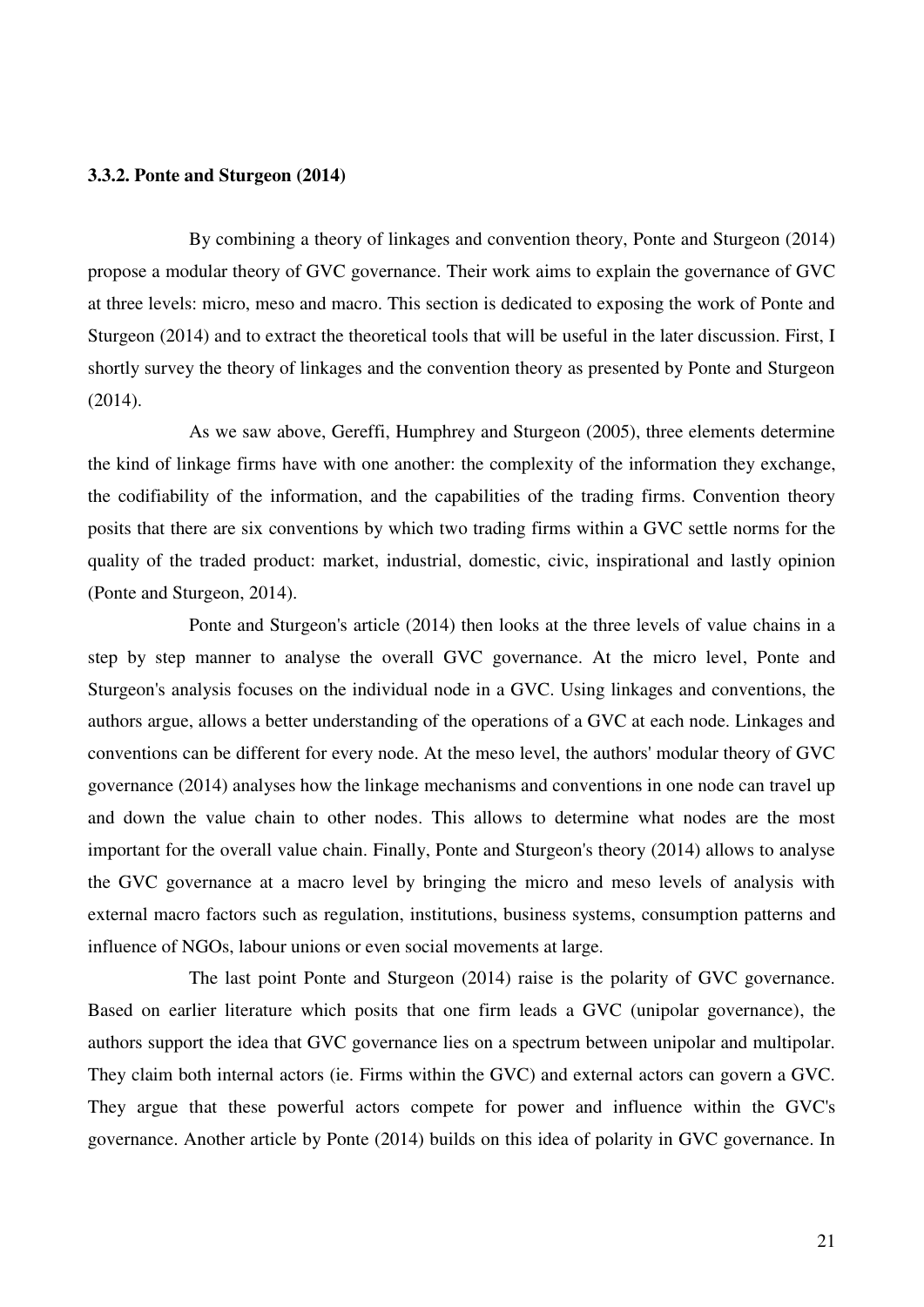### 3.3.2. Ponte and Sturgeon (2014)

By combining a theory of linkages and convention theory, Ponte and Sturgeon (2014) propose a modular theory of GVC governance. Their work aims to explain the governance of GVC at three levels: micro, meso and macro. This section is dedicated to exposing the work of Ponte and Sturgeon (2014) and to extract the theoretical tools that will be useful in the later discussion. First, I shortly survey the theory of linkages and the convention theory as presented by Ponte and Sturgeon (2014).

As we saw above, Gereffi, Humphrey and Sturgeon (2005), three elements determine the kind of linkage firms have with one another: the complexity of the information they exchange, the codifiability of the information, and the capabilities of the trading firms. Convention theory posits that there are six conventions by which two trading firms within a GVC settle norms for the quality of the traded product: market, industrial, domestic, civic, inspirational and lastly opinion (Ponte and Sturgeon, 2014).

Ponte and Sturgeon's article (2014) then looks at the three levels of value chains in a step by step manner to analyse the overall GVC governance. At the micro level, Ponte and Sturgeon's analysis focuses on the individual node in a GVC. Using linkages and conventions, the authors argue, allows a better understanding of the operations of a GVC at each node. Linkages and conventions can be different for every node. At the meso level, the authors' modular theory of GVC governance (2014) analyses how the linkage mechanisms and conventions in one node can travel up and down the value chain to other nodes. This allows to determine what nodes are the most important for the overall value chain. Finally, Ponte and Sturgeon's theory (2014) allows to analyse the GVC governance at a macro level by bringing the micro and meso levels of analysis with external macro factors such as regulation, institutions, business systems, consumption patterns and influence of NGOs, labour unions or even social movements at large.

The last point Ponte and Sturgeon (2014) raise is the polarity of GVC governance. Based on earlier literature which posits that one firm leads a GVC (unipolar governance), the authors support the idea that GVC governance lies on a spectrum between unipolar and multipolar. They claim both internal actors (ie. Firms within the GVC) and external actors can govern a GVC. They argue that these powerful actors compete for power and influence within the GVC's governance. Another article by Ponte (2014) builds on this idea of polarity in GVC governance. In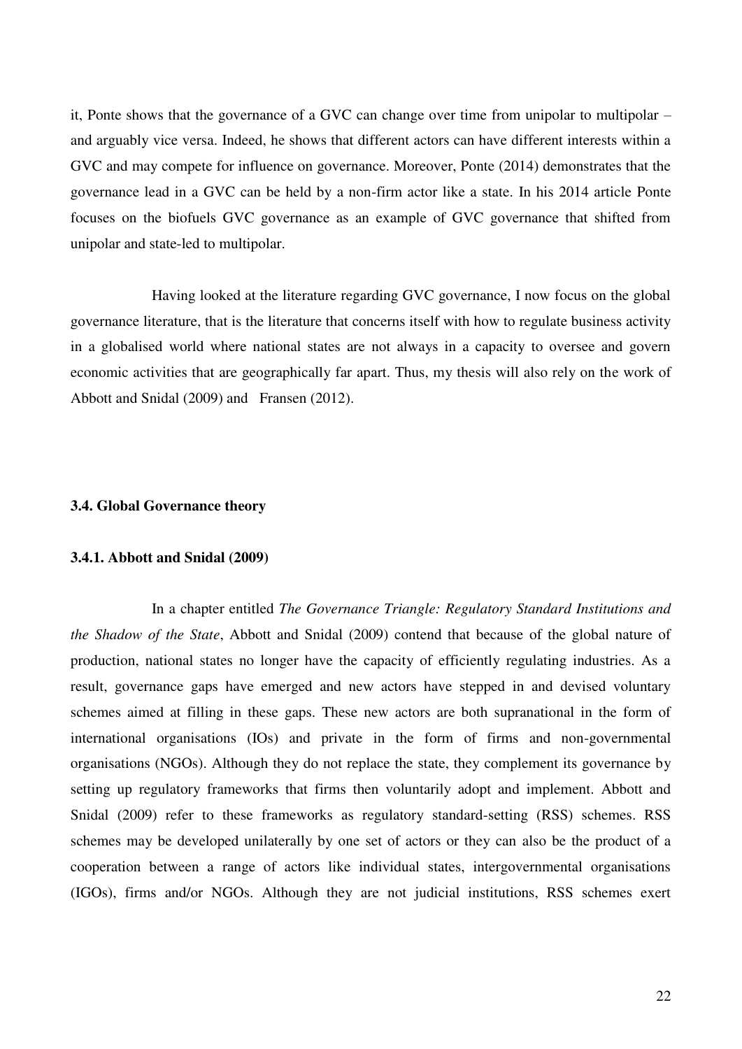it, Ponte shows that the governance of a GVC can change over time from unipolar to multipolar – and arguably vice versa. Indeed, he shows that different actors can have different interests within a GVC and may compete for influence on governance. Moreover, Ponte (2014) demonstrates that the governance lead in a GVC can be held by a non-firm actor like a state. In his 2014 article Ponte focuses on the biofuels GVC governance as an example of GVC governance that shifted from unipolar and state-led to multipolar.

Having looked at the literature regarding GVC governance, I now focus on the global governance literature, that is the literature that concerns itself with how to regulate business activity in a globalised world where national states are not always in a capacity to oversee and govern economic activities that are geographically far apart. Thus, my thesis will also rely on the work of Abbott and Snidal (2009) and Fransen (2012).

### 3.4. Global Governance theory

#### 3.4.1. Abbott and Snidal (2009)

In a chapter entitled *The Governance Triangle: Regulatory Standard Institutions and the Shadow of the State*, Abbott and Snidal (2009) contend that because of the global nature of production, national states no longer have the capacity of efficiently regulating industries. As a result, governance gaps have emerged and new actors have stepped in and devised voluntary schemes aimed at filling in these gaps. These new actors are both supranational in the form of international organisations (IOs) and private in the form of firms and non-governmental organisations (NGOs). Although they do not replace the state, they complement its governance by setting up regulatory frameworks that firms then voluntarily adopt and implement. Abbott and Snidal (2009) refer to these frameworks as regulatory standard-setting (RSS) schemes. RSS schemes may be developed unilaterally by one set of actors or they can also be the product of a cooperation between a range of actors like individual states, intergovernmental organisations (IGOs), firms and/or NGOs. Although they are not judicial institutions, RSS schemes exert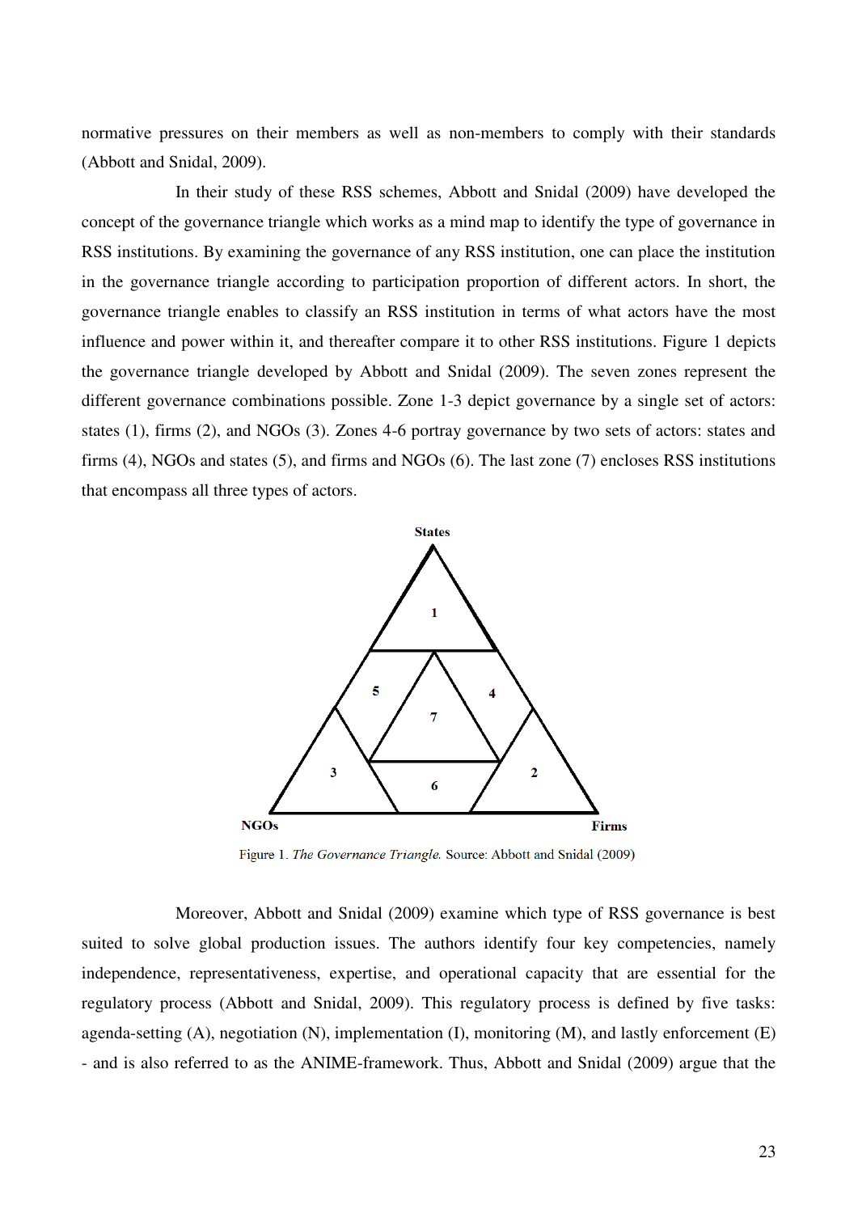normative pressures on their members as well as non-members to comply with their standards (Abbott and Snidal, 2009).

In their study of these RSS schemes, Abbott and Snidal (2009) have developed the concept of the governance triangle which works as a mind map to identify the type of governance in RSS institutions. By examining the governance of any RSS institution, one can place the institution in the governance triangle according to participation proportion of different actors. In short, the governance triangle enables to classify an RSS institution in terms of what actors have the most influence and power within it, and thereafter compare it to other RSS institutions. Figure 1 depicts the governance triangle developed by Abbott and Snidal (2009). The seven zones represent the different governance combinations possible. Zone 1-3 depict governance by a single set of actors: states (1), firms (2), and NGOs (3). Zones 4-6 portray governance by two sets of actors: states and firms (4), NGOs and states (5), and firms and NGOs (6). The last zone (7) encloses RSS institutions that encompass all three types of actors.

Figure 1. *The Governance Triangle.* Source: Abbott and Snidal (2009)

Moreover, Abbott and Snidal (2009) examine which type of RSS governance is best suited to solve global production issues. The authors identify four key competencies, namely independence, representativeness, expertise, and operational capacity that are essential for the regulatory process (Abbott and Snidal, 2009). This regulatory process is defined by five tasks: agenda-setting (A), negotiation (N), implementation (I), monitoring (M), and lastly enforcement (E) - and is also referred to as the ANIME-framework. Thus, Abbott and Snidal (2009) argue that the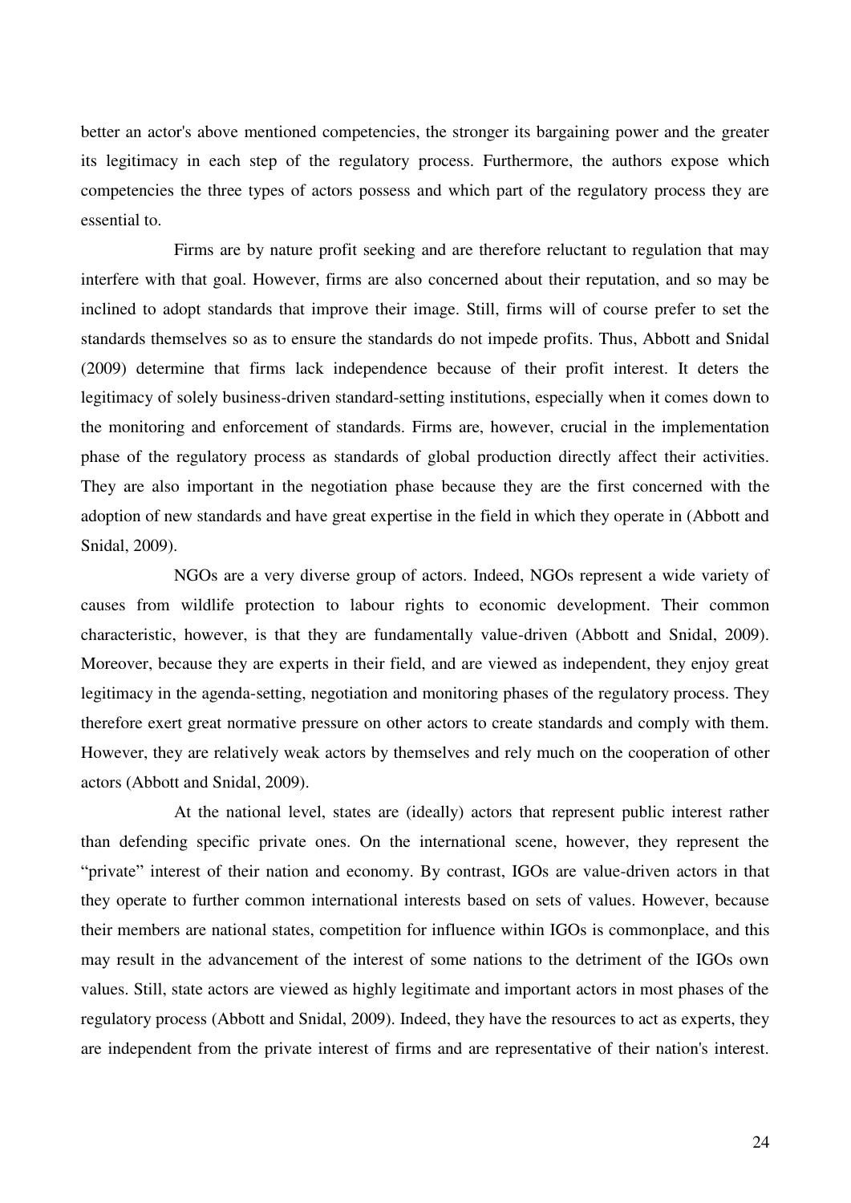better an actor's above mentioned competencies, the stronger its bargaining power and the greater its legitimacy in each step of the regulatory process. Furthermore, the authors expose which competencies the three types of actors possess and which part of the regulatory process they are essential to.

Firms are by nature profit seeking and are therefore reluctant to regulation that may interfere with that goal. However, firms are also concerned about their reputation, and so may be inclined to adopt standards that improve their image. Still, firms will of course prefer to set the standards themselves so as to ensure the standards do not impede profits. Thus, Abbott and Snidal (2009) determine that firms lack independence because of their profit interest. It deters the legitimacy of solely business-driven standard-setting institutions, especially when it comes down to the monitoring and enforcement of standards. Firms are, however, crucial in the implementation phase of the regulatory process as standards of global production directly affect their activities. They are also important in the negotiation phase because they are the first concerned with the adoption of new standards and have great expertise in the field in which they operate in (Abbott and Snidal, 2009).

NGOs are a very diverse group of actors. Indeed, NGOs represent a wide variety of causes from wildlife protection to labour rights to economic development. Their common characteristic, however, is that they are fundamentally value-driven (Abbott and Snidal, 2009). Moreover, because they are experts in their field, and are viewed as independent, they enjoy great legitimacy in the agenda-setting, negotiation and monitoring phases of the regulatory process. They therefore exert great normative pressure on other actors to create standards and comply with them. However, they are relatively weak actors by themselves and rely much on the cooperation of other actors (Abbott and Snidal, 2009).

At the national level, states are (ideally) actors that represent public interest rather than defending specific private ones. On the international scene, however, they represent the "private" interest of their nation and economy. By contrast, IGOs are value-driven actors in that they operate to further common international interests based on sets of values. However, because their members are national states, competition for influence within IGOs is commonplace, and this may result in the advancement of the interest of some nations to the detriment of the IGOs own values. Still, state actors are viewed as highly legitimate and important actors in most phases of the regulatory process (Abbott and Snidal, 2009). Indeed, they have the resources to act as experts, they are independent from the private interest of firms and are representative of their nation's interest.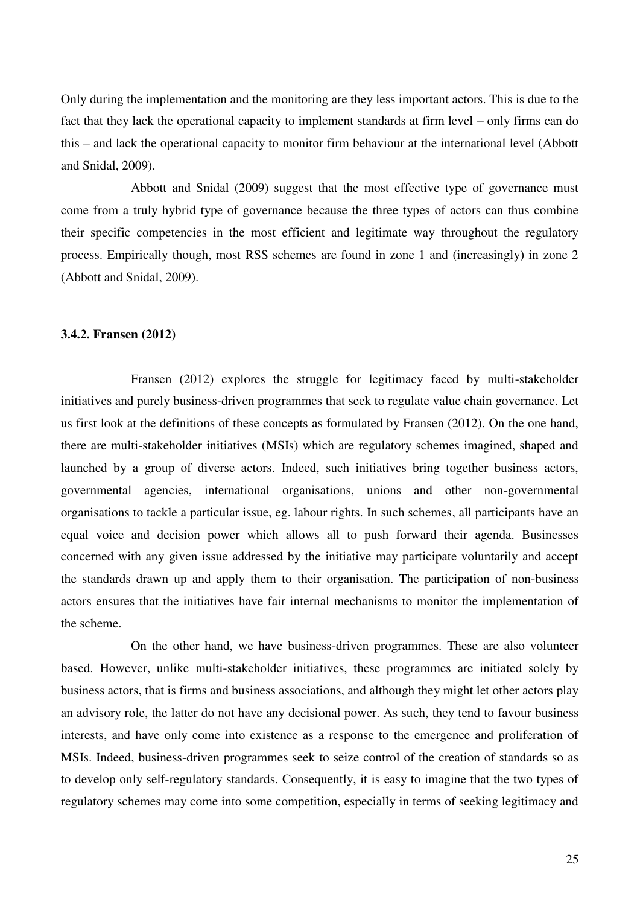Only during the implementation and the monitoring are they less important actors. This is due to the fact that they lack the operational capacity to implement standards at firm level – only firms can do this – and lack the operational capacity to monitor firm behaviour at the international level (Abbott and Snidal, 2009).

Abbott and Snidal (2009) suggest that the most effective type of governance must come from a truly hybrid type of governance because the three types of actors can thus combine their specific competencies in the most efficient and legitimate way throughout the regulatory process. Empirically though, most RSS schemes are found in zone 1 and (increasingly) in zone 2 (Abbott and Snidal, 2009).

### 3.4.2. Fransen (2012)

Fransen (2012) explores the struggle for legitimacy faced by multi-stakeholder initiatives and purely business-driven programmes that seek to regulate value chain governance. Let us first look at the definitions of these concepts as formulated by Fransen (2012). On the one hand, there are multi-stakeholder initiatives (MSIs) which are regulatory schemes imagined, shaped and launched by a group of diverse actors. Indeed, such initiatives bring together business actors, governmental agencies, international organisations, unions and other non-governmental organisations to tackle a particular issue, eg. labour rights. In such schemes, all participants have an equal voice and decision power which allows all to push forward their agenda. Businesses concerned with any given issue addressed by the initiative may participate voluntarily and accept the standards drawn up and apply them to their organisation. The participation of non-business actors ensures that the initiatives have fair internal mechanisms to monitor the implementation of the scheme.

On the other hand, we have business-driven programmes. These are also volunteer based. However, unlike multi-stakeholder initiatives, these programmes are initiated solely by business actors, that is firms and business associations, and although they might let other actors play an advisory role, the latter do not have any decisional power. As such, they tend to favour business interests, and have only come into existence as a response to the emergence and proliferation of MSIs. Indeed, business-driven programmes seek to seize control of the creation of standards so as to develop only self-regulatory standards. Consequently, it is easy to imagine that the two types of regulatory schemes may come into some competition, especially in terms of seeking legitimacy and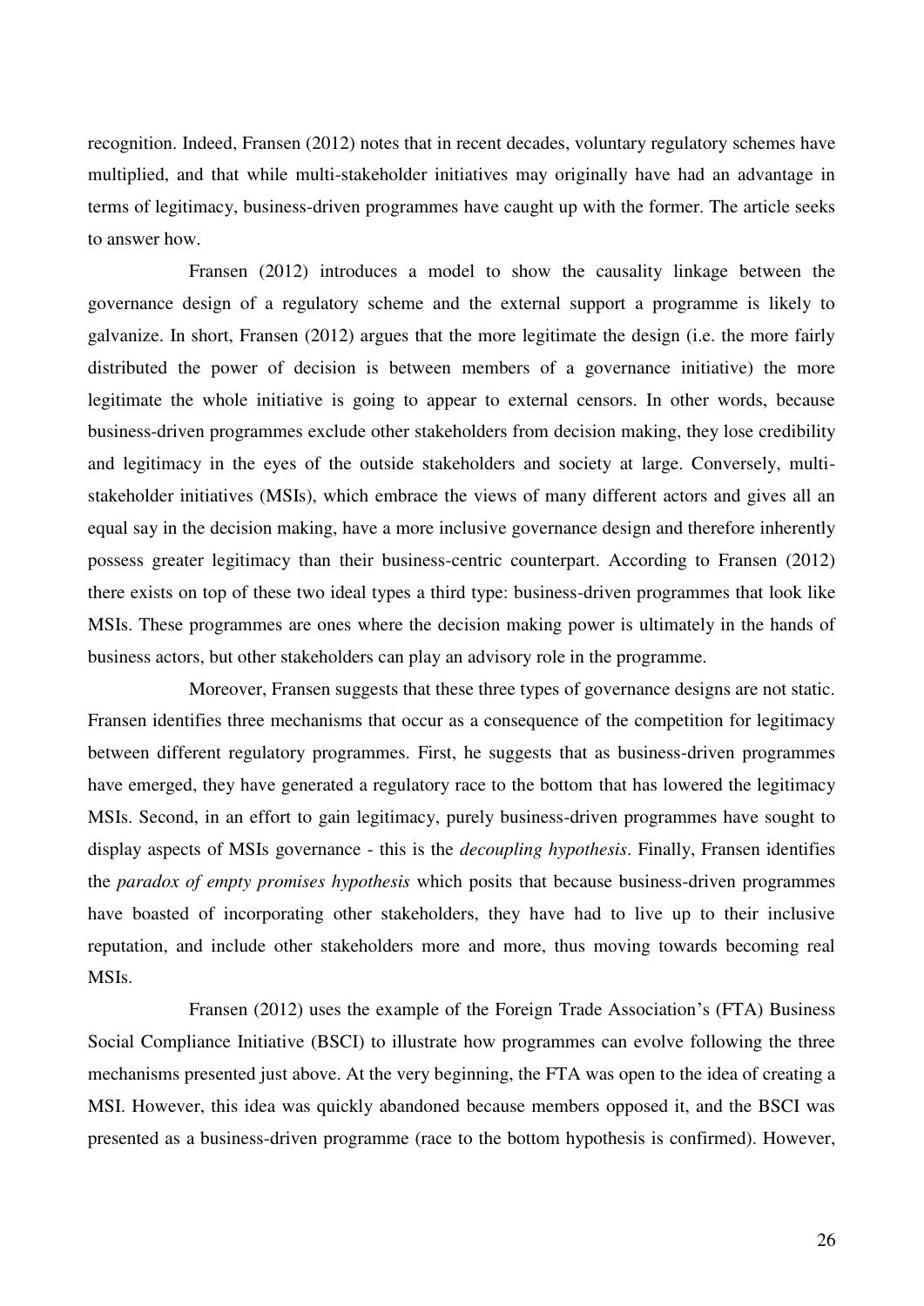recognition. Indeed, Fransen (2012) notes that in recent decades, voluntary regulatory schemes have multiplied, and that while multi-stakeholder initiatives may originally have had an advantage in terms of legitimacy, business-driven programmes have caught up with the former. The article seeks to answer how.

Fransen (2012) introduces a model to show the causality linkage between the governance design of a regulatory scheme and the external support a programme is likely to galvanize. In short, Fransen (2012) argues that the more legitimate the design (i.e. the more fairly distributed the power of decision is between members of a governance initiative) the more legitimate the whole initiative is going to appear to external censors. In other words, because business-driven programmes exclude other stakeholders from decision making, they lose credibility and legitimacy in the eyes of the outside stakeholders and society at large. Conversely, multi-stakeholder initiatives (MSIs), which embrace the views of many different actors and gives all an equal say in the decision making, have a more inclusive governance design and therefore inherently possess greater legitimacy than their business-centric counterpart. According to Fransen (2012) there exists on top of these two ideal types a third type: business-driven programmes that look like MSIs. These programmes are ones where the decision making power is ultimately in the hands of business actors, but other stakeholders can play an advisory role in the programme.

Moreover, Fransen suggests that these three types of governance designs are not static. Fransen identifies three mechanisms that occur as a consequence of the competition for legitimacy between different regulatory programmes. First, he suggests that as business-driven programmes have emerged, they have generated a regulatory race to the bottom that has lowered the legitimacy MSIs. Second, in an effort to gain legitimacy, purely business-driven programmes have sought to display aspects of MSIs governance - this is the *decoupling hypothesis*. Finally, Fransen identifies the *paradox of empty promises hypothesis* which posits that because business-driven programmes have boasted of incorporating other stakeholders, they have had to live up to their inclusive reputation, and include other stakeholders more and more, thus moving towards becoming real MSIs.

Fransen (2012) uses the example of the Foreign Trade Association's (FTA) Business Social Compliance Initiative (BSCI) to illustrate how programmes can evolve following the three mechanisms presented just above. At the very beginning, the FTA was open to the idea of creating a MSI. However, this idea was quickly abandoned because members opposed it, and the BSCI was presented as a business-driven programme (race to the bottom hypothesis is confirmed). However,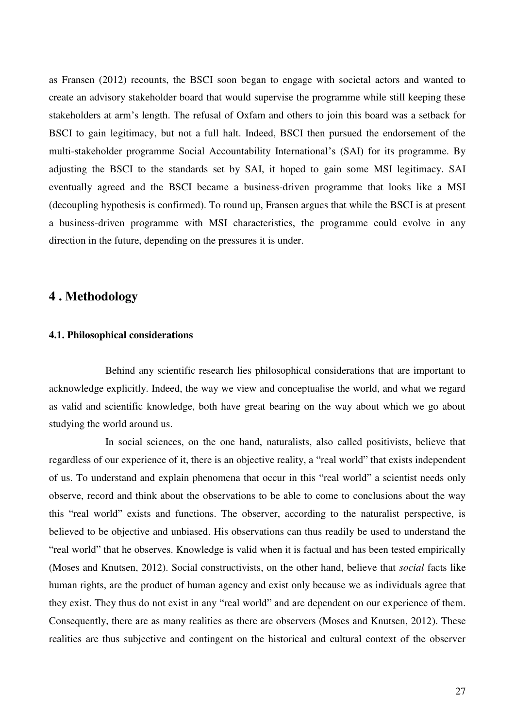as Fransen (2012) recounts, the BSCI soon began to engage with societal actors and wanted to create an advisory stakeholder board that would supervise the programme while still keeping these stakeholders at arm's length. The refusal of Oxfam and others to join this board was a setback for BSCI to gain legitimacy, but not a full halt. Indeed, BSCI then pursued the endorsement of the multi-stakeholder programme Social Accountability International's (SAI) for its programme. By adjusting the BSCI to the standards set by SAI, it hoped to gain some MSI legitimacy. SAI eventually agreed and the BSCI became a business-driven programme that looks like a MSI (decoupling hypothesis is confirmed). To round up, Fransen argues that while the BSCI is at present a business-driven programme with MSI characteristics, the programme could evolve in any direction in the future, depending on the pressures it is under.

## 4 . Methodology

### 4.1. Philosophical considerations

Behind any scientific research lies philosophical considerations that are important to acknowledge explicitly. Indeed, the way we view and conceptualise the world, and what we regard as valid and scientific knowledge, both have great bearing on the way about which we go about studying the world around us.

In social sciences, on the one hand, naturalists, also called positivists, believe that regardless of our experience of it, there is an objective reality, a "real world" that exists independent of us. To understand and explain phenomena that occur in this "real world" a scientist needs only observe, record and think about the observations to be able to come to conclusions about the way this "real world" exists and functions. The observer, according to the naturalist perspective, is believed to be objective and unbiased. His observations can thus readily be used to understand the "real world" that he observes. Knowledge is valid when it is factual and has been tested empirically (Moses and Knutsen, 2012). Social constructivists, on the other hand, believe that *social* facts like human rights, are the product of human agency and exist only because we as individuals agree that they exist. They thus do not exist in any "real world" and are dependent on our experience of them. Consequently, there are as many realities as there are observers (Moses and Knutsen, 2012). These realities are thus subjective and contingent on the historical and cultural context of the observer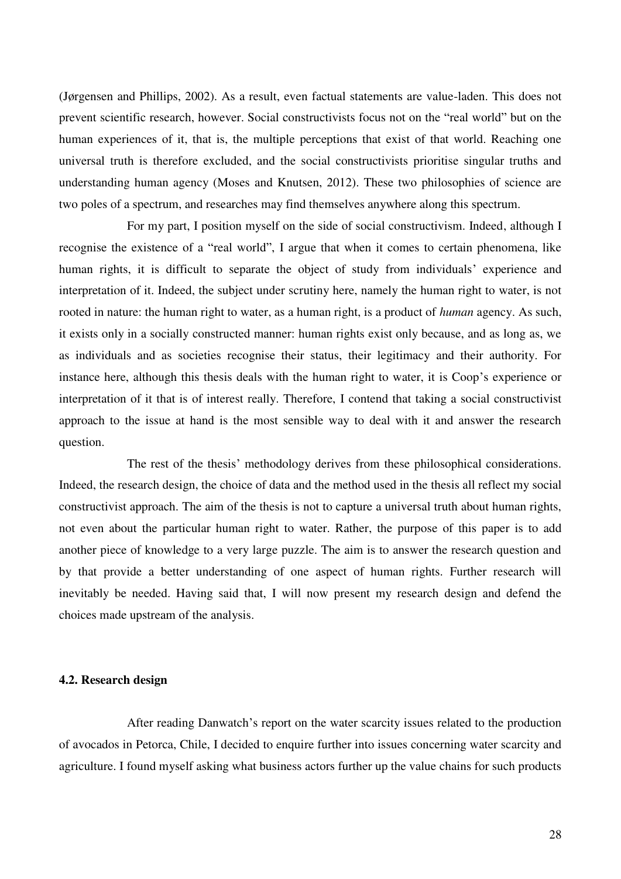(Jørgensen and Phillips, 2002). As a result, even factual statements are value-laden. This does not prevent scientific research, however. Social constructivists focus not on the "real world" but on the human experiences of it, that is, the multiple perceptions that exist of that world. Reaching one universal truth is therefore excluded, and the social constructivists prioritise singular truths and understanding human agency (Moses and Knutsen, 2012). These two philosophies of science are two poles of a spectrum, and researches may find themselves anywhere along this spectrum.

For my part, I position myself on the side of social constructivism. Indeed, although I recognise the existence of a "real world", I argue that when it comes to certain phenomena, like human rights, it is difficult to separate the object of study from individuals' experience and interpretation of it. Indeed, the subject under scrutiny here, namely the human right to water, is not rooted in nature: the human right to water, as a human right, is a product of *human* agency. As such, it exists only in a socially constructed manner: human rights exist only because, and as long as, we as individuals and as societies recognise their status, their legitimacy and their authority. For instance here, although this thesis deals with the human right to water, it is Coop's experience or interpretation of it that is of interest really. Therefore, I contend that taking a social constructivist approach to the issue at hand is the most sensible way to deal with it and answer the research question.

The rest of the thesis' methodology derives from these philosophical considerations. Indeed, the research design, the choice of data and the method used in the thesis all reflect my social constructivist approach. The aim of the thesis is not to capture a universal truth about human rights, not even about the particular human right to water. Rather, the purpose of this paper is to add another piece of knowledge to a very large puzzle. The aim is to answer the research question and by that provide a better understanding of one aspect of human rights. Further research will inevitably be needed. Having said that, I will now present my research design and defend the choices made upstream of the analysis.

### 4.2. Research design

After reading Danwatch's report on the water scarcity issues related to the production of avocados in Petorca, Chile, I decided to enquire further into issues concerning water scarcity and agriculture. I found myself asking what business actors further up the value chains for such products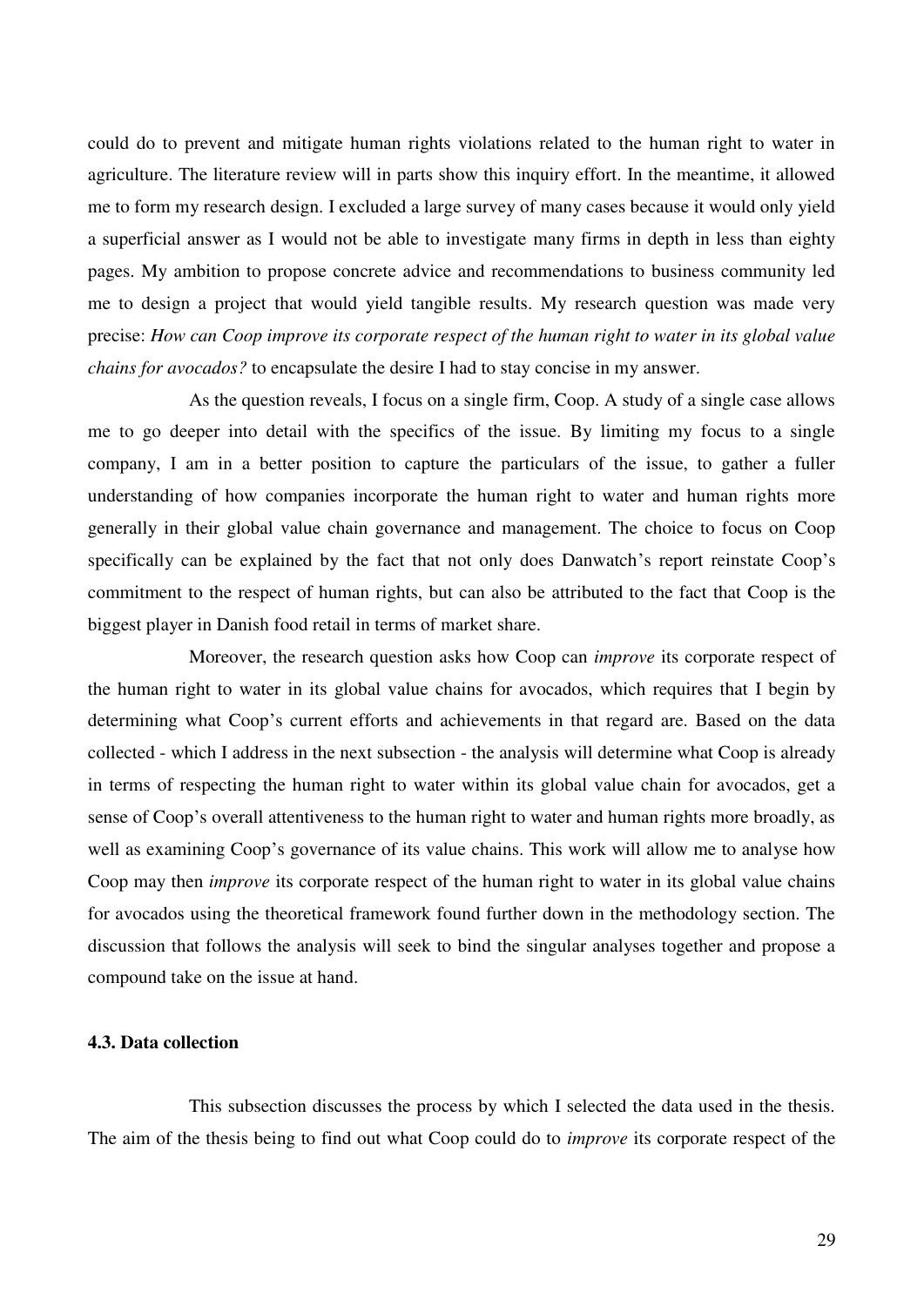could do to prevent and mitigate human rights violations related to the human right to water in agriculture. The literature review will in parts show this inquiry effort. In the meantime, it allowed me to form my research design. I excluded a large survey of many cases because it would only yield a superficial answer as I would not be able to investigate many firms in depth in less than eighty pages. My ambition to propose concrete advice and recommendations to business community led me to design a project that would yield tangible results. My research question was made very precise: *How can Coop improve its corporate respect of the human right to water in its global value chains for avocados?* to encapsulate the desire I had to stay concise in my answer.

As the question reveals, I focus on a single firm, Coop. A study of a single case allows me to go deeper into detail with the specifics of the issue. By limiting my focus to a single company, I am in a better position to capture the particulars of the issue, to gather a fuller understanding of how companies incorporate the human right to water and human rights more generally in their global value chain governance and management. The choice to focus on Coop specifically can be explained by the fact that not only does Danwatch's report reinstate Coop's commitment to the respect of human rights, but can also be attributed to the fact that Coop is the biggest player in Danish food retail in terms of market share.

Moreover, the research question asks how Coop can *improve* its corporate respect of the human right to water in its global value chains for avocados, which requires that I begin by determining what Coop's current efforts and achievements in that regard are. Based on the data collected - which I address in the next subsection - the analysis will determine what Coop is already in terms of respecting the human right to water within its global value chain for avocados, get a sense of Coop's overall attentiveness to the human right to water and human rights more broadly, as well as examining Coop's governance of its value chains. This work will allow me to analyse how Coop may then *improve* its corporate respect of the human right to water in its global value chains for avocados using the theoretical framework found further down in the methodology section. The discussion that follows the analysis will seek to bind the singular analyses together and propose a compound take on the issue at hand.

### 4.3. Data collection

This subsection discusses the process by which I selected the data used in the thesis. The aim of the thesis being to find out what Coop could do to *improve* its corporate respect of the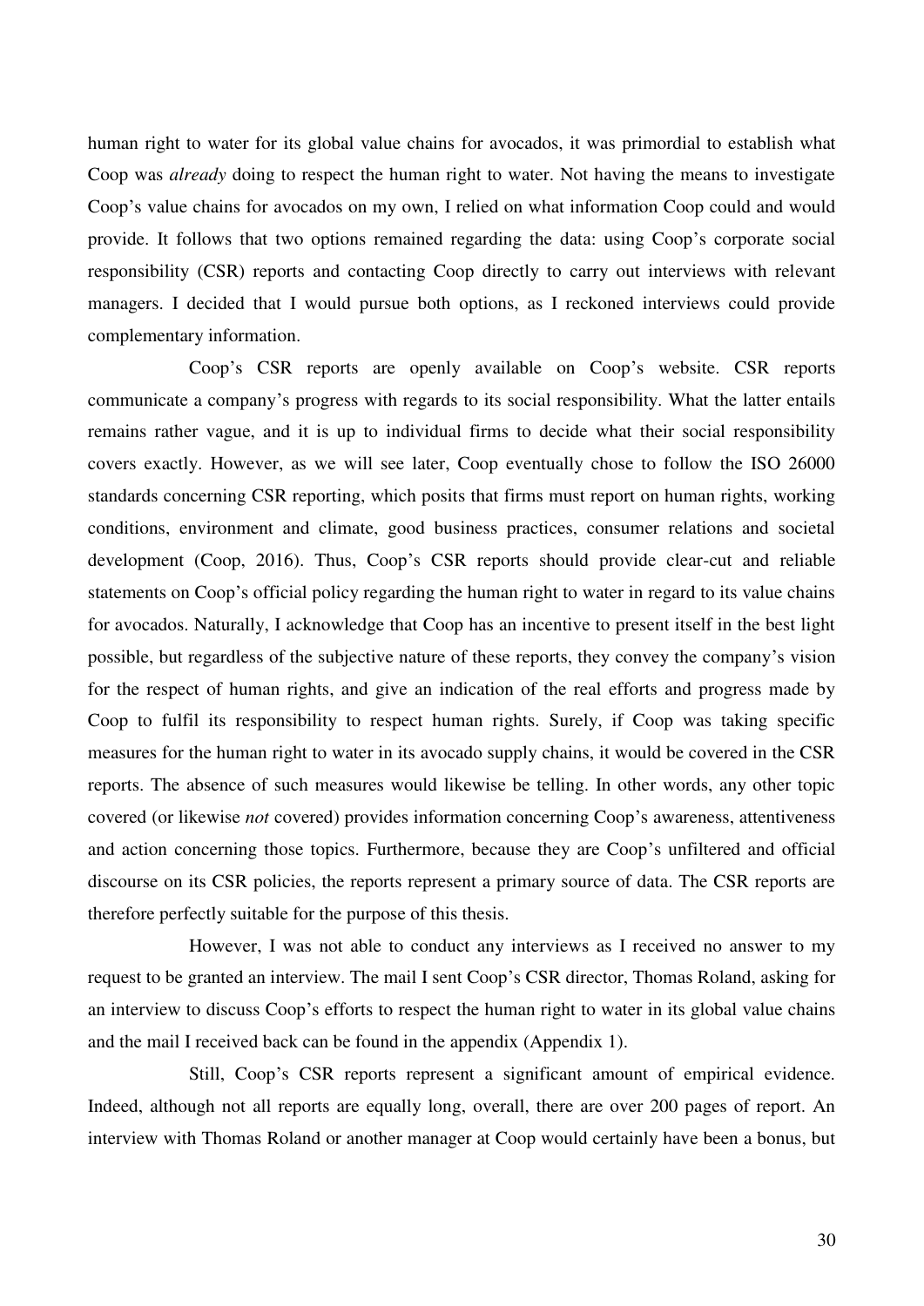human right to water for its global value chains for avocados, it was primordial to establish what Coop was *already* doing to respect the human right to water. Not having the means to investigate Coop's value chains for avocados on my own, I relied on what information Coop could and would provide. It follows that two options remained regarding the data: using Coop's corporate social responsibility (CSR) reports and contacting Coop directly to carry out interviews with relevant managers. I decided that I would pursue both options, as I reckoned interviews could provide complementary information.

Coop's CSR reports are openly available on Coop's website. CSR reports communicate a company's progress with regards to its social responsibility. What the latter entails remains rather vague, and it is up to individual firms to decide what their social responsibility covers exactly. However, as we will see later, Coop eventually chose to follow the ISO 26000 standards concerning CSR reporting, which posits that firms must report on human rights, working conditions, environment and climate, good business practices, consumer relations and societal development (Coop, 2016). Thus, Coop's CSR reports should provide clear-cut and reliable statements on Coop's official policy regarding the human right to water in regard to its value chains for avocados. Naturally, I acknowledge that Coop has an incentive to present itself in the best light possible, but regardless of the subjective nature of these reports, they convey the company's vision for the respect of human rights, and give an indication of the real efforts and progress made by Coop to fulfil its responsibility to respect human rights. Surely, if Coop was taking specific measures for the human right to water in its avocado supply chains, it would be covered in the CSR reports. The absence of such measures would likewise be telling. In other words, any other topic covered (or likewise *not* covered) provides information concerning Coop's awareness, attentiveness and action concerning those topics. Furthermore, because they are Coop's unfiltered and official discourse on its CSR policies, the reports represent a primary source of data. The CSR reports are therefore perfectly suitable for the purpose of this thesis.

However, I was not able to conduct any interviews as I received no answer to my request to be granted an interview. The mail I sent Coop's CSR director, Thomas Roland, asking for an interview to discuss Coop's efforts to respect the human right to water in its global value chains and the mail I received back can be found in the appendix (Appendix 1).

Still, Coop's CSR reports represent a significant amount of empirical evidence. Indeed, although not all reports are equally long, overall, there are over 200 pages of report. An interview with Thomas Roland or another manager at Coop would certainly have been a bonus, but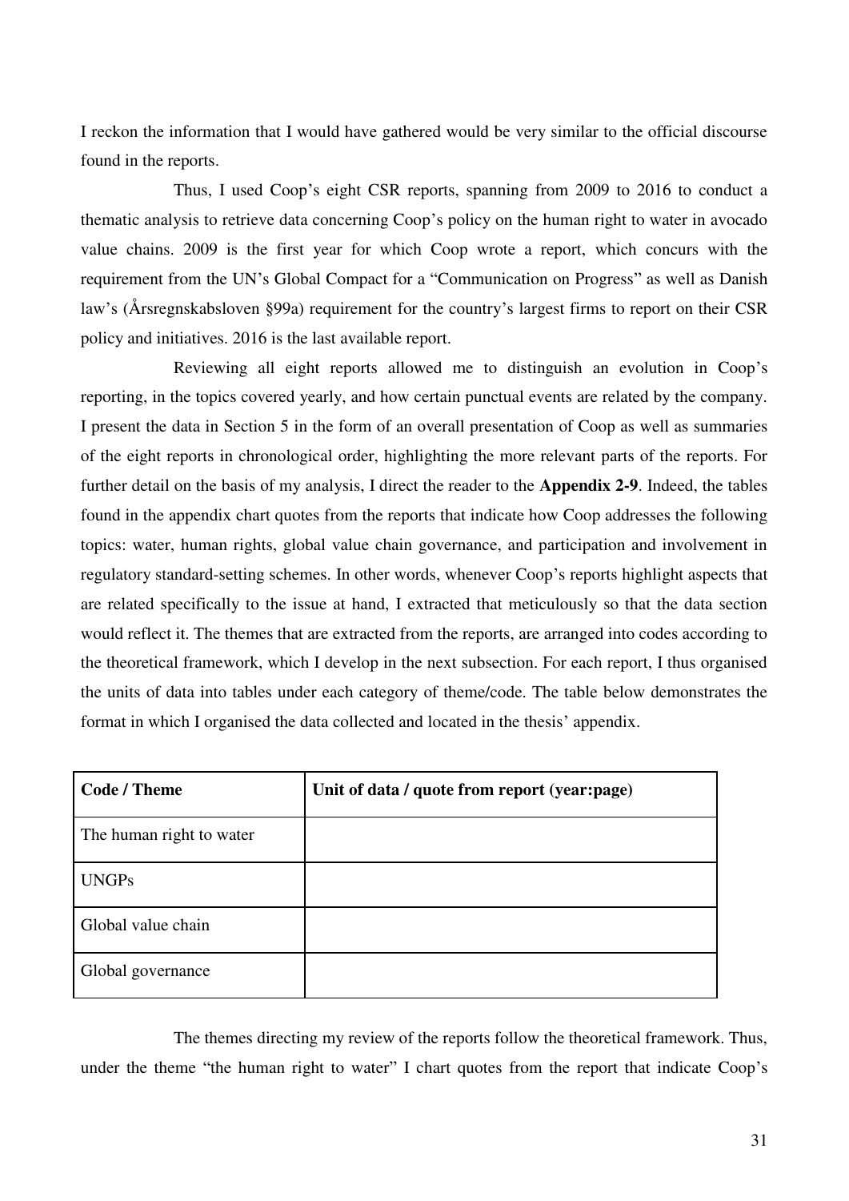I reckon the information that I would have gathered would be very similar to the official discourse found in the reports.

Thus, I used Coop's eight CSR reports, spanning from 2009 to 2016 to conduct a thematic analysis to retrieve data concerning Coop's policy on the human right to water in avocado value chains. 2009 is the first year for which Coop wrote a report, which concurs with the requirement from the UN's Global Compact for a "Communication on Progress" as well as Danish law's (Årsregnskabsloven §99a) requirement for the country's largest firms to report on their CSR policy and initiatives. 2016 is the last available report.

Reviewing all eight reports allowed me to distinguish an evolution in Coop's reporting, in the topics covered yearly, and how certain punctual events are related by the company. I present the data in Section 5 in the form of an overall presentation of Coop as well as summaries of the eight reports in chronological order, highlighting the more relevant parts of the reports. For further detail on the basis of my analysis, I direct the reader to the **Appendix 2-9**. Indeed, the tables found in the appendix chart quotes from the reports that indicate how Coop addresses the following topics: water, human rights, global value chain governance, and participation and involvement in regulatory standard-setting schemes. In other words, whenever Coop's reports highlight aspects that are related specifically to the issue at hand, I extracted that meticulously so that the data section would reflect it. The themes that are extracted from the reports, are arranged into codes according to the theoretical framework, which I develop in the next subsection. For each report, I thus organised the units of data into tables under each category of theme/code. The table below demonstrates the format in which I organised the data collected and located in the thesis' appendix.

| **Code / Theme** | **Unit of data / quote from report (year:page)** |
|---|---|
| The human right to water | |
| UNGPs | |
| Global value chain | |
| Global governance | |

The themes directing my review of the reports follow the theoretical framework. Thus, under the theme "the human right to water" I chart quotes from the report that indicate Coop's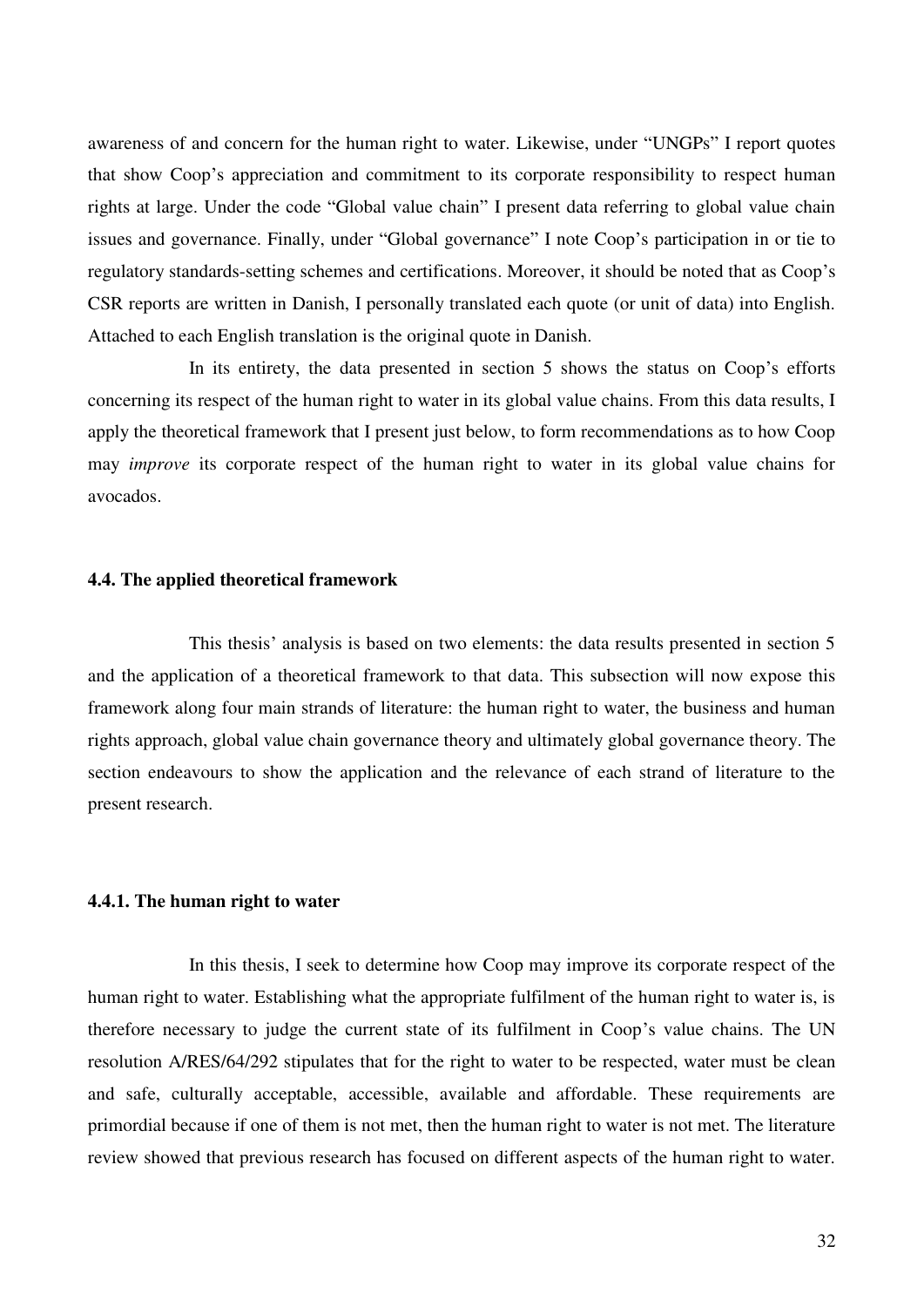awareness of and concern for the human right to water. Likewise, under "UNGPs" I report quotes that show Coop's appreciation and commitment to its corporate responsibility to respect human rights at large. Under the code "Global value chain" I present data referring to global value chain issues and governance. Finally, under "Global governance" I note Coop's participation in or tie to regulatory standards-setting schemes and certifications. Moreover, it should be noted that as Coop's CSR reports are written in Danish, I personally translated each quote (or unit of data) into English. Attached to each English translation is the original quote in Danish.

In its entirety, the data presented in section 5 shows the status on Coop's efforts concerning its respect of the human right to water in its global value chains. From this data results, I apply the theoretical framework that I present just below, to form recommendations as to how Coop may *improve* its corporate respect of the human right to water in its global value chains for avocados.

#### 4.4. The applied theoretical framework

This thesis' analysis is based on two elements: the data results presented in section 5 and the application of a theoretical framework to that data. This subsection will now expose this framework along four main strands of literature: the human right to water, the business and human rights approach, global value chain governance theory and ultimately global governance theory. The section endeavours to show the application and the relevance of each strand of literature to the present research.

#### 4.4.1. The human right to water

In this thesis, I seek to determine how Coop may improve its corporate respect of the human right to water. Establishing what the appropriate fulfilment of the human right to water is, is therefore necessary to judge the current state of its fulfilment in Coop's value chains. The UN resolution A/RES/64/292 stipulates that for the right to water to be respected, water must be clean and safe, culturally acceptable, accessible, available and affordable. These requirements are primordial because if one of them is not met, then the human right to water is not met. The literature review showed that previous research has focused on different aspects of the human right to water.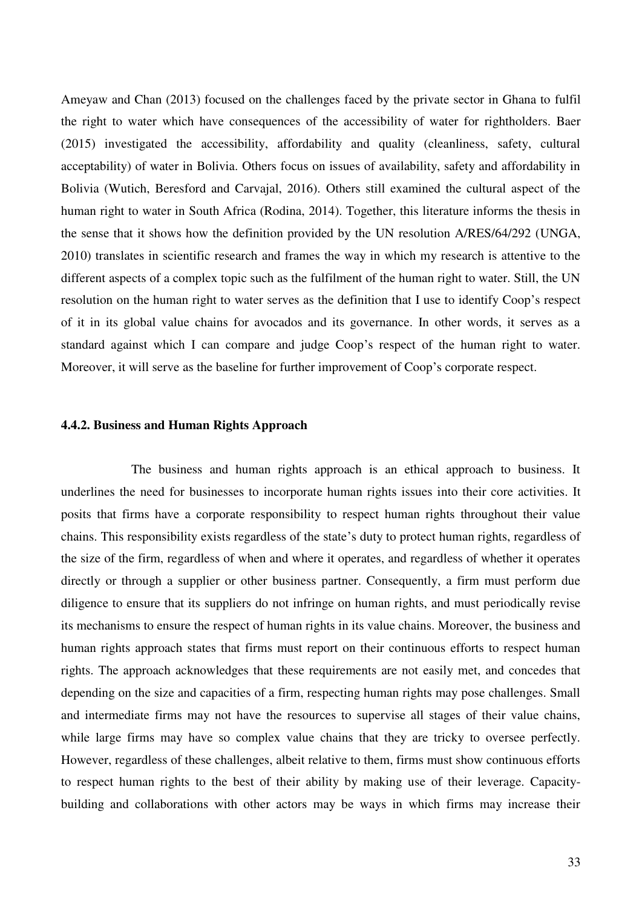Ameyaw and Chan (2013) focused on the challenges faced by the private sector in Ghana to fulfil the right to water which have consequences of the accessibility of water for rightholders. Baer (2015) investigated the accessibility, affordability and quality (cleanliness, safety, cultural acceptability) of water in Bolivia. Others focus on issues of availability, safety and affordability in Bolivia (Wutich, Beresford and Carvajal, 2016). Others still examined the cultural aspect of the human right to water in South Africa (Rodina, 2014). Together, this literature informs the thesis in the sense that it shows how the definition provided by the UN resolution A/RES/64/292 (UNGA, 2010) translates in scientific research and frames the way in which my research is attentive to the different aspects of a complex topic such as the fulfilment of the human right to water. Still, the UN resolution on the human right to water serves as the definition that I use to identify Coop's respect of it in its global value chains for avocados and its governance. In other words, it serves as a standard against which I can compare and judge Coop's respect of the human right to water. Moreover, it will serve as the baseline for further improvement of Coop's corporate respect.

#### 4.4.2. Business and Human Rights Approach

The business and human rights approach is an ethical approach to business. It underlines the need for businesses to incorporate human rights issues into their core activities. It posits that firms have a corporate responsibility to respect human rights throughout their value chains. This responsibility exists regardless of the state's duty to protect human rights, regardless of the size of the firm, regardless of when and where it operates, and regardless of whether it operates directly or through a supplier or other business partner. Consequently, a firm must perform due diligence to ensure that its suppliers do not infringe on human rights, and must periodically revise its mechanisms to ensure the respect of human rights in its value chains. Moreover, the business and human rights approach states that firms must report on their continuous efforts to respect human rights. The approach acknowledges that these requirements are not easily met, and concedes that depending on the size and capacities of a firm, respecting human rights may pose challenges. Small and intermediate firms may not have the resources to supervise all stages of their value chains, while large firms may have so complex value chains that they are tricky to oversee perfectly. However, regardless of these challenges, albeit relative to them, firms must show continuous efforts to respect human rights to the best of their ability by making use of their leverage. Capacity-building and collaborations with other actors may be ways in which firms may increase their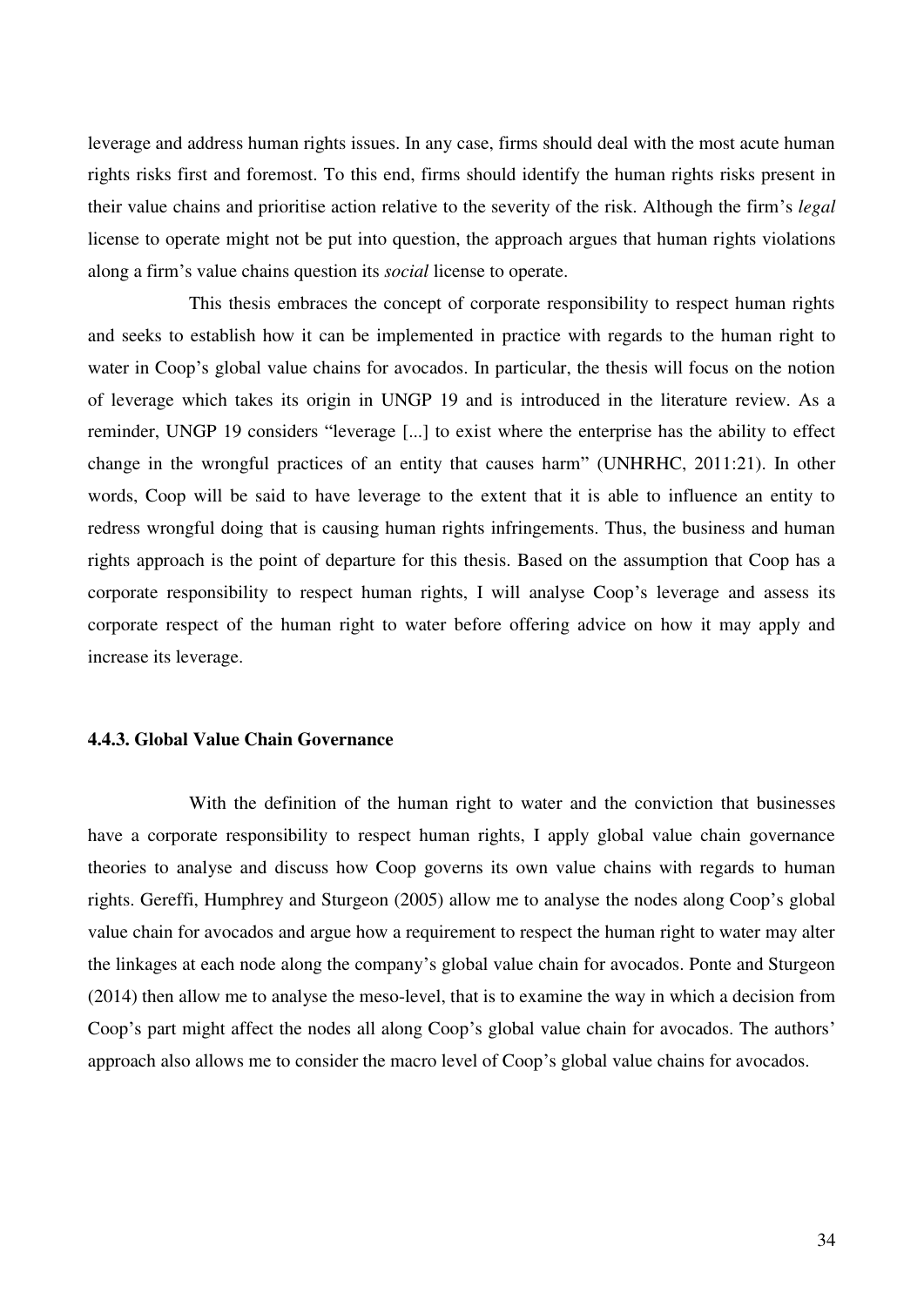leverage and address human rights issues. In any case, firms should deal with the most acute human rights risks first and foremost. To this end, firms should identify the human rights risks present in their value chains and prioritise action relative to the severity of the risk. Although the firm's *legal* license to operate might not be put into question, the approach argues that human rights violations along a firm's value chains question its *social* license to operate.

This thesis embraces the concept of corporate responsibility to respect human rights and seeks to establish how it can be implemented in practice with regards to the human right to water in Coop's global value chains for avocados. In particular, the thesis will focus on the notion of leverage which takes its origin in UNGP 19 and is introduced in the literature review. As a reminder, UNGP 19 considers "leverage [...] to exist where the enterprise has the ability to effect change in the wrongful practices of an entity that causes harm" (UNHRHC, 2011:21). In other words, Coop will be said to have leverage to the extent that it is able to influence an entity to redress wrongful doing that is causing human rights infringements. Thus, the business and human rights approach is the point of departure for this thesis. Based on the assumption that Coop has a corporate responsibility to respect human rights, I will analyse Coop's leverage and assess its corporate respect of the human right to water before offering advice on how it may apply and increase its leverage.

#### 4.4.3. Global Value Chain Governance

With the definition of the human right to water and the conviction that businesses have a corporate responsibility to respect human rights, I apply global value chain governance theories to analyse and discuss how Coop governs its own value chains with regards to human rights. Gereffi, Humphrey and Sturgeon (2005) allow me to analyse the nodes along Coop's global value chain for avocados and argue how a requirement to respect the human right to water may alter the linkages at each node along the company's global value chain for avocados. Ponte and Sturgeon (2014) then allow me to analyse the meso-level, that is to examine the way in which a decision from Coop's part might affect the nodes all along Coop's global value chain for avocados. The authors' approach also allows me to consider the macro level of Coop's global value chains for avocados.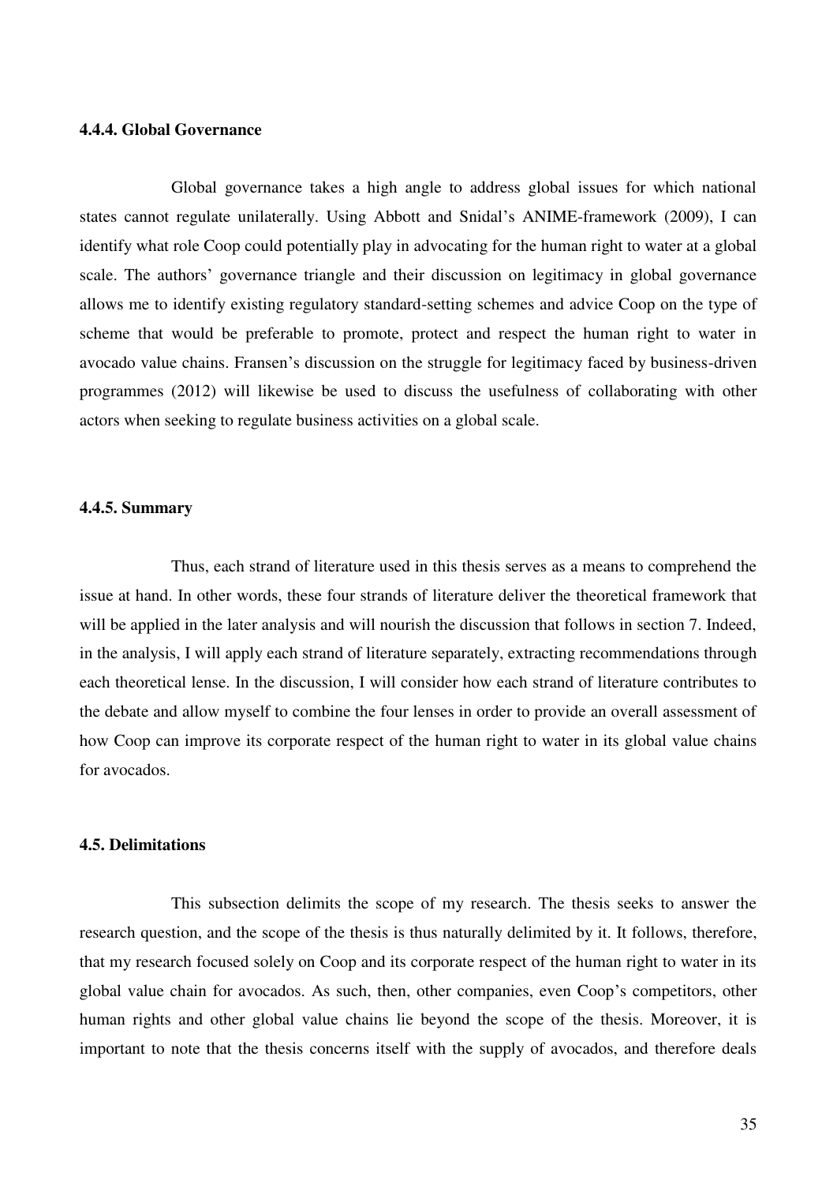#### 4.4.4. Global Governance

Global governance takes a high angle to address global issues for which national states cannot regulate unilaterally. Using Abbott and Snidal's ANIME-framework (2009), I can identify what role Coop could potentially play in advocating for the human right to water at a global scale. The authors' governance triangle and their discussion on legitimacy in global governance allows me to identify existing regulatory standard-setting schemes and advice Coop on the type of scheme that would be preferable to promote, protect and respect the human right to water in avocado value chains. Fransen's discussion on the struggle for legitimacy faced by business-driven programmes (2012) will likewise be used to discuss the usefulness of collaborating with other actors when seeking to regulate business activities on a global scale.

#### 4.4.5. Summary

Thus, each strand of literature used in this thesis serves as a means to comprehend the issue at hand. In other words, these four strands of literature deliver the theoretical framework that will be applied in the later analysis and will nourish the discussion that follows in section 7. Indeed, in the analysis, I will apply each strand of literature separately, extracting recommendations through each theoretical lense. In the discussion, I will consider how each strand of literature contributes to the debate and allow myself to combine the four lenses in order to provide an overall assessment of how Coop can improve its corporate respect of the human right to water in its global value chains for avocados.

### 4.5. Delimitations

This subsection delimits the scope of my research. The thesis seeks to answer the research question, and the scope of the thesis is thus naturally delimited by it. It follows, therefore, that my research focused solely on Coop and its corporate respect of the human right to water in its global value chain for avocados. As such, then, other companies, even Coop's competitors, other human rights and other global value chains lie beyond the scope of the thesis. Moreover, it is important to note that the thesis concerns itself with the supply of avocados, and therefore deals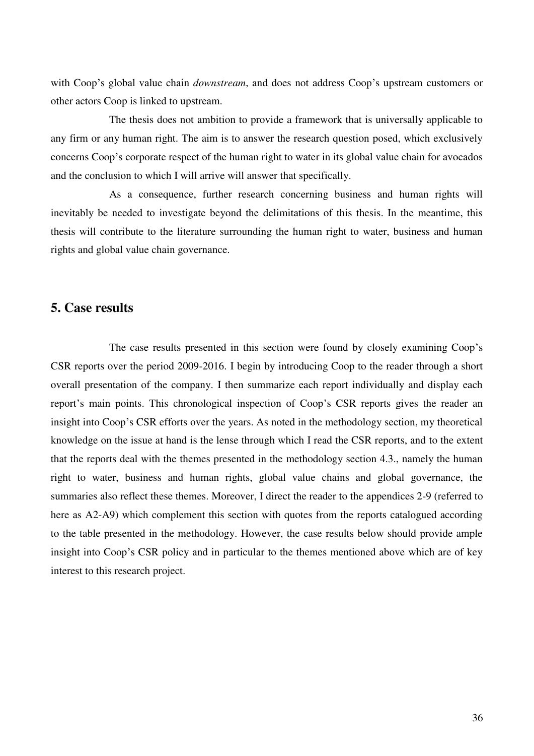with Coop's global value chain *downstream*, and does not address Coop's upstream customers or other actors Coop is linked to upstream.

The thesis does not ambition to provide a framework that is universally applicable to any firm or any human right. The aim is to answer the research question posed, which exclusively concerns Coop's corporate respect of the human right to water in its global value chain for avocados and the conclusion to which I will arrive will answer that specifically.

As a consequence, further research concerning business and human rights will inevitably be needed to investigate beyond the delimitations of this thesis. In the meantime, this thesis will contribute to the literature surrounding the human right to water, business and human rights and global value chain governance.

## 5. Case results

The case results presented in this section were found by closely examining Coop's CSR reports over the period 2009-2016. I begin by introducing Coop to the reader through a short overall presentation of the company. I then summarize each report individually and display each report's main points. This chronological inspection of Coop's CSR reports gives the reader an insight into Coop's CSR efforts over the years. As noted in the methodology section, my theoretical knowledge on the issue at hand is the lense through which I read the CSR reports, and to the extent that the reports deal with the themes presented in the methodology section 4.3., namely the human right to water, business and human rights, global value chains and global governance, the summaries also reflect these themes. Moreover, I direct the reader to the appendices 2-9 (referred to here as A2-A9) which complement this section with quotes from the reports catalogued according to the table presented in the methodology. However, the case results below should provide ample insight into Coop's CSR policy and in particular to the themes mentioned above which are of key interest to this research project.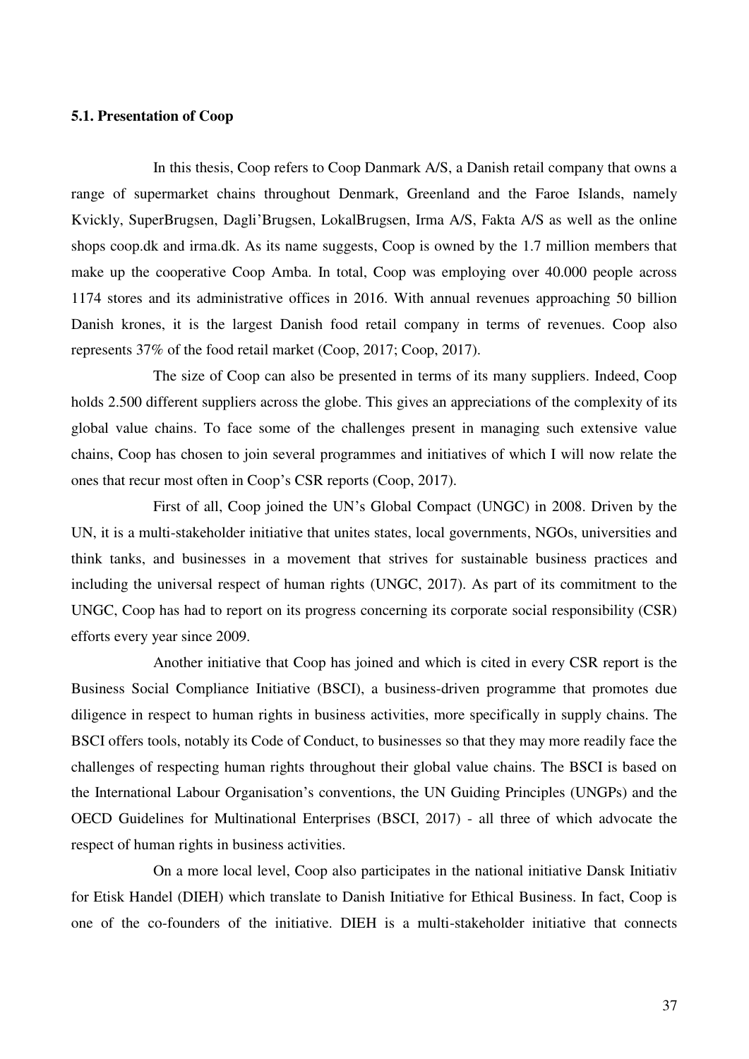### 5.1. Presentation of Coop

In this thesis, Coop refers to Coop Danmark A/S, a Danish retail company that owns a range of supermarket chains throughout Denmark, Greenland and the Faroe Islands, namely Kvickly, SuperBrugsen, Dagli'Brugsen, LokalBrugsen, Irma A/S, Fakta A/S as well as the online shops coop.dk and irma.dk. As its name suggests, Coop is owned by the 1.7 million members that make up the cooperative Coop Amba. In total, Coop was employing over 40.000 people across 1174 stores and its administrative offices in 2016. With annual revenues approaching 50 billion Danish krones, it is the largest Danish food retail company in terms of revenues. Coop also represents 37% of the food retail market (Coop, 2017; Coop, 2017).

The size of Coop can also be presented in terms of its many suppliers. Indeed, Coop holds 2.500 different suppliers across the globe. This gives an appreciations of the complexity of its global value chains. To face some of the challenges present in managing such extensive value chains, Coop has chosen to join several programmes and initiatives of which I will now relate the ones that recur most often in Coop's CSR reports (Coop, 2017).

First of all, Coop joined the UN's Global Compact (UNGC) in 2008. Driven by the UN, it is a multi-stakeholder initiative that unites states, local governments, NGOs, universities and think tanks, and businesses in a movement that strives for sustainable business practices and including the universal respect of human rights (UNGC, 2017). As part of its commitment to the UNGC, Coop has had to report on its progress concerning its corporate social responsibility (CSR) efforts every year since 2009.

Another initiative that Coop has joined and which is cited in every CSR report is the Business Social Compliance Initiative (BSCI), a business-driven programme that promotes due diligence in respect to human rights in business activities, more specifically in supply chains. The BSCI offers tools, notably its Code of Conduct, to businesses so that they may more readily face the challenges of respecting human rights throughout their global value chains. The BSCI is based on the International Labour Organisation's conventions, the UN Guiding Principles (UNGPs) and the OECD Guidelines for Multinational Enterprises (BSCI, 2017) - all three of which advocate the respect of human rights in business activities.

On a more local level, Coop also participates in the national initiative Dansk Initiativ for Etisk Handel (DIEH) which translate to Danish Initiative for Ethical Business. In fact, Coop is one of the co-founders of the initiative. DIEH is a multi-stakeholder initiative that connects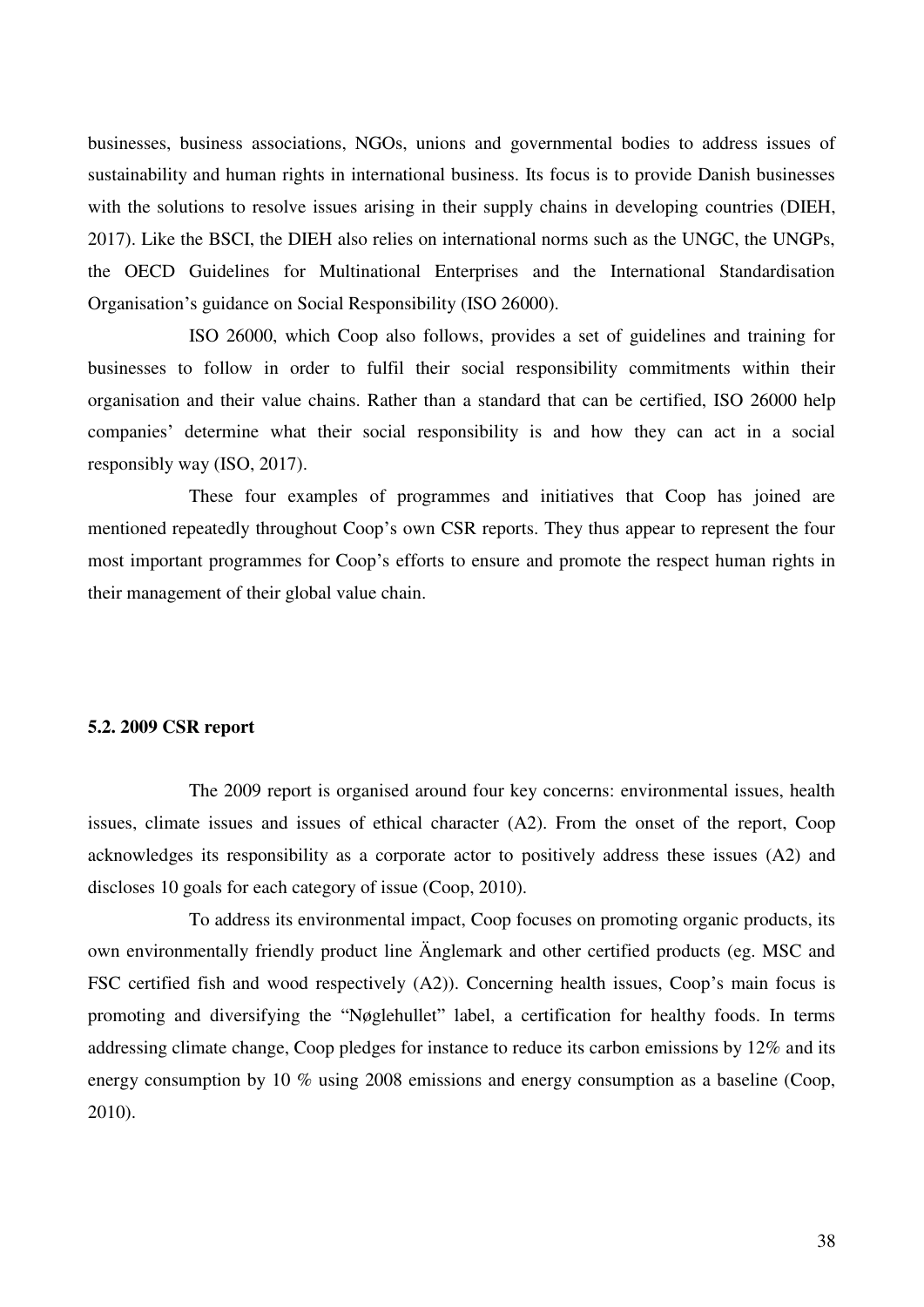businesses, business associations, NGOs, unions and governmental bodies to address issues of sustainability and human rights in international business. Its focus is to provide Danish businesses with the solutions to resolve issues arising in their supply chains in developing countries (DIEH, 2017). Like the BSCI, the DIEH also relies on international norms such as the UNGC, the UNGPs, the OECD Guidelines for Multinational Enterprises and the International Standardisation Organisation's guidance on Social Responsibility (ISO 26000).

ISO 26000, which Coop also follows, provides a set of guidelines and training for businesses to follow in order to fulfil their social responsibility commitments within their organisation and their value chains. Rather than a standard that can be certified, ISO 26000 help companies' determine what their social responsibility is and how they can act in a social responsibly way (ISO, 2017).

These four examples of programmes and initiatives that Coop has joined are mentioned repeatedly throughout Coop's own CSR reports. They thus appear to represent the four most important programmes for Coop's efforts to ensure and promote the respect human rights in their management of their global value chain.

### 5.2. 2009 CSR report

The 2009 report is organised around four key concerns: environmental issues, health issues, climate issues and issues of ethical character (A2). From the onset of the report, Coop acknowledges its responsibility as a corporate actor to positively address these issues (A2) and discloses 10 goals for each category of issue (Coop, 2010).

To address its environmental impact, Coop focuses on promoting organic products, its own environmentally friendly product line Änglemark and other certified products (eg. MSC and FSC certified fish and wood respectively (A2)). Concerning health issues, Coop's main focus is promoting and diversifying the "Nøglehullet" label, a certification for healthy foods. In terms addressing climate change, Coop pledges for instance to reduce its carbon emissions by 12% and its energy consumption by 10 % using 2008 emissions and energy consumption as a baseline (Coop, 2010).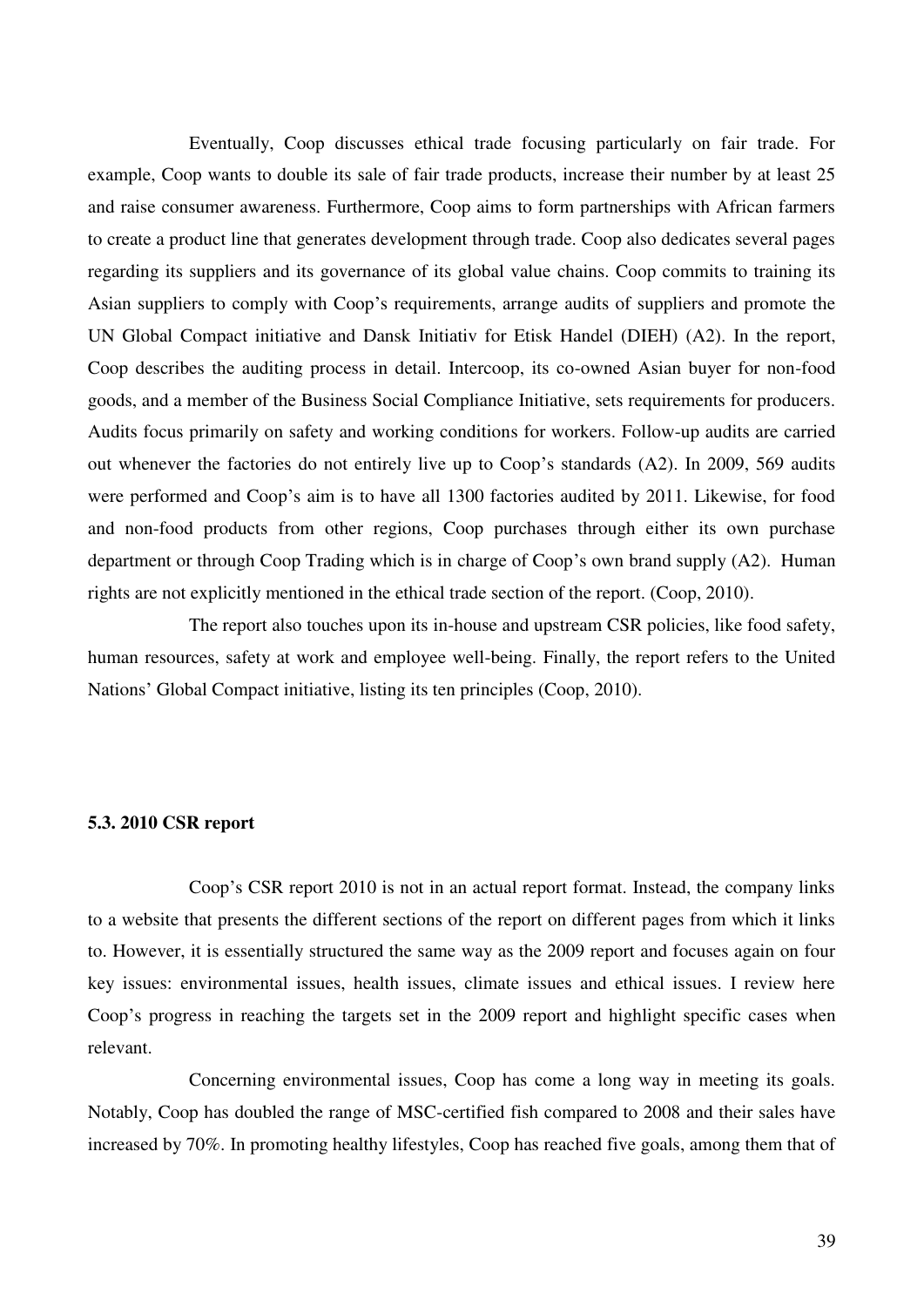Eventually, Coop discusses ethical trade focusing particularly on fair trade. For example, Coop wants to double its sale of fair trade products, increase their number by at least 25 and raise consumer awareness. Furthermore, Coop aims to form partnerships with African farmers to create a product line that generates development through trade. Coop also dedicates several pages regarding its suppliers and its governance of its global value chains. Coop commits to training its Asian suppliers to comply with Coop's requirements, arrange audits of suppliers and promote the UN Global Compact initiative and Dansk Initiativ for Etisk Handel (DIEH) (A2). In the report, Coop describes the auditing process in detail. Intercoop, its co-owned Asian buyer for non-food goods, and a member of the Business Social Compliance Initiative, sets requirements for producers. Audits focus primarily on safety and working conditions for workers. Follow-up audits are carried out whenever the factories do not entirely live up to Coop's standards (A2). In 2009, 569 audits were performed and Coop's aim is to have all 1300 factories audited by 2011. Likewise, for food and non-food products from other regions, Coop purchases through either its own purchase department or through Coop Trading which is in charge of Coop's own brand supply (A2). Human rights are not explicitly mentioned in the ethical trade section of the report. (Coop, 2010).

The report also touches upon its in-house and upstream CSR policies, like food safety, human resources, safety at work and employee well-being. Finally, the report refers to the United Nations' Global Compact initiative, listing its ten principles (Coop, 2010).

### 5.3. 2010 CSR report

Coop's CSR report 2010 is not in an actual report format. Instead, the company links to a website that presents the different sections of the report on different pages from which it links to. However, it is essentially structured the same way as the 2009 report and focuses again on four key issues: environmental issues, health issues, climate issues and ethical issues. I review here Coop's progress in reaching the targets set in the 2009 report and highlight specific cases when relevant.

Concerning environmental issues, Coop has come a long way in meeting its goals. Notably, Coop has doubled the range of MSC-certified fish compared to 2008 and their sales have increased by 70%. In promoting healthy lifestyles, Coop has reached five goals, among them that of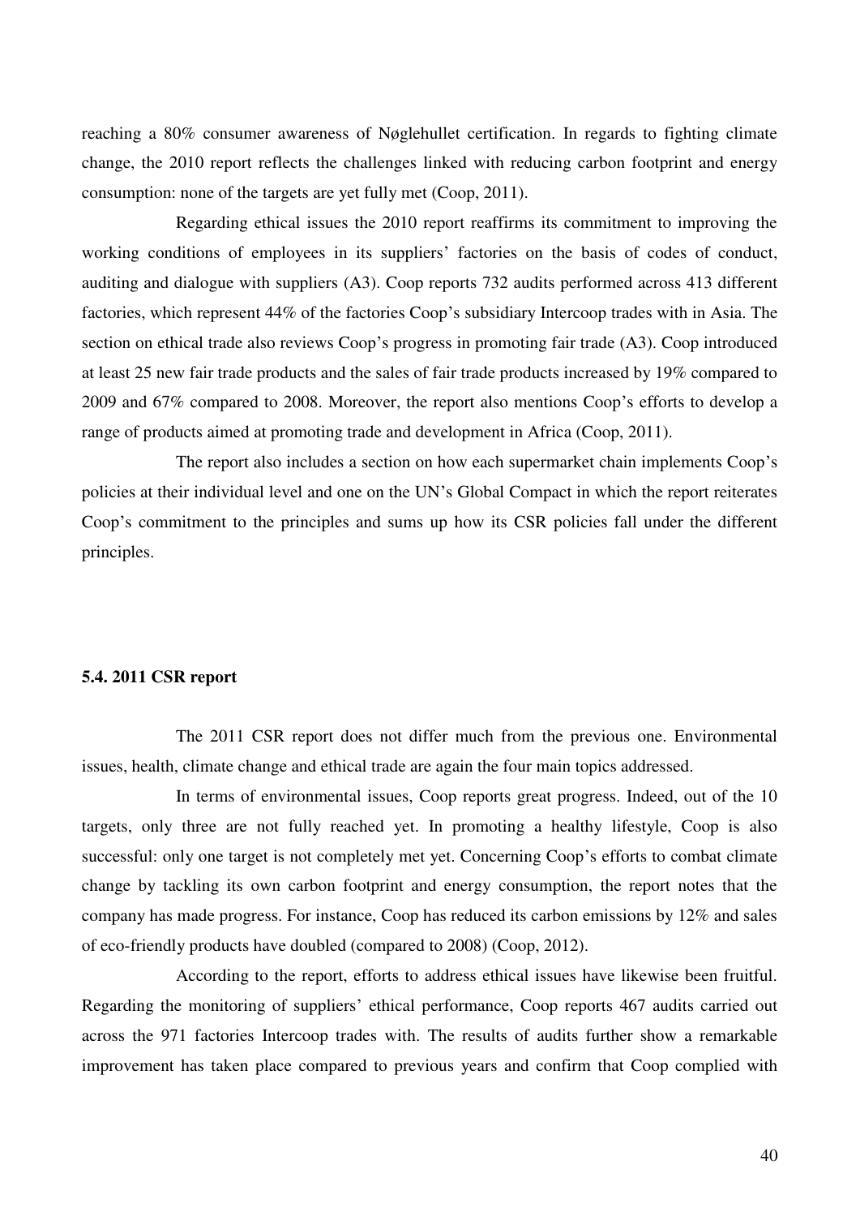reaching a 80% consumer awareness of Nøglehullet certification. In regards to fighting climate change, the 2010 report reflects the challenges linked with reducing carbon footprint and energy consumption: none of the targets are yet fully met (Coop, 2011).

Regarding ethical issues the 2010 report reaffirms its commitment to improving the working conditions of employees in its suppliers' factories on the basis of codes of conduct, auditing and dialogue with suppliers (A3). Coop reports 732 audits performed across 413 different factories, which represent 44% of the factories Coop's subsidiary Intercoop trades with in Asia. The section on ethical trade also reviews Coop's progress in promoting fair trade (A3). Coop introduced at least 25 new fair trade products and the sales of fair trade products increased by 19% compared to 2009 and 67% compared to 2008. Moreover, the report also mentions Coop's efforts to develop a range of products aimed at promoting trade and development in Africa (Coop, 2011).

The report also includes a section on how each supermarket chain implements Coop's policies at their individual level and one on the UN's Global Compact in which the report reiterates Coop's commitment to the principles and sums up how its CSR policies fall under the different principles.

### 5.4. 2011 CSR report

The 2011 CSR report does not differ much from the previous one. Environmental issues, health, climate change and ethical trade are again the four main topics addressed.

In terms of environmental issues, Coop reports great progress. Indeed, out of the 10 targets, only three are not fully reached yet. In promoting a healthy lifestyle, Coop is also successful: only one target is not completely met yet. Concerning Coop's efforts to combat climate change by tackling its own carbon footprint and energy consumption, the report notes that the company has made progress. For instance, Coop has reduced its carbon emissions by 12% and sales of eco-friendly products have doubled (compared to 2008) (Coop, 2012).

According to the report, efforts to address ethical issues have likewise been fruitful. Regarding the monitoring of suppliers' ethical performance, Coop reports 467 audits carried out across the 971 factories Intercoop trades with. The results of audits further show a remarkable improvement has taken place compared to previous years and confirm that Coop complied with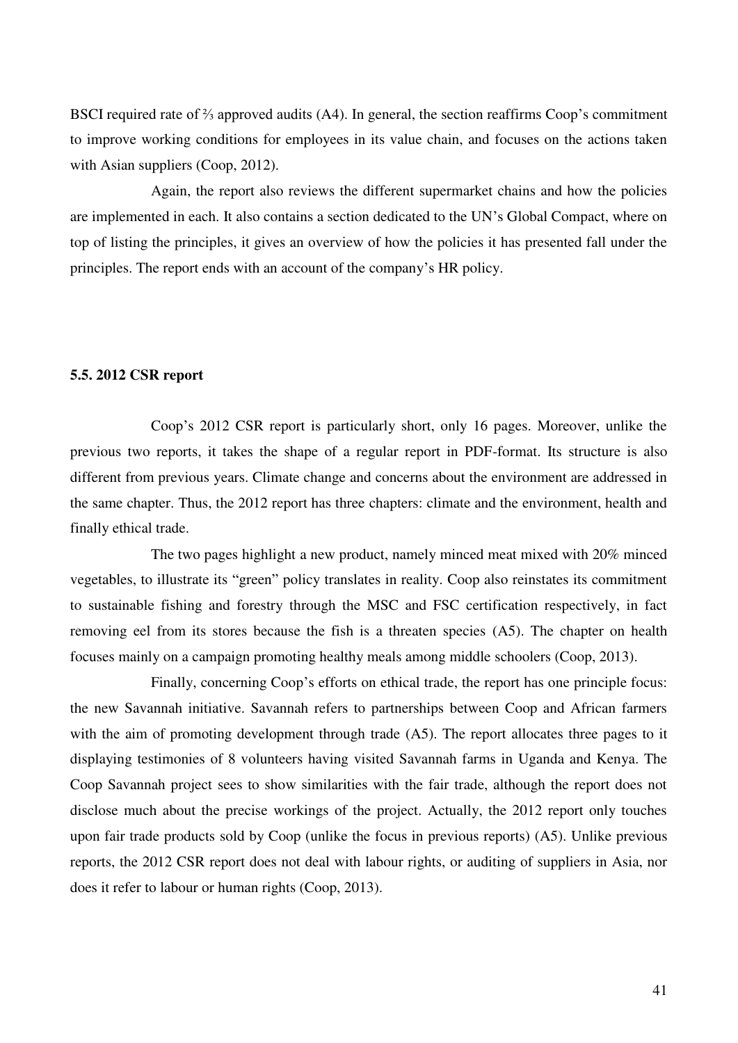BSCI required rate of ⅔ approved audits (A4). In general, the section reaffirms Coop's commitment to improve working conditions for employees in its value chain, and focuses on the actions taken with Asian suppliers (Coop, 2012).

Again, the report also reviews the different supermarket chains and how the policies are implemented in each. It also contains a section dedicated to the UN's Global Compact, where on top of listing the principles, it gives an overview of how the policies it has presented fall under the principles. The report ends with an account of the company's HR policy.

### 5.5. 2012 CSR report

Coop's 2012 CSR report is particularly short, only 16 pages. Moreover, unlike the previous two reports, it takes the shape of a regular report in PDF-format. Its structure is also different from previous years. Climate change and concerns about the environment are addressed in the same chapter. Thus, the 2012 report has three chapters: climate and the environment, health and finally ethical trade.

The two pages highlight a new product, namely minced meat mixed with 20% minced vegetables, to illustrate its "green" policy translates in reality. Coop also reinstates its commitment to sustainable fishing and forestry through the MSC and FSC certification respectively, in fact removing eel from its stores because the fish is a threaten species (A5). The chapter on health focuses mainly on a campaign promoting healthy meals among middle schoolers (Coop, 2013).

Finally, concerning Coop's efforts on ethical trade, the report has one principle focus: the new Savannah initiative. Savannah refers to partnerships between Coop and African farmers with the aim of promoting development through trade (A5). The report allocates three pages to it displaying testimonies of 8 volunteers having visited Savannah farms in Uganda and Kenya. The Coop Savannah project sees to show similarities with the fair trade, although the report does not disclose much about the precise workings of the project. Actually, the 2012 report only touches upon fair trade products sold by Coop (unlike the focus in previous reports) (A5). Unlike previous reports, the 2012 CSR report does not deal with labour rights, or auditing of suppliers in Asia, nor does it refer to labour or human rights (Coop, 2013).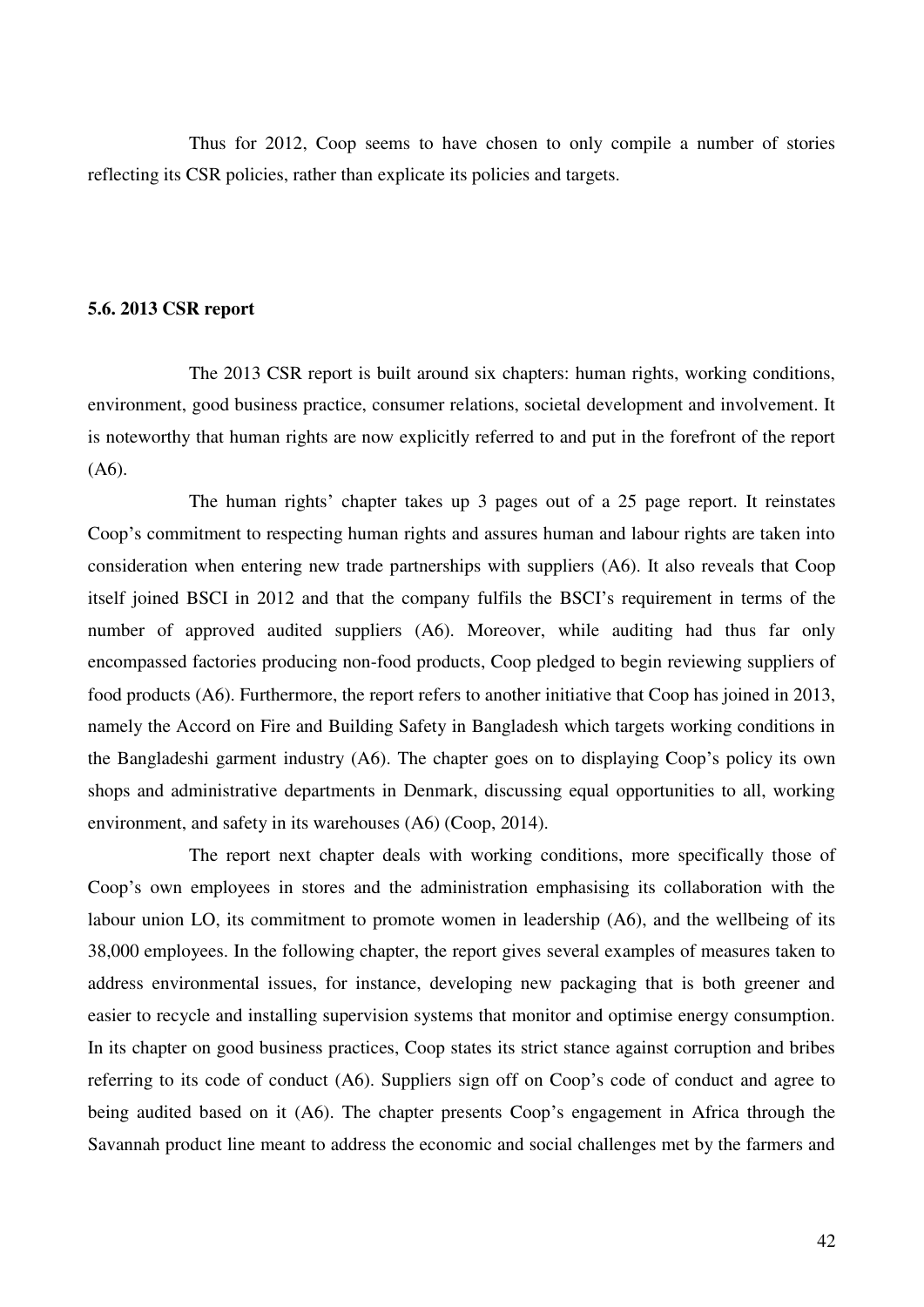Thus for 2012, Coop seems to have chosen to only compile a number of stories reflecting its CSR policies, rather than explicate its policies and targets.

### 5.6. 2013 CSR report

The 2013 CSR report is built around six chapters: human rights, working conditions, environment, good business practice, consumer relations, societal development and involvement. It is noteworthy that human rights are now explicitly referred to and put in the forefront of the report (A6).

The human rights' chapter takes up 3 pages out of a 25 page report. It reinstates Coop's commitment to respecting human rights and assures human and labour rights are taken into consideration when entering new trade partnerships with suppliers (A6). It also reveals that Coop itself joined BSCI in 2012 and that the company fulfils the BSCI's requirement in terms of the number of approved audited suppliers (A6). Moreover, while auditing had thus far only encompassed factories producing non-food products, Coop pledged to begin reviewing suppliers of food products (A6). Furthermore, the report refers to another initiative that Coop has joined in 2013, namely the Accord on Fire and Building Safety in Bangladesh which targets working conditions in the Bangladeshi garment industry (A6). The chapter goes on to displaying Coop's policy its own shops and administrative departments in Denmark, discussing equal opportunities to all, working environment, and safety in its warehouses (A6) (Coop, 2014).

The report next chapter deals with working conditions, more specifically those of Coop's own employees in stores and the administration emphasising its collaboration with the labour union LO, its commitment to promote women in leadership (A6), and the wellbeing of its 38,000 employees. In the following chapter, the report gives several examples of measures taken to address environmental issues, for instance, developing new packaging that is both greener and easier to recycle and installing supervision systems that monitor and optimise energy consumption. In its chapter on good business practices, Coop states its strict stance against corruption and bribes referring to its code of conduct (A6). Suppliers sign off on Coop's code of conduct and agree to being audited based on it (A6). The chapter presents Coop's engagement in Africa through the Savannah product line meant to address the economic and social challenges met by the farmers and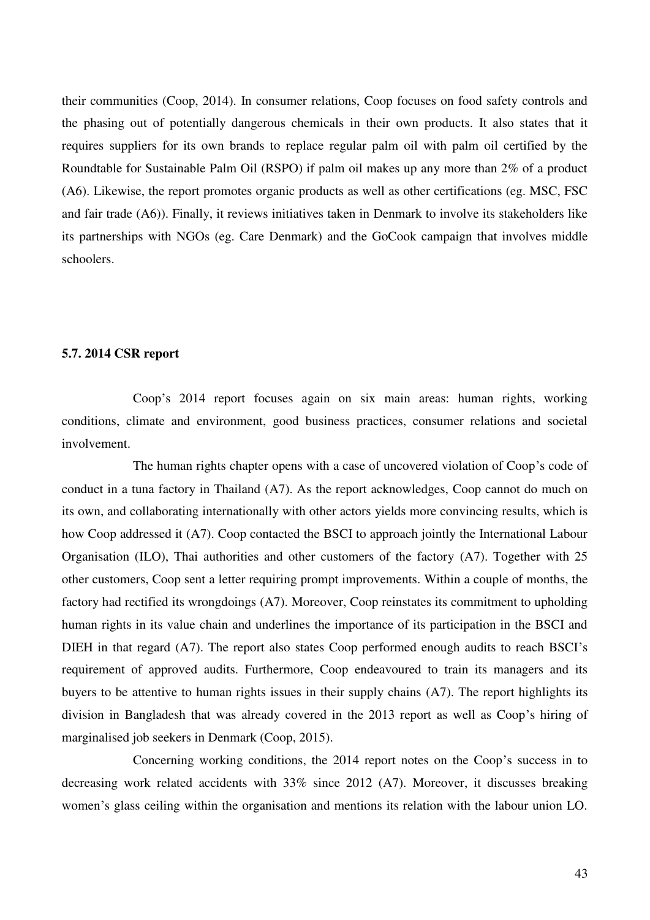their communities (Coop, 2014). In consumer relations, Coop focuses on food safety controls and the phasing out of potentially dangerous chemicals in their own products. It also states that it requires suppliers for its own brands to replace regular palm oil with palm oil certified by the Roundtable for Sustainable Palm Oil (RSPO) if palm oil makes up any more than 2% of a product (A6). Likewise, the report promotes organic products as well as other certifications (eg. MSC, FSC and fair trade (A6)). Finally, it reviews initiatives taken in Denmark to involve its stakeholders like its partnerships with NGOs (eg. Care Denmark) and the GoCook campaign that involves middle schoolers.

### 5.7. 2014 CSR report

Coop's 2014 report focuses again on six main areas: human rights, working conditions, climate and environment, good business practices, consumer relations and societal involvement.

The human rights chapter opens with a case of uncovered violation of Coop's code of conduct in a tuna factory in Thailand (A7). As the report acknowledges, Coop cannot do much on its own, and collaborating internationally with other actors yields more convincing results, which is how Coop addressed it (A7). Coop contacted the BSCI to approach jointly the International Labour Organisation (ILO), Thai authorities and other customers of the factory (A7). Together with 25 other customers, Coop sent a letter requiring prompt improvements. Within a couple of months, the factory had rectified its wrongdoings (A7). Moreover, Coop reinstates its commitment to upholding human rights in its value chain and underlines the importance of its participation in the BSCI and DIEH in that regard (A7). The report also states Coop performed enough audits to reach BSCI's requirement of approved audits. Furthermore, Coop endeavoured to train its managers and its buyers to be attentive to human rights issues in their supply chains (A7). The report highlights its division in Bangladesh that was already covered in the 2013 report as well as Coop's hiring of marginalised job seekers in Denmark (Coop, 2015).

Concerning working conditions, the 2014 report notes on the Coop's success in to decreasing work related accidents with 33% since 2012 (A7). Moreover, it discusses breaking women's glass ceiling within the organisation and mentions its relation with the labour union LO.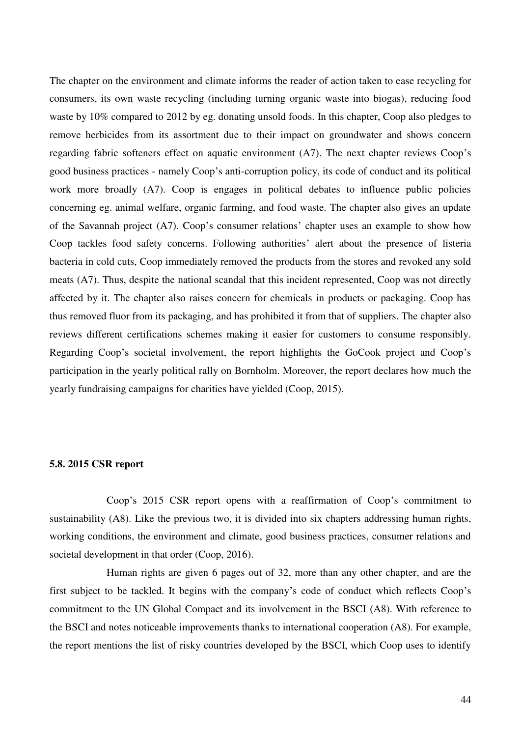The chapter on the environment and climate informs the reader of action taken to ease recycling for consumers, its own waste recycling (including turning organic waste into biogas), reducing food waste by 10% compared to 2012 by eg. donating unsold foods. In this chapter, Coop also pledges to remove herbicides from its assortment due to their impact on groundwater and shows concern regarding fabric softeners effect on aquatic environment (A7). The next chapter reviews Coop's good business practices - namely Coop's anti-corruption policy, its code of conduct and its political work more broadly (A7). Coop is engages in political debates to influence public policies concerning eg. animal welfare, organic farming, and food waste. The chapter also gives an update of the Savannah project (A7). Coop's consumer relations' chapter uses an example to show how Coop tackles food safety concerns. Following authorities' alert about the presence of listeria bacteria in cold cuts, Coop immediately removed the products from the stores and revoked any sold meats (A7). Thus, despite the national scandal that this incident represented, Coop was not directly affected by it. The chapter also raises concern for chemicals in products or packaging. Coop has thus removed fluor from its packaging, and has prohibited it from that of suppliers. The chapter also reviews different certifications schemes making it easier for customers to consume responsibly. Regarding Coop's societal involvement, the report highlights the GoCook project and Coop's participation in the yearly political rally on Bornholm. Moreover, the report declares how much the yearly fundraising campaigns for charities have yielded (Coop, 2015).

### 5.8. 2015 CSR report

Coop's 2015 CSR report opens with a reaffirmation of Coop's commitment to sustainability (A8). Like the previous two, it is divided into six chapters addressing human rights, working conditions, the environment and climate, good business practices, consumer relations and societal development in that order (Coop, 2016).

Human rights are given 6 pages out of 32, more than any other chapter, and are the first subject to be tackled. It begins with the company's code of conduct which reflects Coop's commitment to the UN Global Compact and its involvement in the BSCI (A8). With reference to the BSCI and notes noticeable improvements thanks to international cooperation (A8). For example, the report mentions the list of risky countries developed by the BSCI, which Coop uses to identify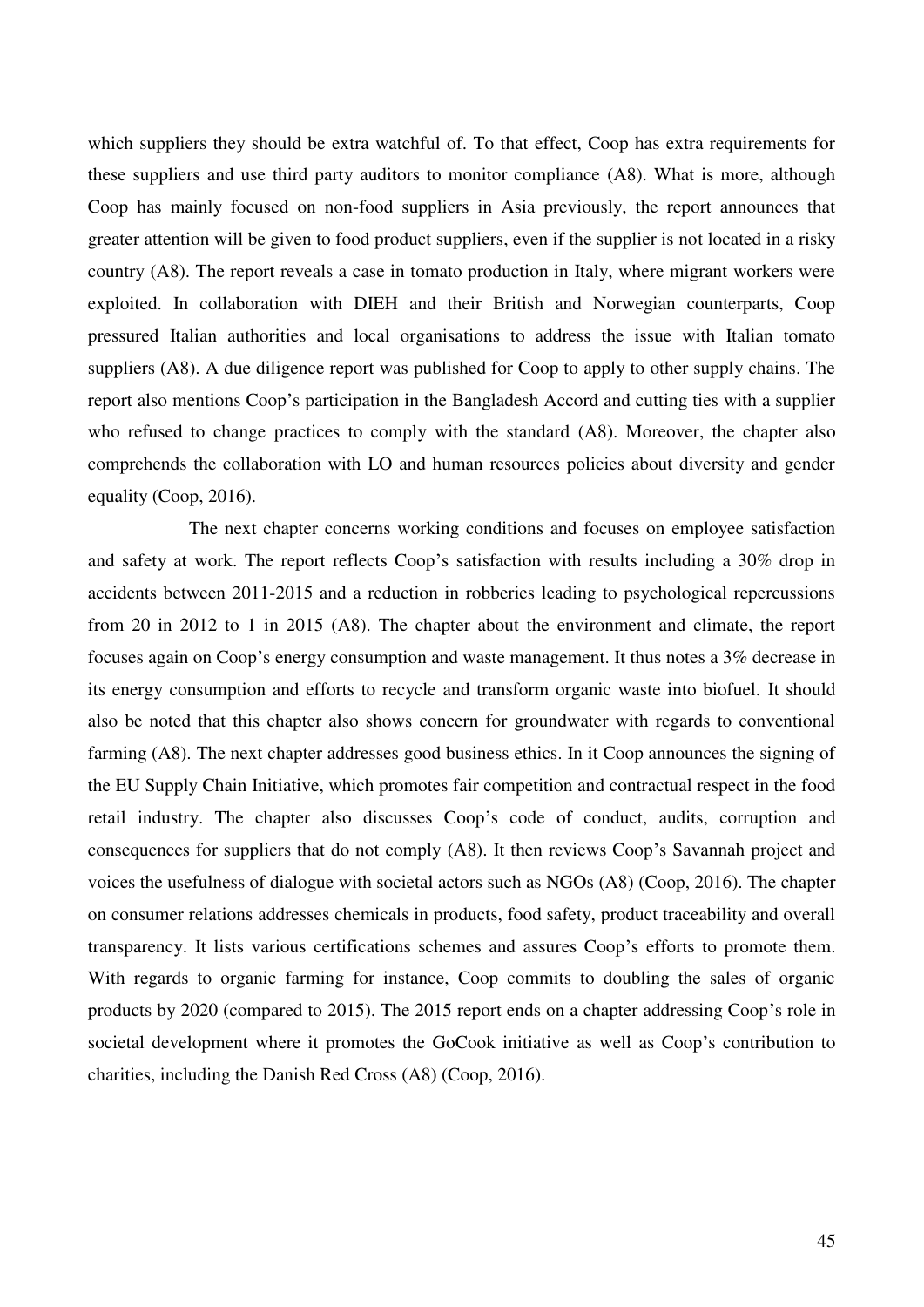which suppliers they should be extra watchful of. To that effect, Coop has extra requirements for these suppliers and use third party auditors to monitor compliance (A8). What is more, although Coop has mainly focused on non-food suppliers in Asia previously, the report announces that greater attention will be given to food product suppliers, even if the supplier is not located in a risky country (A8). The report reveals a case in tomato production in Italy, where migrant workers were exploited. In collaboration with DIEH and their British and Norwegian counterparts, Coop pressured Italian authorities and local organisations to address the issue with Italian tomato suppliers (A8). A due diligence report was published for Coop to apply to other supply chains. The report also mentions Coop's participation in the Bangladesh Accord and cutting ties with a supplier who refused to change practices to comply with the standard (A8). Moreover, the chapter also comprehends the collaboration with LO and human resources policies about diversity and gender equality (Coop, 2016).

The next chapter concerns working conditions and focuses on employee satisfaction and safety at work. The report reflects Coop's satisfaction with results including a 30% drop in accidents between 2011-2015 and a reduction in robberies leading to psychological repercussions from 20 in 2012 to 1 in 2015 (A8). The chapter about the environment and climate, the report focuses again on Coop's energy consumption and waste management. It thus notes a 3% decrease in its energy consumption and efforts to recycle and transform organic waste into biofuel. It should also be noted that this chapter also shows concern for groundwater with regards to conventional farming (A8). The next chapter addresses good business ethics. In it Coop announces the signing of the EU Supply Chain Initiative, which promotes fair competition and contractual respect in the food retail industry. The chapter also discusses Coop's code of conduct, audits, corruption and consequences for suppliers that do not comply (A8). It then reviews Coop's Savannah project and voices the usefulness of dialogue with societal actors such as NGOs (A8) (Coop, 2016). The chapter on consumer relations addresses chemicals in products, food safety, product traceability and overall transparency. It lists various certifications schemes and assures Coop's efforts to promote them. With regards to organic farming for instance, Coop commits to doubling the sales of organic products by 2020 (compared to 2015). The 2015 report ends on a chapter addressing Coop's role in societal development where it promotes the GoCook initiative as well as Coop's contribution to charities, including the Danish Red Cross (A8) (Coop, 2016).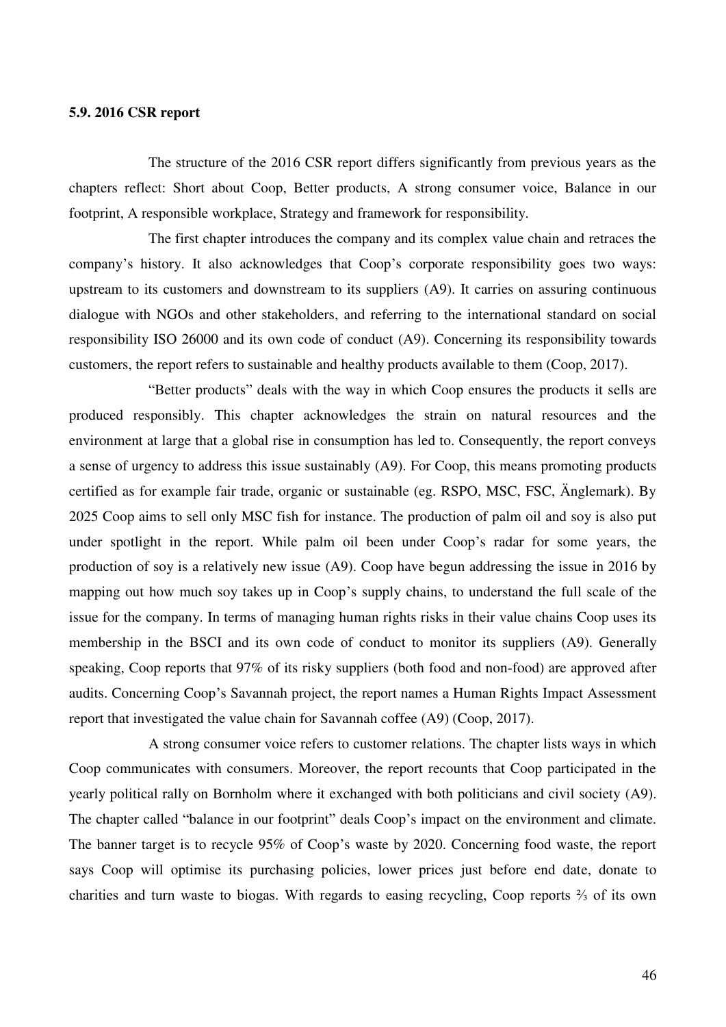### 5.9. 2016 CSR report

The structure of the 2016 CSR report differs significantly from previous years as the chapters reflect: Short about Coop, Better products, A strong consumer voice, Balance in our footprint, A responsible workplace, Strategy and framework for responsibility.

The first chapter introduces the company and its complex value chain and retraces the company's history. It also acknowledges that Coop's corporate responsibility goes two ways: upstream to its customers and downstream to its suppliers (A9). It carries on assuring continuous dialogue with NGOs and other stakeholders, and referring to the international standard on social responsibility ISO 26000 and its own code of conduct (A9). Concerning its responsibility towards customers, the report refers to sustainable and healthy products available to them (Coop, 2017).

"Better products" deals with the way in which Coop ensures the products it sells are produced responsibly. This chapter acknowledges the strain on natural resources and the environment at large that a global rise in consumption has led to. Consequently, the report conveys a sense of urgency to address this issue sustainably (A9). For Coop, this means promoting products certified as for example fair trade, organic or sustainable (eg. RSPO, MSC, FSC, Änglemark). By 2025 Coop aims to sell only MSC fish for instance. The production of palm oil and soy is also put under spotlight in the report. While palm oil been under Coop's radar for some years, the production of soy is a relatively new issue (A9). Coop have begun addressing the issue in 2016 by mapping out how much soy takes up in Coop's supply chains, to understand the full scale of the issue for the company. In terms of managing human rights risks in their value chains Coop uses its membership in the BSCI and its own code of conduct to monitor its suppliers (A9). Generally speaking, Coop reports that 97% of its risky suppliers (both food and non-food) are approved after audits. Concerning Coop's Savannah project, the report names a Human Rights Impact Assessment report that investigated the value chain for Savannah coffee (A9) (Coop, 2017).

A strong consumer voice refers to customer relations. The chapter lists ways in which Coop communicates with consumers. Moreover, the report recounts that Coop participated in the yearly political rally on Bornholm where it exchanged with both politicians and civil society (A9). The chapter called "balance in our footprint" deals Coop's impact on the environment and climate. The banner target is to recycle 95% of Coop's waste by 2020. Concerning food waste, the report says Coop will optimise its purchasing policies, lower prices just before end date, donate to charities and turn waste to biogas. With regards to easing recycling, Coop reports ⅔ of its own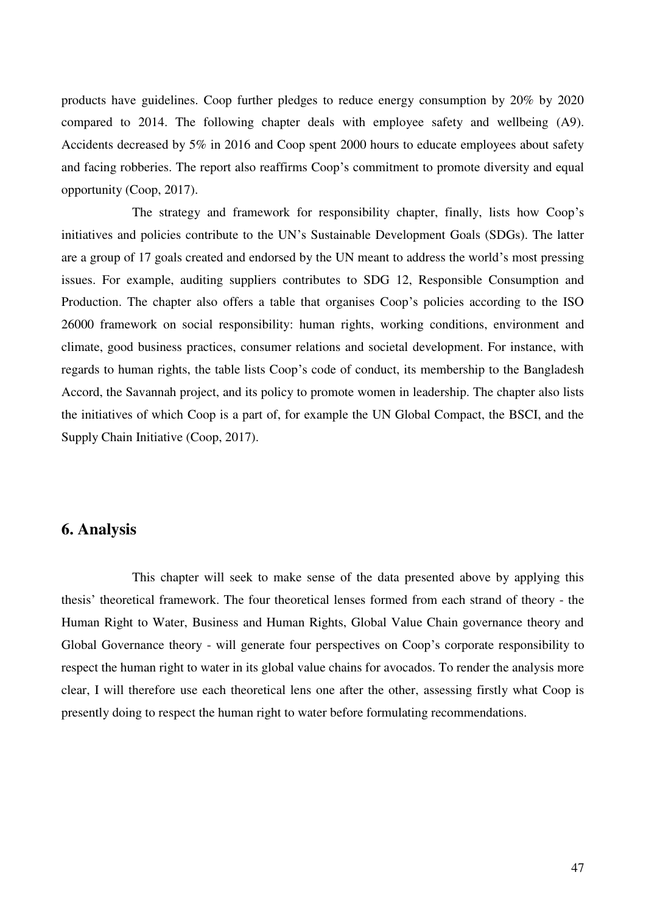products have guidelines. Coop further pledges to reduce energy consumption by 20% by 2020 compared to 2014. The following chapter deals with employee safety and wellbeing (A9). Accidents decreased by 5% in 2016 and Coop spent 2000 hours to educate employees about safety and facing robberies. The report also reaffirms Coop's commitment to promote diversity and equal opportunity (Coop, 2017).

The strategy and framework for responsibility chapter, finally, lists how Coop's initiatives and policies contribute to the UN's Sustainable Development Goals (SDGs). The latter are a group of 17 goals created and endorsed by the UN meant to address the world's most pressing issues. For example, auditing suppliers contributes to SDG 12, Responsible Consumption and Production. The chapter also offers a table that organises Coop's policies according to the ISO 26000 framework on social responsibility: human rights, working conditions, environment and climate, good business practices, consumer relations and societal development. For instance, with regards to human rights, the table lists Coop's code of conduct, its membership to the Bangladesh Accord, the Savannah project, and its policy to promote women in leadership. The chapter also lists the initiatives of which Coop is a part of, for example the UN Global Compact, the BSCI, and the Supply Chain Initiative (Coop, 2017).

## 6. Analysis

This chapter will seek to make sense of the data presented above by applying this thesis' theoretical framework. The four theoretical lenses formed from each strand of theory - the Human Right to Water, Business and Human Rights, Global Value Chain governance theory and Global Governance theory - will generate four perspectives on Coop's corporate responsibility to respect the human right to water in its global value chains for avocados. To render the analysis more clear, I will therefore use each theoretical lens one after the other, assessing firstly what Coop is presently doing to respect the human right to water before formulating recommendations.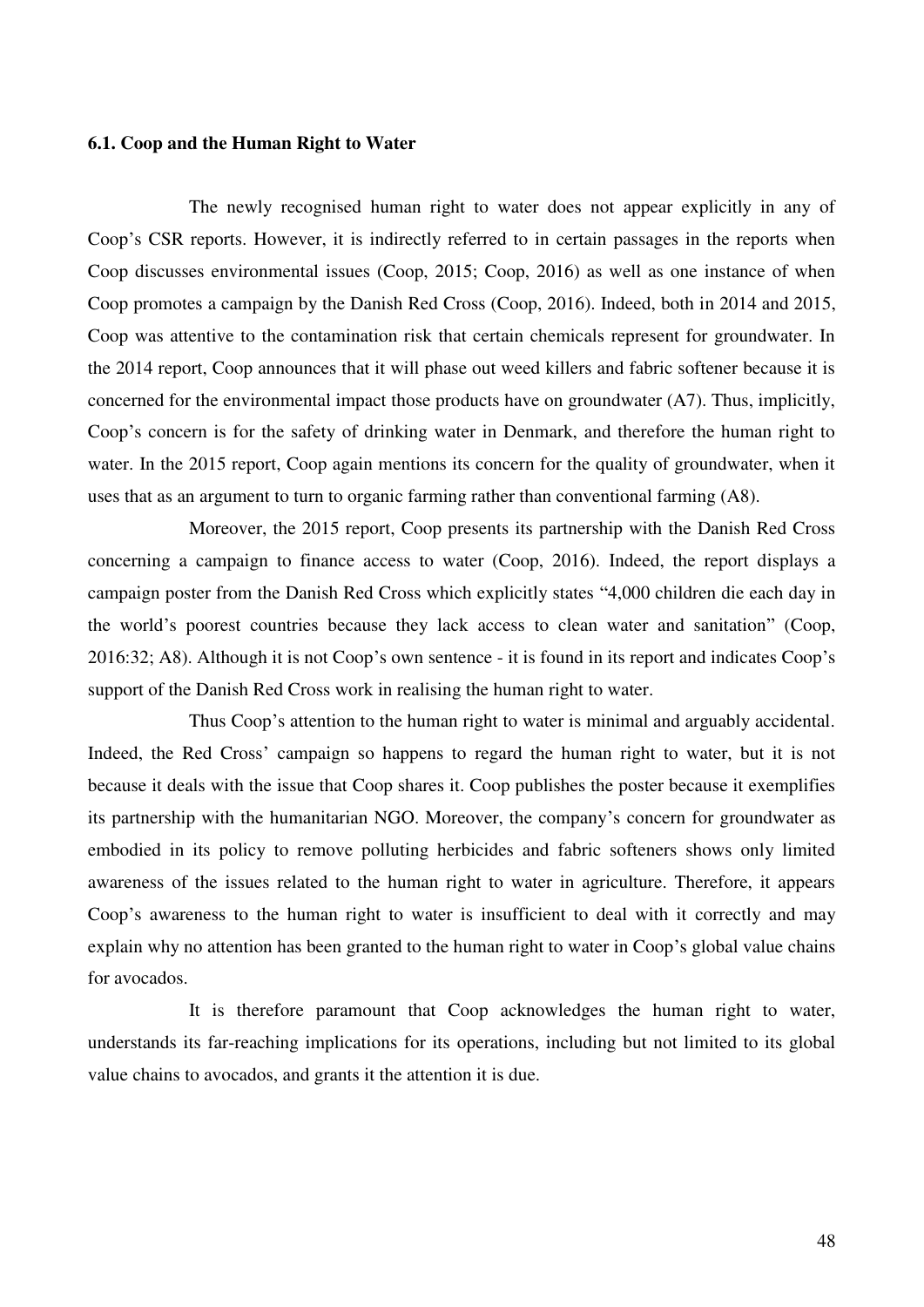### 6.1. Coop and the Human Right to Water

The newly recognised human right to water does not appear explicitly in any of Coop's CSR reports. However, it is indirectly referred to in certain passages in the reports when Coop discusses environmental issues (Coop, 2015; Coop, 2016) as well as one instance of when Coop promotes a campaign by the Danish Red Cross (Coop, 2016). Indeed, both in 2014 and 2015, Coop was attentive to the contamination risk that certain chemicals represent for groundwater. In the 2014 report, Coop announces that it will phase out weed killers and fabric softener because it is concerned for the environmental impact those products have on groundwater (A7). Thus, implicitly, Coop's concern is for the safety of drinking water in Denmark, and therefore the human right to water. In the 2015 report, Coop again mentions its concern for the quality of groundwater, when it uses that as an argument to turn to organic farming rather than conventional farming (A8).

Moreover, the 2015 report, Coop presents its partnership with the Danish Red Cross concerning a campaign to finance access to water (Coop, 2016). Indeed, the report displays a campaign poster from the Danish Red Cross which explicitly states "4,000 children die each day in the world's poorest countries because they lack access to clean water and sanitation" (Coop, 2016:32; A8). Although it is not Coop's own sentence - it is found in its report and indicates Coop's support of the Danish Red Cross work in realising the human right to water.

Thus Coop's attention to the human right to water is minimal and arguably accidental. Indeed, the Red Cross' campaign so happens to regard the human right to water, but it is not because it deals with the issue that Coop shares it. Coop publishes the poster because it exemplifies its partnership with the humanitarian NGO. Moreover, the company's concern for groundwater as embodied in its policy to remove polluting herbicides and fabric softeners shows only limited awareness of the issues related to the human right to water in agriculture. Therefore, it appears Coop's awareness to the human right to water is insufficient to deal with it correctly and may explain why no attention has been granted to the human right to water in Coop's global value chains for avocados.

It is therefore paramount that Coop acknowledges the human right to water, understands its far-reaching implications for its operations, including but not limited to its global value chains to avocados, and grants it the attention it is due.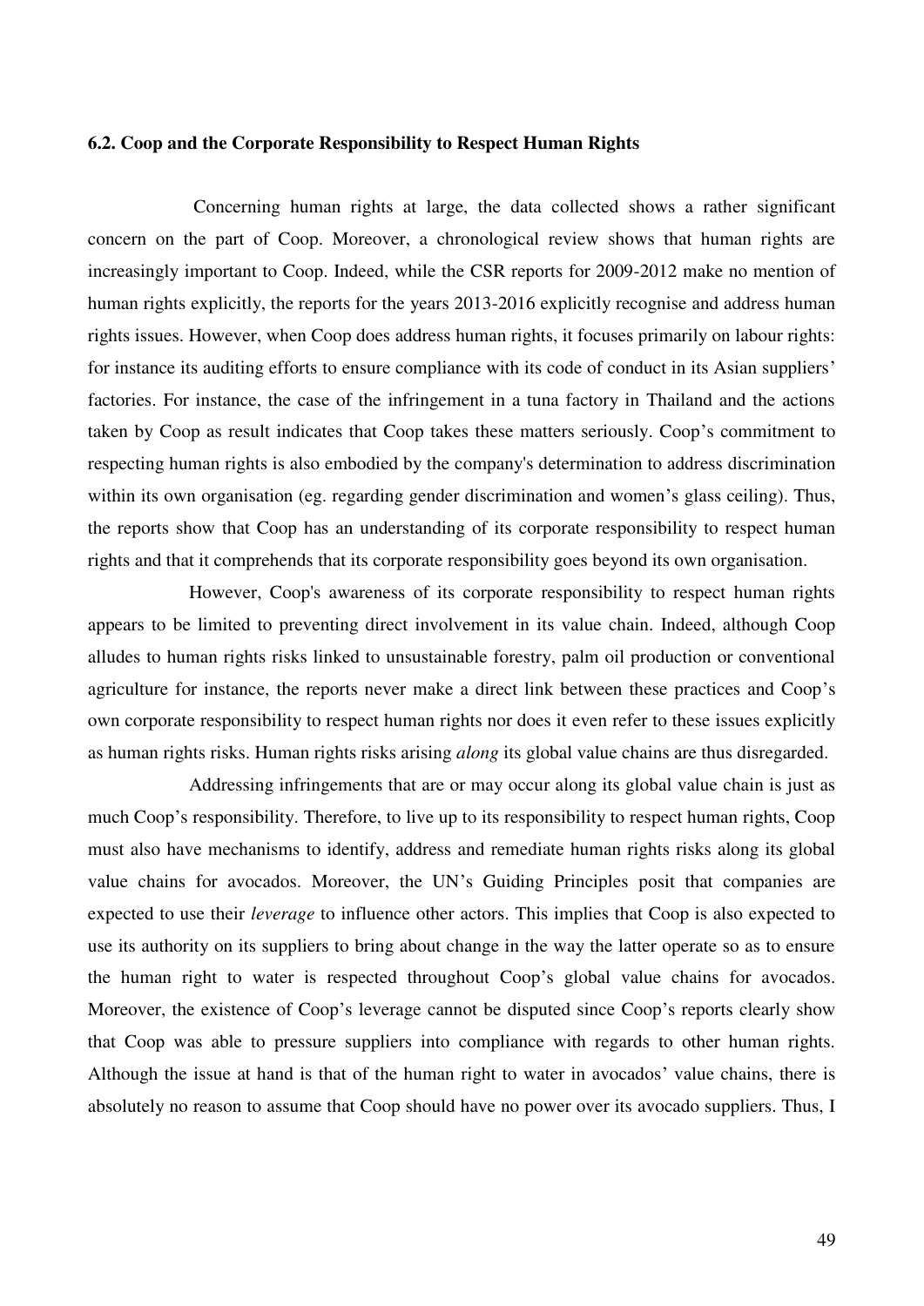### 6.2. Coop and the Corporate Responsibility to Respect Human Rights

Concerning human rights at large, the data collected shows a rather significant concern on the part of Coop. Moreover, a chronological review shows that human rights are increasingly important to Coop. Indeed, while the CSR reports for 2009-2012 make no mention of human rights explicitly, the reports for the years 2013-2016 explicitly recognise and address human rights issues. However, when Coop does address human rights, it focuses primarily on labour rights: for instance its auditing efforts to ensure compliance with its code of conduct in its Asian suppliers' factories. For instance, the case of the infringement in a tuna factory in Thailand and the actions taken by Coop as result indicates that Coop takes these matters seriously. Coop's commitment to respecting human rights is also embodied by the company's determination to address discrimination within its own organisation (eg. regarding gender discrimination and women's glass ceiling). Thus, the reports show that Coop has an understanding of its corporate responsibility to respect human rights and that it comprehends that its corporate responsibility goes beyond its own organisation.

However, Coop's awareness of its corporate responsibility to respect human rights appears to be limited to preventing direct involvement in its value chain. Indeed, although Coop alludes to human rights risks linked to unsustainable forestry, palm oil production or conventional agriculture for instance, the reports never make a direct link between these practices and Coop's own corporate responsibility to respect human rights nor does it even refer to these issues explicitly as human rights risks. Human rights risks arising *along* its global value chains are thus disregarded.

Addressing infringements that are or may occur along its global value chain is just as much Coop's responsibility. Therefore, to live up to its responsibility to respect human rights, Coop must also have mechanisms to identify, address and remediate human rights risks along its global value chains for avocados. Moreover, the UN's Guiding Principles posit that companies are expected to use their *leverage* to influence other actors. This implies that Coop is also expected to use its authority on its suppliers to bring about change in the way the latter operate so as to ensure the human right to water is respected throughout Coop's global value chains for avocados. Moreover, the existence of Coop's leverage cannot be disputed since Coop's reports clearly show that Coop was able to pressure suppliers into compliance with regards to other human rights. Although the issue at hand is that of the human right to water in avocados' value chains, there is absolutely no reason to assume that Coop should have no power over its avocado suppliers. Thus, I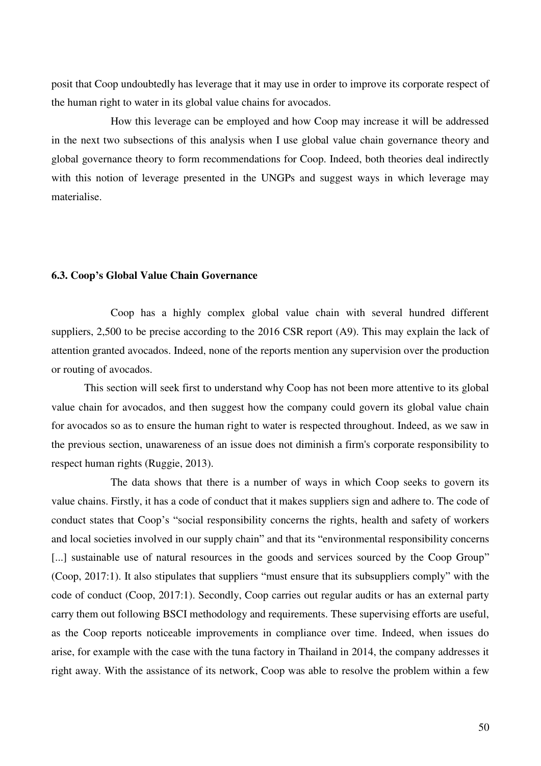posit that Coop undoubtedly has leverage that it may use in order to improve its corporate respect of the human right to water in its global value chains for avocados.

How this leverage can be employed and how Coop may increase it will be addressed in the next two subsections of this analysis when I use global value chain governance theory and global governance theory to form recommendations for Coop. Indeed, both theories deal indirectly with this notion of leverage presented in the UNGPs and suggest ways in which leverage may materialise.

### 6.3. Coop's Global Value Chain Governance

Coop has a highly complex global value chain with several hundred different suppliers, 2,500 to be precise according to the 2016 CSR report (A9). This may explain the lack of attention granted avocados. Indeed, none of the reports mention any supervision over the production or routing of avocados.

This section will seek first to understand why Coop has not been more attentive to its global value chain for avocados, and then suggest how the company could govern its global value chain for avocados so as to ensure the human right to water is respected throughout. Indeed, as we saw in the previous section, unawareness of an issue does not diminish a firm's corporate responsibility to respect human rights (Ruggie, 2013).

The data shows that there is a number of ways in which Coop seeks to govern its value chains. Firstly, it has a code of conduct that it makes suppliers sign and adhere to. The code of conduct states that Coop's "social responsibility concerns the rights, health and safety of workers and local societies involved in our supply chain" and that its "environmental responsibility concerns [...] sustainable use of natural resources in the goods and services sourced by the Coop Group" (Coop, 2017:1). It also stipulates that suppliers "must ensure that its subsuppliers comply" with the code of conduct (Coop, 2017:1). Secondly, Coop carries out regular audits or has an external party carry them out following BSCI methodology and requirements. These supervising efforts are useful, as the Coop reports noticeable improvements in compliance over time. Indeed, when issues do arise, for example with the case with the tuna factory in Thailand in 2014, the company addresses it right away. With the assistance of its network, Coop was able to resolve the problem within a few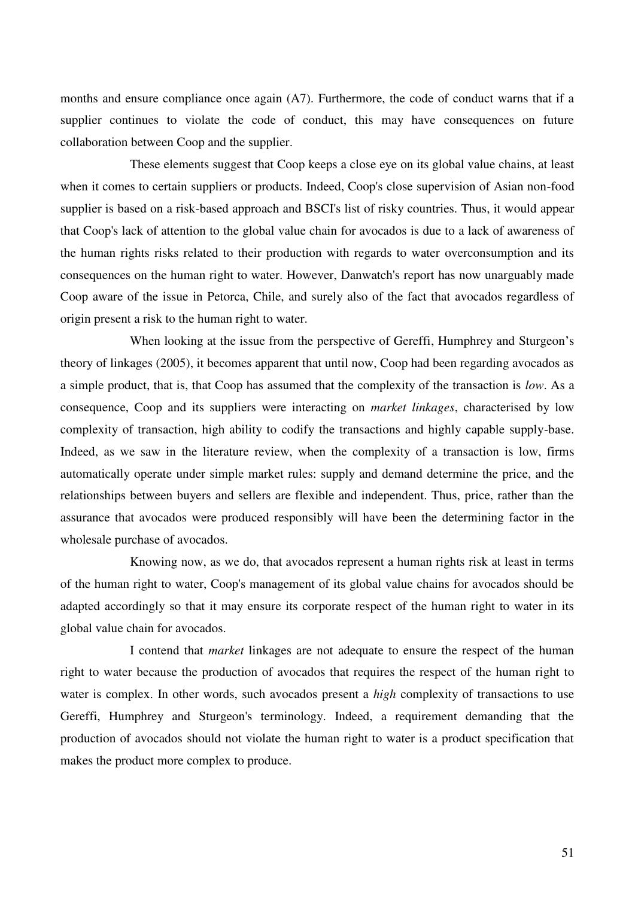months and ensure compliance once again (A7). Furthermore, the code of conduct warns that if a supplier continues to violate the code of conduct, this may have consequences on future collaboration between Coop and the supplier.

These elements suggest that Coop keeps a close eye on its global value chains, at least when it comes to certain suppliers or products. Indeed, Coop's close supervision of Asian non-food supplier is based on a risk-based approach and BSCI's list of risky countries. Thus, it would appear that Coop's lack of attention to the global value chain for avocados is due to a lack of awareness of the human rights risks related to their production with regards to water overconsumption and its consequences on the human right to water. However, Danwatch's report has now unarguably made Coop aware of the issue in Petorca, Chile, and surely also of the fact that avocados regardless of origin present a risk to the human right to water.

When looking at the issue from the perspective of Gereffi, Humphrey and Sturgeon's theory of linkages (2005), it becomes apparent that until now, Coop had been regarding avocados as a simple product, that is, that Coop has assumed that the complexity of the transaction is *low*. As a consequence, Coop and its suppliers were interacting on *market linkages*, characterised by low complexity of transaction, high ability to codify the transactions and highly capable supply-base. Indeed, as we saw in the literature review, when the complexity of a transaction is low, firms automatically operate under simple market rules: supply and demand determine the price, and the relationships between buyers and sellers are flexible and independent. Thus, price, rather than the assurance that avocados were produced responsibly will have been the determining factor in the wholesale purchase of avocados.

Knowing now, as we do, that avocados represent a human rights risk at least in terms of the human right to water, Coop's management of its global value chains for avocados should be adapted accordingly so that it may ensure its corporate respect of the human right to water in its global value chain for avocados.

I contend that *market* linkages are not adequate to ensure the respect of the human right to water because the production of avocados that requires the respect of the human right to water is complex. In other words, such avocados present a *high* complexity of transactions to use Gereffi, Humphrey and Sturgeon's terminology. Indeed, a requirement demanding that the production of avocados should not violate the human right to water is a product specification that makes the product more complex to produce.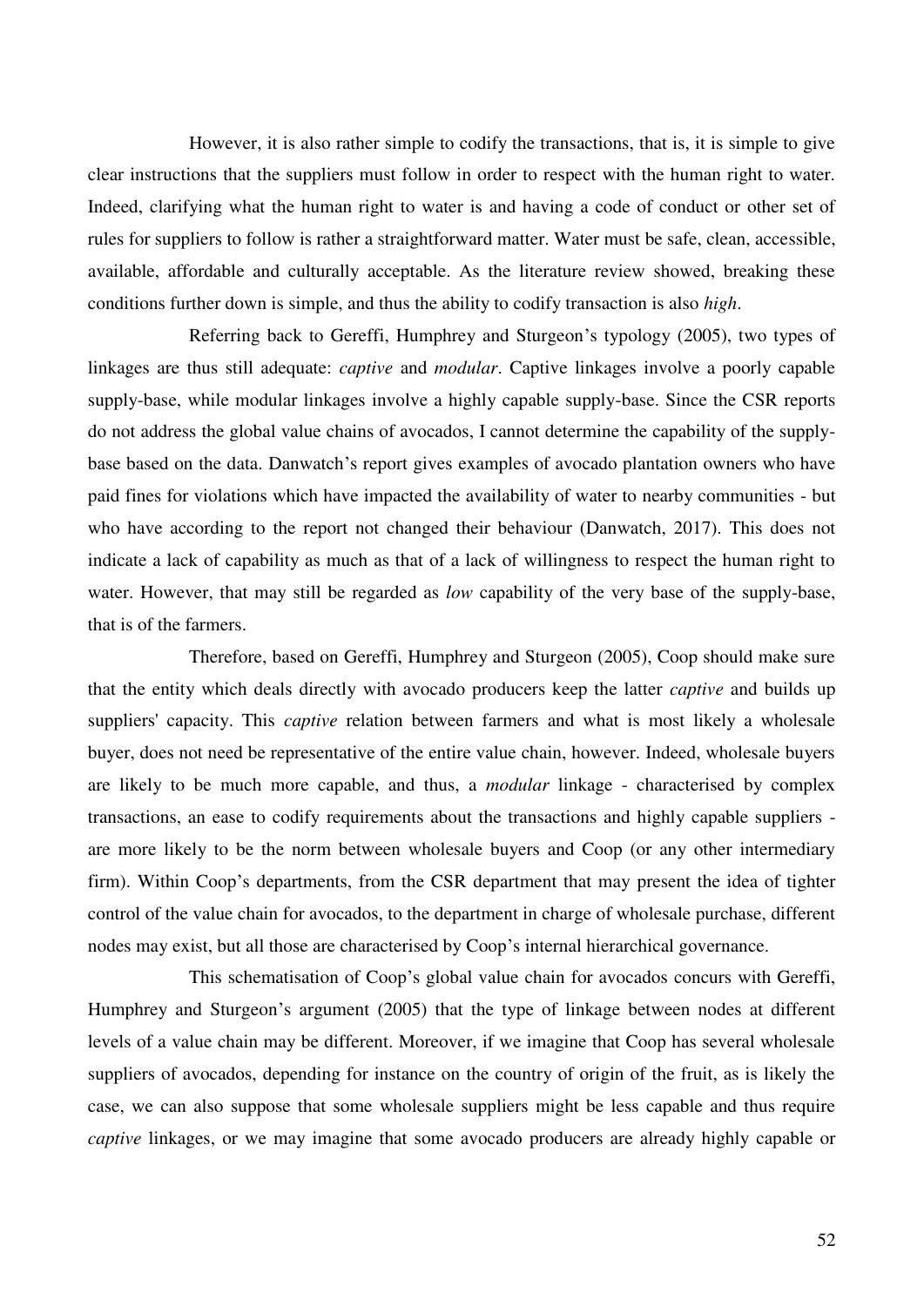However, it is also rather simple to codify the transactions, that is, it is simple to give clear instructions that the suppliers must follow in order to respect with the human right to water. Indeed, clarifying what the human right to water is and having a code of conduct or other set of rules for suppliers to follow is rather a straightforward matter. Water must be safe, clean, accessible, available, affordable and culturally acceptable. As the literature review showed, breaking these conditions further down is simple, and thus the ability to codify transaction is also *high*.

Referring back to Gereffi, Humphrey and Sturgeon's typology (2005), two types of linkages are thus still adequate: *captive* and *modular*. Captive linkages involve a poorly capable supply-base, while modular linkages involve a highly capable supply-base. Since the CSR reports do not address the global value chains of avocados, I cannot determine the capability of the supply-base based on the data. Danwatch's report gives examples of avocado plantation owners who have paid fines for violations which have impacted the availability of water to nearby communities - but who have according to the report not changed their behaviour (Danwatch, 2017). This does not indicate a lack of capability as much as that of a lack of willingness to respect the human right to water. However, that may still be regarded as *low* capability of the very base of the supply-base, that is of the farmers.

Therefore, based on Gereffi, Humphrey and Sturgeon (2005), Coop should make sure that the entity which deals directly with avocado producers keep the latter *captive* and builds up suppliers' capacity. This *captive* relation between farmers and what is most likely a wholesale buyer, does not need be representative of the entire value chain, however. Indeed, wholesale buyers are likely to be much more capable, and thus, a *modular* linkage - characterised by complex transactions, an ease to codify requirements about the transactions and highly capable suppliers - are more likely to be the norm between wholesale buyers and Coop (or any other intermediary firm). Within Coop's departments, from the CSR department that may present the idea of tighter control of the value chain for avocados, to the department in charge of wholesale purchase, different nodes may exist, but all those are characterised by Coop's internal hierarchical governance.

This schematisation of Coop's global value chain for avocados concurs with Gereffi, Humphrey and Sturgeon's argument (2005) that the type of linkage between nodes at different levels of a value chain may be different. Moreover, if we imagine that Coop has several wholesale suppliers of avocados, depending for instance on the country of origin of the fruit, as is likely the case, we can also suppose that some wholesale suppliers might be less capable and thus require *captive* linkages, or we may imagine that some avocado producers are already highly capable or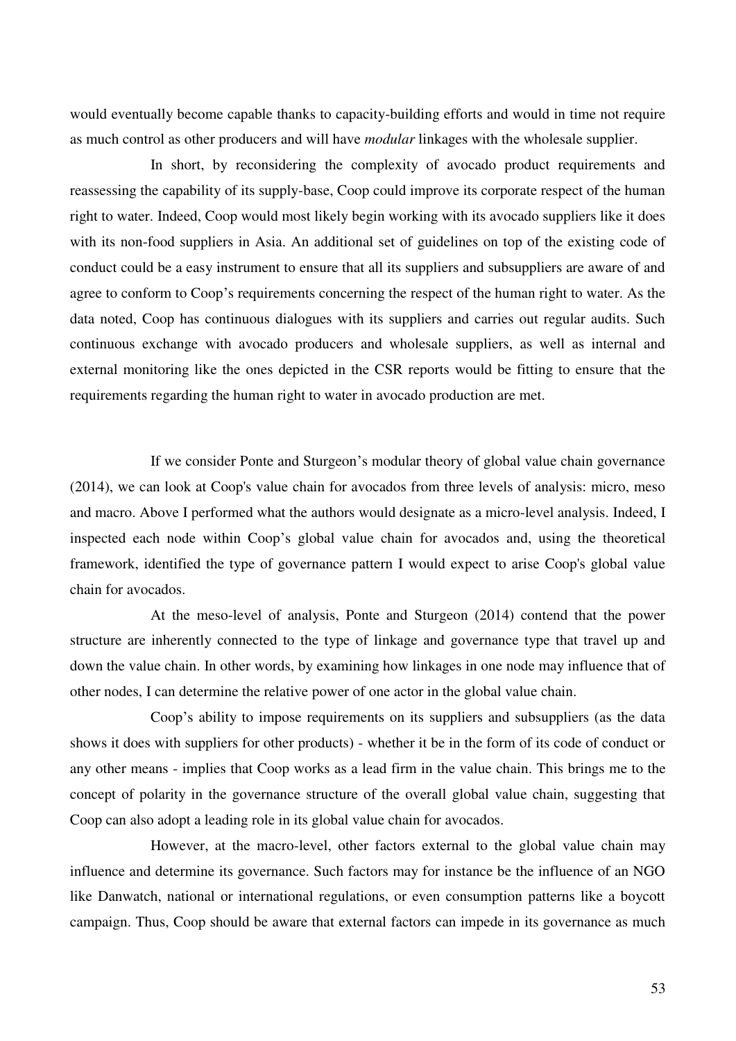would eventually become capable thanks to capacity-building efforts and would in time not require as much control as other producers and will have *modular* linkages with the wholesale supplier.

In short, by reconsidering the complexity of avocado product requirements and reassessing the capability of its supply-base, Coop could improve its corporate respect of the human right to water. Indeed, Coop would most likely begin working with its avocado suppliers like it does with its non-food suppliers in Asia. An additional set of guidelines on top of the existing code of conduct could be a easy instrument to ensure that all its suppliers and subsuppliers are aware of and agree to conform to Coop's requirements concerning the respect of the human right to water. As the data noted, Coop has continuous dialogues with its suppliers and carries out regular audits. Such continuous exchange with avocado producers and wholesale suppliers, as well as internal and external monitoring like the ones depicted in the CSR reports would be fitting to ensure that the requirements regarding the human right to water in avocado production are met.

If we consider Ponte and Sturgeon's modular theory of global value chain governance (2014), we can look at Coop's value chain for avocados from three levels of analysis: micro, meso and macro. Above I performed what the authors would designate as a micro-level analysis. Indeed, I inspected each node within Coop's global value chain for avocados and, using the theoretical framework, identified the type of governance pattern I would expect to arise Coop's global value chain for avocados.

At the meso-level of analysis, Ponte and Sturgeon (2014) contend that the power structure are inherently connected to the type of linkage and governance type that travel up and down the value chain. In other words, by examining how linkages in one node may influence that of other nodes, I can determine the relative power of one actor in the global value chain.

Coop's ability to impose requirements on its suppliers and subsuppliers (as the data shows it does with suppliers for other products) - whether it be in the form of its code of conduct or any other means - implies that Coop works as a lead firm in the value chain. This brings me to the concept of polarity in the governance structure of the overall global value chain, suggesting that Coop can also adopt a leading role in its global value chain for avocados.

However, at the macro-level, other factors external to the global value chain may influence and determine its governance. Such factors may for instance be the influence of an NGO like Danwatch, national or international regulations, or even consumption patterns like a boycott campaign. Thus, Coop should be aware that external factors can impede in its governance as much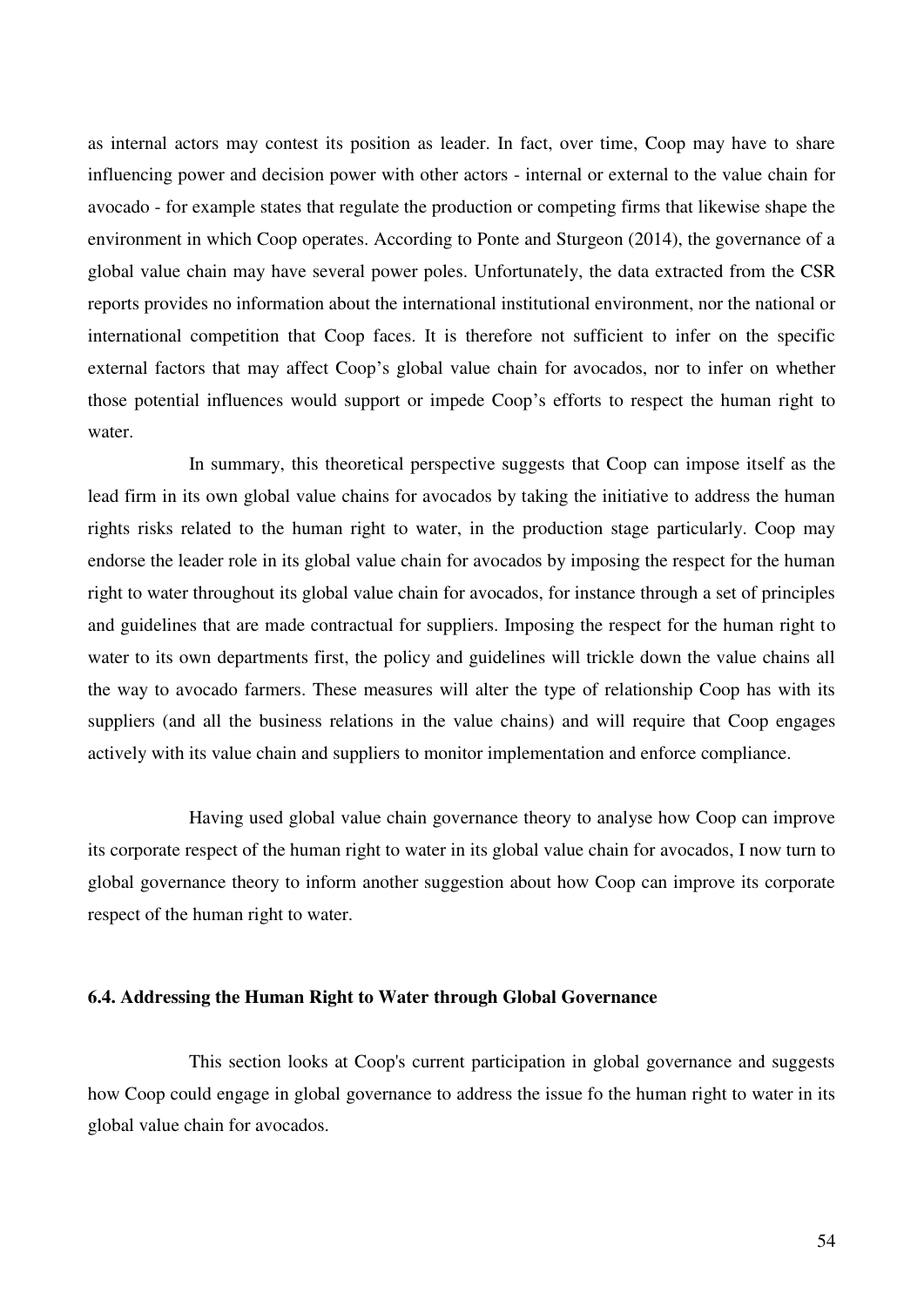as internal actors may contest its position as leader. In fact, over time, Coop may have to share influencing power and decision power with other actors - internal or external to the value chain for avocado - for example states that regulate the production or competing firms that likewise shape the environment in which Coop operates. According to Ponte and Sturgeon (2014), the governance of a global value chain may have several power poles. Unfortunately, the data extracted from the CSR reports provides no information about the international institutional environment, nor the national or international competition that Coop faces. It is therefore not sufficient to infer on the specific external factors that may affect Coop's global value chain for avocados, nor to infer on whether those potential influences would support or impede Coop's efforts to respect the human right to water.

In summary, this theoretical perspective suggests that Coop can impose itself as the lead firm in its own global value chains for avocados by taking the initiative to address the human rights risks related to the human right to water, in the production stage particularly. Coop may endorse the leader role in its global value chain for avocados by imposing the respect for the human right to water throughout its global value chain for avocados, for instance through a set of principles and guidelines that are made contractual for suppliers. Imposing the respect for the human right to water to its own departments first, the policy and guidelines will trickle down the value chains all the way to avocado farmers. These measures will alter the type of relationship Coop has with its suppliers (and all the business relations in the value chains) and will require that Coop engages actively with its value chain and suppliers to monitor implementation and enforce compliance.

Having used global value chain governance theory to analyse how Coop can improve its corporate respect of the human right to water in its global value chain for avocados, I now turn to global governance theory to inform another suggestion about how Coop can improve its corporate respect of the human right to water.

### 6.4. Addressing the Human Right to Water through Global Governance

This section looks at Coop's current participation in global governance and suggests how Coop could engage in global governance to address the issue fo the human right to water in its global value chain for avocados.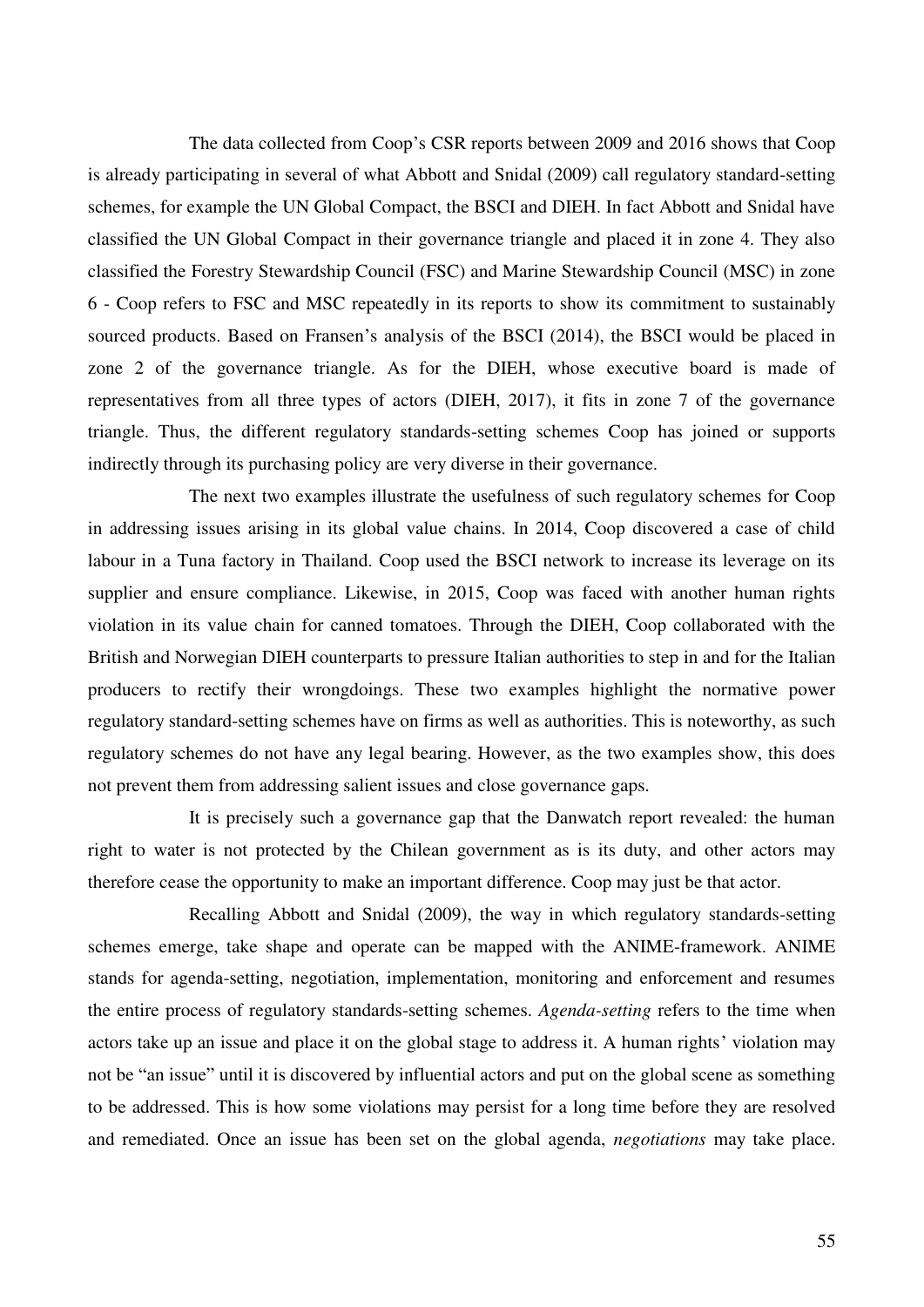The data collected from Coop's CSR reports between 2009 and 2016 shows that Coop is already participating in several of what Abbott and Snidal (2009) call regulatory standard-setting schemes, for example the UN Global Compact, the BSCI and DIEH. In fact Abbott and Snidal have classified the UN Global Compact in their governance triangle and placed it in zone 4. They also classified the Forestry Stewardship Council (FSC) and Marine Stewardship Council (MSC) in zone 6 - Coop refers to FSC and MSC repeatedly in its reports to show its commitment to sustainably sourced products. Based on Fransen's analysis of the BSCI (2014), the BSCI would be placed in zone 2 of the governance triangle. As for the DIEH, whose executive board is made of representatives from all three types of actors (DIEH, 2017), it fits in zone 7 of the governance triangle. Thus, the different regulatory standards-setting schemes Coop has joined or supports indirectly through its purchasing policy are very diverse in their governance.

The next two examples illustrate the usefulness of such regulatory schemes for Coop in addressing issues arising in its global value chains. In 2014, Coop discovered a case of child labour in a Tuna factory in Thailand. Coop used the BSCI network to increase its leverage on its supplier and ensure compliance. Likewise, in 2015, Coop was faced with another human rights violation in its value chain for canned tomatoes. Through the DIEH, Coop collaborated with the British and Norwegian DIEH counterparts to pressure Italian authorities to step in and for the Italian producers to rectify their wrongdoings. These two examples highlight the normative power regulatory standard-setting schemes have on firms as well as authorities. This is noteworthy, as such regulatory schemes do not have any legal bearing. However, as the two examples show, this does not prevent them from addressing salient issues and close governance gaps.

It is precisely such a governance gap that the Danwatch report revealed: the human right to water is not protected by the Chilean government as is its duty, and other actors may therefore cease the opportunity to make an important difference. Coop may just be that actor.

Recalling Abbott and Snidal (2009), the way in which regulatory standards-setting schemes emerge, take shape and operate can be mapped with the ANIME-framework. ANIME stands for agenda-setting, negotiation, implementation, monitoring and enforcement and resumes the entire process of regulatory standards-setting schemes. *Agenda-setting* refers to the time when actors take up an issue and place it on the global stage to address it. A human rights' violation may not be "an issue" until it is discovered by influential actors and put on the global scene as something to be addressed. This is how some violations may persist for a long time before they are resolved and remediated. Once an issue has been set on the global agenda, *negotiations* may take place.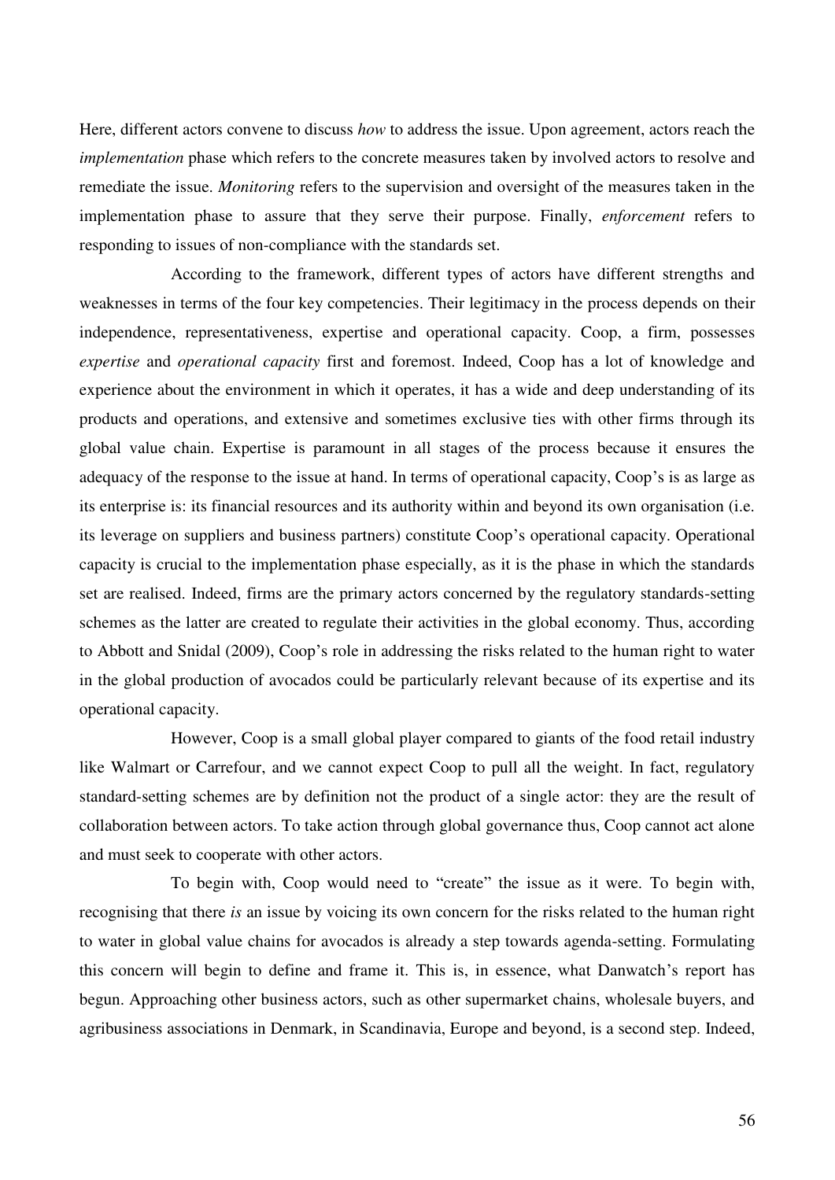Here, different actors convene to discuss *how* to address the issue. Upon agreement, actors reach the *implementation* phase which refers to the concrete measures taken by involved actors to resolve and remediate the issue. *Monitoring* refers to the supervision and oversight of the measures taken in the implementation phase to assure that they serve their purpose. Finally, *enforcement* refers to responding to issues of non-compliance with the standards set.

According to the framework, different types of actors have different strengths and weaknesses in terms of the four key competencies. Their legitimacy in the process depends on their independence, representativeness, expertise and operational capacity. Coop, a firm, possesses *expertise* and *operational capacity* first and foremost. Indeed, Coop has a lot of knowledge and experience about the environment in which it operates, it has a wide and deep understanding of its products and operations, and extensive and sometimes exclusive ties with other firms through its global value chain. Expertise is paramount in all stages of the process because it ensures the adequacy of the response to the issue at hand. In terms of operational capacity, Coop's is as large as its enterprise is: its financial resources and its authority within and beyond its own organisation (i.e. its leverage on suppliers and business partners) constitute Coop's operational capacity. Operational capacity is crucial to the implementation phase especially, as it is the phase in which the standards set are realised. Indeed, firms are the primary actors concerned by the regulatory standards-setting schemes as the latter are created to regulate their activities in the global economy. Thus, according to Abbott and Snidal (2009), Coop's role in addressing the risks related to the human right to water in the global production of avocados could be particularly relevant because of its expertise and its operational capacity.

However, Coop is a small global player compared to giants of the food retail industry like Walmart or Carrefour, and we cannot expect Coop to pull all the weight. In fact, regulatory standard-setting schemes are by definition not the product of a single actor: they are the result of collaboration between actors. To take action through global governance thus, Coop cannot act alone and must seek to cooperate with other actors.

To begin with, Coop would need to "create" the issue as it were. To begin with, recognising that there *is* an issue by voicing its own concern for the risks related to the human right to water in global value chains for avocados is already a step towards agenda-setting. Formulating this concern will begin to define and frame it. This is, in essence, what Danwatch's report has begun. Approaching other business actors, such as other supermarket chains, wholesale buyers, and agribusiness associations in Denmark, in Scandinavia, Europe and beyond, is a second step. Indeed,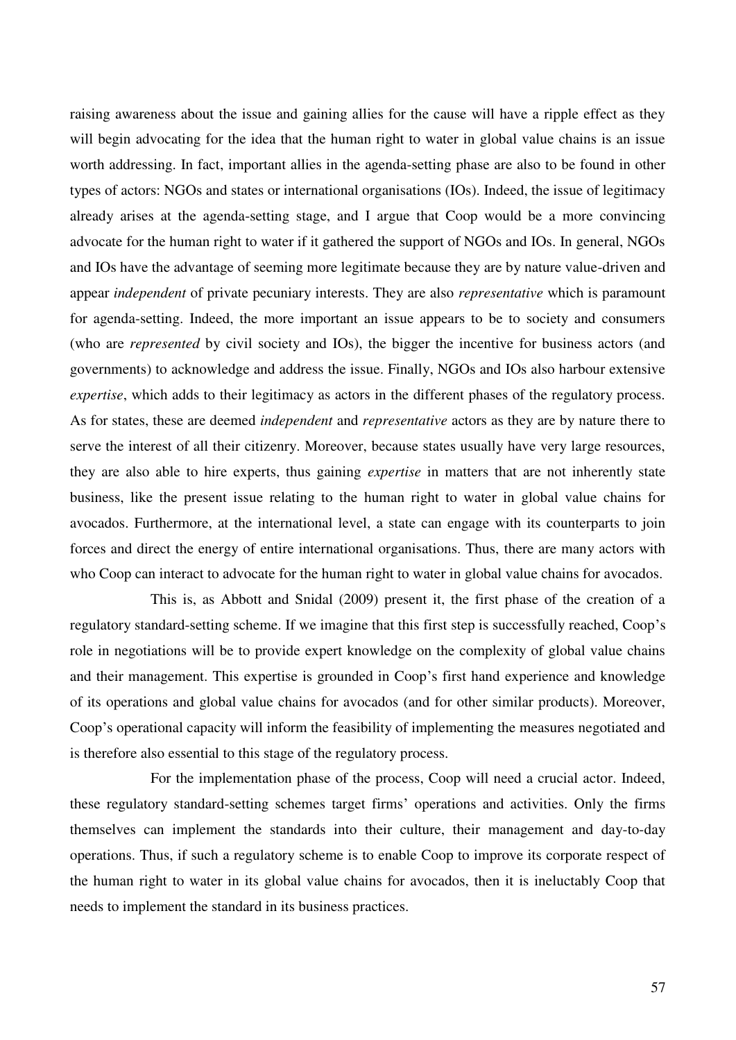raising awareness about the issue and gaining allies for the cause will have a ripple effect as they will begin advocating for the idea that the human right to water in global value chains is an issue worth addressing. In fact, important allies in the agenda-setting phase are also to be found in other types of actors: NGOs and states or international organisations (IOs). Indeed, the issue of legitimacy already arises at the agenda-setting stage, and I argue that Coop would be a more convincing advocate for the human right to water if it gathered the support of NGOs and IOs. In general, NGOs and IOs have the advantage of seeming more legitimate because they are by nature value-driven and appear *independent* of private pecuniary interests. They are also *representative* which is paramount for agenda-setting. Indeed, the more important an issue appears to be to society and consumers (who are *represented* by civil society and IOs), the bigger the incentive for business actors (and governments) to acknowledge and address the issue. Finally, NGOs and IOs also harbour extensive *expertise*, which adds to their legitimacy as actors in the different phases of the regulatory process. As for states, these are deemed *independent* and *representative* actors as they are by nature there to serve the interest of all their citizenry. Moreover, because states usually have very large resources, they are also able to hire experts, thus gaining *expertise* in matters that are not inherently state business, like the present issue relating to the human right to water in global value chains for avocados. Furthermore, at the international level, a state can engage with its counterparts to join forces and direct the energy of entire international organisations. Thus, there are many actors with who Coop can interact to advocate for the human right to water in global value chains for avocados.

This is, as Abbott and Snidal (2009) present it, the first phase of the creation of a regulatory standard-setting scheme. If we imagine that this first step is successfully reached, Coop's role in negotiations will be to provide expert knowledge on the complexity of global value chains and their management. This expertise is grounded in Coop's first hand experience and knowledge of its operations and global value chains for avocados (and for other similar products). Moreover, Coop's operational capacity will inform the feasibility of implementing the measures negotiated and is therefore also essential to this stage of the regulatory process.

For the implementation phase of the process, Coop will need a crucial actor. Indeed, these regulatory standard-setting schemes target firms' operations and activities. Only the firms themselves can implement the standards into their culture, their management and day-to-day operations. Thus, if such a regulatory scheme is to enable Coop to improve its corporate respect of the human right to water in its global value chains for avocados, then it is ineluctably Coop that needs to implement the standard in its business practices.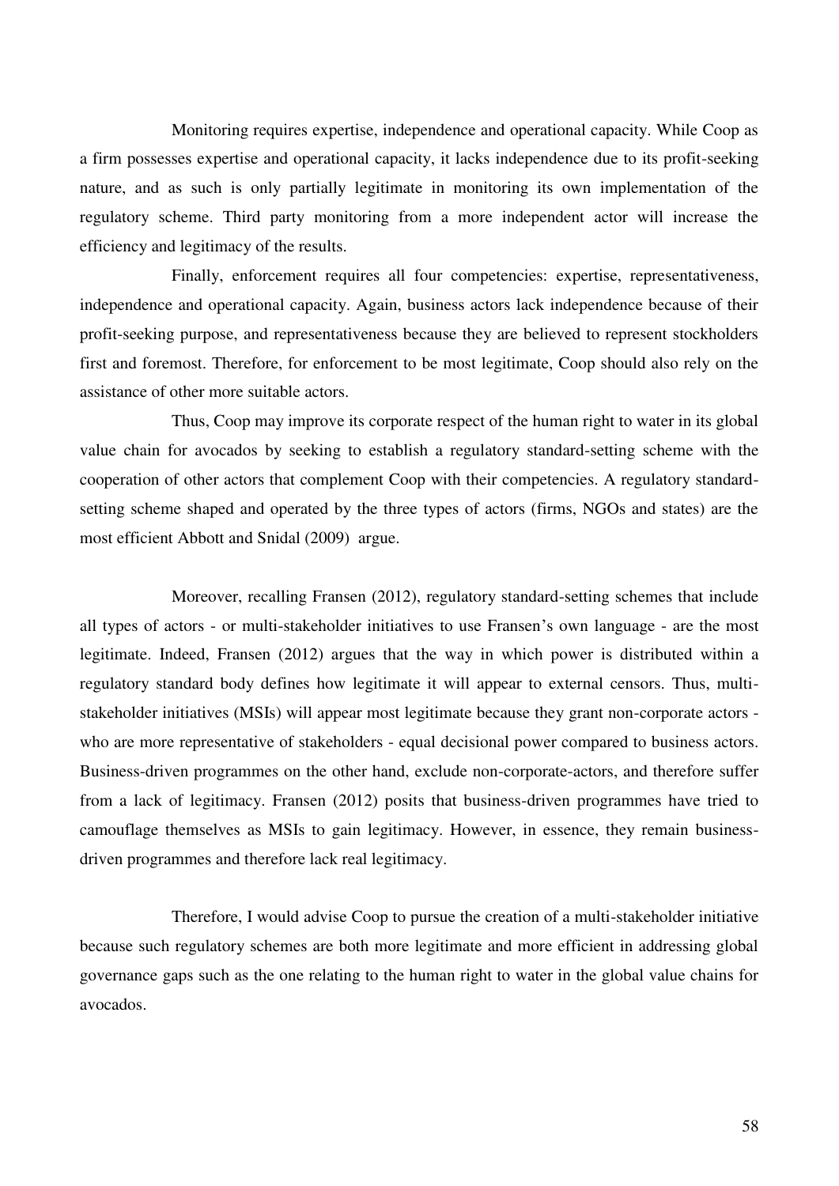Monitoring requires expertise, independence and operational capacity. While Coop as a firm possesses expertise and operational capacity, it lacks independence due to its profit-seeking nature, and as such is only partially legitimate in monitoring its own implementation of the regulatory scheme. Third party monitoring from a more independent actor will increase the efficiency and legitimacy of the results.

Finally, enforcement requires all four competencies: expertise, representativeness, independence and operational capacity. Again, business actors lack independence because of their profit-seeking purpose, and representativeness because they are believed to represent stockholders first and foremost. Therefore, for enforcement to be most legitimate, Coop should also rely on the assistance of other more suitable actors.

Thus, Coop may improve its corporate respect of the human right to water in its global value chain for avocados by seeking to establish a regulatory standard-setting scheme with the cooperation of other actors that complement Coop with their competencies. A regulatory standard-setting scheme shaped and operated by the three types of actors (firms, NGOs and states) are the most efficient Abbott and Snidal (2009) argue.

Moreover, recalling Fransen (2012), regulatory standard-setting schemes that include all types of actors - or multi-stakeholder initiatives to use Fransen's own language - are the most legitimate. Indeed, Fransen (2012) argues that the way in which power is distributed within a regulatory standard body defines how legitimate it will appear to external censors. Thus, multi-stakeholder initiatives (MSIs) will appear most legitimate because they grant non-corporate actors - who are more representative of stakeholders - equal decisional power compared to business actors. Business-driven programmes on the other hand, exclude non-corporate-actors, and therefore suffer from a lack of legitimacy. Fransen (2012) posits that business-driven programmes have tried to camouflage themselves as MSIs to gain legitimacy. However, in essence, they remain business-driven programmes and therefore lack real legitimacy.

Therefore, I would advise Coop to pursue the creation of a multi-stakeholder initiative because such regulatory schemes are both more legitimate and more efficient in addressing global governance gaps such as the one relating to the human right to water in the global value chains for avocados.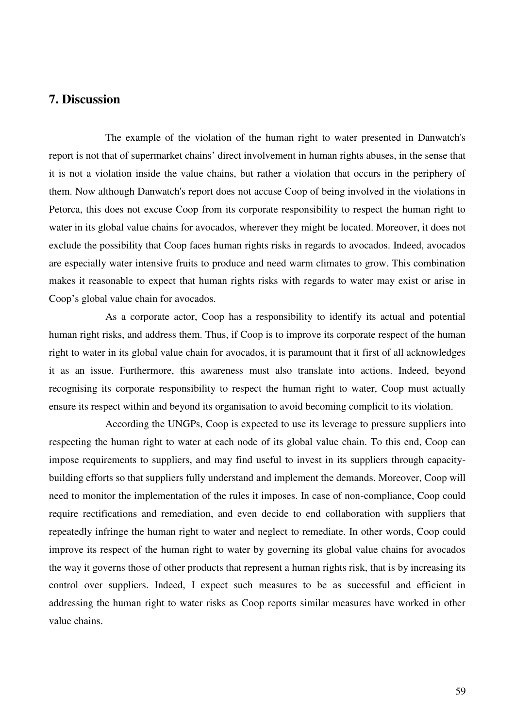## 7. Discussion

The example of the violation of the human right to water presented in Danwatch's report is not that of supermarket chains' direct involvement in human rights abuses, in the sense that it is not a violation inside the value chains, but rather a violation that occurs in the periphery of them. Now although Danwatch's report does not accuse Coop of being involved in the violations in Petorca, this does not excuse Coop from its corporate responsibility to respect the human right to water in its global value chains for avocados, wherever they might be located. Moreover, it does not exclude the possibility that Coop faces human rights risks in regards to avocados. Indeed, avocados are especially water intensive fruits to produce and need warm climates to grow. This combination makes it reasonable to expect that human rights risks with regards to water may exist or arise in Coop's global value chain for avocados.

As a corporate actor, Coop has a responsibility to identify its actual and potential human right risks, and address them. Thus, if Coop is to improve its corporate respect of the human right to water in its global value chain for avocados, it is paramount that it first of all acknowledges it as an issue. Furthermore, this awareness must also translate into actions. Indeed, beyond recognising its corporate responsibility to respect the human right to water, Coop must actually ensure its respect within and beyond its organisation to avoid becoming complicit to its violation.

According the UNGPs, Coop is expected to use its leverage to pressure suppliers into respecting the human right to water at each node of its global value chain. To this end, Coop can impose requirements to suppliers, and may find useful to invest in its suppliers through capacity-building efforts so that suppliers fully understand and implement the demands. Moreover, Coop will need to monitor the implementation of the rules it imposes. In case of non-compliance, Coop could require rectifications and remediation, and even decide to end collaboration with suppliers that repeatedly infringe the human right to water and neglect to remediate. In other words, Coop could improve its respect of the human right to water by governing its global value chains for avocados the way it governs those of other products that represent a human rights risk, that is by increasing its control over suppliers. Indeed, I expect such measures to be as successful and efficient in addressing the human right to water risks as Coop reports similar measures have worked in other value chains.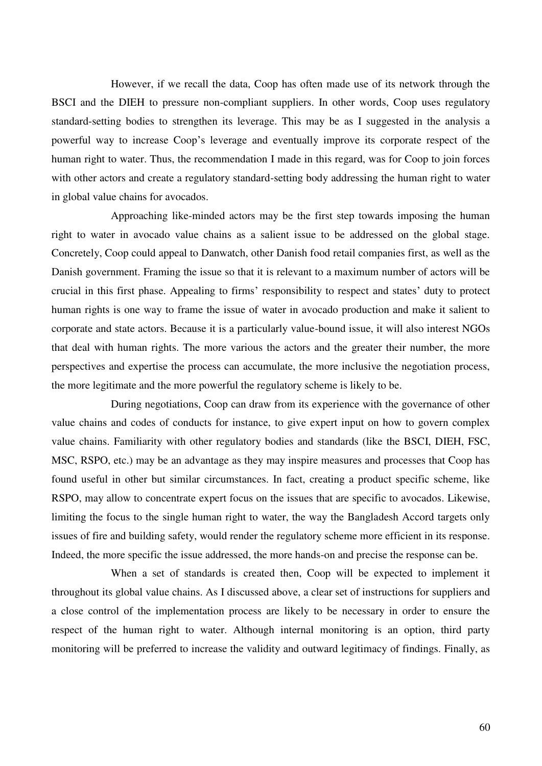However, if we recall the data, Coop has often made use of its network through the BSCI and the DIEH to pressure non-compliant suppliers. In other words, Coop uses regulatory standard-setting bodies to strengthen its leverage. This may be as I suggested in the analysis a powerful way to increase Coop's leverage and eventually improve its corporate respect of the human right to water. Thus, the recommendation I made in this regard, was for Coop to join forces with other actors and create a regulatory standard-setting body addressing the human right to water in global value chains for avocados.

Approaching like-minded actors may be the first step towards imposing the human right to water in avocado value chains as a salient issue to be addressed on the global stage. Concretely, Coop could appeal to Danwatch, other Danish food retail companies first, as well as the Danish government. Framing the issue so that it is relevant to a maximum number of actors will be crucial in this first phase. Appealing to firms' responsibility to respect and states' duty to protect human rights is one way to frame the issue of water in avocado production and make it salient to corporate and state actors. Because it is a particularly value-bound issue, it will also interest NGOs that deal with human rights. The more various the actors and the greater their number, the more perspectives and expertise the process can accumulate, the more inclusive the negotiation process, the more legitimate and the more powerful the regulatory scheme is likely to be.

During negotiations, Coop can draw from its experience with the governance of other value chains and codes of conducts for instance, to give expert input on how to govern complex value chains. Familiarity with other regulatory bodies and standards (like the BSCI, DIEH, FSC, MSC, RSPO, etc.) may be an advantage as they may inspire measures and processes that Coop has found useful in other but similar circumstances. In fact, creating a product specific scheme, like RSPO, may allow to concentrate expert focus on the issues that are specific to avocados. Likewise, limiting the focus to the single human right to water, the way the Bangladesh Accord targets only issues of fire and building safety, would render the regulatory scheme more efficient in its response. Indeed, the more specific the issue addressed, the more hands-on and precise the response can be.

When a set of standards is created then, Coop will be expected to implement it throughout its global value chains. As I discussed above, a clear set of instructions for suppliers and a close control of the implementation process are likely to be necessary in order to ensure the respect of the human right to water. Although internal monitoring is an option, third party monitoring will be preferred to increase the validity and outward legitimacy of findings. Finally, as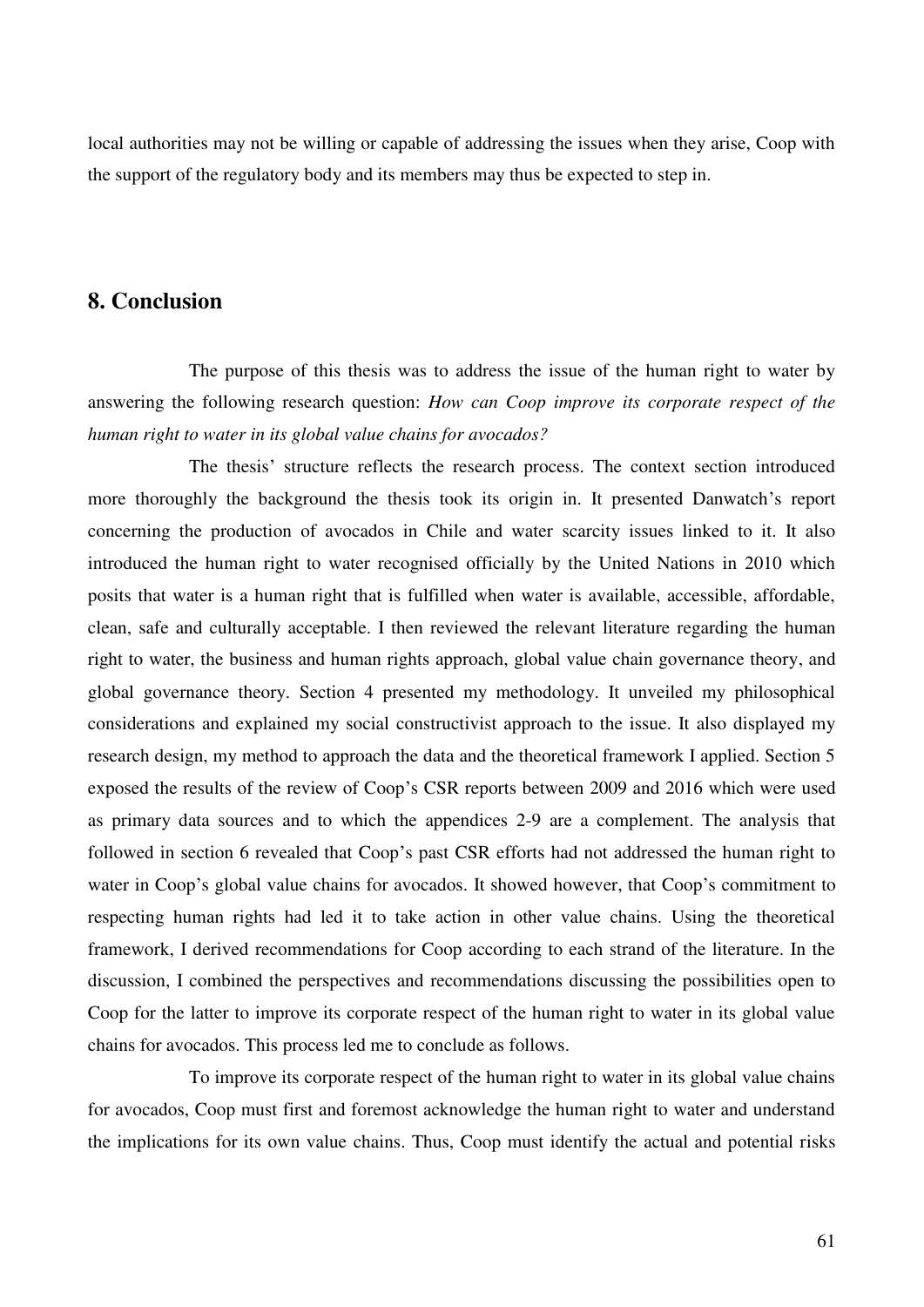local authorities may not be willing or capable of addressing the issues when they arise, Coop with the support of the regulatory body and its members may thus be expected to step in.

## 8. Conclusion

The purpose of this thesis was to address the issue of the human right to water by answering the following research question: *How can Coop improve its corporate respect of the human right to water in its global value chains for avocados?*

The thesis' structure reflects the research process. The context section introduced more thoroughly the background the thesis took its origin in. It presented Danwatch's report concerning the production of avocados in Chile and water scarcity issues linked to it. It also introduced the human right to water recognised officially by the United Nations in 2010 which posits that water is a human right that is fulfilled when water is available, accessible, affordable, clean, safe and culturally acceptable. I then reviewed the relevant literature regarding the human right to water, the business and human rights approach, global value chain governance theory, and global governance theory. Section 4 presented my methodology. It unveiled my philosophical considerations and explained my social constructivist approach to the issue. It also displayed my research design, my method to approach the data and the theoretical framework I applied. Section 5 exposed the results of the review of Coop's CSR reports between 2009 and 2016 which were used as primary data sources and to which the appendices 2-9 are a complement. The analysis that followed in section 6 revealed that Coop's past CSR efforts had not addressed the human right to water in Coop's global value chains for avocados. It showed however, that Coop's commitment to respecting human rights had led it to take action in other value chains. Using the theoretical framework, I derived recommendations for Coop according to each strand of the literature. In the discussion, I combined the perspectives and recommendations discussing the possibilities open to Coop for the latter to improve its corporate respect of the human right to water in its global value chains for avocados. This process led me to conclude as follows.

To improve its corporate respect of the human right to water in its global value chains for avocados, Coop must first and foremost acknowledge the human right to water and understand the implications for its own value chains. Thus, Coop must identify the actual and potential risks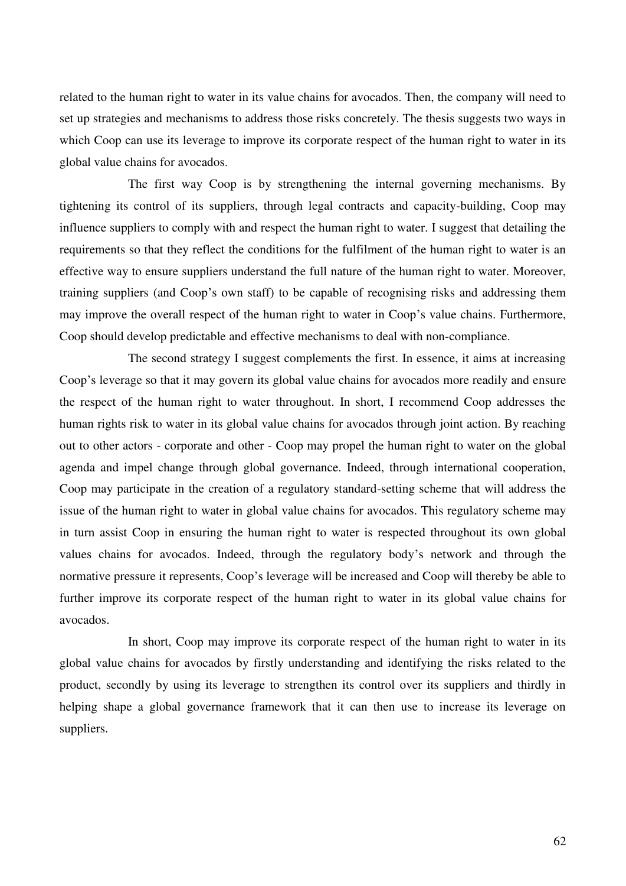related to the human right to water in its value chains for avocados. Then, the company will need to set up strategies and mechanisms to address those risks concretely. The thesis suggests two ways in which Coop can use its leverage to improve its corporate respect of the human right to water in its global value chains for avocados.

The first way Coop is by strengthening the internal governing mechanisms. By tightening its control of its suppliers, through legal contracts and capacity-building, Coop may influence suppliers to comply with and respect the human right to water. I suggest that detailing the requirements so that they reflect the conditions for the fulfilment of the human right to water is an effective way to ensure suppliers understand the full nature of the human right to water. Moreover, training suppliers (and Coop's own staff) to be capable of recognising risks and addressing them may improve the overall respect of the human right to water in Coop's value chains. Furthermore, Coop should develop predictable and effective mechanisms to deal with non-compliance.

The second strategy I suggest complements the first. In essence, it aims at increasing Coop's leverage so that it may govern its global value chains for avocados more readily and ensure the respect of the human right to water throughout. In short, I recommend Coop addresses the human rights risk to water in its global value chains for avocados through joint action. By reaching out to other actors - corporate and other - Coop may propel the human right to water on the global agenda and impel change through global governance. Indeed, through international cooperation, Coop may participate in the creation of a regulatory standard-setting scheme that will address the issue of the human right to water in global value chains for avocados. This regulatory scheme may in turn assist Coop in ensuring the human right to water is respected throughout its own global values chains for avocados. Indeed, through the regulatory body's network and through the normative pressure it represents, Coop's leverage will be increased and Coop will thereby be able to further improve its corporate respect of the human right to water in its global value chains for avocados.

In short, Coop may improve its corporate respect of the human right to water in its global value chains for avocados by firstly understanding and identifying the risks related to the product, secondly by using its leverage to strengthen its control over its suppliers and thirdly in helping shape a global governance framework that it can then use to increase its leverage on suppliers.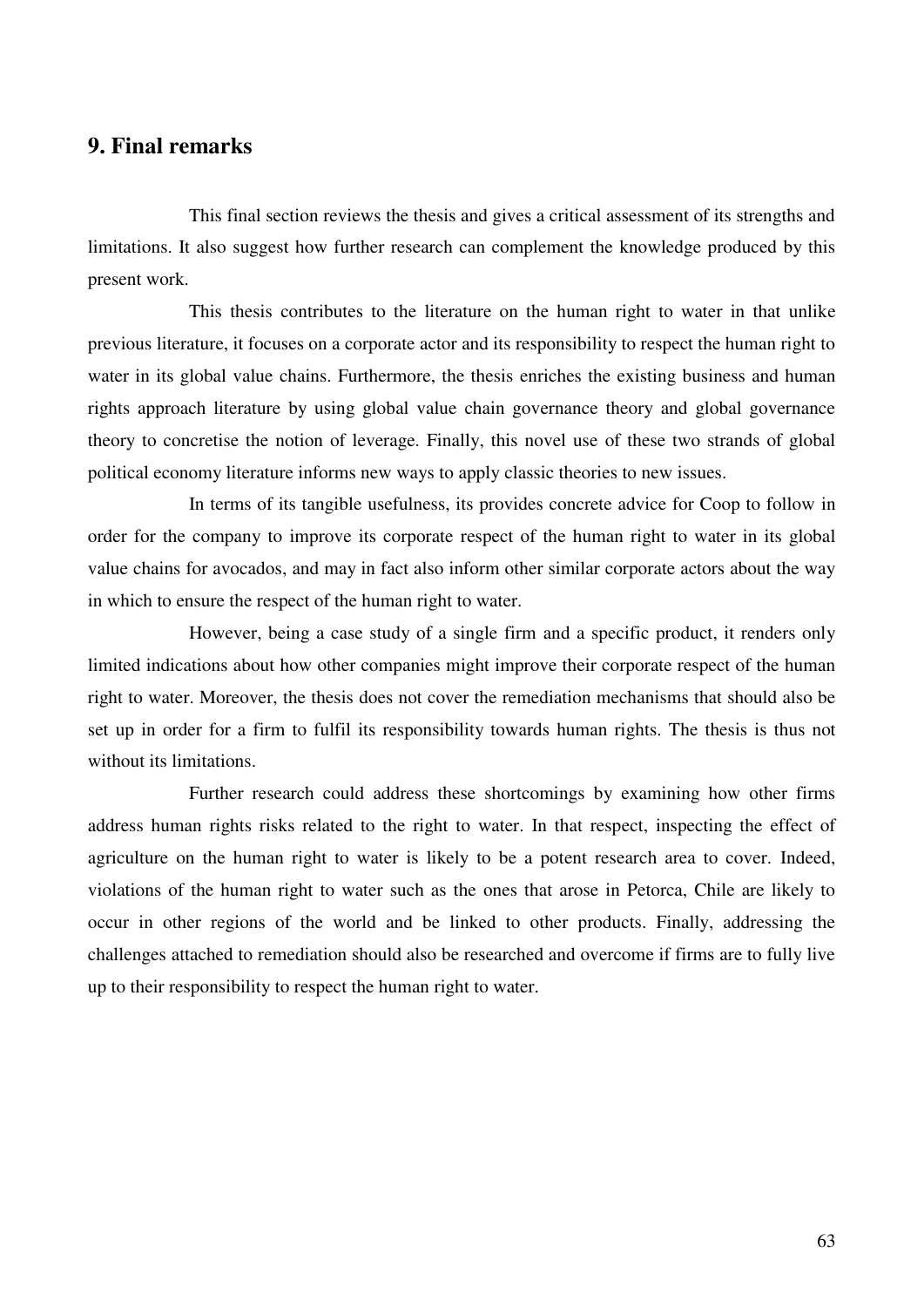## 9. Final remarks

This final section reviews the thesis and gives a critical assessment of its strengths and limitations. It also suggest how further research can complement the knowledge produced by this present work.

This thesis contributes to the literature on the human right to water in that unlike previous literature, it focuses on a corporate actor and its responsibility to respect the human right to water in its global value chains. Furthermore, the thesis enriches the existing business and human rights approach literature by using global value chain governance theory and global governance theory to concretise the notion of leverage. Finally, this novel use of these two strands of global political economy literature informs new ways to apply classic theories to new issues.

In terms of its tangible usefulness, its provides concrete advice for Coop to follow in order for the company to improve its corporate respect of the human right to water in its global value chains for avocados, and may in fact also inform other similar corporate actors about the way in which to ensure the respect of the human right to water.

However, being a case study of a single firm and a specific product, it renders only limited indications about how other companies might improve their corporate respect of the human right to water. Moreover, the thesis does not cover the remediation mechanisms that should also be set up in order for a firm to fulfil its responsibility towards human rights. The thesis is thus not without its limitations.

Further research could address these shortcomings by examining how other firms address human rights risks related to the right to water. In that respect, inspecting the effect of agriculture on the human right to water is likely to be a potent research area to cover. Indeed, violations of the human right to water such as the ones that arose in Petorca, Chile are likely to occur in other regions of the world and be linked to other products. Finally, addressing the challenges attached to remediation should also be researched and overcome if firms are to fully live up to their responsibility to respect the human right to water.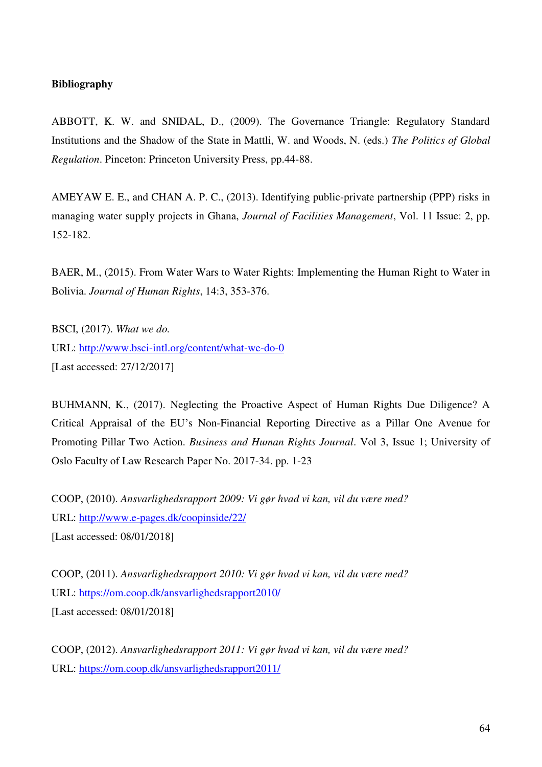**Bibliography**

ABBOTT, K. W. and SNIDAL, D., (2009). The Governance Triangle: Regulatory Standard Institutions and the Shadow of the State in Mattli, W. and Woods, N. (eds.) *The Politics of Global Regulation*. Pinceton: Princeton University Press, pp.44-88.

AMEYAW E. E., and CHAN A. P. C., (2013). Identifying public-private partnership (PPP) risks in managing water supply projects in Ghana, *Journal of Facilities Management*, Vol. 11 Issue: 2, pp. 152-182.

BAER, M., (2015). From Water Wars to Water Rights: Implementing the Human Right to Water in Bolivia. *Journal of Human Rights*, 14:3, 353-376.

BSCI, (2017). *What we do.*
URL: [http://www.bsci-intl.org/content/what-we-do-0](http://www.bsci-intl.org/content/what-we-do-0)
[Last accessed: 27/12/2017]

BUHMANN, K., (2017). Neglecting the Proactive Aspect of Human Rights Due Diligence? A Critical Appraisal of the EU's Non-Financial Reporting Directive as a Pillar One Avenue for Promoting Pillar Two Action. *Business and Human Rights Journal*. Vol 3, Issue 1; University of Oslo Faculty of Law Research Paper No. 2017-34. pp. 1-23

COOP, (2010). *Ansvarlighedsrapport 2009: Vi gør hvad vi kan, vil du være med?*
URL: [http://www.e-pages.dk/coopinside/22/](http://www.e-pages.dk/coopinside/22/)
[Last accessed: 08/01/2018]

COOP, (2011). *Ansvarlighedsrapport 2010: Vi gør hvad vi kan, vil du være med?*
URL: [https://om.coop.dk/ansvarlighedsrapport2010/](https://om.coop.dk/ansvarlighedsrapport2010/)
[Last accessed: 08/01/2018]

COOP, (2012). *Ansvarlighedsrapport 2011: Vi gør hvad vi kan, vil du være med?*
URL: [https://om.coop.dk/ansvarlighedsrapport2011/](https://om.coop.dk/ansvarlighedsrapport2011/)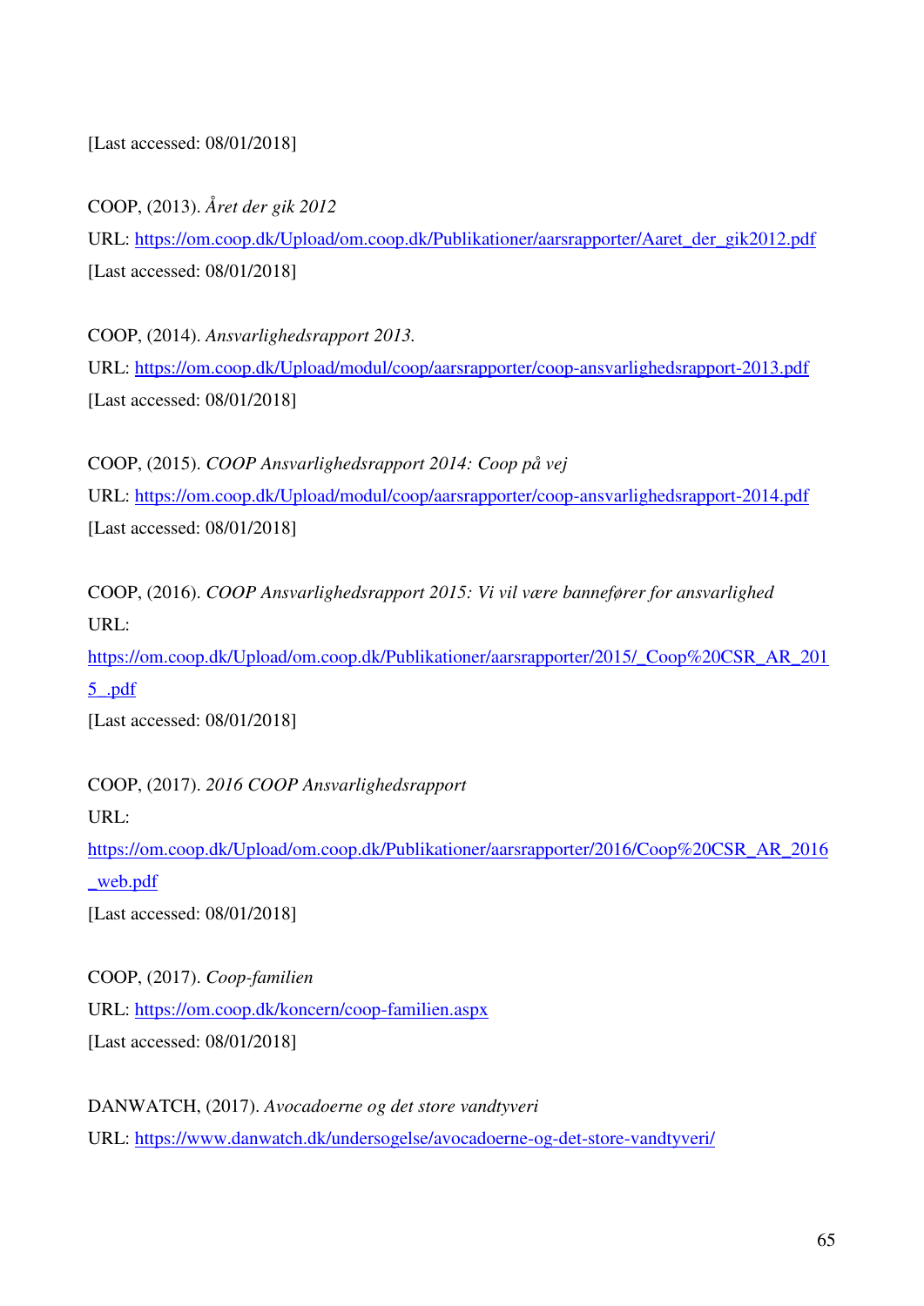[Last accessed: 08/01/2018]

COOP, (2013). *Året der gik 2012*

URL: https://om.coop.dk/Upload/om.coop.dk/Publikationer/aarsrapporter/Aaret_der_gik2012.pdf

[Last accessed: 08/01/2018]

COOP, (2014). *Ansvarlighedsrapport 2013.*

URL: https://om.coop.dk/Upload/modul/coop/aarsrapporter/coop-ansvarlighedsrapport-2013.pdf

[Last accessed: 08/01/2018]

COOP, (2015). *COOP Ansvarlighedsrapport 2014: Coop på vej*

URL: https://om.coop.dk/Upload/modul/coop/aarsrapporter/coop-ansvarlighedsrapport-2014.pdf

[Last accessed: 08/01/2018]

COOP, (2016). *COOP Ansvarlighedsrapport 2015: Vi vil være bannefører for ansvarlighed*

URL:

https://om.coop.dk/Upload/om.coop.dk/Publikationer/aarsrapporter/2015/_Coop%20CSR_AR_2015_.pdf

[Last accessed: 08/01/2018]

COOP, (2017). *2016 COOP Ansvarlighedsrapport*

URL:

https://om.coop.dk/Upload/om.coop.dk/Publikationer/aarsrapporter/2016/Coop%20CSR_AR_2016_web.pdf

[Last accessed: 08/01/2018]

COOP, (2017). *Coop-familien*

URL: https://om.coop.dk/koncern/coop-familien.aspx

[Last accessed: 08/01/2018]

DANWATCH, (2017). *Avocadoerne og det store vandtyveri*

URL: https://www.danwatch.dk/undersogelse/avocadoerne-og-det-store-vandtyveri/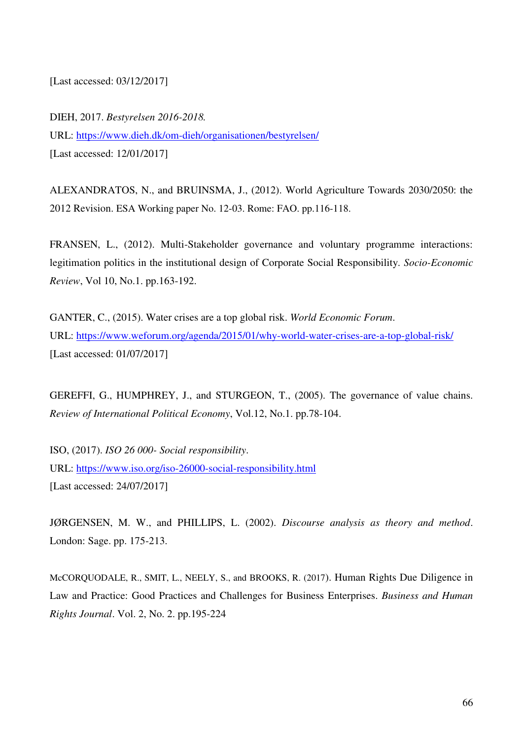[Last accessed: 03/12/2017]

DIEH, 2017. *Bestyrelsen 2016-2018.*
URL: https://www.dieh.dk/om-dieh/organisationen/bestyrelsen/
[Last accessed: 12/01/2017]

ALEXANDRATOS, N., and BRUINSMA, J., (2012). World Agriculture Towards 2030/2050: the 2012 Revision. ESA Working paper No. 12-03. Rome: FAO. pp.116-118.

FRANSEN, L., (2012). Multi-Stakeholder governance and voluntary programme interactions: legitimation politics in the institutional design of Corporate Social Responsibility. *Socio-Economic Review*, Vol 10, No.1. pp.163-192.

GANTER, C., (2015). Water crises are a top global risk. *World Economic Forum*.
URL: https://www.weforum.org/agenda/2015/01/why-world-water-crises-are-a-top-global-risk/
[Last accessed: 01/07/2017]

GEREFFI, G., HUMPHREY, J., and STURGEON, T., (2005). The governance of value chains. *Review of International Political Economy*, Vol.12, No.1. pp.78-104.

ISO, (2017). *ISO 26 000- Social responsibility*.
URL: https://www.iso.org/iso-26000-social-responsibility.html
[Last accessed: 24/07/2017]

JØRGENSEN, M. W., and PHILLIPS, L. (2002). *Discourse analysis as theory and method*. London: Sage. pp. 175-213.

McCORQUODALE, R., SMIT, L., NEELY, S., and BROOKS, R. (2017). Human Rights Due Diligence in Law and Practice: Good Practices and Challenges for Business Enterprises. *Business and Human Rights Journal*. Vol. 2, No. 2. pp.195-224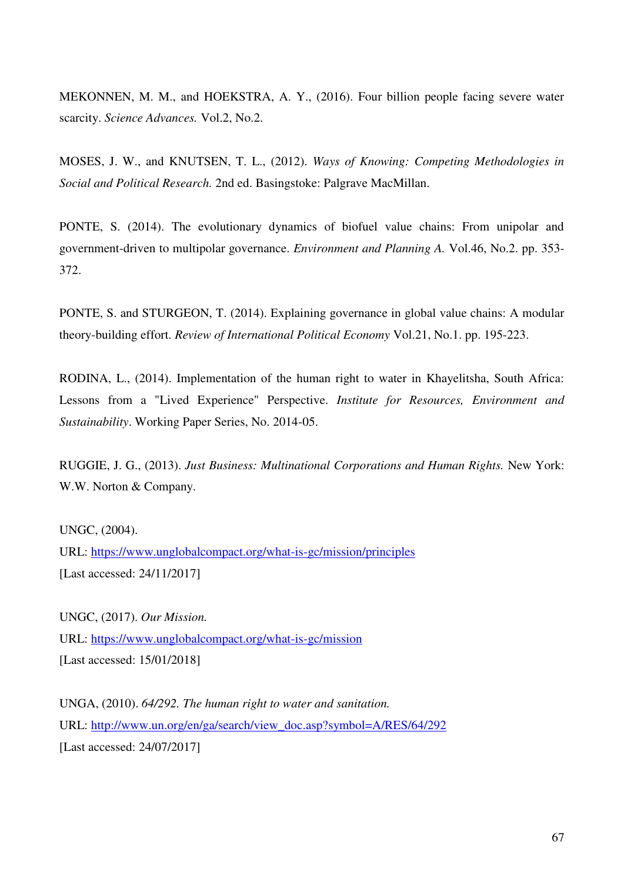MEKONNEN, M. M., and HOEKSTRA, A. Y., (2016). Four billion people facing severe water scarcity. *Science Advances.* Vol.2, No.2.

MOSES, J. W., and KNUTSEN, T. L., (2012). *Ways of Knowing: Competing Methodologies in Social and Political Research.* 2nd ed. Basingstoke: Palgrave MacMillan.

PONTE, S. (2014). The evolutionary dynamics of biofuel value chains: From unipolar and government-driven to multipolar governance. *Environment and Planning A.* Vol.46, No.2. pp. 353-372.

PONTE, S. and STURGEON, T. (2014). Explaining governance in global value chains: A modular theory-building effort. *Review of International Political Economy* Vol.21, No.1. pp. 195-223.

RODINA, L., (2014). Implementation of the human right to water in Khayelitsha, South Africa: Lessons from a "Lived Experience" Perspective. *Institute for Resources, Environment and Sustainability*. Working Paper Series, No. 2014-05.

RUGGIE, J. G., (2013). *Just Business: Multinational Corporations and Human Rights.* New York: W.W. Norton & Company.

UNGC, (2004).
URL: https://www.unglobalcompact.org/what-is-gc/mission/principles
[Last accessed: 24/11/2017]

UNGC, (2017). *Our Mission.*
URL: https://www.unglobalcompact.org/what-is-gc/mission
[Last accessed: 15/01/2018]

UNGA, (2010). *64/292. The human right to water and sanitation.*
URL: http://www.un.org/en/ga/search/view_doc.asp?symbol=A/RES/64/292
[Last accessed: 24/07/2017]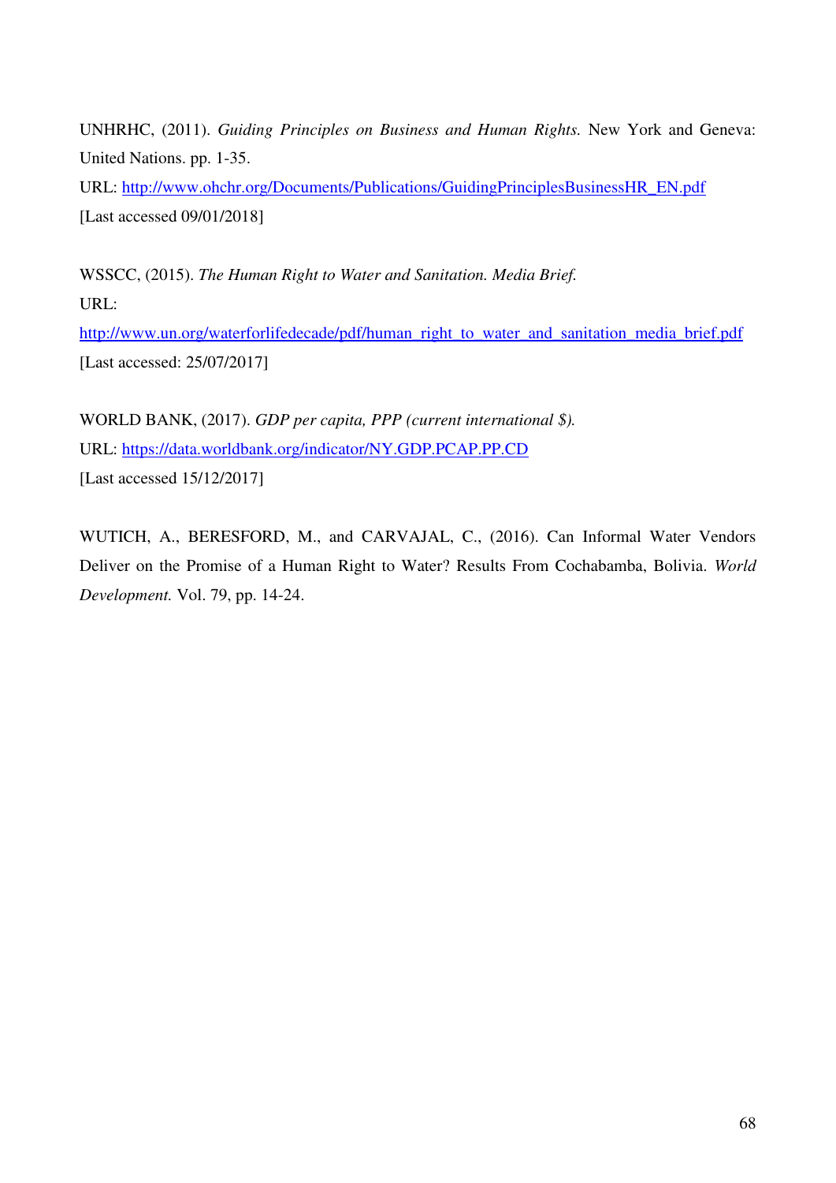UNHRHC, (2011). *Guiding Principles on Business and Human Rights.* New York and Geneva: United Nations. pp. 1-35.
URL: http://www.ohchr.org/Documents/Publications/GuidingPrinciplesBusinessHR_EN.pdf
[Last accessed 09/01/2018]

WSSCC, (2015). *The Human Right to Water and Sanitation. Media Brief.*
URL:
http://www.un.org/waterforlifedecade/pdf/human_right_to_water_and_sanitation_media_brief.pdf
[Last accessed: 25/07/2017]

WORLD BANK, (2017). *GDP per capita, PPP (current international $).*
URL: https://data.worldbank.org/indicator/NY.GDP.PCAP.PP.CD
[Last accessed 15/12/2017]

WUTICH, A., BERESFORD, M., and CARVAJAL, C., (2016). Can Informal Water Vendors Deliver on the Promise of a Human Right to Water? Results From Cochabamba, Bolivia. *World Development.* Vol. 79, pp. 14-24.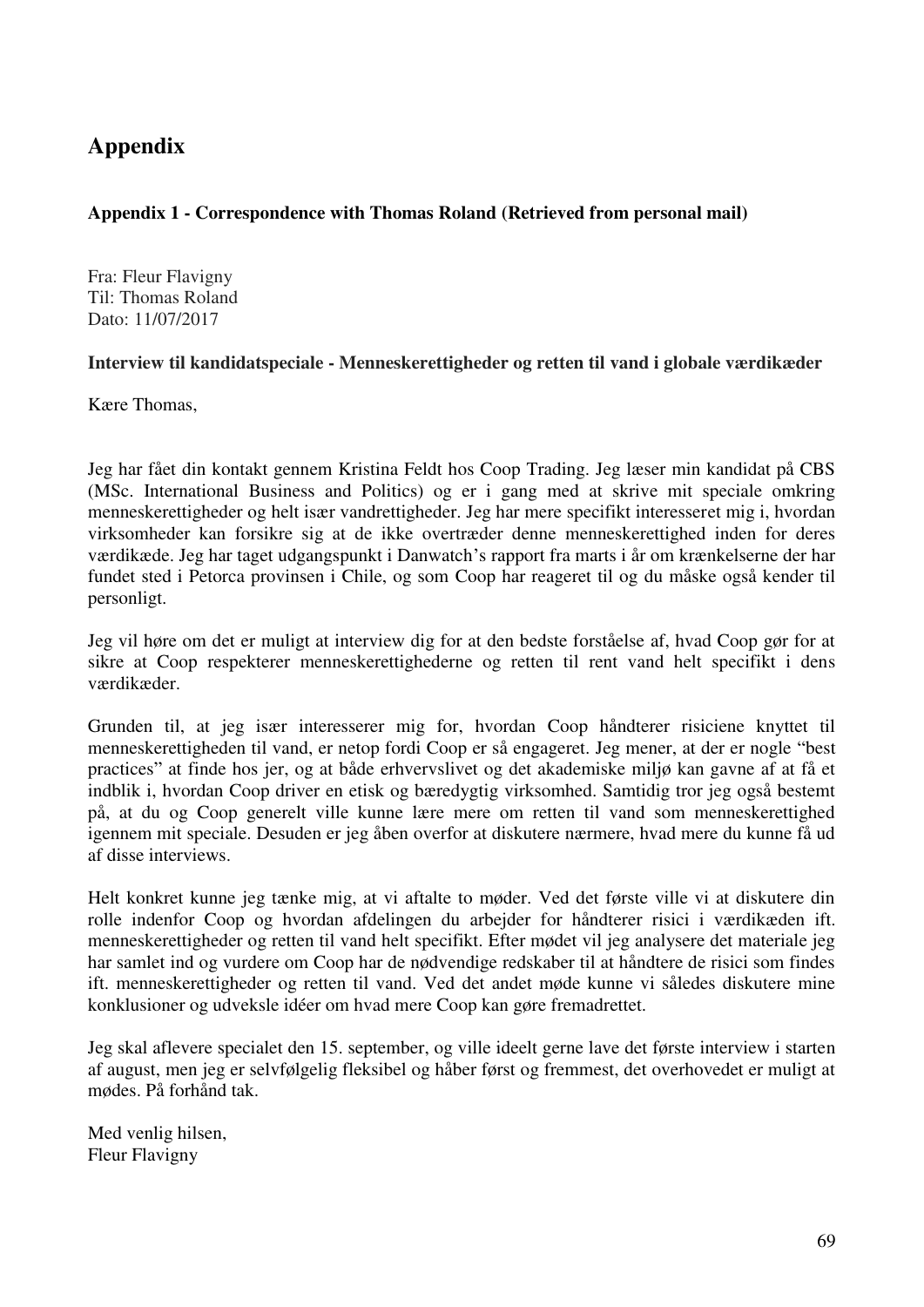# Appendix

### Appendix 1 - Correspondence with Thomas Roland (Retrieved from personal mail)

Fra: Fleur Flavigny
Til: Thomas Roland
Dato: 11/07/2017

**Interview til kandidatspeciale - Menneskerettigheder og retten til vand i globale værdikæder**

Kære Thomas,

Jeg har fået din kontakt gennem Kristina Feldt hos Coop Trading. Jeg læser min kandidat på CBS (MSc. International Business and Politics) og er i gang med at skrive mit speciale omkring menneskerettigheder og helt især vandrettigheder. Jeg har mere specifikt interesseret mig i, hvordan virksomheder kan forsikre sig at de ikke overtræder denne menneskerettighed inden for deres værdikæde. Jeg har taget udgangspunkt i Danwatch's rapport fra marts i år om krænkelserne der har fundet sted i Petorca provinsen i Chile, og som Coop har reageret til og du måske også kender til personligt.

Jeg vil høre om det er muligt at interview dig for at den bedste forståelse af, hvad Coop gør for at sikre at Coop respekterer menneskerettighederne og retten til rent vand helt specifikt i dens værdikæder.

Grunden til, at jeg især interesserer mig for, hvordan Coop håndterer risiciene knyttet til menneskerettigheden til vand, er netop fordi Coop er så engageret. Jeg mener, at der er nogle "best practices" at finde hos jer, og at både erhvervslivet og det akademiske miljø kan gavne af at få et indblik i, hvordan Coop driver en etisk og bæredygtig virksomhed. Samtidig tror jeg også bestemt på, at du og Coop generelt ville kunne lære mere om retten til vand som menneskerettighed igennem mit speciale. Desuden er jeg åben overfor at diskutere nærmere, hvad mere du kunne få ud af disse interviews.

Helt konkret kunne jeg tænke mig, at vi aftalte to møder. Ved det første ville vi at diskutere din rolle indenfor Coop og hvordan afdelingen du arbejder for håndterer risici i værdikæden ift. menneskerettigheder og retten til vand helt specifikt. Efter mødet vil jeg analysere det materiale jeg har samlet ind og vurdere om Coop har de nødvendige redskaber til at håndtere de risici som findes ift. menneskerettigheder og retten til vand. Ved det andet møde kunne vi således diskutere mine konklusioner og udveksle idéer om hvad mere Coop kan gøre fremadrettet.

Jeg skal aflevere specialet den 15. september, og ville ideelt gerne lave det første interview i starten af august, men jeg er selvfølgelig fleksibel og håber først og fremmest, det overhovedet er muligt at mødes. På forhånd tak.

Med venlig hilsen,
Fleur Flavigny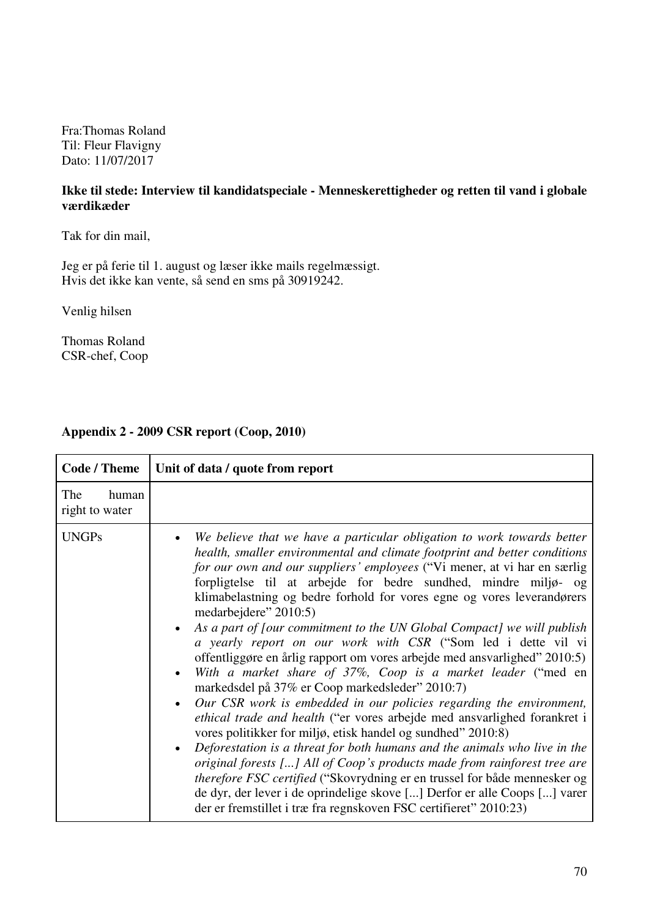Fra:Thomas Roland
Til: Fleur Flavigny
Dato: 11/07/2017

**Ikke til stede: Interview til kandidatspeciale - Menneskerettigheder og retten til vand i globale værdikæder**

Tak for din mail,

Jeg er på ferie til 1. august og læser ikke mails regelmæssigt.
Hvis det ikke kan vente, så send en sms på 30919242.

Venlig hilsen

Thomas Roland
CSR-chef, Coop

**Appendix 2 - 2009 CSR report (Coop, 2010)**

| Code / Theme | Unit of data / quote from report |
|---|---|
| The human right to water | |
| UNGPs | • *We believe that we have a particular obligation to work towards better health, smaller environmental and climate footprint and better conditions for our own and our suppliers' employees* ("Vi mener, at vi har en særlig forpligtelse til at arbejde for bedre sundhed, mindre miljø- og klimabelastning og bedre forhold for vores egne og vores leverandørers medarbejdere" 2010:5)<br>• *As a part of [our commitment to the UN Global Compact] we will publish a yearly report on our work with CSR* ("Som led i dette vil vi offentliggøre en årlig rapport om vores arbejde med ansvarlighed" 2010:5)<br>• *With a market share of 37%, Coop is a market leader* ("med en markedsdel på 37% er Coop markedsleder" 2010:7)<br>• *Our CSR work is embedded in our policies regarding the environment, ethical trade and health* ("er vores arbejde med ansvarlighed forankret i vores politikker for miljø, etisk handel og sundhed" 2010:8)<br>• *Deforestation is a threat for both humans and the animals who live in the original forests [...] All of Coop's products made from rainforest tree are therefore FSC certified* ("Skovrydning er en trussel for både mennesker og de dyr, der lever i de oprindelige skove [...] Derfor er alle Coops [...] varer der er fremstillet i træ fra regnskoven FSC certifieret" 2010:23) |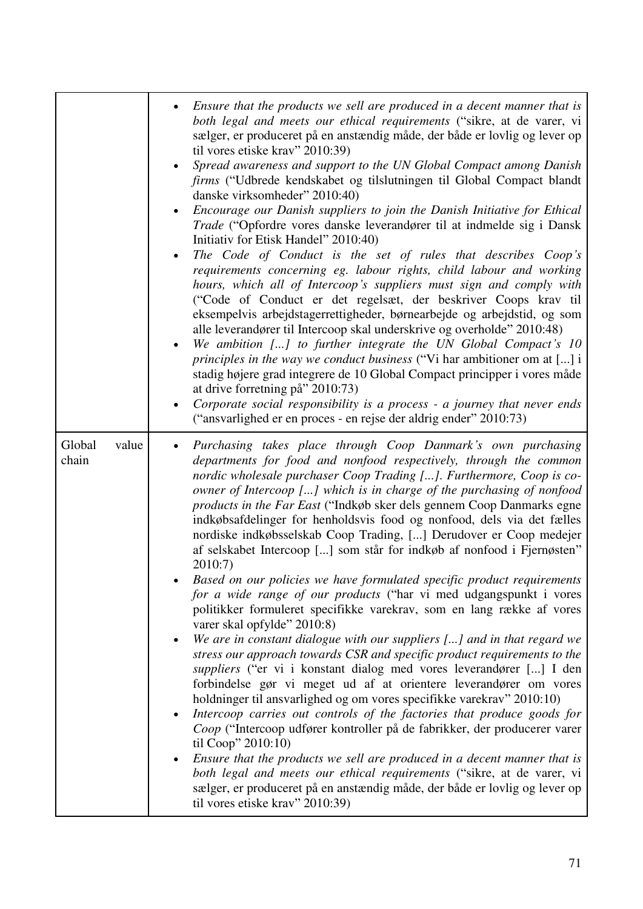| | |
|---|---|
| | • *Ensure that the products we sell are produced in a decent manner that is both legal and meets our ethical requirements* ("sikre, at de varer, vi sælger, er produceret på en anstændig måde, der både er lovlig og lever op til vores etiske krav" 2010:39)<br>• *Spread awareness and support to the UN Global Compact among Danish firms* ("Udbrede kendskabet og tilslutningen til Global Compact blandt danske virksomheder" 2010:40)<br>• *Encourage our Danish suppliers to join the Danish Initiative for Ethical Trade* ("Opfordre vores danske leverandører til at indmelde sig i Dansk Initiativ for Etisk Handel" 2010:40)<br>• *The Code of Conduct is the set of rules that describes Coop's requirements concerning eg. labour rights, child labour and working hours, which all of Intercoop's suppliers must sign and comply with* ("Code of Conduct er det regelsæt, der beskriver Coops krav til eksempelvis arbejdstagerrettigheder, børnearbejde og arbejdstid, og som alle leverandører til Intercoop skal underskrive og overholde" 2010:48)<br>• *We ambition [...] to further integrate the UN Global Compact's 10 principles in the way we conduct business* ("Vi har ambitioner om at [...] i stadig højere grad integrere de 10 Global Compact principper i vores måde at drive forretning på" 2010:73)<br>• *Corporate social responsibility is a process - a journey that never ends* ("ansvarlighed er en proces - en rejse der aldrig ender" 2010:73) |
| Global value chain | • *Purchasing takes place through Coop Danmark's own purchasing departments for food and nonfood respectively, through the common nordic wholesale purchaser Coop Trading [...]. Furthermore, Coop is co-owner of Intercoop [...] which is in charge of the purchasing of nonfood products in the Far East* ("Indkøb sker dels gennem Coop Danmarks egne indkøbsafdelinger for henholdsvis food og nonfood, dels via det fælles nordiske indkøbsselskab Coop Trading, [...] Derudover er Coop medejer af selskabet Intercoop [...] som står for indkøb af nonfood i Fjernøsten" 2010:7)<br>• *Based on our policies we have formulated specific product requirements for a wide range of our products* ("har vi med udgangspunkt i vores politikker formuleret specifikke varekrav, som en lang række af vores varer skal opfylde" 2010:8)<br>• *We are in constant dialogue with our suppliers [...] and in that regard we stress our approach towards CSR and specific product requirements to the suppliers* ("er vi i konstant dialog med vores leverandører [...] I den forbindelse gør vi meget ud af at orientere leverandører om vores holdninger til ansvarlighed og om vores specifikke varekrav" 2010:10)<br>• *Intercoop carries out controls of the factories that produce goods for Coop* ("Intercoop udfører kontroller på de fabrikker, der producerer varer til Coop" 2010:10)<br>• *Ensure that the products we sell are produced in a decent manner that is both legal and meets our ethical requirements* ("sikre, at de varer, vi sælger, er produceret på en anstændig måde, der både er lovlig og lever op til vores etiske krav" 2010:39) |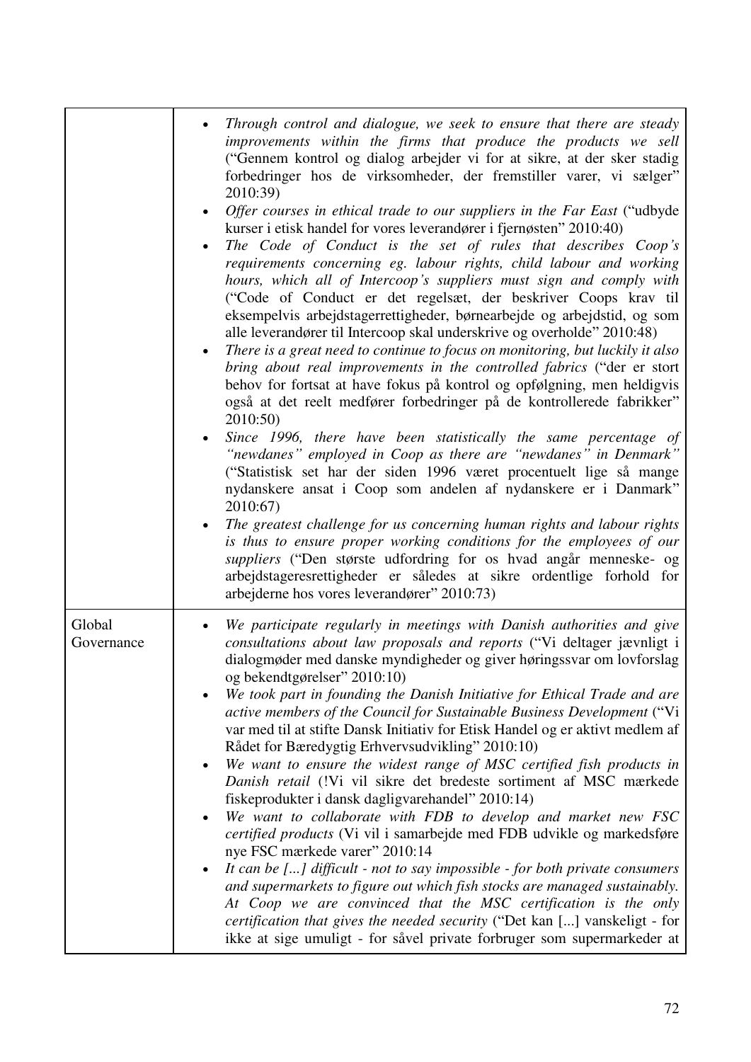| | |
|---|---|
| | • *Through control and dialogue, we seek to ensure that there are steady improvements within the firms that produce the products we sell* ("Gennem kontrol og dialog arbejder vi for at sikre, at der sker stadig forbedringer hos de virksomheder, der fremstiller varer, vi sælger" 2010:39)<br>• *Offer courses in ethical trade to our suppliers in the Far East* ("udbyde kurser i etisk handel for vores leverandører i fjernøsten" 2010:40)<br>• *The Code of Conduct is the set of rules that describes Coop's requirements concerning eg. labour rights, child labour and working hours, which all of Intercoop's suppliers must sign and comply with* ("Code of Conduct er det regelsæt, der beskriver Coops krav til eksempelvis arbejdstagerrettigheder, børnearbejde og arbejdstid, og som alle leverandører til Intercoop skal underskrive og overholde" 2010:48)<br>• *There is a great need to continue to focus on monitoring, but luckily it also bring about real improvements in the controlled fabrics* ("der er stort behov for fortsat at have fokus på kontrol og opfølgning, men heldigvis også at det reelt medfører forbedringer på de kontrollerede fabrikker" 2010:50)<br>• *Since 1996, there have been statistically the same percentage of "newdanes" employed in Coop as there are "newdanes" in Denmark"* ("Statistisk set har der siden 1996 været procentuelt lige så mange nydanskere ansat i Coop som andelen af nydanskere er i Danmark" 2010:67)<br>• *The greatest challenge for us concerning human rights and labour rights is thus to ensure proper working conditions for the employees of our suppliers* ("Den største udfordring for os hvad angår menneske- og arbejdstageresrettigheder er således at sikre ordentlige forhold for arbejderne hos vores leverandører" 2010:73) |
| Global Governance | • *We participate regularly in meetings with Danish authorities and give consultations about law proposals and reports* ("Vi deltager jævnligt i dialogmøder med danske myndigheder og giver høringssvar om lovforslag og bekendtgørelser" 2010:10)<br>• *We took part in founding the Danish Initiative for Ethical Trade and are active members of the Council for Sustainable Business Development* ("Vi var med til at stifte Dansk Initiativ for Etisk Handel og er aktivt medlem af Rådet for Bæredygtig Erhvervsudvikling" 2010:10)<br>• *We want to ensure the widest range of MSC certified fish products in Danish retail* (!Vi vil sikre det bredeste sortiment af MSC mærkede fiskeprodukter i dansk dagligvarehandel" 2010:14)<br>• *We want to collaborate with FDB to develop and market new FSC certified products* (Vi vil i samarbejde med FDB udvikle og markedsføre nye FSC mærkede varer" 2010:14<br>• *It can be [...] difficult - not to say impossible - for both private consumers and supermarkets to figure out which fish stocks are managed sustainably. At Coop we are convinced that the MSC certification is the only certification that gives the needed security* ("Det kan [...] vanskeligt - for ikke at sige umuligt - for såvel private forbruger som supermarkeder at |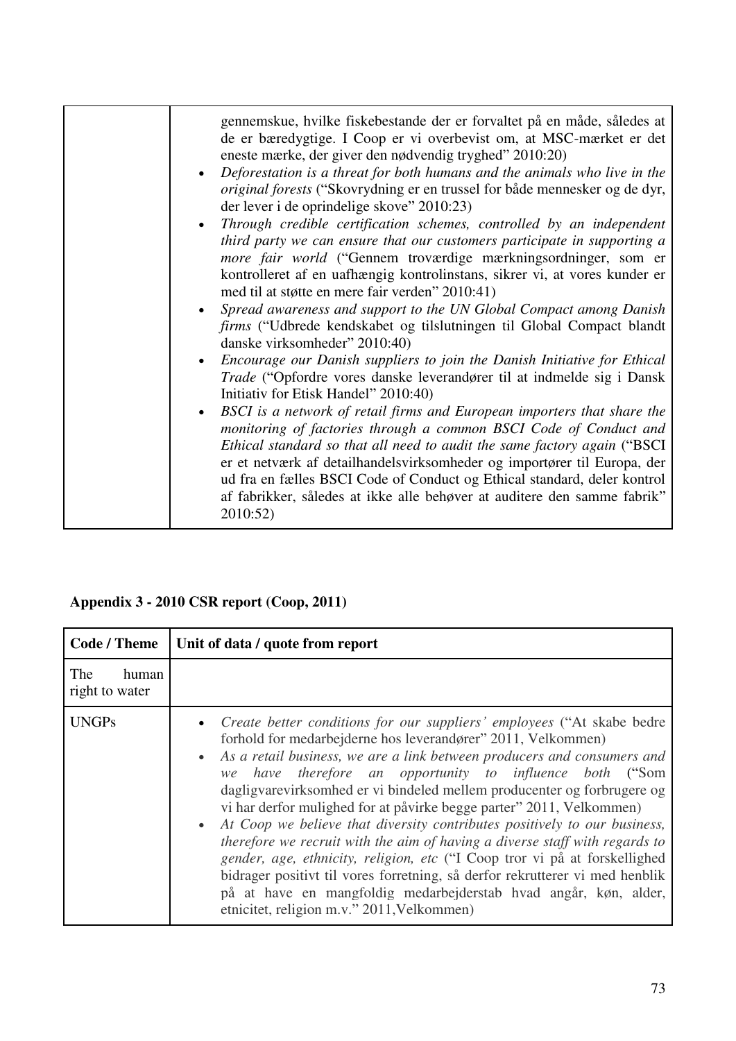| | |
|---|---|
| | gennemskue, hvilke fiskebestande der er forvaltet på en måde, således at de er bæredygtige. I Coop er vi overbevist om, at MSC-mærket er det eneste mærke, der giver den nødvendig tryghed" 2010:20)<br>• *Deforestation is a threat for both humans and the animals who live in the original forests* ("Skovrydning er en trussel for både mennesker og de dyr, der lever i de oprindelige skove" 2010:23)<br>• *Through credible certification schemes, controlled by an independent third party we can ensure that our customers participate in supporting a more fair world* ("Gennem troværdige mærkningsordninger, som er kontrolleret af en uafhængig kontrolinstans, sikrer vi, at vores kunder er med til at støtte en mere fair verden" 2010:41)<br>• *Spread awareness and support to the UN Global Compact among Danish firms* ("Udbrede kendskabet og tilslutningen til Global Compact blandt danske virksomheder" 2010:40)<br>• *Encourage our Danish suppliers to join the Danish Initiative for Ethical Trade* ("Opfordre vores danske leverandører til at indmelde sig i Dansk Initiativ for Etisk Handel" 2010:40)<br>• *BSCI is a network of retail firms and European importers that share the monitoring of factories through a common BSCI Code of Conduct and Ethical standard so that all need to audit the same factory again* ("BSCI er et netværk af detailhandelsvirksomheder og importører til Europa, der ud fra en fælles BSCI Code of Conduct og Ethical standard, deler kontrol af fabrikker, således at ikke alle behøver at auditere den samme fabrik" 2010:52) |

**Appendix 3 - 2010 CSR report (Coop, 2011)**

| Code / Theme | Unit of data / quote from report |
|---|---|
| The human right to water | |
| UNGPs | • *Create better conditions for our suppliers' employees* ("At skabe bedre forhold for medarbejderne hos leverandører" 2011, Velkommen)<br>• *As a retail business, we are a link between producers and consumers and we have therefore an opportunity to influence both* ("Som dagligvarevirksomhed er vi bindeled mellem producenter og forbrugere og vi har derfor mulighed for at påvirke begge parter" 2011, Velkommen)<br>• *At Coop we believe that diversity contributes positively to our business, therefore we recruit with the aim of having a diverse staff with regards to gender, age, ethnicity, religion, etc* ("I Coop tror vi på at forskellighed bidrager positivt til vores forretning, så derfor rekrutterer vi med henblik på at have en mangfoldig medarbejderstab hvad angår, køn, alder, etnicitet, religion m.v." 2011,Velkommen) |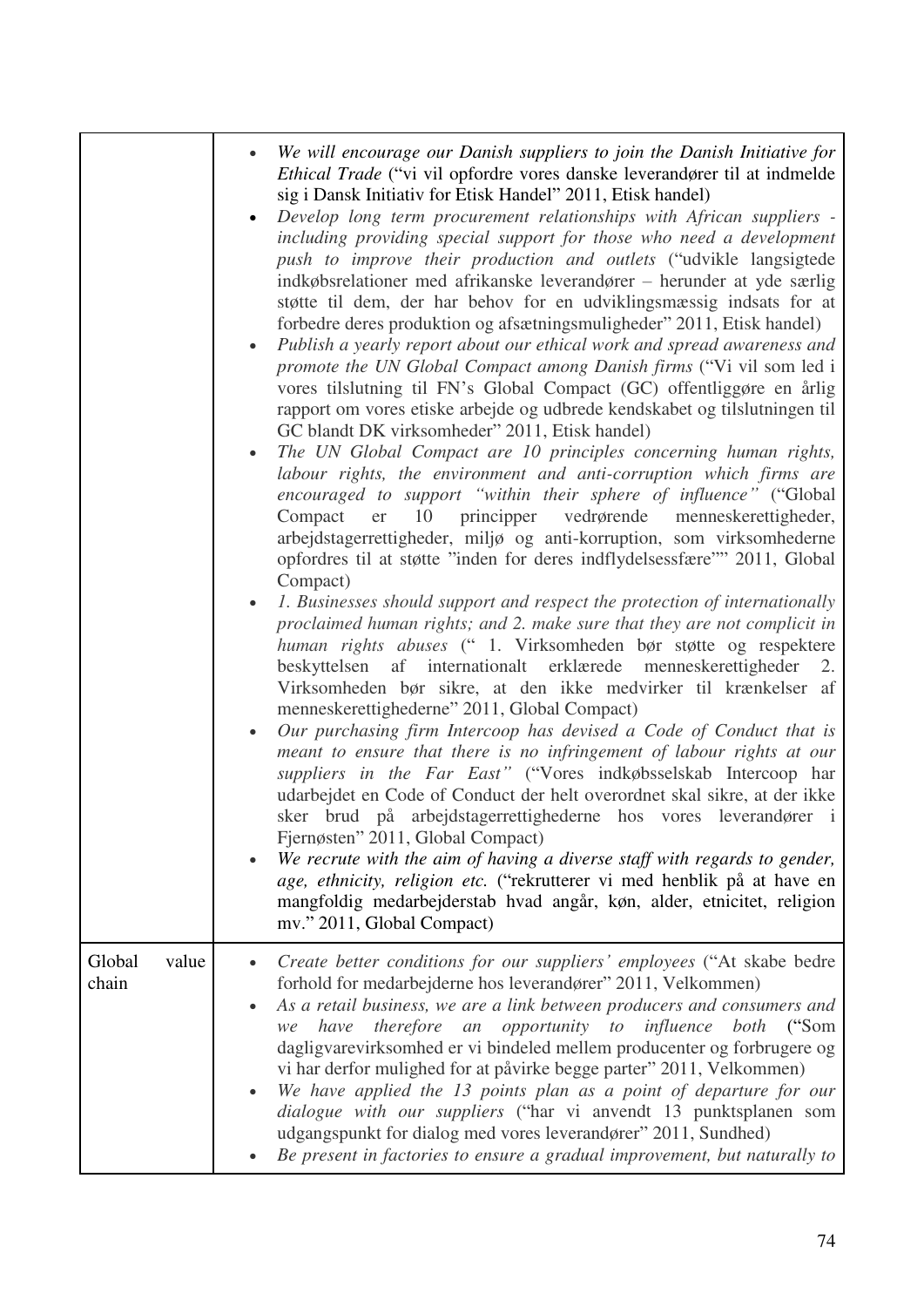| | |
|---|---|
| | • *We will encourage our Danish suppliers to join the Danish Initiative for Ethical Trade* ("vi vil opfordre vores danske leverandører til at indmelde sig i Dansk Initiativ for Etisk Handel" 2011, Etisk handel)<br>• *Develop long term procurement relationships with African suppliers - including providing special support for those who need a development push to improve their production and outlets* ("udvikle langsigtede indkøbsrelationer med afrikanske leverandører – herunder at yde særlig støtte til dem, der har behov for en udviklingsmæssig indsats for at forbedre deres produktion og afsætningsmuligheder" 2011, Etisk handel)<br>• *Publish a yearly report about our ethical work and spread awareness and promote the UN Global Compact among Danish firms* ("Vi vil som led i vores tilslutning til FN's Global Compact (GC) offentliggøre en årlig rapport om vores etiske arbejde og udbrede kendskabet og tilslutningen til GC blandt DK virksomheder" 2011, Etisk handel)<br>• *The UN Global Compact are 10 principles concerning human rights, labour rights, the environment and anti-corruption which firms are encouraged to support "within their sphere of influence"* ("Global Compact er 10 principper vedrørende menneskerettigheder, arbejdstagerrettigheder, miljø og anti-korruption, som virksomhederne opfordres til at støtte "inden for deres indflydelsessfære"" 2011, Global Compact)<br>• *1. Businesses should support and respect the protection of internationally proclaimed human rights; and 2. make sure that they are not complicit in human rights abuses* (" 1. Virksomheden bør støtte og respektere beskyttelsen af internationalt erklærede menneskerettigheder 2. Virksomheden bør sikre, at den ikke medvirker til krænkelser af menneskerettighederne" 2011, Global Compact)<br>• *Our purchasing firm Intercoop has devised a Code of Conduct that is meant to ensure that there is no infringement of labour rights at our suppliers in the Far East"* ("Vores indkøbsselskab Intercoop har udarbejdet en Code of Conduct der helt overordnet skal sikre, at der ikke sker brud på arbejdstagerrettighederne hos vores leverandører i Fjernøsten" 2011, Global Compact)<br>• *We recrute with the aim of having a diverse staff with regards to gender, age, ethnicity, religion etc.* ("rekrutterer vi med henblik på at have en mangfoldig medarbejderstab hvad angår, køn, alder, etnicitet, religion mv." 2011, Global Compact) |
| Global value chain | • *Create better conditions for our suppliers' employees* ("At skabe bedre forhold for medarbejderne hos leverandører" 2011, Velkommen)<br>• *As a retail business, we are a link between producers and consumers and we have therefore an opportunity to influence both* ("Som dagligvarevirksomhed er vi bindeled mellem producenter og forbrugere og vi har derfor mulighed for at påvirke begge parter" 2011, Velkommen)<br>• *We have applied the 13 points plan as a point of departure for our dialogue with our suppliers* ("har vi anvendt 13 punktsplanen som udgangspunkt for dialog med vores leverandører" 2011, Sundhed)<br>• *Be present in factories to ensure a gradual improvement, but naturally to* |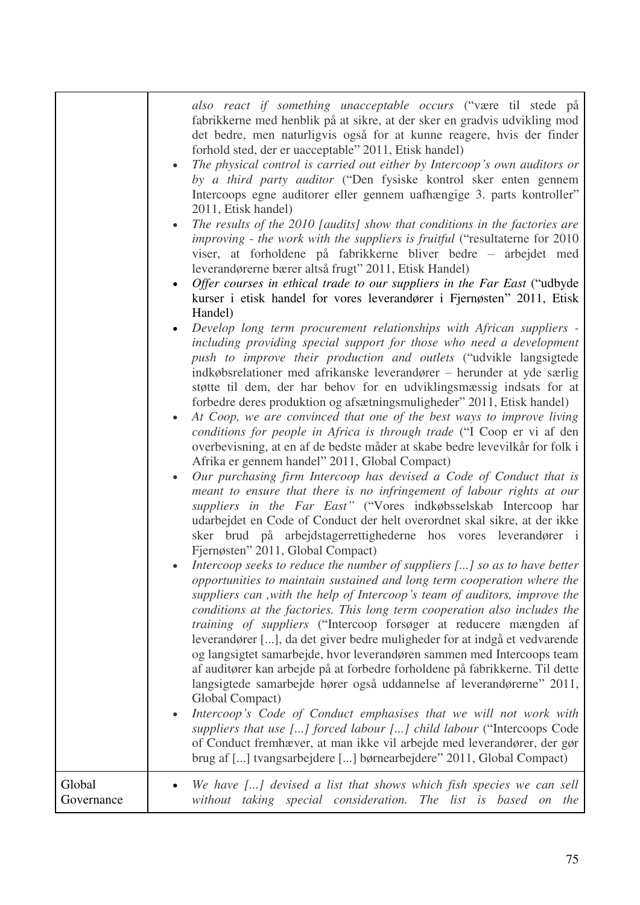| | |
|---|---|
| | *also react if something unacceptable occurs* ("være til stede på fabrikkerne med henblik på at sikre, at der sker en gradvis udvikling mod det bedre, men naturligvis også for at kunne reagere, hvis der finder forhold sted, der er uacceptable" 2011, Etisk handel)<br>• *The physical control is carried out either by Intercoop's own auditors or by a third party auditor* ("Den fysiske kontrol sker enten gennem Intercoops egne auditorer eller gennem uafhængige 3. parts kontroller" 2011, Etisk handel)<br>• *The results of the 2010 [audits] show that conditions in the factories are improving - the work with the suppliers is fruitful* ("resultaterne for 2010 viser, at forholdene på fabrikkerne bliver bedre – arbejdet med leverandørerne bærer altså frugt" 2011, Etisk Handel)<br>• *Offer courses in ethical trade to our suppliers in the Far East* ("udbyde kurser i etisk handel for vores leverandører i Fjernøsten" 2011, Etisk Handel)<br>• *Develop long term procurement relationships with African suppliers - including providing special support for those who need a development push to improve their production and outlets* ("udvikle langsigtede indkøbsrelationer med afrikanske leverandører – herunder at yde særlig støtte til dem, der har behov for en udviklingsmæssig indsats for at forbedre deres produktion og afsætningsmuligheder" 2011, Etisk handel)<br>• *At Coop, we are convinced that one of the best ways to improve living conditions for people in Africa is through trade* ("I Coop er vi af den overbevisning, at en af de bedste måder at skabe bedre levevilkår for folk i Afrika er gennem handel" 2011, Global Compact)<br>• *Our purchasing firm Intercoop has devised a Code of Conduct that is meant to ensure that there is no infringement of labour rights at our suppliers in the Far East"* ("Vores indkøbsselskab Intercoop har udarbejdet en Code of Conduct der helt overordnet skal sikre, at der ikke sker brud på arbejdstagerrettighederne hos vores leverandører i Fjernøsten" 2011, Global Compact)<br>• *Intercoop seeks to reduce the number of suppliers [...] so as to have better opportunities to maintain sustained and long term cooperation where the suppliers can ,with the help of Intercoop's team of auditors, improve the conditions at the factories. This long term cooperation also includes the training of suppliers* ("Intercoop forsøger at reducere mængden af leverandører [...], da det giver bedre muligheder for at indgå et vedvarende og langsigtet samarbejde, hvor leverandøren sammen med Intercoops team af auditører kan arbejde på at forbedre forholdene på fabrikkerne. Til dette langsigtede samarbejde hører også uddannelse af leverandørerne" 2011, Global Compact)<br>• *Intercoop's Code of Conduct emphasises that we will not work with suppliers that use [...] forced labour [...] child labour* ("Intercoops Code of Conduct fremhæver, at man ikke vil arbejde med leverandører, der gør brug af [...] tvangsarbejdere [...] børnearbejdere" 2011, Global Compact) |
| Global Governance | • *We have [...] devised a list that shows which fish species we can sell without taking special consideration. The list is based on the* |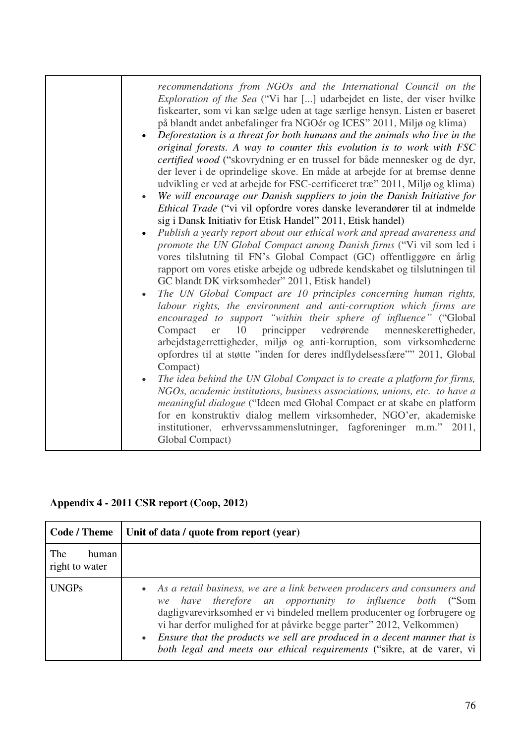| | |
|---|---|
| | <ul><li>*recommendations from NGOs and the International Council on the Exploration of the Sea* ("Vi har [...] udarbejdet en liste, der viser hvilke fiskearter, som vi kan sælge uden at tage særlige hensyn. Listen er baseret på blandt andet anbefalinger fra NGOér og ICES" 2011, Miljø og klima)</li><li>*Deforestation is a threat for both humans and the animals who live in the original forests. A way to counter this evolution is to work with FSC certified wood* ("skovrydning er en trussel for både mennesker og de dyr, der lever i de oprindelige skove. En måde at arbejde for at bremse denne udvikling er ved at arbejde for FSC-certificeret træ" 2011, Miljø og klima)</li><li>*We will encourage our Danish suppliers to join the Danish Initiative for Ethical Trade* ("vi vil opfordre vores danske leverandører til at indmelde sig i Dansk Initiativ for Etisk Handel" 2011, Etisk handel)</li><li>*Publish a yearly report about our ethical work and spread awareness and promote the UN Global Compact among Danish firms* ("Vi vil som led i vores tilslutning til FN's Global Compact (GC) offentliggøre en årlig rapport om vores etiske arbejde og udbrede kendskabet og tilslutningen til GC blandt DK virksomheder" 2011, Etisk handel)</li><li>*The UN Global Compact are 10 principles concerning human rights, labour rights, the environment and anti-corruption which firms are encouraged to support "within their sphere of influence"* ("Global Compact er 10 principper vedrørende menneskerettigheder, arbejdstagerrettigheder, miljø og anti-korruption, som virksomhederne opfordres til at støtte "inden for deres indflydelsessfære"" 2011, Global Compact)</li><li>*The idea behind the UN Global Compact is to create a platform for firms, NGOs, academic institutions, business associations, unions, etc. to have a meaningful dialogue* ("Ideen med Global Compact er at skabe en platform for en konstruktiv dialog mellem virksomheder, NGO'er, akademiske institutioner, erhvervssammenslutninger, fagforeninger m.m." 2011, Global Compact)</li></ul> |

**Appendix 4 - 2011 CSR report (Coop, 2012)**

| Code / Theme | Unit of data / quote from report (year) |
|---|---|
| The human right to water | |
| UNGPs | <ul><li>*As a retail business, we are a link between producers and consumers and we have therefore an opportunity to influence both* ("Som dagligvarevirksomhed er vi bindeled mellem producenter og forbrugere og vi har derfor mulighed for at påvirke begge parter" 2012, Velkommen)</li><li>*Ensure that the products we sell are produced in a decent manner that is both legal and meets our ethical requirements* ("sikre, at de varer, vi</li></ul> |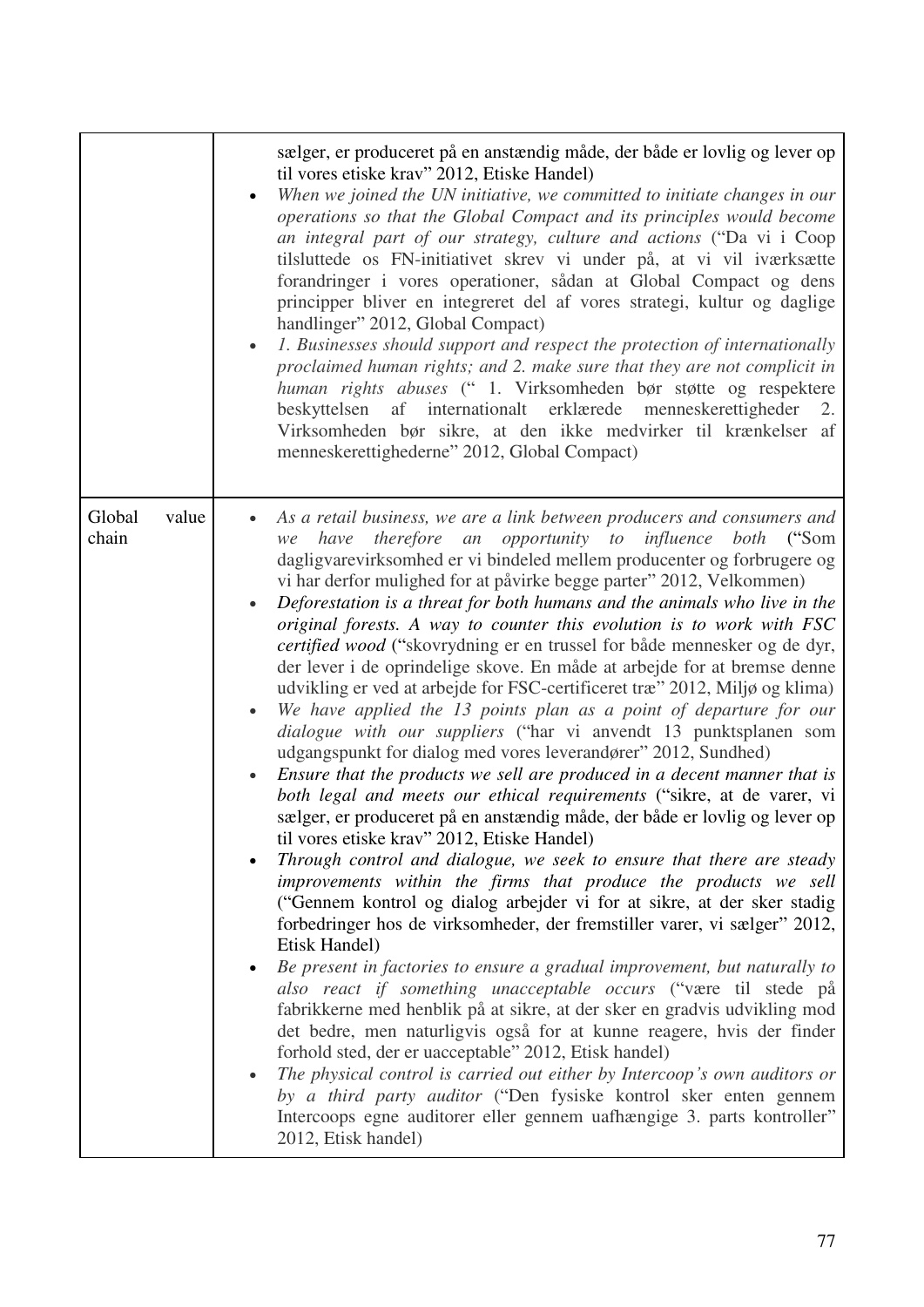|  |  |
|---|---|
|  | sælger, er produceret på en anstændig måde, der både er lovlig og lever op til vores etiske krav" 2012, Etiske Handel)<br>• *When we joined the UN initiative, we committed to initiate changes in our operations so that the Global Compact and its principles would become an integral part of our strategy, culture and actions* ("Da vi i Coop tilsluttede os FN-initiativet skrev vi under på, at vi vil iværksætte forandringer i vores operationer, sådan at Global Compact og dens principper bliver en integreret del af vores strategi, kultur og daglige handlinger" 2012, Global Compact)<br>• *1. Businesses should support and respect the protection of internationally proclaimed human rights; and 2. make sure that they are not complicit in human rights abuses* (" 1. Virksomheden bør støtte og respektere beskyttelsen af internationalt erklærede menneskerettigheder 2. Virksomheden bør sikre, at den ikke medvirker til krænkelser af menneskerettighederne" 2012, Global Compact) |
| Global value chain | • *As a retail business, we are a link between producers and consumers and we have therefore an opportunity to influence both* ("Som dagligvarevirksomhed er vi bindeled mellem producenter og forbrugere og vi har derfor mulighed for at påvirke begge parter" 2012, Velkommen)<br>• *Deforestation is a threat for both humans and the animals who live in the original forests. A way to counter this evolution is to work with FSC certified wood* ("skovrydning er en trussel for både mennesker og de dyr, der lever i de oprindelige skove. En måde at arbejde for at bremse denne udvikling er ved at arbejde for FSC-certificeret træ" 2012, Miljø og klima)<br>• *We have applied the 13 points plan as a point of departure for our dialogue with our suppliers* ("har vi anvendt 13 punktsplanen som udgangspunkt for dialog med vores leverandører" 2012, Sundhed)<br>• *Ensure that the products we sell are produced in a decent manner that is both legal and meets our ethical requirements* ("sikre, at de varer, vi sælger, er produceret på en anstændig måde, der både er lovlig og lever op til vores etiske krav" 2012, Etiske Handel)<br>• *Through control and dialogue, we seek to ensure that there are steady improvements within the firms that produce the products we sell* ("Gennem kontrol og dialog arbejder vi for at sikre, at der sker stadig forbedringer hos de virksomheder, der fremstiller varer, vi sælger" 2012, Etisk Handel)<br>• *Be present in factories to ensure a gradual improvement, but naturally to also react if something unacceptable occurs* ("være til stede på fabrikkerne med henblik på at sikre, at der sker en gradvis udvikling mod det bedre, men naturligvis også for at kunne reagere, hvis der finder forhold sted, der er uacceptable" 2012, Etisk handel)<br>• *The physical control is carried out either by Intercoop's own auditors or by a third party auditor* ("Den fysiske kontrol sker enten gennem Intercoops egne auditorer eller gennem uafhængige 3. parts kontroller" 2012, Etisk handel) |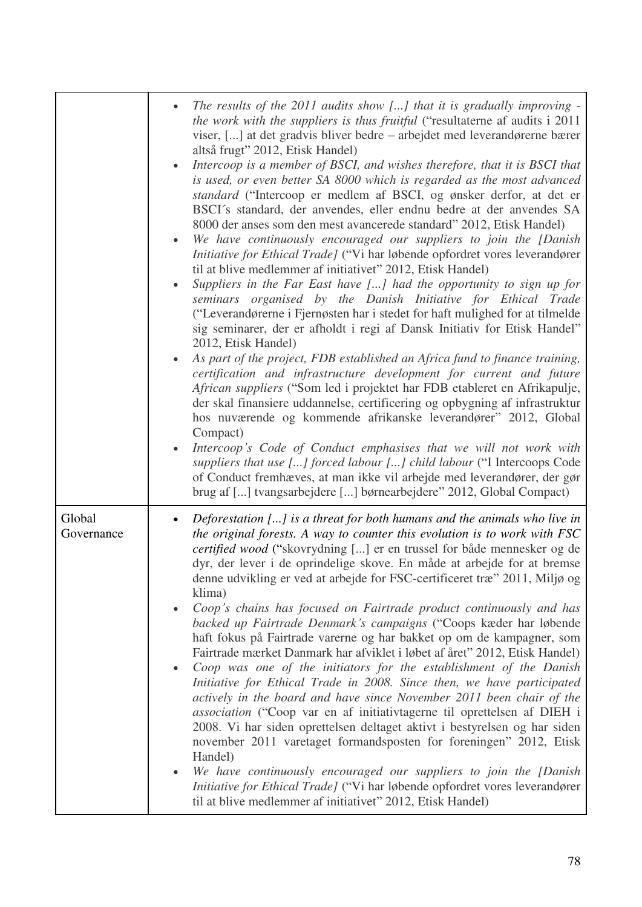| | |
|---|---|
| | • *The results of the 2011 audits show [...] that it is gradually improving - the work with the suppliers is thus fruitful* ("resultaterne af audits i 2011 viser, [...] at det gradvis bliver bedre – arbejdet med leverandørerne bærer altså frugt" 2012, Etisk Handel)<br>• *Intercoop is a member of BSCI, and wishes therefore, that it is BSCI that is used, or even better SA 8000 which is regarded as the most advanced standard* ("Intercoop er medlem af BSCI, og ønsker derfor, at det er BSCI´s standard, der anvendes, eller endnu bedre at der anvendes SA 8000 der anses som den mest avancerede standard" 2012, Etisk Handel)<br>• *We have continuously encouraged our suppliers to join the [Danish Initiative for Ethical Trade]* ("Vi har løbende opfordret vores leverandører til at blive medlemmer af initiativet" 2012, Etisk Handel)<br>• *Suppliers in the Far East have [...] had the opportunity to sign up for seminars organised by the Danish Initiative for Ethical Trade* ("Leverandørerne i Fjernøsten har i stedet for haft mulighed for at tilmelde sig seminarer, der er afholdt i regi af Dansk Initiativ for Etisk Handel" 2012, Etisk Handel)<br>• *As part of the project, FDB established an Africa fund to finance training, certification and infrastructure development for current and future African suppliers* ("Som led i projektet har FDB etableret en Afrikapulje, der skal finansiere uddannelse, certificering og opbygning af infrastruktur hos nuværende og kommende afrikanske leverandører" 2012, Global Compact)<br>• *Intercoop's Code of Conduct emphasises that we will not work with suppliers that use [...] forced labour [...] child labour* ("I Intercoops Code of Conduct fremhæves, at man ikke vil arbejde med leverandører, der gør brug af [...] tvangsarbejdere [...] børnearbejdere" 2012, Global Compact) |
| Global Governance | • *Deforestation [...] is a threat for both humans and the animals who live in the original forests. A way to counter this evolution is to work with FSC certified wood* ("skovrydning [...] er en trussel for både mennesker og de dyr, der lever i de oprindelige skove. En måde at arbejde for at bremse denne udvikling er ved at arbejde for FSC-certificeret træ" 2011, Miljø og klima)<br>• *Coop's chains has focused on Fairtrade product continuously and has backed up Fairtrade Denmark's campaigns* ("Coops kæder har løbende haft fokus på Fairtrade varerne og har bakket op om de kampagner, som Fairtrade mærket Danmark har afviklet i løbet af året" 2012, Etisk Handel)<br>• *Coop was one of the initiators for the establishment of the Danish Initiative for Ethical Trade in 2008. Since then, we have participated actively in the board and have since November 2011 been chair of the association* ("Coop var en af initiativtagerne til oprettelsen af DIEH i 2008. Vi har siden oprettelsen deltaget aktivt i bestyrelsen og har siden november 2011 varetaget formandsposten for foreningen" 2012, Etisk Handel)<br>• *We have continuously encouraged our suppliers to join the [Danish Initiative for Ethical Trade]* ("Vi har løbende opfordret vores leverandører til at blive medlemmer af initiativet" 2012, Etisk Handel) |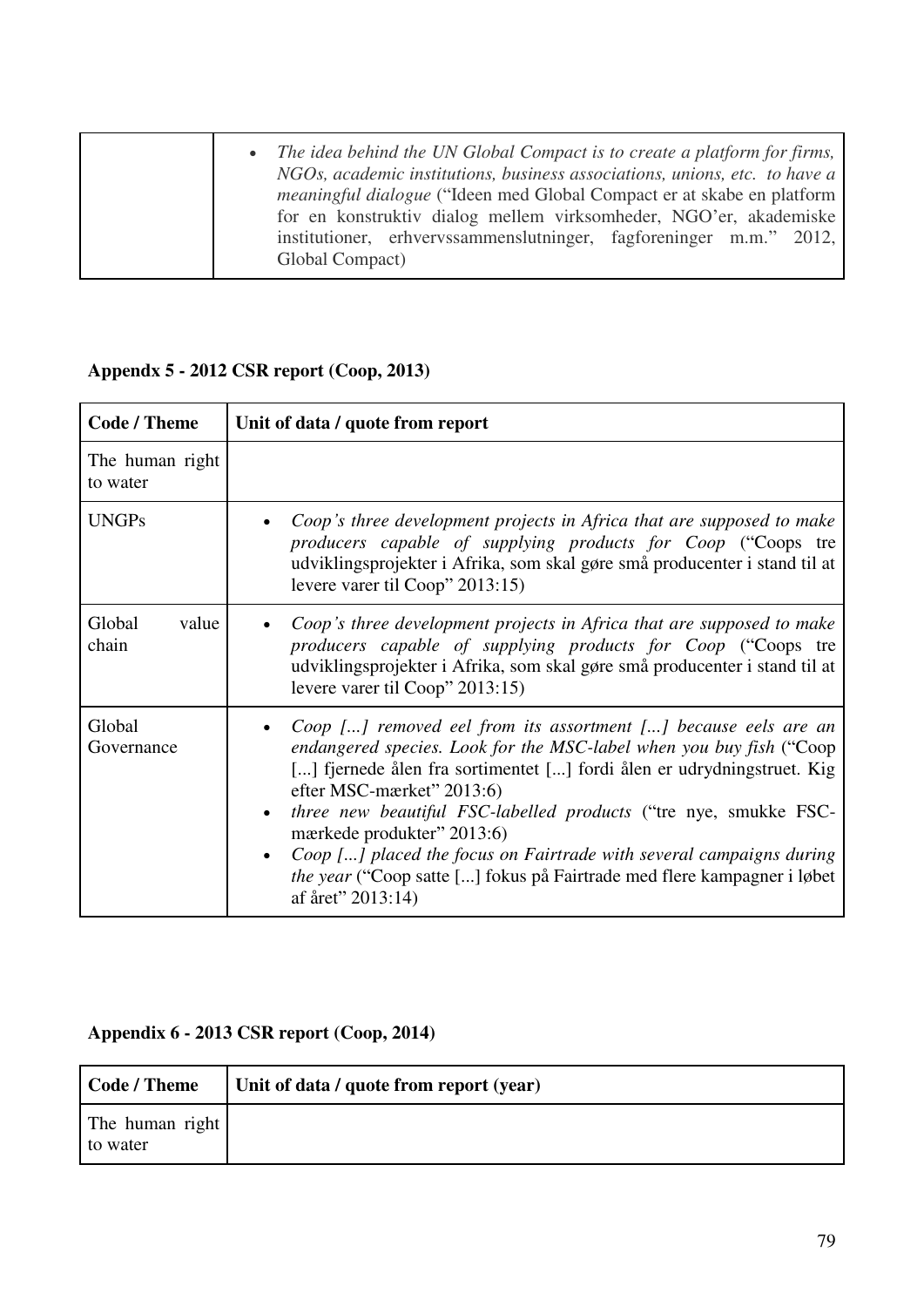| | |
|---|---|
| | • *The idea behind the UN Global Compact is to create a platform for firms, NGOs, academic institutions, business associations, unions, etc. to have a meaningful dialogue* ("Ideen med Global Compact er at skabe en platform for en konstruktiv dialog mellem virksomheder, NGO'er, akademiske institutioner, erhvervssammenslutninger, fagforeninger m.m." 2012, Global Compact) |

**Appendx 5 - 2012 CSR report (Coop, 2013)**

| Code / Theme | Unit of data / quote from report |
|---|---|
| The human right to water | |
| UNGPs | • *Coop's three development projects in Africa that are supposed to make producers capable of supplying products for Coop* ("Coops tre udviklingsprojekter i Afrika, som skal gøre små producenter i stand til at levere varer til Coop" 2013:15) |
| Global value chain | • *Coop's three development projects in Africa that are supposed to make producers capable of supplying products for Coop* ("Coops tre udviklingsprojekter i Afrika, som skal gøre små producenter i stand til at levere varer til Coop" 2013:15) |
| Global Governance | • *Coop [...] removed eel from its assortment [...] because eels are an endangered species. Look for the MSC-label when you buy fish* ("Coop [...] fjernede ålen fra sortimentet [...] fordi ålen er udrydningstruet. Kig efter MSC-mærket" 2013:6)<br>• *three new beautiful FSC-labelled products* ("tre nye, smukke FSC-mærkede produkter" 2013:6)<br>• *Coop [...] placed the focus on Fairtrade with several campaigns during the year* ("Coop satte [...] fokus på Fairtrade med flere kampagner i løbet af året" 2013:14) |

**Appendix 6 - 2013 CSR report (Coop, 2014)**

| Code / Theme | Unit of data / quote from report (year) |
|---|---|
| The human right to water | |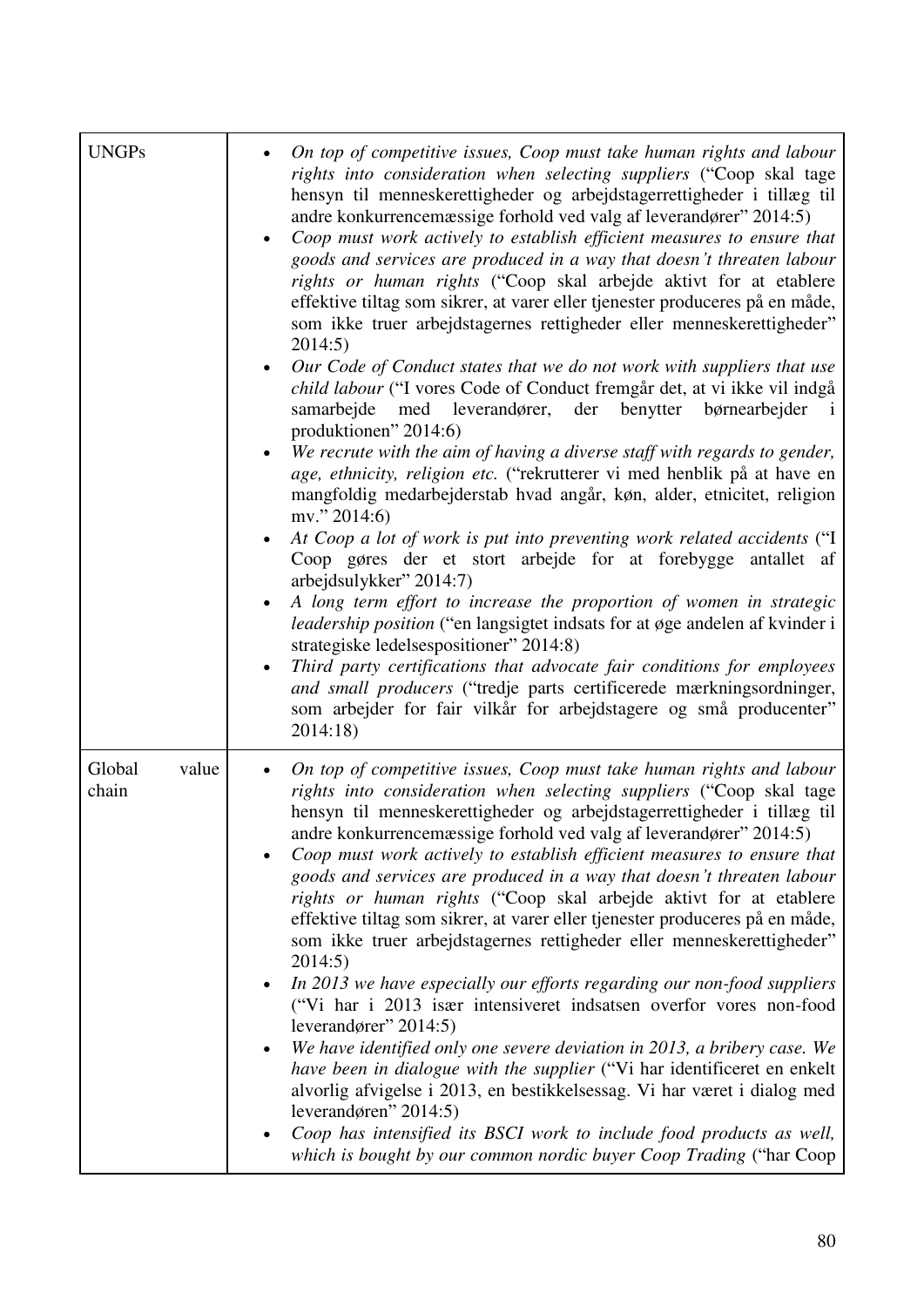| | |
|---|---|
| UNGPs | • *On top of competitive issues, Coop must take human rights and labour rights into consideration when selecting suppliers* ("Coop skal tage hensyn til menneskerettigheder og arbejdstagerrettigheder i tillæg til andre konkurrencemæssige forhold ved valg af leverandører" 2014:5)<br>• *Coop must work actively to establish efficient measures to ensure that goods and services are produced in a way that doesn't threaten labour rights or human rights* ("Coop skal arbejde aktivt for at etablere effektive tiltag som sikrer, at varer eller tjenester produceres på en måde, som ikke truer arbejdstagernes rettigheder eller menneskerettigheder" 2014:5)<br>• *Our Code of Conduct states that we do not work with suppliers that use child labour* ("I vores Code of Conduct fremgår det, at vi ikke vil indgå samarbejde med leverandører, der benytter børnearbejder i produktionen" 2014:6)<br>• *We recrute with the aim of having a diverse staff with regards to gender, age, ethnicity, religion etc.* ("rekrutterer vi med henblik på at have en mangfoldig medarbejderstab hvad angår, køn, alder, etnicitet, religion mv." 2014:6)<br>• *At Coop a lot of work is put into preventing work related accidents* ("I Coop gøres der et stort arbejde for at forebygge antallet af arbejdsulykker" 2014:7)<br>• *A long term effort to increase the proportion of women in strategic leadership position* ("en langsigtet indsats for at øge andelen af kvinder i strategiske ledelsespositioner" 2014:8)<br>• *Third party certifications that advocate fair conditions for employees and small producers* ("tredje parts certificerede mærkningsordninger, som arbejder for fair vilkår for arbejdstagere og små producenter" 2014:18) |
| Global value chain | • *On top of competitive issues, Coop must take human rights and labour rights into consideration when selecting suppliers* ("Coop skal tage hensyn til menneskerettigheder og arbejdstagerrettigheder i tillæg til andre konkurrencemæssige forhold ved valg af leverandører" 2014:5)<br>• *Coop must work actively to establish efficient measures to ensure that goods and services are produced in a way that doesn't threaten labour rights or human rights* ("Coop skal arbejde aktivt for at etablere effektive tiltag som sikrer, at varer eller tjenester produceres på en måde, som ikke truer arbejdstagernes rettigheder eller menneskerettigheder" 2014:5)<br>• *In 2013 we have especially our efforts regarding our non-food suppliers* ("Vi har i 2013 især intensiveret indsatsen overfor vores non-food leverandører" 2014:5)<br>• *We have identified only one severe deviation in 2013, a bribery case. We have been in dialogue with the supplier* ("Vi har identificeret en enkelt alvorlig afvigelse i 2013, en bestikkelsessag. Vi har været i dialog med leverandøren" 2014:5)<br>• *Coop has intensified its BSCI work to include food products as well, which is bought by our common nordic buyer Coop Trading* ("har Coop |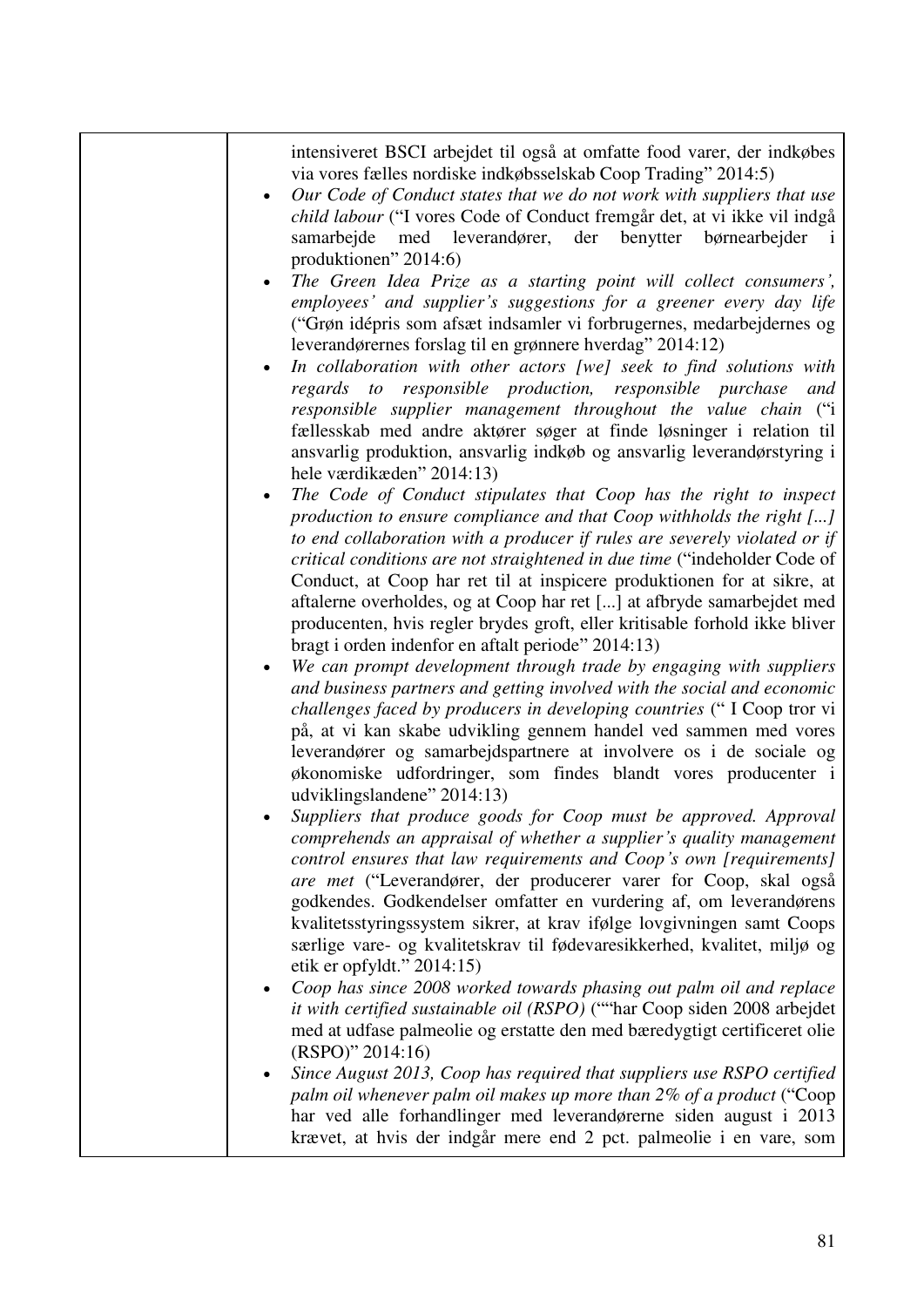| | intensiveret BSCI arbejdet til også at omfatte food varer, der indkøbes via vores fælles nordiske indkøbsselskab Coop Trading" 2014:5)<br>• *Our Code of Conduct states that we do not work with suppliers that use child labour* ("I vores Code of Conduct fremgår det, at vi ikke vil indgå samarbejde med leverandører, der benytter børnearbejder i produktionen" 2014:6)<br>• *The Green Idea Prize as a starting point will collect consumers', employees' and supplier's suggestions for a greener every day life* ("Grøn idépris som afsæt indsamler vi forbrugernes, medarbejdernes og leverandørernes forslag til en grønnere hverdag" 2014:12)<br>• *In collaboration with other actors [we] seek to find solutions with regards to responsible production, responsible purchase and responsible supplier management throughout the value chain* ("i fællesskab med andre aktører søger at finde løsninger i relation til ansvarlig produktion, ansvarlig indkøb og ansvarlig leverandørstyring i hele værdikæden" 2014:13)<br>• *The Code of Conduct stipulates that Coop has the right to inspect production to ensure compliance and that Coop withholds the right [...] to end collaboration with a producer if rules are severely violated or if critical conditions are not straightened in due time* ("indeholder Code of Conduct, at Coop har ret til at inspicere produktionen for at sikre, at aftalerne overholdes, og at Coop har ret [...] at afbryde samarbejdet med producenten, hvis regler brydes groft, eller kritisable forhold ikke bliver bragt i orden indenfor en aftalt periode" 2014:13)<br>• *We can prompt development through trade by engaging with suppliers and business partners and getting involved with the social and economic challenges faced by producers in developing countries* (" I Coop tror vi på, at vi kan skabe udvikling gennem handel ved sammen med vores leverandører og samarbejdspartnere at involvere os i de sociale og økonomiske udfordringer, som findes blandt vores producenter i udviklingslandene" 2014:13)<br>• *Suppliers that produce goods for Coop must be approved. Approval comprehends an appraisal of whether a supplier's quality management control ensures that law requirements and Coop's own [requirements] are met* ("Leverandører, der producerer varer for Coop, skal også godkendes. Godkendelser omfatter en vurdering af, om leverandørens kvalitetsstyringssystem sikrer, at krav ifølge lovgivningen samt Coops særlige vare- og kvalitetskrav til fødevaresikkerhed, kvalitet, miljø og etik er opfyldt." 2014:15)<br>• *Coop has since 2008 worked towards phasing out palm oil and replace it with certified sustainable oil (RSPO)* (""har Coop siden 2008 arbejdet med at udfase palmeolie og erstatte den med bæredygtigt certificeret olie (RSPO)" 2014:16)<br>• *Since August 2013, Coop has required that suppliers use RSPO certified palm oil whenever palm oil makes up more than 2% of a product* ("Coop har ved alle forhandlinger med leverandørerne siden august i 2013 krævet, at hvis der indgår mere end 2 pct. palmeolie i en vare, som |
|---|---|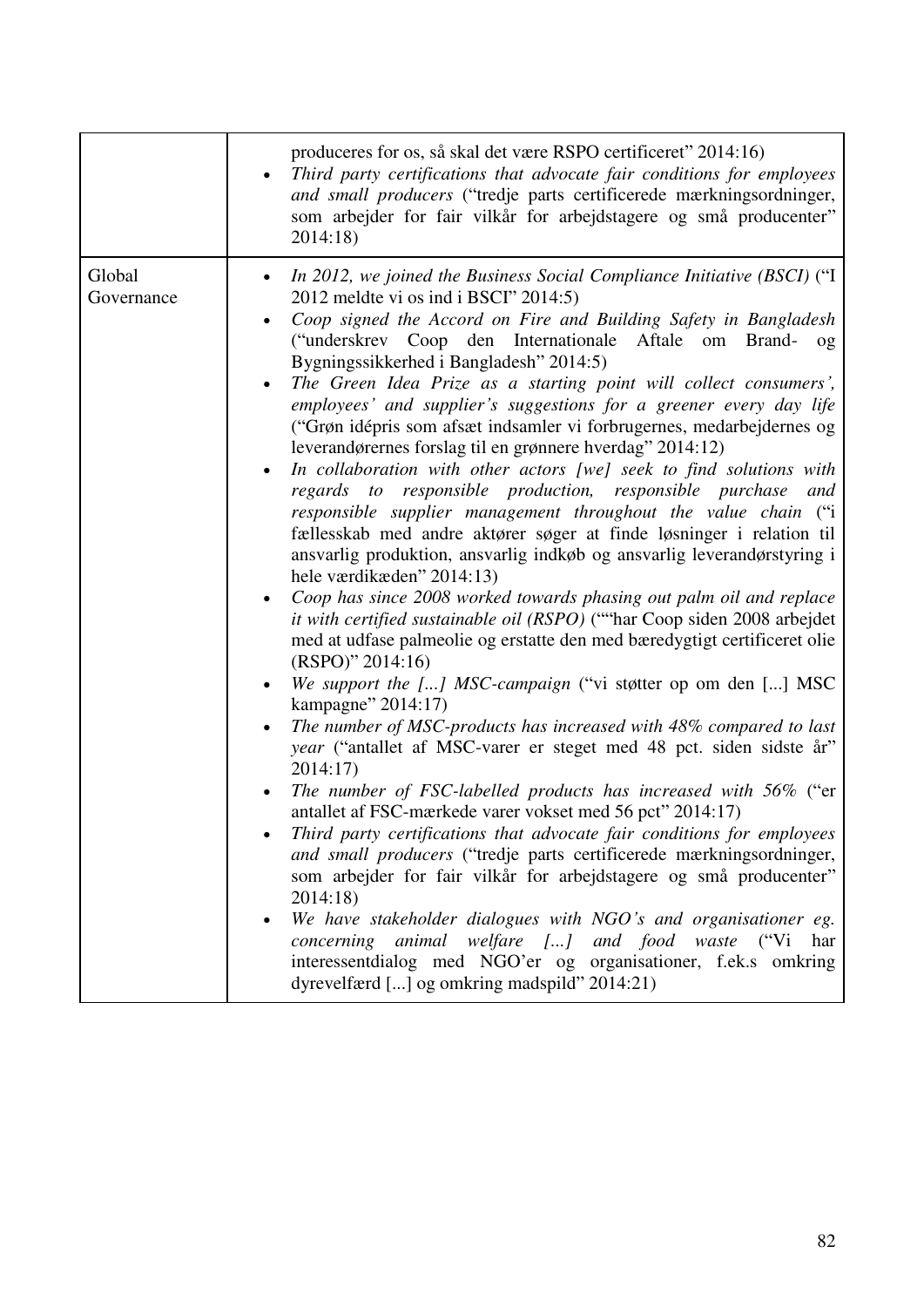| | |
|---|---|
| | producerer for os, så skal det være RSPO certificeret" 2014:16)<br>• *Third party certifications that advocate fair conditions for employees and small producers* ("tredje parts certificerede mærkningsordninger, som arbejder for fair vilkår for arbejdstagere og små producenter" 2014:18) |
| Global Governance | • *In 2012, we joined the Business Social Compliance Initiative (BSCI)* ("I 2012 meldte vi os ind i BSCI" 2014:5)<br>• *Coop signed the Accord on Fire and Building Safety in Bangladesh* ("underskrev Coop den Internationale Aftale om Brand- og Bygningssikkerhed i Bangladesh" 2014:5)<br>• *The Green Idea Prize as a starting point will collect consumers', employees' and supplier's suggestions for a greener every day life* ("Grøn idépris som afsæt indsamler vi forbrugernes, medarbejdernes og leverandørernes forslag til en grønnere hverdag" 2014:12)<br>• *In collaboration with other actors [we] seek to find solutions with regards to responsible production, responsible purchase and responsible supplier management throughout the value chain* ("i fællesskab med andre aktører søger at finde løsninger i relation til ansvarlig produktion, ansvarlig indkøb og ansvarlig leverandørstyring i hele værdikæden" 2014:13)<br>• *Coop has since 2008 worked towards phasing out palm oil and replace it with certified sustainable oil (RSPO)* (""har Coop siden 2008 arbejdet med at udfase palmeolie og erstatte den med bæredygtigt certificeret olie (RSPO)" 2014:16)<br>• *We support the [...] MSC-campaign* ("vi støtter op om den [...] MSC kampagne" 2014:17)<br>• *The number of MSC-products has increased with 48% compared to last year* ("antallet af MSC-varer er steget med 48 pct. siden sidste år" 2014:17)<br>• *The number of FSC-labelled products has increased with 56%* ("er antallet af FSC-mærkede varer vokset med 56 pct" 2014:17)<br>• *Third party certifications that advocate fair conditions for employees and small producers* ("tredje parts certificerede mærkningsordninger, som arbejder for fair vilkår for arbejdstagere og små producenter" 2014:18)<br>• *We have stakeholder dialogues with NGO's and organisationer eg. concerning animal welfare [...] and food waste* ("Vi har interessentdialog med NGO'er og organisationer, f.ek.s omkring dyrevelfærd [...] og omkring madspild" 2014:21) |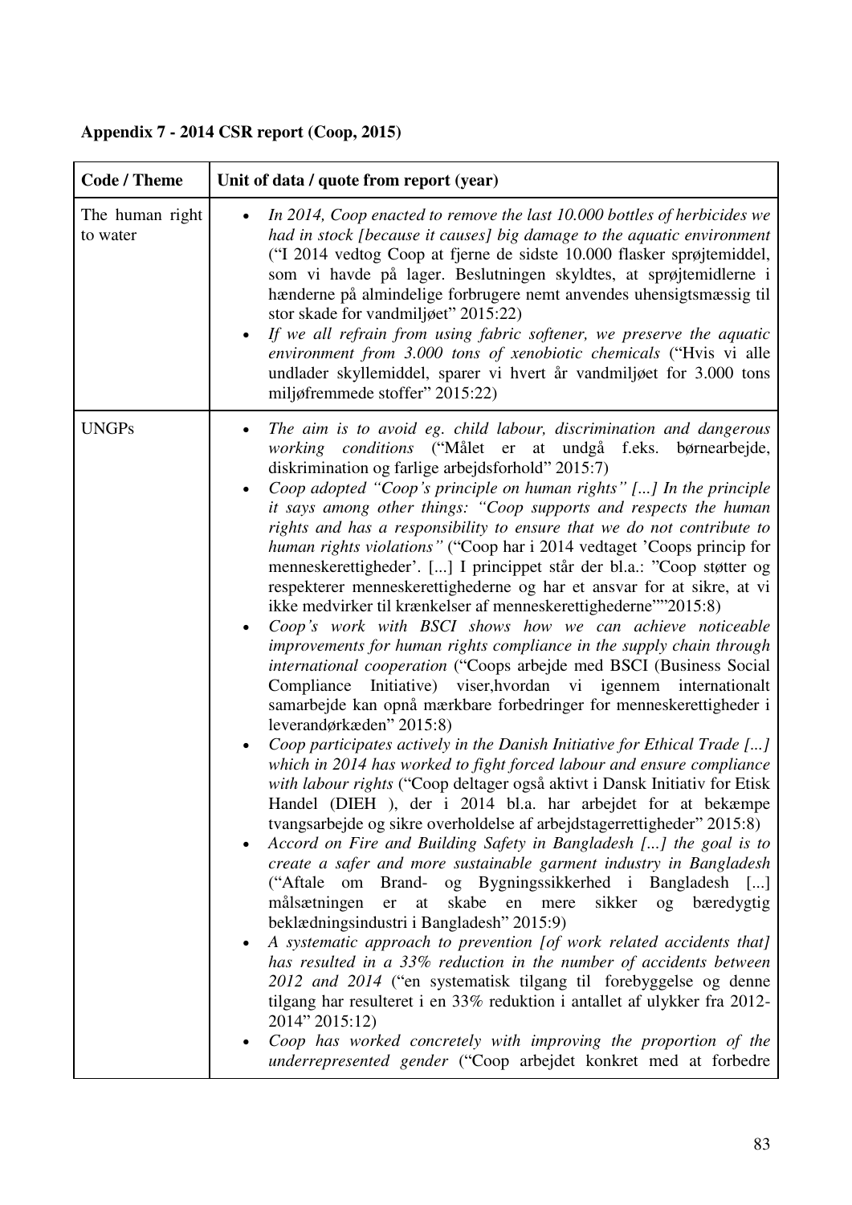**Appendix 7 - 2014 CSR report (Coop, 2015)**

| Code / Theme | Unit of data / quote from report (year) |
|---|---|
| The human right to water | • *In 2014, Coop enacted to remove the last 10.000 bottles of herbicides we had in stock [because it causes] big damage to the aquatic environment* ("I 2014 vedtog Coop at fjerne de sidste 10.000 flasker sprøjtemiddel, som vi havde på lager. Beslutningen skyldtes, at sprøjtemidlerne i hænderne på almindelige forbrugere nemt anvendes uhensigtsmæssig til stor skade for vandmiljøet" 2015:22)<br>• *If we all refrain from using fabric softener, we preserve the aquatic environment from 3.000 tons of xenobiotic chemicals* ("Hvis vi alle undlader skyllemiddel, sparer vi hvert år vandmiljøet for 3.000 tons miljøfremmede stoffer" 2015:22) |
| UNGPs | • *The aim is to avoid eg. child labour, discrimination and dangerous working conditions* ("Målet er at undgå f.eks. børnearbejde, diskrimination og farlige arbejdsforhold" 2015:7)<br>• *Coop adopted "Coop's principle on human rights" [...] In the principle it says among other things: "Coop supports and respects the human rights and has a responsibility to ensure that we do not contribute to human rights violations"* ("Coop har i 2014 vedtaget 'Coops princip for menneskerettigheder'. [...] I princippet står der bl.a.: "Coop støtter og respekterer menneskerettighederne og har et ansvar for at sikre, at vi ikke medvirker til krænkelser af menneskerettighederne""2015:8)<br>• *Coop's work with BSCI shows how we can achieve noticeable improvements for human rights compliance in the supply chain through international cooperation* ("Coops arbejde med BSCI (Business Social Compliance Initiative) viser,hvordan vi igennem internationalt samarbejde kan opnå mærkbare forbedringer for menneskerettigheder i leverandørkæden" 2015:8)<br>• *Coop participates actively in the Danish Initiative for Ethical Trade [...] which in 2014 has worked to fight forced labour and ensure compliance with labour rights* ("Coop deltager også aktivt i Dansk Initiativ for Etisk Handel (DIEH ), der i 2014 bl.a. har arbejdet for at bekæmpe tvangsarbejde og sikre overholdelse af arbejdstagerrettigheder" 2015:8)<br>• *Accord on Fire and Building Safety in Bangladesh [...] the goal is to create a safer and more sustainable garment industry in Bangladesh* ("Aftale om Brand- og Bygningssikkerhed i Bangladesh [...] målsætningen er at skabe en mere sikker og bæredygtig beklædningsindustri i Bangladesh" 2015:9)<br>• *A systematic approach to prevention [of work related accidents that] has resulted in a 33% reduction in the number of accidents between 2012 and 2014* ("en systematisk tilgang til forebyggelse og denne tilgang har resulteret i en 33% reduktion i antallet af ulykker fra 2012-2014" 2015:12)<br>• *Coop has worked concretely with improving the proportion of the underrepresented gender* ("Coop arbejdet konkret med at forbedre |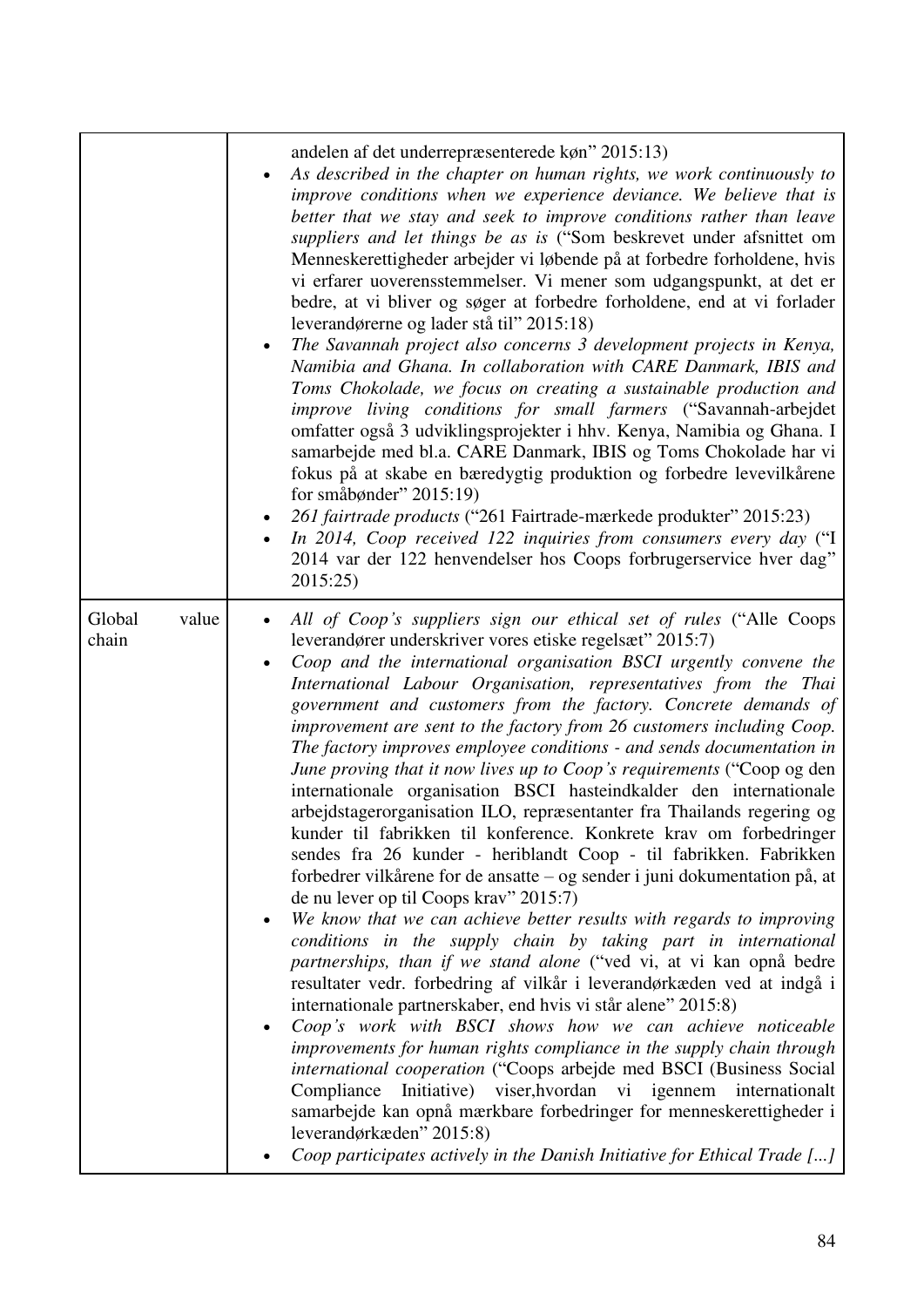| | |
|---|---|
| | andelen af det underrepræsenterede køn" 2015:13)<br>• *As described in the chapter on human rights, we work continuously to improve conditions when we experience deviance. We believe that is better that we stay and seek to improve conditions rather than leave suppliers and let things be as is* ("Som beskrevet under afsnittet om Menneskerettigheder arbejder vi løbende på at forbedre forholdene, hvis vi erfarer uoverensstemmelser. Vi mener som udgangspunkt, at det er bedre, at vi bliver og søger at forbedre forholdene, end at vi forlader leverandørerne og lader stå til" 2015:18)<br>• *The Savannah project also concerns 3 development projects in Kenya, Namibia and Ghana. In collaboration with CARE Danmark, IBIS and Toms Chokolade, we focus on creating a sustainable production and improve living conditions for small farmers* ("Savannah-arbejdet omfatter også 3 udviklingsprojekter i hhv. Kenya, Namibia og Ghana. I samarbejde med bl.a. CARE Danmark, IBIS og Toms Chokolade har vi fokus på at skabe en bæredygtig produktion og forbedre levevilkårene for småbønder" 2015:19)<br>• *261 fairtrade products* ("261 Fairtrade-mærkede produkter" 2015:23)<br>• *In 2014, Coop received 122 inquiries from consumers every day* ("I 2014 var der 122 henvendelser hos Coops forbrugerservice hver dag" 2015:25) |
| Global value chain | • *All of Coop's suppliers sign our ethical set of rules* ("Alle Coops leverandører underskriver vores etiske regelsæt" 2015:7)<br>• *Coop and the international organisation BSCI urgently convene the International Labour Organisation, representatives from the Thai government and customers from the factory. Concrete demands of improvement are sent to the factory from 26 customers including Coop. The factory improves employee conditions - and sends documentation in June proving that it now lives up to Coop's requirements* ("Coop og den internationale organisation BSCI hasteindkalder den internationale arbejdstagerorganisation ILO, repræsentanter fra Thailands regering og kunder til fabrikken til konference. Konkrete krav om forbedringer sendes fra 26 kunder - heriblandt Coop - til fabrikken. Fabrikken forbedrer vilkårene for de ansatte – og sender i juni dokumentation på, at de nu lever op til Coops krav" 2015:7)<br>• *We know that we can achieve better results with regards to improving conditions in the supply chain by taking part in international partnerships, than if we stand alone* ("ved vi, at vi kan opnå bedre resultater vedr. forbedring af vilkår i leverandørkæden ved at indgå i internationale partnerskaber, end hvis vi står alene" 2015:8)<br>• *Coop's work with BSCI shows how we can achieve noticeable improvements for human rights compliance in the supply chain through international cooperation* ("Coops arbejde med BSCI (Business Social Compliance Initiative) viser,hvordan vi igennem internationalt samarbejde kan opnå mærkbare forbedringer for menneskerettigheder i leverandørkæden" 2015:8)<br>• *Coop participates actively in the Danish Initiative for Ethical Trade [...]* |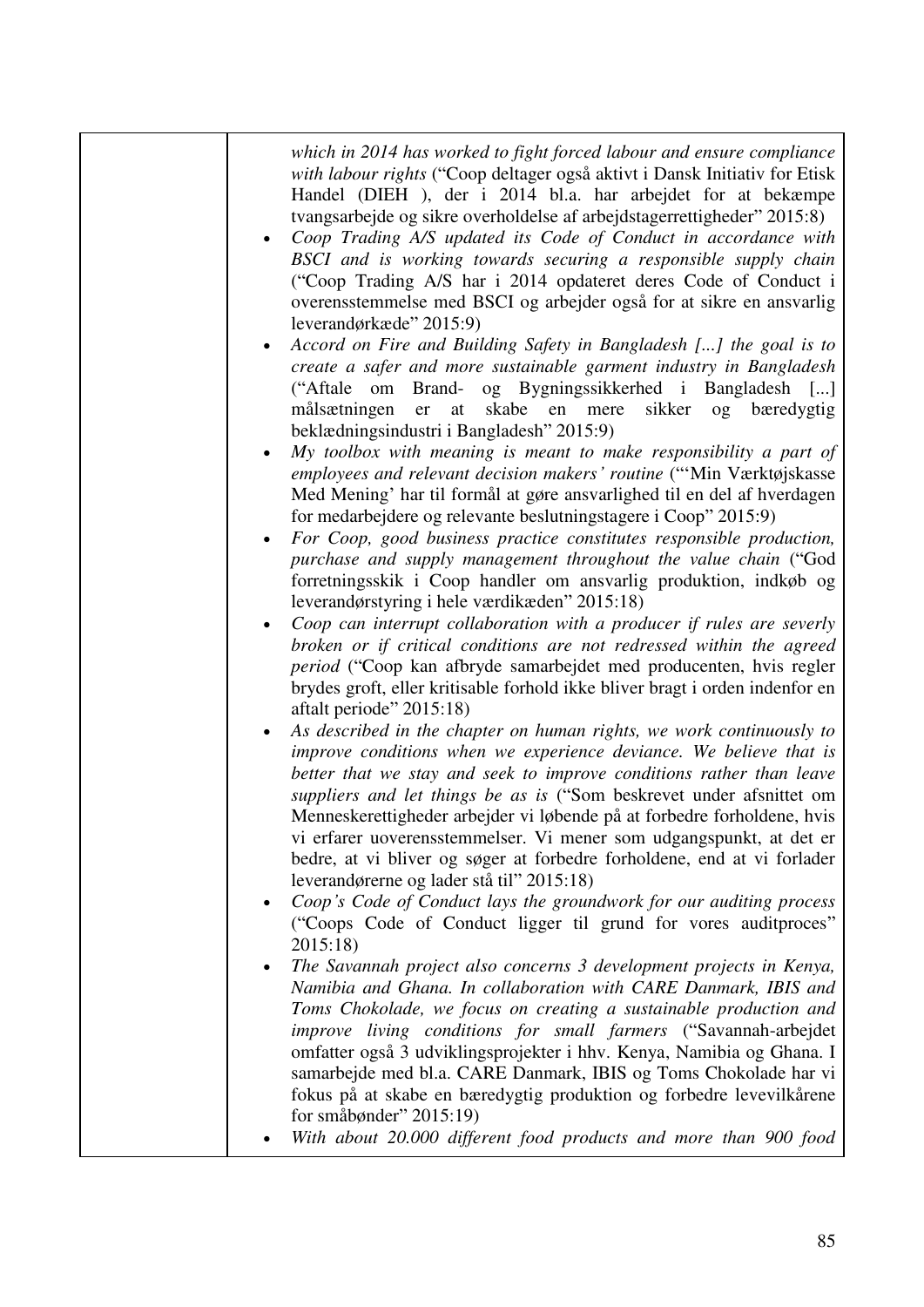| | which in 2014 has worked to fight forced labour and ensure compliance with labour rights ("Coop deltager også aktivt i Dansk Initiativ for Etisk Handel (DIEH ), der i 2014 bl.a. har arbejdet for at bekæmpe tvangsarbejde og sikre overholdelse af arbejdstagerrettigheder" 2015:8)<br>• *Coop Trading A/S updated its Code of Conduct in accordance with BSCI and is working towards securing a responsible supply chain* ("Coop Trading A/S har i 2014 opdateret deres Code of Conduct i overensstemmelse med BSCI og arbejder også for at sikre en ansvarlig leverandørkæde" 2015:9)<br>• *Accord on Fire and Building Safety in Bangladesh [...] the goal is to create a safer and more sustainable garment industry in Bangladesh* ("Aftale om Brand- og Bygningssikkerhed i Bangladesh [...] målsætningen er at skabe en mere sikker og bæredygtig beklædningsindustri i Bangladesh" 2015:9)<br>• *My toolbox with meaning is meant to make responsibility a part of employees and relevant decision makers' routine* ("'Min Værktøjskasse Med Mening' har til formål at gøre ansvarlighed til en del af hverdagen for medarbejdere og relevante beslutningstagere i Coop" 2015:9)<br>• *For Coop, good business practice constitutes responsible production, purchase and supply management throughout the value chain* ("God forretningsskik i Coop handler om ansvarlig produktion, indkøb og leverandørstyring i hele værdikæden" 2015:18)<br>• *Coop can interrupt collaboration with a producer if rules are severly broken or if critical conditions are not redressed within the agreed period* ("Coop kan afbryde samarbejdet med producenten, hvis regler brydes groft, eller kritisable forhold ikke bliver bragt i orden indenfor en aftalt periode" 2015:18)<br>• *As described in the chapter on human rights, we work continuously to improve conditions when we experience deviance. We believe that is better that we stay and seek to improve conditions rather than leave suppliers and let things be as is* ("Som beskrevet under afsnittet om Menneskerettigheder arbejder vi løbende på at forbedre forholdene, hvis vi erfarer uoverensstemmelser. Vi mener som udgangspunkt, at det er bedre, at vi bliver og søger at forbedre forholdene, end at vi forlader leverandørerne og lader stå til" 2015:18)<br>• *Coop's Code of Conduct lays the groundwork for our auditing process* ("Coops Code of Conduct ligger til grund for vores auditproces" 2015:18)<br>• *The Savannah project also concerns 3 development projects in Kenya, Namibia and Ghana. In collaboration with CARE Danmark, IBIS and Toms Chokolade, we focus on creating a sustainable production and improve living conditions for small farmers* ("Savannah-arbejdet omfatter også 3 udviklingsprojekter i hhv. Kenya, Namibia og Ghana. I samarbejde med bl.a. CARE Danmark, IBIS og Toms Chokolade har vi fokus på at skabe en bæredygtig produktion og forbedre levevilkårene for småbønder" 2015:19)<br>• *With about 20.000 different food products and more than 900 food* |
|---|---|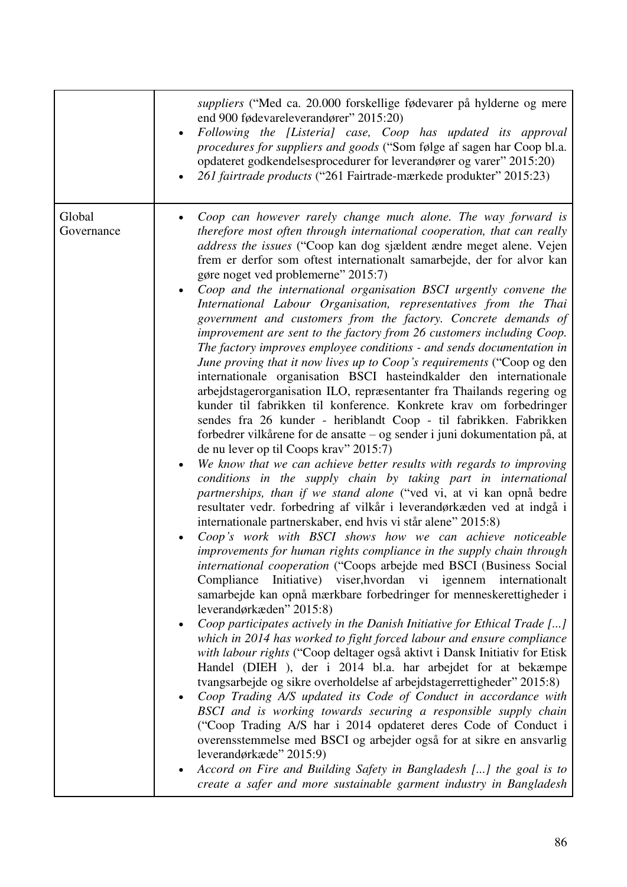| | |
|---|---|
| | • *suppliers* ("Med ca. 20.000 forskellige fødevarer på hylderne og mere end 900 fødevareleverandører" 2015:20)<br>• *Following the [Listeria] case, Coop has updated its approval procedures for suppliers and goods* ("Som følge af sagen har Coop bl.a. opdateret godkendelsesprocedurer for leverandører og varer" 2015:20)<br>• *261 fairtrade products* ("261 Fairtrade-mærkede produkter" 2015:23) |
| Global Governance | • *Coop can however rarely change much alone. The way forward is therefore most often through international cooperation, that can really address the issues* ("Coop kan dog sjældent ændre meget alene. Vejen frem er derfor som oftest internationalt samarbejde, der for alvor kan gøre noget ved problemerne" 2015:7)<br>• *Coop and the international organisation BSCI urgently convene the International Labour Organisation, representatives from the Thai government and customers from the factory. Concrete demands of improvement are sent to the factory from 26 customers including Coop. The factory improves employee conditions - and sends documentation in June proving that it now lives up to Coop's requirements* ("Coop og den internationale organisation BSCI hasteindkalder den internationale arbejdstagerorganisation ILO, repræsentanter fra Thailands regering og kunder til fabrikken til konference. Konkrete krav om forbedringer sendes fra 26 kunder - heriblandt Coop - til fabrikken. Fabrikken forbedrer vilkårene for de ansatte – og sender i juni dokumentation på, at de nu lever op til Coops krav" 2015:7)<br>• *We know that we can achieve better results with regards to improving conditions in the supply chain by taking part in international partnerships, than if we stand alone* ("ved vi, at vi kan opnå bedre resultater vedr. forbedring af vilkår i leverandørkæden ved at indgå i internationale partnerskaber, end hvis vi står alene" 2015:8)<br>• *Coop's work with BSCI shows how we can achieve noticeable improvements for human rights compliance in the supply chain through international cooperation* ("Coops arbejde med BSCI (Business Social Compliance Initiative) viser,hvordan vi igennem internationalt samarbejde kan opnå mærkbare forbedringer for menneskerettigheder i leverandørkæden" 2015:8)<br>• *Coop participates actively in the Danish Initiative for Ethical Trade [...] which in 2014 has worked to fight forced labour and ensure compliance with labour rights* ("Coop deltager også aktivt i Dansk Initiativ for Etisk Handel (DIEH ), der i 2014 bl.a. har arbejdet for at bekæmpe tvangsarbejde og sikre overholdelse af arbejdstagerrettigheder" 2015:8)<br>• *Coop Trading A/S updated its Code of Conduct in accordance with BSCI and is working towards securing a responsible supply chain* ("Coop Trading A/S har i 2014 opdateret deres Code of Conduct i overensstemmelse med BSCI og arbejder også for at sikre en ansvarlig leverandørkæde" 2015:9)<br>• *Accord on Fire and Building Safety in Bangladesh [...] the goal is to create a safer and more sustainable garment industry in Bangladesh* |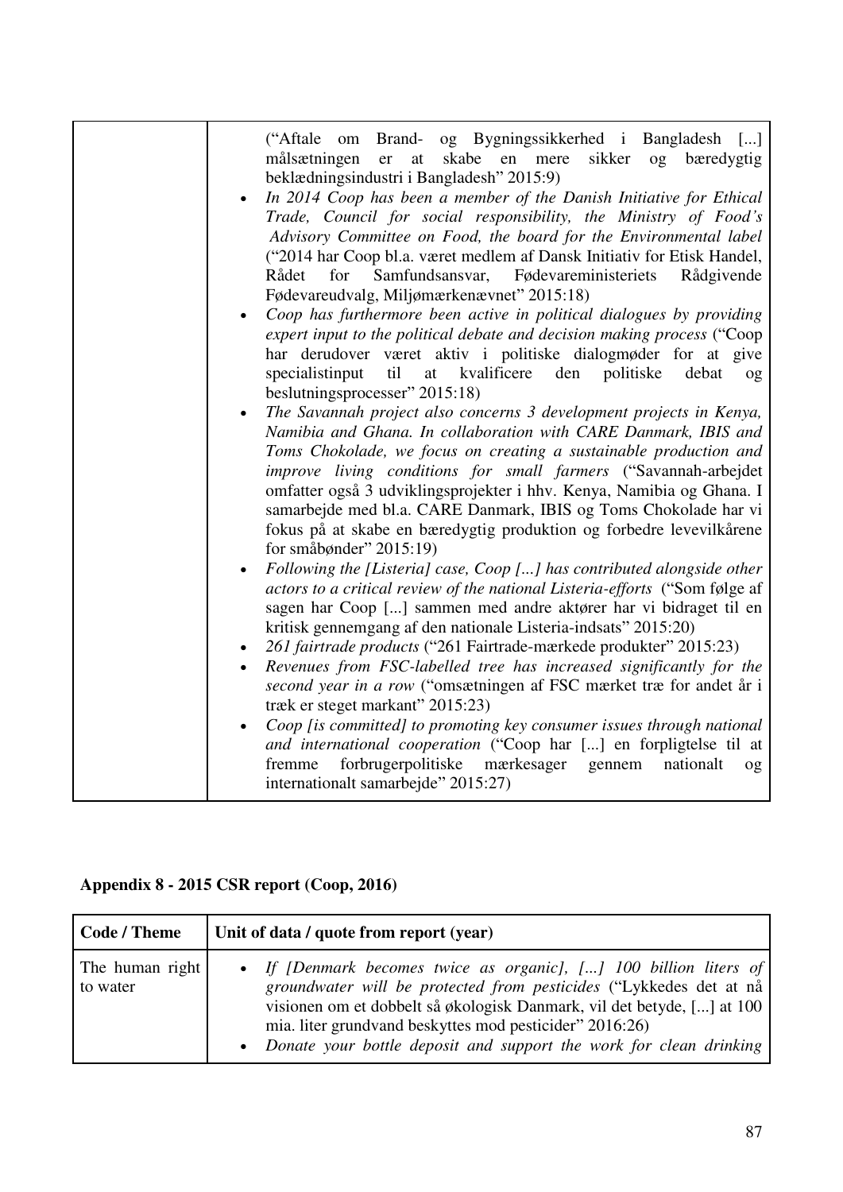| | |
|---|---|
| | ("Aftale om Brand- og Bygningssikkerhed i Bangladesh [...] målsætningen er at skabe en mere sikker og bæredygtig beklædningsindustri i Bangladesh" 2015:9)<br>• *In 2014 Coop has been a member of the Danish Initiative for Ethical Trade, Council for social responsibility, the Ministry of Food's Advisory Committee on Food, the board for the Environmental label* ("2014 har Coop bl.a. været medlem af Dansk Initiativ for Etisk Handel, Rådet for Samfundsansvar, Fødevareministeriets Rådgivende Fødevareudvalg, Miljømærkenævnet" 2015:18)<br>• *Coop has furthermore been active in political dialogues by providing expert input to the political debate and decision making process* ("Coop har derudover været aktiv i politiske dialogmøder for at give specialistinput til at kvalificere den politiske debat og beslutningsprocesser" 2015:18)<br>• *The Savannah project also concerns 3 development projects in Kenya, Namibia and Ghana. In collaboration with CARE Danmark, IBIS and Toms Chokolade, we focus on creating a sustainable production and improve living conditions for small farmers* ("Savannah-arbejdet omfatter også 3 udviklingsprojekter i hhv. Kenya, Namibia og Ghana. I samarbejde med bl.a. CARE Danmark, IBIS og Toms Chokolade har vi fokus på at skabe en bæredygtig produktion og forbedre levevilkårene for småbønder" 2015:19)<br>• *Following the [Listeria] case, Coop [...] has contributed alongside other actors to a critical review of the national Listeria-efforts* ("Som følge af sagen har Coop [...] sammen med andre aktører har vi bidraget til en kritisk gennemgang af den nationale Listeria-indsats" 2015:20)<br>• *261 fairtrade products* ("261 Fairtrade-mærkede produkter" 2015:23)<br>• *Revenues from FSC-labelled tree has increased significantly for the second year in a row* ("omsætningen af FSC mærket træ for andet år i træk er steget markant" 2015:23)<br>• *Coop [is committed] to promoting key consumer issues through national and international cooperation* ("Coop har [...] en forpligtelse til at fremme forbrugerpolitiske mærkesager gennem nationalt og internationalt samarbejde" 2015:27) |

**Appendix 8 - 2015 CSR report (Coop, 2016)**

| Code / Theme | Unit of data / quote from report (year) |
|---|---|
| The human right to water | • *If [Denmark becomes twice as organic], [...] 100 billion liters of groundwater will be protected from pesticides* ("Lykkedes det at nå visionen om et dobbelt så økologisk Danmark, vil det betyde, [...] at 100 mia. liter grundvand beskyttes mod pesticider" 2016:26)<br>• *Donate your bottle deposit and support the work for clean drinking* |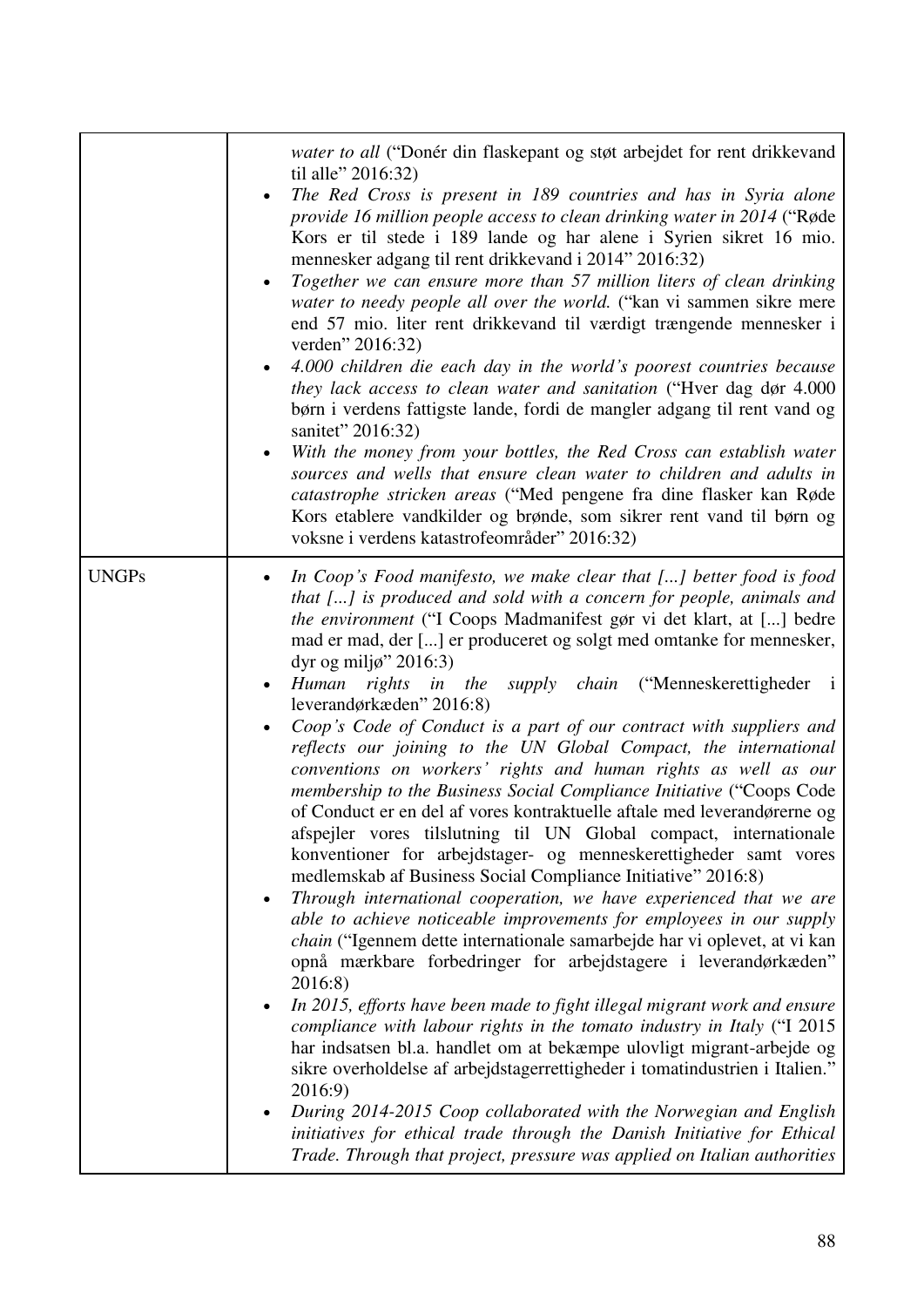|  |  |
|---|---|
|  | • *water to all* ("Donér din flaskepant og støt arbejdet for rent drikkevand til alle" 2016:32)<br>• *The Red Cross is present in 189 countries and has in Syria alone provide 16 million people access to clean drinking water in 2014* ("Røde Kors er til stede i 189 lande og har alene i Syrien sikret 16 mio. mennesker adgang til rent drikkevand i 2014" 2016:32)<br>• *Together we can ensure more than 57 million liters of clean drinking water to needy people all over the world.* ("kan vi sammen sikre mere end 57 mio. liter rent drikkevand til værdigt trængende mennesker i verden" 2016:32)<br>• *4.000 children die each day in the world's poorest countries because they lack access to clean water and sanitation* ("Hver dag dør 4.000 børn i verdens fattigste lande, fordi de mangler adgang til rent vand og sanitet" 2016:32)<br>• *With the money from your bottles, the Red Cross can establish water sources and wells that ensure clean water to children and adults in catastrophe stricken areas* ("Med pengene fra dine flasker kan Røde Kors etablere vandkilder og brønde, som sikrer rent vand til børn og voksne i verdens katastrofeområder" 2016:32) |
| UNGPs | • *In Coop's Food manifesto, we make clear that [...] better food is food that [...] is produced and sold with a concern for people, animals and the environment* ("I Coops Madmanifest gør vi det klart, at [...] bedre mad er mad, der [...] er produceret og solgt med omtanke for mennesker, dyr og miljø" 2016:3)<br>• *Human rights in the supply chain* ("Menneskerettigheder i leverandørkæden" 2016:8)<br>• *Coop's Code of Conduct is a part of our contract with suppliers and reflects our joining to the UN Global Compact, the international conventions on workers' rights and human rights as well as our membership to the Business Social Compliance Initiative* ("Coops Code of Conduct er en del af vores kontraktuelle aftale med leverandørerne og afspejler vores tilslutning til UN Global compact, internationale konventioner for arbejdstager- og menneskerettigheder samt vores medlemskab af Business Social Compliance Initiative" 2016:8)<br>• *Through international cooperation, we have experienced that we are able to achieve noticeable improvements for employees in our supply chain* ("Igennem dette internationale samarbejde har vi oplevet, at vi kan opnå mærkbare forbedringer for arbejdstagere i leverandørkæden" 2016:8)<br>• *In 2015, efforts have been made to fight illegal migrant work and ensure compliance with labour rights in the tomato industry in Italy* ("I 2015 har indsatsen bl.a. handlet om at bekæmpe ulovligt migrant-arbejde og sikre overholdelse af arbejdstagerrettigheder i tomatindustrien i Italien." 2016:9)<br>• *During 2014-2015 Coop collaborated with the Norwegian and English initiatives for ethical trade through the Danish Initiative for Ethical Trade. Through that project, pressure was applied on Italian authorities* |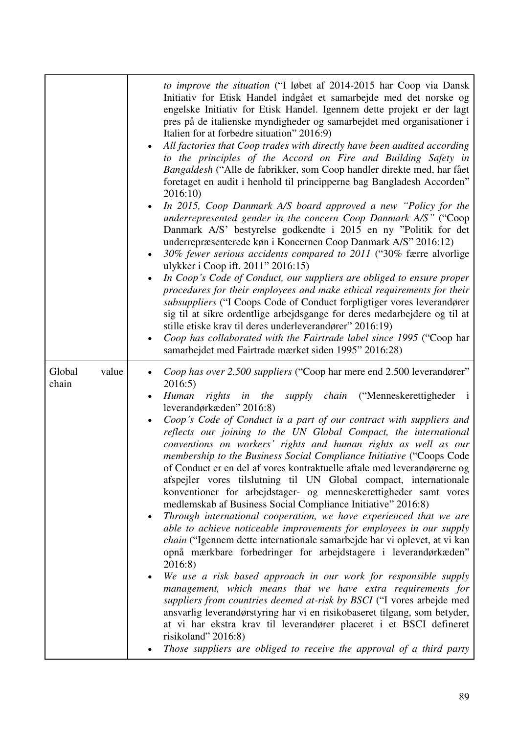| | |
|---|---|
| | *to improve the situation* ("I løbet af 2014-2015 har Coop via Dansk Initiativ for Etisk Handel indgået et samarbejde med det norske og engelske Initiativ for Etisk Handel. Igennem dette projekt er der lagt pres på de italienske myndigheder og samarbejdet med organisationer i Italien for at forbedre situation" 2016:9)<br>• *All factories that Coop trades with directly have been audited according to the principles of the Accord on Fire and Building Safety in Bangladesh* ("Alle de fabrikker, som Coop handler direkte med, har fået foretaget en audit i henhold til principperne bag Bangladesh Accorden" 2016:10)<br>• *In 2015, Coop Danmark A/S board approved a new "Policy for the underrepresented gender in the concern Coop Danmark A/S"* ("Coop Danmark A/S' bestyrelse godkendte i 2015 en ny "Politik for det underrepræsenterede køn i Koncernen Coop Danmark A/S" 2016:12)<br>• *30% fewer serious accidents compared to 2011* ("30% færre alvorlige ulykker i Coop ift. 2011" 2016:15)<br>• *In Coop's Code of Conduct, our suppliers are obliged to ensure proper procedures for their employees and make ethical requirements for their subsuppliers* ("I Coops Code of Conduct forpligtiger vores leverandører sig til at sikre ordentlige arbejdsgange for deres medarbejdere og til at stille etiske krav til deres underleverandører" 2016:19)<br>• *Coop has collaborated with the Fairtrade label since 1995* ("Coop har samarbejdet med Fairtrade mærket siden 1995" 2016:28) |
| Global value chain | • *Coop has over 2.500 suppliers* ("Coop har mere end 2.500 leverandører" 2016:5)<br>• *Human rights in the supply chain* ("Menneskerettigheder i leverandørkæden" 2016:8)<br>• *Coop's Code of Conduct is a part of our contract with suppliers and reflects our joining to the UN Global Compact, the international conventions on workers' rights and human rights as well as our membership to the Business Social Compliance Initiative* ("Coops Code of Conduct er en del af vores kontraktuelle aftale med leverandørerne og afspejler vores tilslutning til UN Global compact, internationale konventioner for arbejdstager- og menneskerettigheder samt vores medlemskab af Business Social Compliance Initiative" 2016:8)<br>• *Through international cooperation, we have experienced that we are able to achieve noticeable improvements for employees in our supply chain* ("Igennem dette internationale samarbejde har vi oplevet, at vi kan opnå mærkbare forbedringer for arbejdstagere i leverandørkæden" 2016:8)<br>• *We use a risk based approach in our work for responsible supply management, which means that we have extra requirements for suppliers from countries deemed at-risk by BSCI* ("I vores arbejde med ansvarlig leverandørstyring har vi en risikobaseret tilgang, som betyder, at vi har ekstra krav til leverandører placeret i et BSCI defineret risikoland" 2016:8)<br>• *Those suppliers are obliged to receive the approval of a third party* |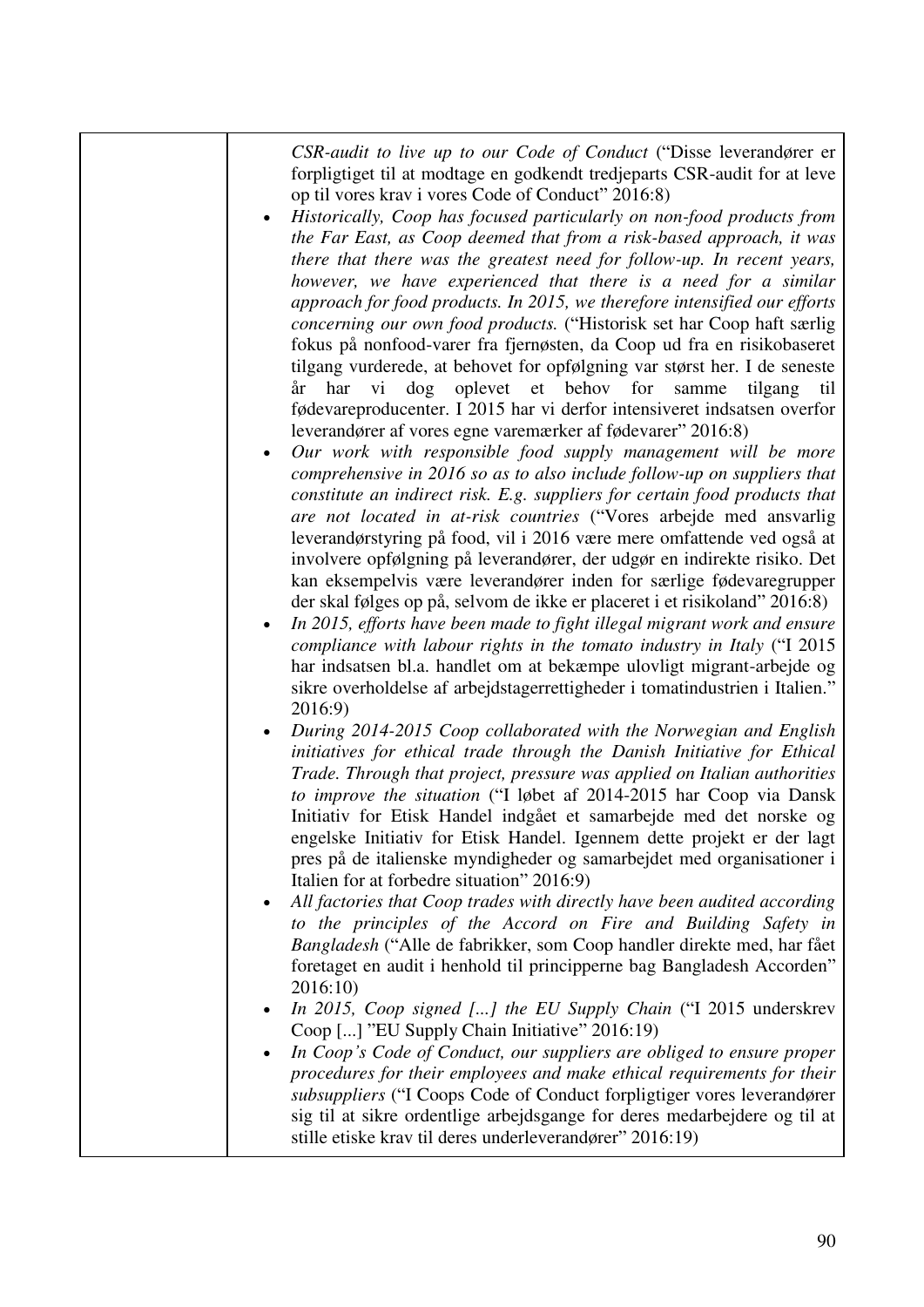| | *CSR-audit to live up to our Code of Conduct* ("Disse leverandører er forpligtiget til at modtage en godkendt tredjeparts CSR-audit for at leve op til vores krav i vores Code of Conduct" 2016:8)<br>• *Historically, Coop has focused particularly on non-food products from the Far East, as Coop deemed that from a risk-based approach, it was there that there was the greatest need for follow-up. In recent years, however, we have experienced that there is a need for a similar approach for food products. In 2015, we therefore intensified our efforts concerning our own food products.* ("Historisk set har Coop haft særlig fokus på nonfood-varer fra fjernøsten, da Coop ud fra en risikobaseret tilgang vurderede, at behovet for opfølgning var størst her. I de seneste år har vi dog oplevet et behov for samme tilgang til fødevareproducenter. I 2015 har vi derfor intensiveret indsatsen overfor leverandører af vores egne varemærker af fødevarer" 2016:8)<br>• *Our work with responsible food supply management will be more comprehensive in 2016 so as to also include follow-up on suppliers that constitute an indirect risk. E.g. suppliers for certain food products that are not located in at-risk countries* ("Vores arbejde med ansvarlig leverandørstyring på food, vil i 2016 være mere omfattende ved også at involvere opfølgning på leverandører, der udgør en indirekte risiko. Det kan eksempelvis være leverandører inden for særlige fødevaregrupper der skal følges op på, selvom de ikke er placeret i et risikoland" 2016:8)<br>• *In 2015, efforts have been made to fight illegal migrant work and ensure compliance with labour rights in the tomato industry in Italy* ("I 2015 har indsatsen bl.a. handlet om at bekæmpe ulovligt migrant-arbejde og sikre overholdelse af arbejdstagerrettigheder i tomatindustrien i Italien." 2016:9)<br>• *During 2014-2015 Coop collaborated with the Norwegian and English initiatives for ethical trade through the Danish Initiative for Ethical Trade. Through that project, pressure was applied on Italian authorities to improve the situation* ("I løbet af 2014-2015 har Coop via Dansk Initiativ for Etisk Handel indgået et samarbejde med det norske og engelske Initiativ for Etisk Handel. Igennem dette projekt er der lagt pres på de italienske myndigheder og samarbejdet med organisationer i Italien for at forbedre situation" 2016:9)<br>• *All factories that Coop trades with directly have been audited according to the principles of the Accord on Fire and Building Safety in Bangladesh* ("Alle de fabrikker, som Coop handler direkte med, har fået foretaget en audit i henhold til principperne bag Bangladesh Accorden" 2016:10)<br>• *In 2015, Coop signed [...] the EU Supply Chain* ("I 2015 underskrev Coop [...] "EU Supply Chain Initiative" 2016:19)<br>• *In Coop's Code of Conduct, our suppliers are obliged to ensure proper procedures for their employees and make ethical requirements for their subsuppliers* ("I Coops Code of Conduct forpligtiger vores leverandører sig til at sikre ordentlige arbejdsgange for deres medarbejdere og til at stille etiske krav til deres underleverandører" 2016:19) |
|---|---|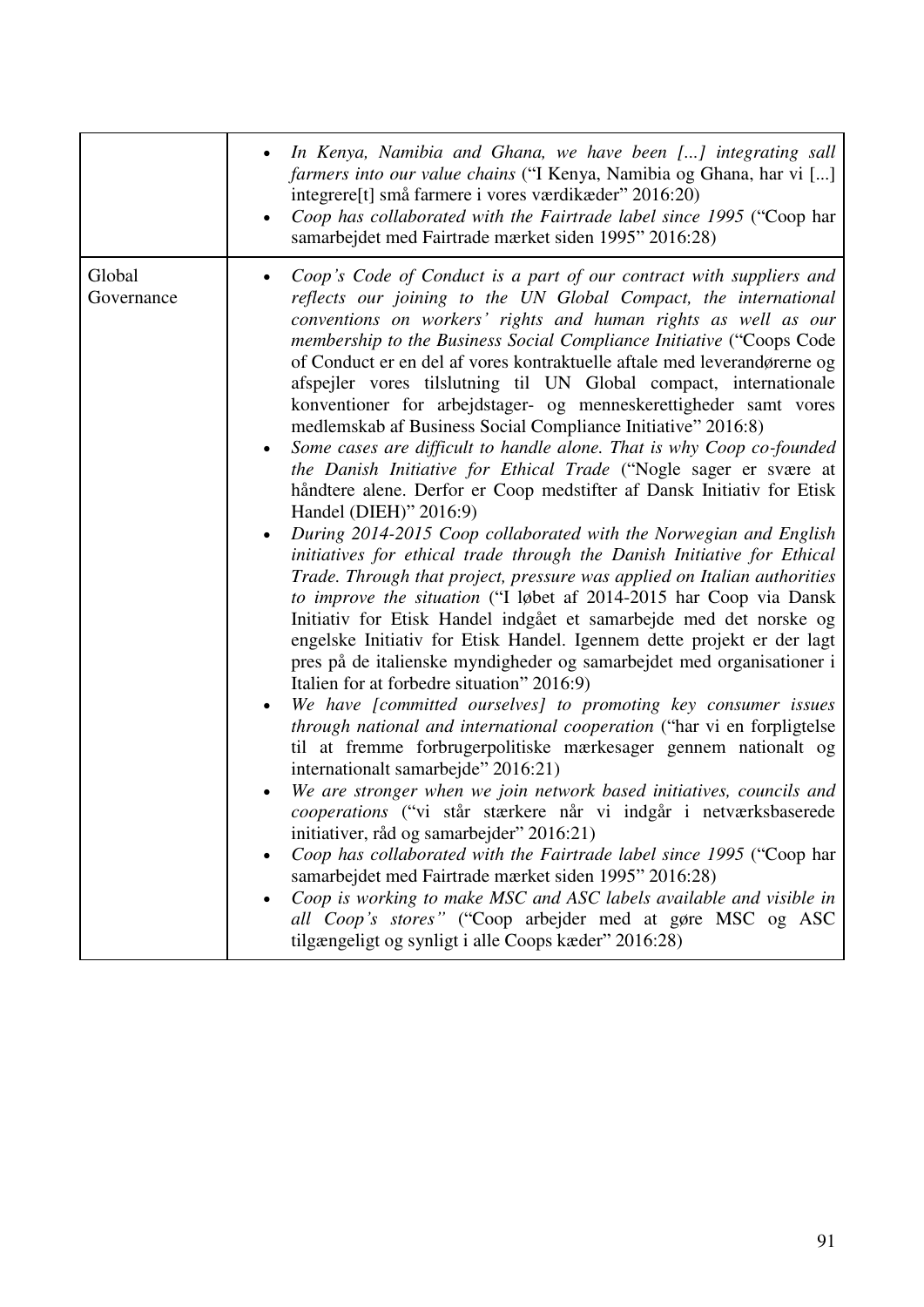| | |
|---|---|
| | • *In Kenya, Namibia and Ghana, we have been [...] integrating sall farmers into our value chains* ("I Kenya, Namibia og Ghana, har vi [...] integrere[t] små farmere i vores værdikæder" 2016:20)<br>• *Coop has collaborated with the Fairtrade label since 1995* ("Coop har samarbejdet med Fairtrade mærket siden 1995" 2016:28) |
| Global Governance | • *Coop's Code of Conduct is a part of our contract with suppliers and reflects our joining to the UN Global Compact, the international conventions on workers' rights and human rights as well as our membership to the Business Social Compliance Initiative* ("Coops Code of Conduct er en del af vores kontraktuelle aftale med leverandørerne og afspejler vores tilslutning til UN Global compact, internationale konventioner for arbejdstager- og menneskerettigheder samt vores medlemskab af Business Social Compliance Initiative" 2016:8)<br>• *Some cases are difficult to handle alone. That is why Coop co-founded the Danish Initiative for Ethical Trade* ("Nogle sager er svære at håndtere alene. Derfor er Coop medstifter af Dansk Initiativ for Etisk Handel (DIEH)" 2016:9)<br>• *During 2014-2015 Coop collaborated with the Norwegian and English initiatives for ethical trade through the Danish Initiative for Ethical Trade. Through that project, pressure was applied on Italian authorities to improve the situation* ("I løbet af 2014-2015 har Coop via Dansk Initiativ for Etisk Handel indgået et samarbejde med det norske og engelske Initiativ for Etisk Handel. Igennem dette projekt er der lagt pres på de italienske myndigheder og samarbejdet med organisationer i Italien for at forbedre situation" 2016:9)<br>• *We have [committed ourselves] to promoting key consumer issues through national and international cooperation* ("har vi en forpligtelse til at fremme forbrugerpolitiske mærkesager gennem nationalt og internationalt samarbejde" 2016:21)<br>• *We are stronger when we join network based initiatives, councils and cooperations* ("vi står stærkere når vi indgår i netværksbaserede initiativer, råd og samarbejder" 2016:21)<br>• *Coop has collaborated with the Fairtrade label since 1995* ("Coop har samarbejdet med Fairtrade mærket siden 1995" 2016:28)<br>• *Coop is working to make MSC and ASC labels available and visible in all Coop's stores"* ("Coop arbejder med at gøre MSC og ASC tilgængeligt og synligt i alle Coops kæder" 2016:28) |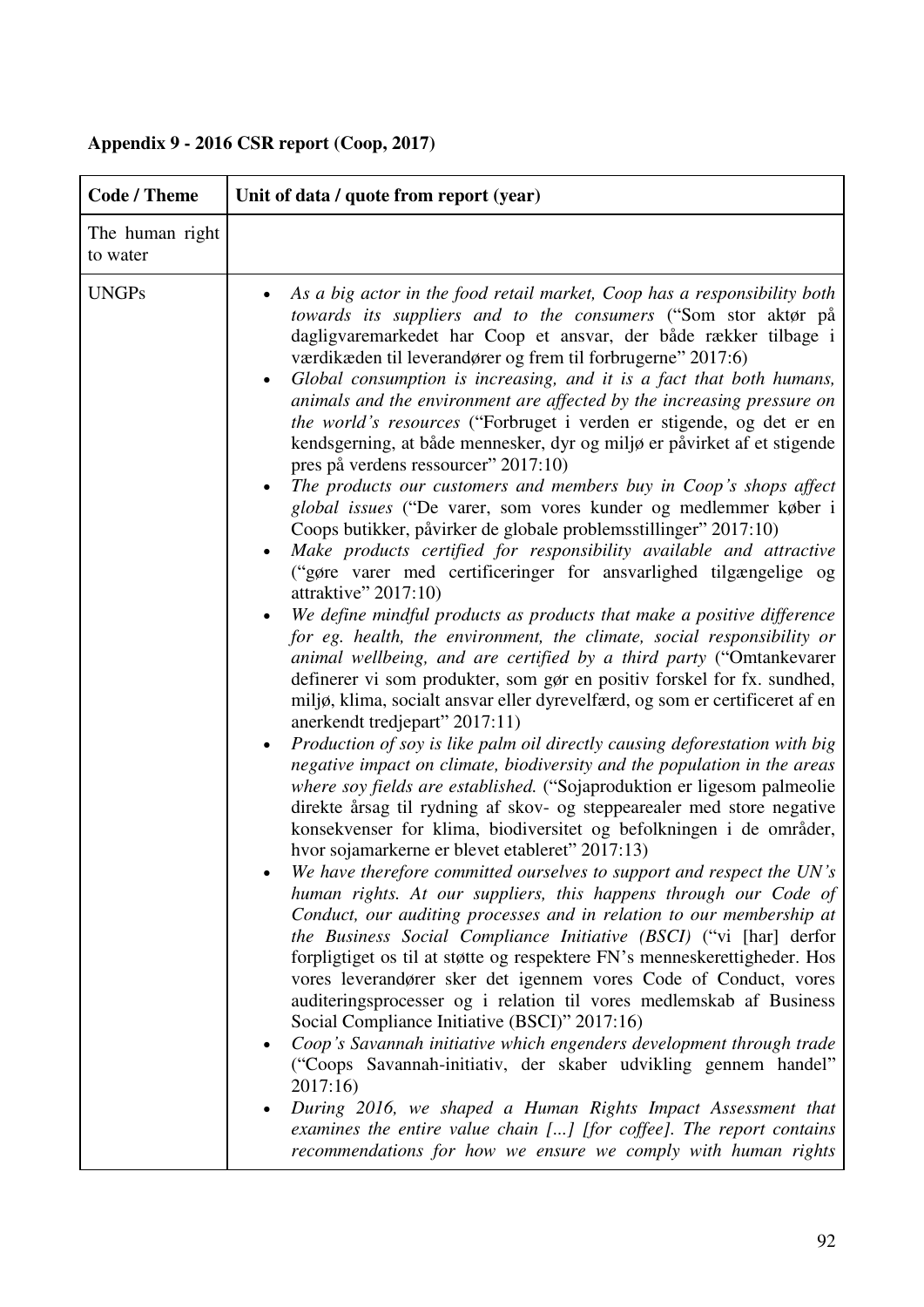**Appendix 9 - 2016 CSR report (Coop, 2017)**

| Code / Theme | Unit of data / quote from report (year) |
|---|---|
| The human right to water | |
| UNGPs | • *As a big actor in the food retail market, Coop has a responsibility both towards its suppliers and to the consumers* ("Som stor aktør på dagligvaremarkedet har Coop et ansvar, der både rækker tilbage i værdikæden til leverandører og frem til forbrugerne" 2017:6)<br>• *Global consumption is increasing, and it is a fact that both humans, animals and the environment are affected by the increasing pressure on the world's resources* ("Forbruget i verden er stigende, og det er en kendsgerning, at både mennesker, dyr og miljø er påvirket af et stigende pres på verdens ressourcer" 2017:10)<br>• *The products our customers and members buy in Coop's shops affect global issues* ("De varer, som vores kunder og medlemmer køber i Coops butikker, påvirker de globale problemsstillinger" 2017:10)<br>• *Make products certified for responsibility available and attractive* ("gøre varer med certificeringer for ansvarlighed tilgængelige og attraktive" 2017:10)<br>• *We define mindful products as products that make a positive difference for eg. health, the environment, the climate, social responsibility or animal wellbeing, and are certified by a third party* ("Omtankevarer definerer vi som produkter, som gør en positiv forskel for fx. sundhed, miljø, klima, socialt ansvar eller dyrevelfærd, og som er certificeret af en anerkendt tredjepart" 2017:11)<br>• *Production of soy is like palm oil directly causing deforestation with big negative impact on climate, biodiversity and the population in the areas where soy fields are established.* ("Sojaproduktion er ligesom palmeolie direkte årsag til rydning af skov- og steppearealer med store negative konsekvenser for klima, biodiversitet og befolkningen i de områder, hvor sojamarkerne er blevet etableret" 2017:13)<br>• *We have therefore committed ourselves to support and respect the UN's human rights. At our suppliers, this happens through our Code of Conduct, our auditing processes and in relation to our membership at the Business Social Compliance Initiative (BSCI)* ("vi [har] derfor forpligtiget os til at støtte og respektere FN's menneskerettigheder. Hos vores leverandører sker det igennem vores Code of Conduct, vores auditeringsprocesser og i relation til vores medlemskab af Business Social Compliance Initiative (BSCI)" 2017:16)<br>• *Coop's Savannah initiative which engenders development through trade* ("Coops Savannah-initiativ, der skaber udvikling gennem handel" 2017:16)<br>• *During 2016, we shaped a Human Rights Impact Assessment that examines the entire value chain [...] [for coffee]. The report contains recommendations for how we ensure we comply with human rights* |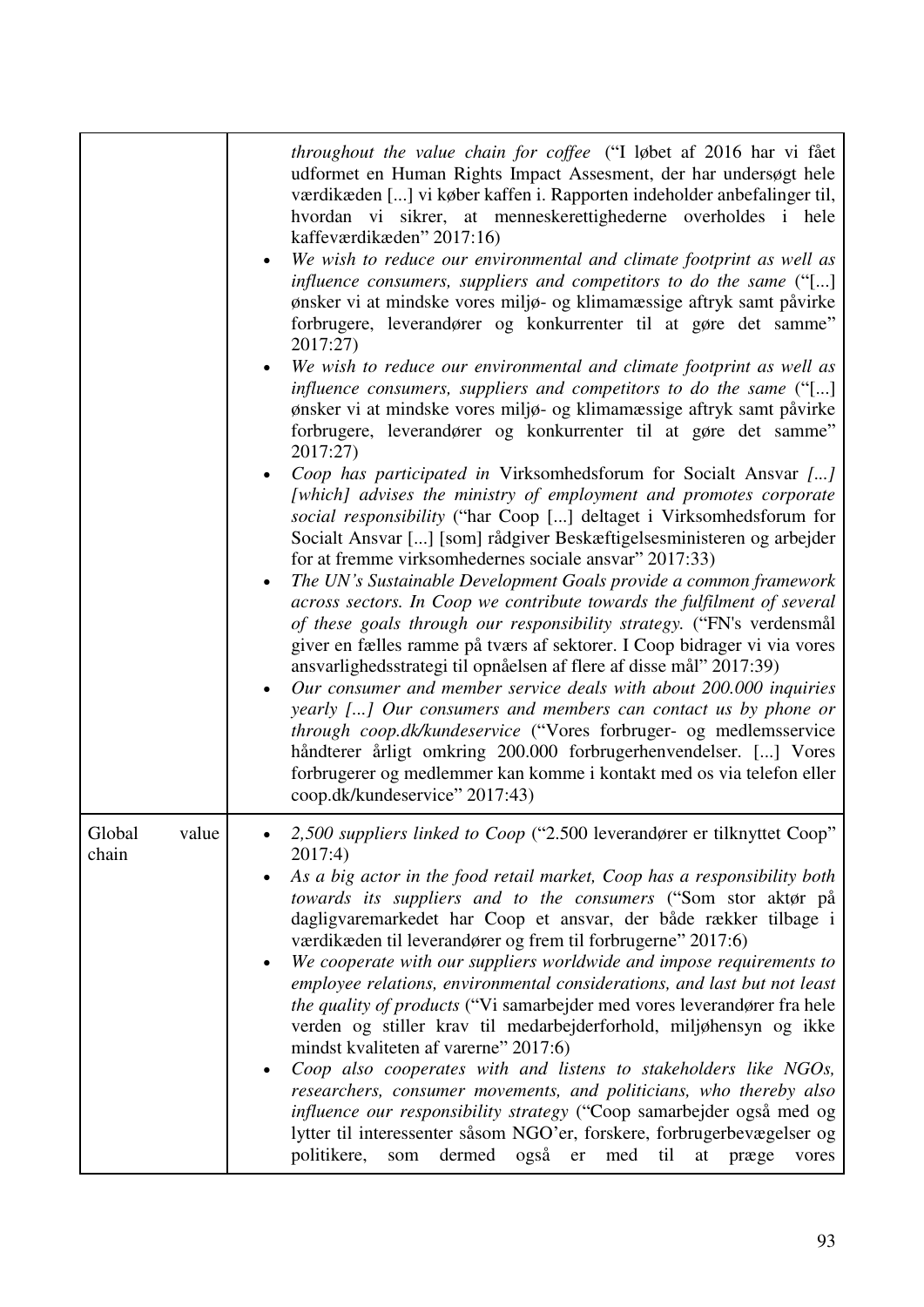| | |
|---|---|
| | *throughout the value chain for coffee* ("I løbet af 2016 har vi fået udformet en Human Rights Impact Assesment, der har undersøgt hele værdikæden [...] vi køber kaffen i. Rapporten indeholder anbefalinger til, hvordan vi sikrer, at menneskerettighederne overholdes i hele kaffeværdikæden" 2017:16)<br>• *We wish to reduce our environmental and climate footprint as well as influence consumers, suppliers and competitors to do the same* ("[...] ønsker vi at mindske vores miljø- og klimamæssige aftryk samt påvirke forbrugere, leverandører og konkurrenter til at gøre det samme" 2017:27)<br>• *We wish to reduce our environmental and climate footprint as well as influence consumers, suppliers and competitors to do the same* ("[...] ønsker vi at mindske vores miljø- og klimamæssige aftryk samt påvirke forbrugere, leverandører og konkurrenter til at gøre det samme" 2017:27)<br>• *Coop has participated in* Virksomhedsforum for Socialt Ansvar *[...] [which] advises the ministry of employment and promotes corporate social responsibility* ("har Coop [...] deltaget i Virksomhedsforum for Socialt Ansvar [...] [som] rådgiver Beskæftigelsesministeren og arbejder for at fremme virksomhedernes sociale ansvar" 2017:33)<br>• *The UN's Sustainable Development Goals provide a common framework across sectors. In Coop we contribute towards the fulfilment of several of these goals through our responsibility strategy.* ("FN's verdensmål giver en fælles ramme på tværs af sektorer. I Coop bidrager vi via vores ansvarlighedsstrategi til opnåelsen af flere af disse mål" 2017:39)<br>• *Our consumer and member service deals with about 200.000 inquiries yearly [...] Our consumers and members can contact us by phone or through coop.dk/kundeservice* ("Vores forbruger- og medlemsservice håndterer årligt omkring 200.000 forbrugerhenvendelser. [...] Vores forbrugerer og medlemmer kan komme i kontakt med os via telefon eller coop.dk/kundeservice" 2017:43) |
| Global value chain | • *2,500 suppliers linked to Coop* ("2.500 leverandører er tilknyttet Coop" 2017:4)<br>• *As a big actor in the food retail market, Coop has a responsibility both towards its suppliers and to the consumers* ("Som stor aktør på dagligvaremarkedet har Coop et ansvar, der både rækker tilbage i værdikæden til leverandører og frem til forbrugerne" 2017:6)<br>• *We cooperate with our suppliers worldwide and impose requirements to employee relations, environmental considerations, and last but not least the quality of products* ("Vi samarbejder med vores leverandører fra hele verden og stiller krav til medarbejderforhold, miljøhensyn og ikke mindst kvaliteten af varerne" 2017:6)<br>• *Coop also cooperates with and listens to stakeholders like NGOs, researchers, consumer movements, and politicians, who thereby also influence our responsibility strategy* ("Coop samarbejder også med og lytter til interessenter såsom NGO'er, forskere, forbrugerbevægelser og politikere, som dermed også er med til at præge vores |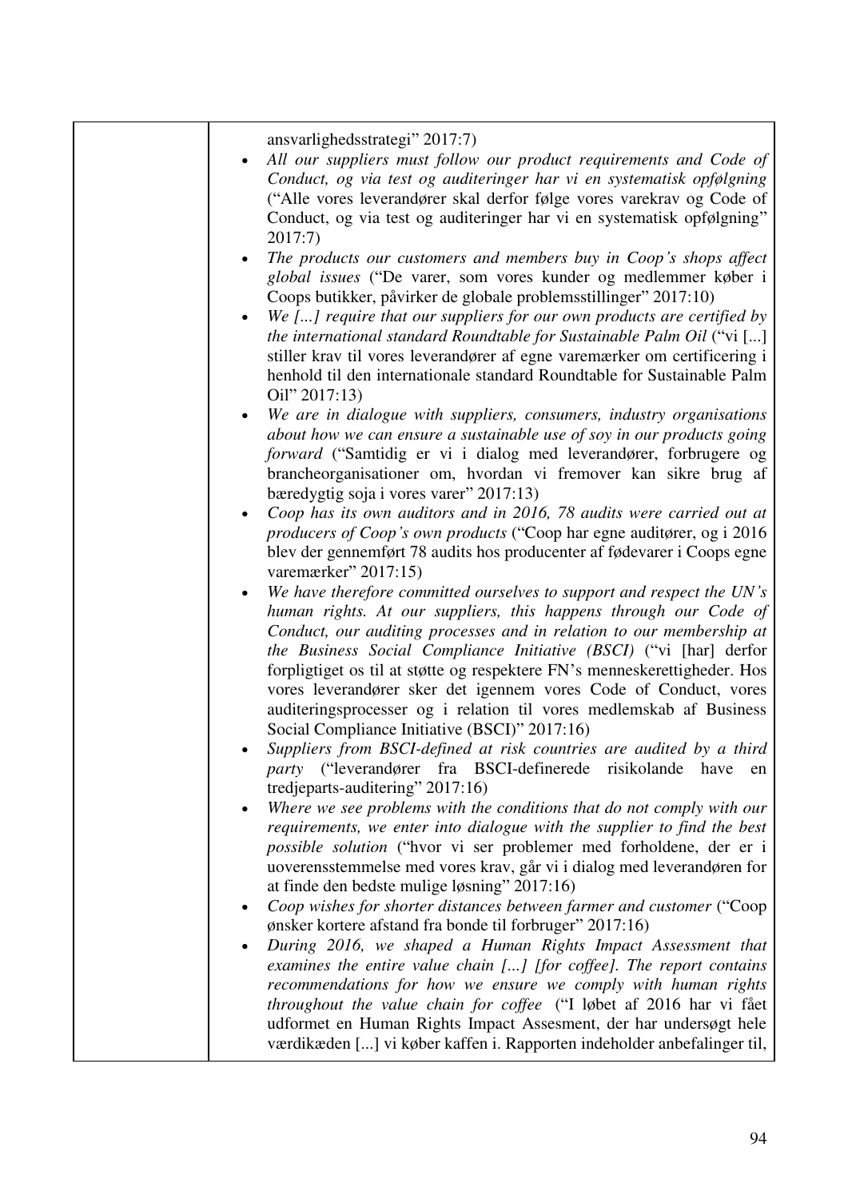| | ansvarlighedsstrategi" 2017:7)<br>• *All our suppliers must follow our product requirements and Code of Conduct, og via test og auditeringer har vi en systematisk opfølgning* ("Alle vores leverandører skal derfor følge vores varekrav og Code of Conduct, og via test og auditeringer har vi en systematisk opfølgning" 2017:7)<br>• *The products our customers and members buy in Coop's shops affect global issues* ("De varer, som vores kunder og medlemmer køber i Coops butikker, påvirker de globale problemsstillinger" 2017:10)<br>• *We [...] require that our suppliers for our own products are certified by the international standard Roundtable for Sustainable Palm Oil* ("vi [...] stiller krav til vores leverandører af egne varemærker om certificering i henhold til den internationale standard Roundtable for Sustainable Palm Oil" 2017:13)<br>• *We are in dialogue with suppliers, consumers, industry organisations about how we can ensure a sustainable use of soy in our products going forward* ("Samtidig er vi i dialog med leverandører, forbrugere og brancheorganisationer om, hvordan vi fremover kan sikre brug af bæredygtig soja i vores varer" 2017:13)<br>• *Coop has its own auditors and in 2016, 78 audits were carried out at producers of Coop's own products* ("Coop har egne auditører, og i 2016 blev der gennemført 78 audits hos producenter af fødevarer i Coops egne varemærker" 2017:15)<br>• *We have therefore committed ourselves to support and respect the UN's human rights. At our suppliers, this happens through our Code of Conduct, our auditing processes and in relation to our membership at the Business Social Compliance Initiative (BSCI)* ("vi [har] derfor forpligtiget os til at støtte og respektere FN's menneskerettigheder. Hos vores leverandører sker det igennem vores Code of Conduct, vores auditeringsprocesser og i relation til vores medlemskab af Business Social Compliance Initiative (BSCI)" 2017:16)<br>• *Suppliers from BSCI-defined at risk countries are audited by a third party* ("leverandører fra BSCI-definerede risikolande have en tredjeparts-auditering" 2017:16)<br>• *Where we see problems with the conditions that do not comply with our requirements, we enter into dialogue with the supplier to find the best possible solution* ("hvor vi ser problemer med forholdene, der er i uoverensstemmelse med vores krav, går vi i dialog med leverandøren for at finde den bedste mulige løsning" 2017:16)<br>• *Coop wishes for shorter distances between farmer and customer* ("Coop ønsker kortere afstand fra bonde til forbruger" 2017:16)<br>• *During 2016, we shaped a Human Rights Impact Assessment that examines the entire value chain [...] [for coffee]. The report contains recommendations for how we ensure we comply with human rights throughout the value chain for coffee* ("I løbet af 2016 har vi fået udformet en Human Rights Impact Assesment, der har undersøgt hele værdikæden [...] vi køber kaffen i. Rapporten indeholder anbefalinger til, |
|---|---|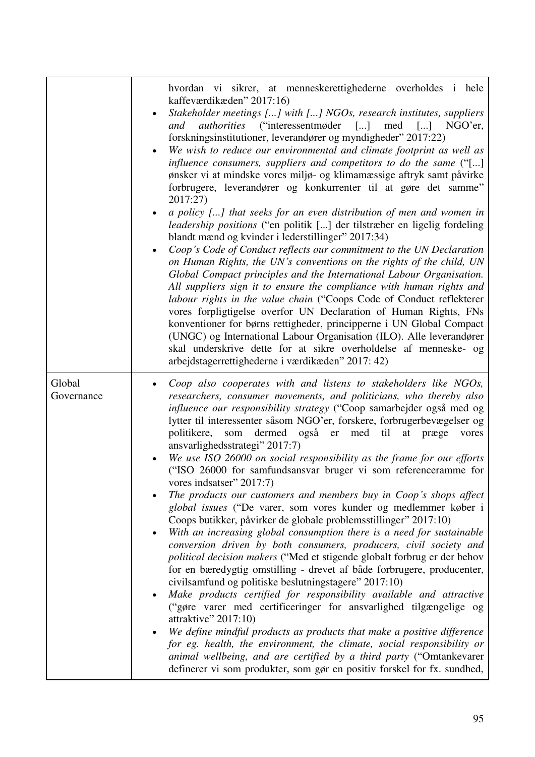| | |
|---|---|
| | hvordan vi sikrer, at menneskerettighederne overholdes i hele kaffeværdikæden" 2017:16)<br>• *Stakeholder meetings [...] with [...] NGOs, research institutes, suppliers and authorities* ("interessentmøder [...] med [...] NGO'er, forskningsinstitutioner, leverandører og myndigheder" 2017:22)<br>• *We wish to reduce our environmental and climate footprint as well as influence consumers, suppliers and competitors to do the same* ("[...] ønsker vi at mindske vores miljø- og klimamæssige aftryk samt påvirke forbrugere, leverandører og konkurrenter til at gøre det samme" 2017:27)<br>• *a policy [...] that seeks for an even distribution of men and women in leadership positions* ("en politik [...] der tilstræber en ligelig fordeling blandt mænd og kvinder i lederstillinger" 2017:34)<br>• *Coop's Code of Conduct reflects our commitment to the UN Declaration on Human Rights, the UN's conventions on the rights of the child, UN Global Compact principles and the International Labour Organisation. All suppliers sign it to ensure the compliance with human rights and labour rights in the value chain* ("Coops Code of Conduct reflekterer vores forpligtigelse overfor UN Declaration of Human Rights, FNs konventioner for børns rettigheder, principperne i UN Global Compact (UNGC) og International Labour Organisation (ILO). Alle leverandører skal underskrive dette for at sikre overholdelse af menneske- og arbejdstagerrettighederne i værdikæden" 2017: 42) |
| Global Governance | • *Coop also cooperates with and listens to stakeholders like NGOs, researchers, consumer movements, and politicians, who thereby also influence our responsibility strategy* ("Coop samarbejder også med og lytter til interessenter såsom NGO'er, forskere, forbrugerbevægelser og politikere, som dermed også er med til at præge vores ansvarlighedsstrategi" 2017:7)<br>• *We use ISO 26000 on social responsibility as the frame for our efforts* ("ISO 26000 for samfundsansvar bruger vi som referenceramme for vores indsatser" 2017:7)<br>• *The products our customers and members buy in Coop's shops affect global issues* ("De varer, som vores kunder og medlemmer køber i Coops butikker, påvirker de globale problemsstillinger" 2017:10)<br>• *With an increasing global consumption there is a need for sustainable conversion driven by both consumers, producers, civil society and political decision makers* ("Med et stigende globalt forbrug er der behov for en bæredygtig omstilling - drevet af både forbrugere, producenter, civilsamfund og politiske beslutningstagere" 2017:10)<br>• *Make products certified for responsibility available and attractive* ("gøre varer med certificeringer for ansvarlighed tilgængelige og attraktive" 2017:10)<br>• *We define mindful products as products that make a positive difference for eg. health, the environment, the climate, social responsibility or animal wellbeing, and are certified by a third party* ("Omtankevarer definerer vi som produkter, som gør en positiv forskel for fx. sundhed, |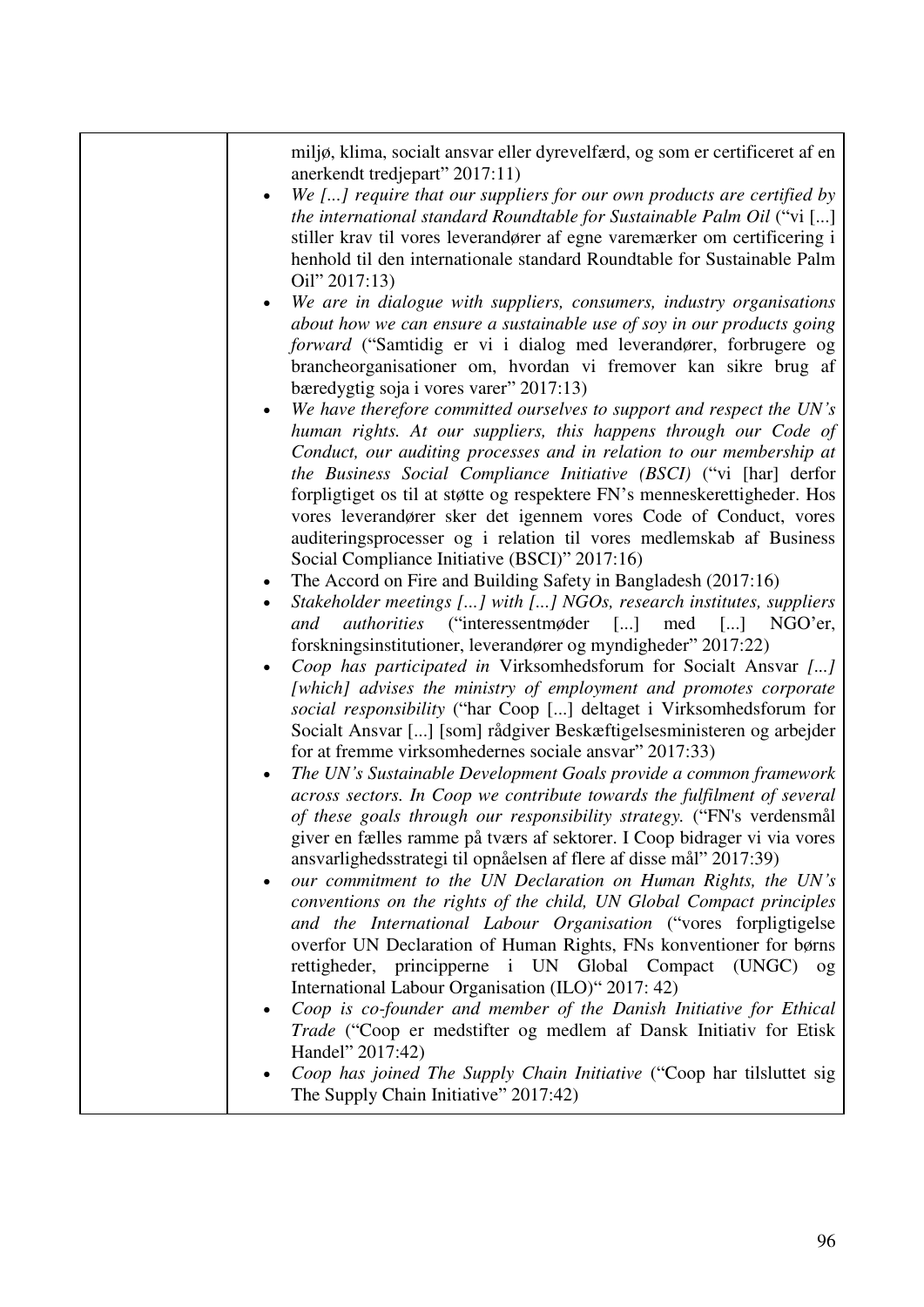| | |
|---|---|
| | miljø, klima, socialt ansvar eller dyrevelfærd, og som er certificeret af en anerkendt tredjepart" 2017:11)<br>• *We [...] require that our suppliers for our own products are certified by the international standard Roundtable for Sustainable Palm Oil* ("vi [...] stiller krav til vores leverandører af egne varemærker om certificering i henhold til den internationale standard Roundtable for Sustainable Palm Oil" 2017:13)<br>• *We are in dialogue with suppliers, consumers, industry organisations about how we can ensure a sustainable use of soy in our products going forward* ("Samtidig er vi i dialog med leverandører, forbrugere og brancheorganisationer om, hvordan vi fremover kan sikre brug af bæredygtig soja i vores varer" 2017:13)<br>• *We have therefore committed ourselves to support and respect the UN's human rights. At our suppliers, this happens through our Code of Conduct, our auditing processes and in relation to our membership at the Business Social Compliance Initiative (BSCI)* ("vi [har] derfor forpligtiget os til at støtte og respektere FN's menneskerettigheder. Hos vores leverandører sker det igennem vores Code of Conduct, vores auditeringsprocesser og i relation til vores medlemskab af Business Social Compliance Initiative (BSCI)" 2017:16)<br>• The Accord on Fire and Building Safety in Bangladesh (2017:16)<br>• *Stakeholder meetings [...] with [...] NGOs, research institutes, suppliers and authorities* ("interessentmøder [...] med [...] NGO'er, forskningsinstitutioner, leverandører og myndigheder" 2017:22)<br>• *Coop has participated in* Virksomhedsforum for Socialt Ansvar *[...] [which] advises the ministry of employment and promotes corporate social responsibility* ("har Coop [...] deltaget i Virksomhedsforum for Socialt Ansvar [...] [som] rådgiver Beskæftigelsesministeren og arbejder for at fremme virksomhedernes sociale ansvar" 2017:33)<br>• *The UN's Sustainable Development Goals provide a common framework across sectors. In Coop we contribute towards the fulfilment of several of these goals through our responsibility strategy.* ("FN's verdensmål giver en fælles ramme på tværs af sektorer. I Coop bidrager vi via vores ansvarlighedsstrategi til opnåelsen af flere af disse mål" 2017:39)<br>• *our commitment to the UN Declaration on Human Rights, the UN's conventions on the rights of the child, UN Global Compact principles and the International Labour Organisation* ("vores forpligtigelse overfor UN Declaration of Human Rights, FNs konventioner for børns rettigheder, principperne i UN Global Compact (UNGC) og International Labour Organisation (ILO)" 2017: 42)<br>• *Coop is co-founder and member of the Danish Initiative for Ethical Trade* ("Coop er medstifter og medlem af Dansk Initiativ for Etisk Handel" 2017:42)<br>• *Coop has joined The Supply Chain Initiative* ("Coop har tilsluttet sig The Supply Chain Initiative" 2017:42) |